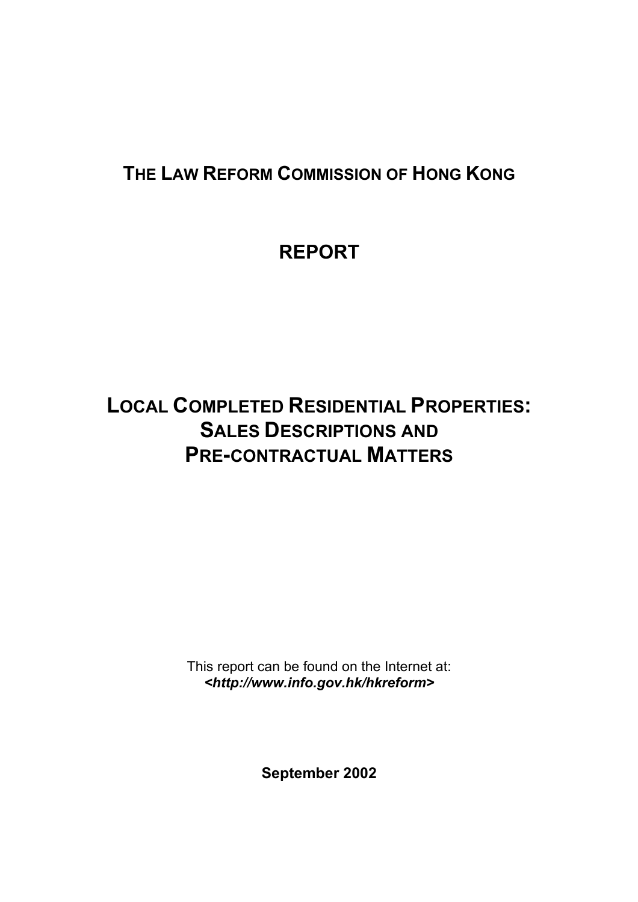# The Law Reform Commission of Hong Kong

# REPORT

# Local Completed Residential Properties: Sales Descriptions and Pre-contractual Matters

This report can be found on the Internet at:
***<http://www.info.gov.hk/hkreform>***

**September 2002**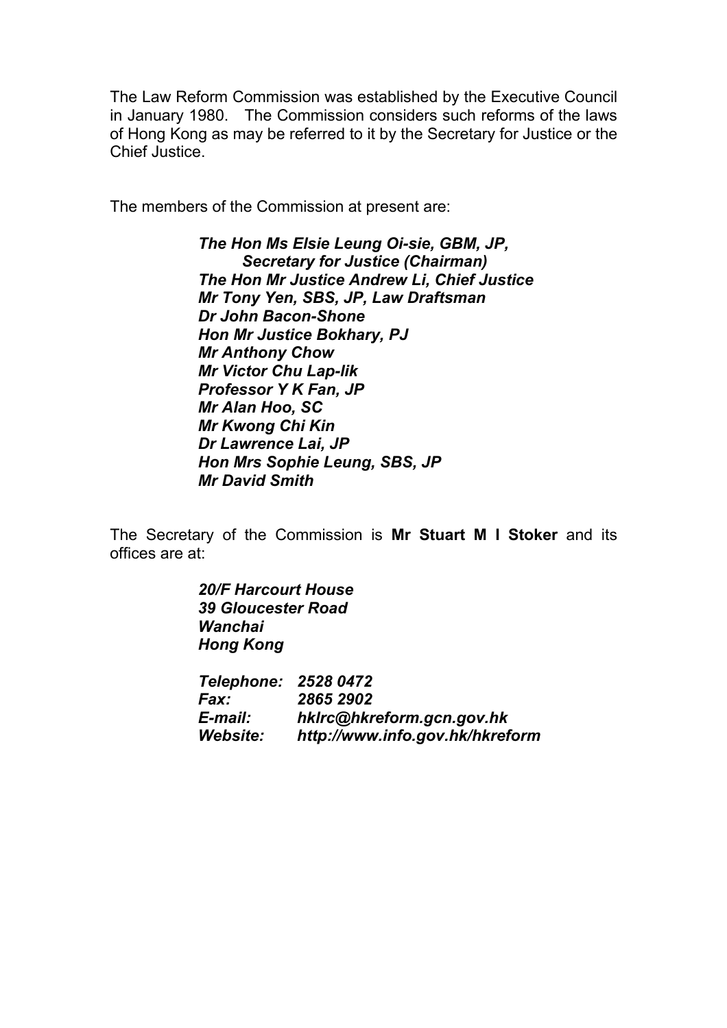The Law Reform Commission was established by the Executive Council in January 1980. The Commission considers such reforms of the laws of Hong Kong as may be referred to it by the Secretary for Justice or the Chief Justice.

The members of the Commission at present are:

***The Hon Ms Elsie Leung Oi-sie, GBM, JP,***
***Secretary for Justice (Chairman)***
***The Hon Mr Justice Andrew Li, Chief Justice***
***Mr Tony Yen, SBS, JP, Law Draftsman***
***Dr John Bacon-Shone***
***Hon Mr Justice Bokhary, PJ***
***Mr Anthony Chow***
***Mr Victor Chu Lap-lik***
***Professor Y K Fan, JP***
***Mr Alan Hoo, SC***
***Mr Kwong Chi Kin***
***Dr Lawrence Lai, JP***
***Hon Mrs Sophie Leung, SBS, JP***
***Mr David Smith***

The Secretary of the Commission is **Mr Stuart M I Stoker** and its offices are at:

***20/F Harcourt House***
***39 Gloucester Road***
***Wanchai***
***Hong Kong***

| | |
|---|---|
| ***Telephone:*** | ***2528 0472*** |
| ***Fax:*** | ***2865 2902*** |
| ***E-mail:*** | ***hklrc@hkreform.gcn.gov.hk*** |
| ***Website:*** | ***http://www.info.gov.hk/hkreform*** |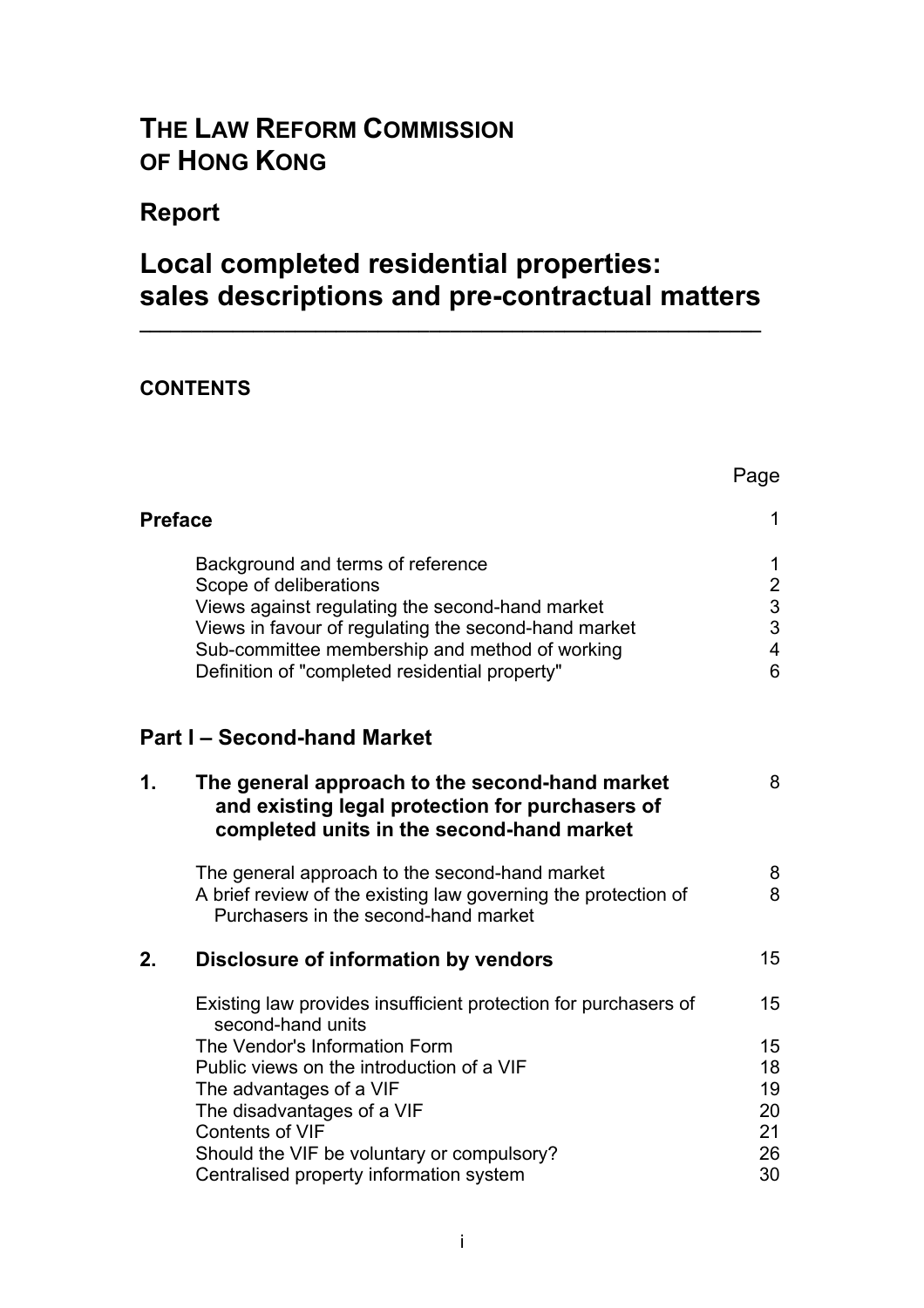# THE LAW REFORM COMMISSION OF HONG KONG

## Report

# Local completed residential properties: sales descriptions and pre-contractual matters

---

**CONTENTS**

| | | Page |
|---|---|---|
| **Preface** | | 1 |
| | Background and terms of reference | 1 |
| | Scope of deliberations | 2 |
| | Views against regulating the second-hand market | 3 |
| | Views in favour of regulating the second-hand market | 3 |
| | Sub-committee membership and method of working | 4 |
| | Definition of "completed residential property" | 6 |
| **Part I – Second-hand Market** | | |
| **1.** | **The general approach to the second-hand market and existing legal protection for purchasers of completed units in the second-hand market** | 8 |
| | The general approach to the second-hand market | 8 |
| | A brief review of the existing law governing the protection of Purchasers in the second-hand market | 8 |
| **2.** | **Disclosure of information by vendors** | 15 |
| | Existing law provides insufficient protection for purchasers of second-hand units | 15 |
| | The Vendor's Information Form | 15 |
| | Public views on the introduction of a VIF | 18 |
| | The advantages of a VIF | 19 |
| | The disadvantages of a VIF | 20 |
| | Contents of VIF | 21 |
| | Should the VIF be voluntary or compulsory? | 26 |
| | Centralised property information system | 30 |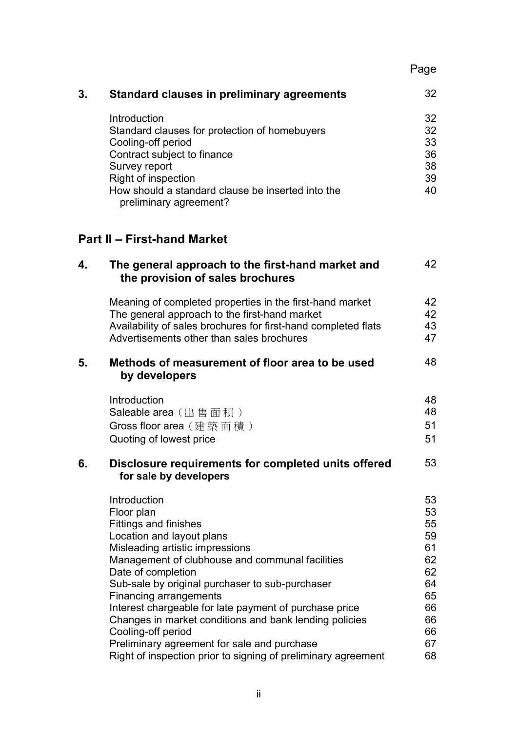| | | Page |
|---|---|---|
| **3.** | **Standard clauses in preliminary agreements** | 32 |
| | Introduction | 32 |
| | Standard clauses for protection of homebuyers | 32 |
| | Cooling-off period | 33 |
| | Contract subject to finance | 36 |
| | Survey report | 38 |
| | Right of inspection | 39 |
| | How should a standard clause be inserted into the preliminary agreement? | 40 |

## Part II – First-hand Market

| | | |
|---|---|---|
| **4.** | **The general approach to the first-hand market and the provision of sales brochures** | 42 |
| | Meaning of completed properties in the first-hand market | 42 |
| | The general approach to the first-hand market | 42 |
| | Availability of sales brochures for first-hand completed flats | 43 |
| | Advertisements other than sales brochures | 47 |
| **5.** | **Methods of measurement of floor area to be used by developers** | 48 |
| | Introduction | 48 |
| | Saleable area（出售面積） | 48 |
| | Gross floor area（建築面積） | 51 |
| | Quoting of lowest price | 51 |
| **6.** | **Disclosure requirements for completed units offered for sale by developers** | 53 |
| | Introduction | 53 |
| | Floor plan | 53 |
| | Fittings and finishes | 55 |
| | Location and layout plans | 59 |
| | Misleading artistic impressions | 61 |
| | Management of clubhouse and communal facilities | 62 |
| | Date of completion | 62 |
| | Sub-sale by original purchaser to sub-purchaser | 64 |
| | Financing arrangements | 65 |
| | Interest chargeable for late payment of purchase price | 66 |
| | Changes in market conditions and bank lending policies | 66 |
| | Cooling-off period | 66 |
| | Preliminary agreement for sale and purchase | 67 |
| | Right of inspection prior to signing of preliminary agreement | 68 |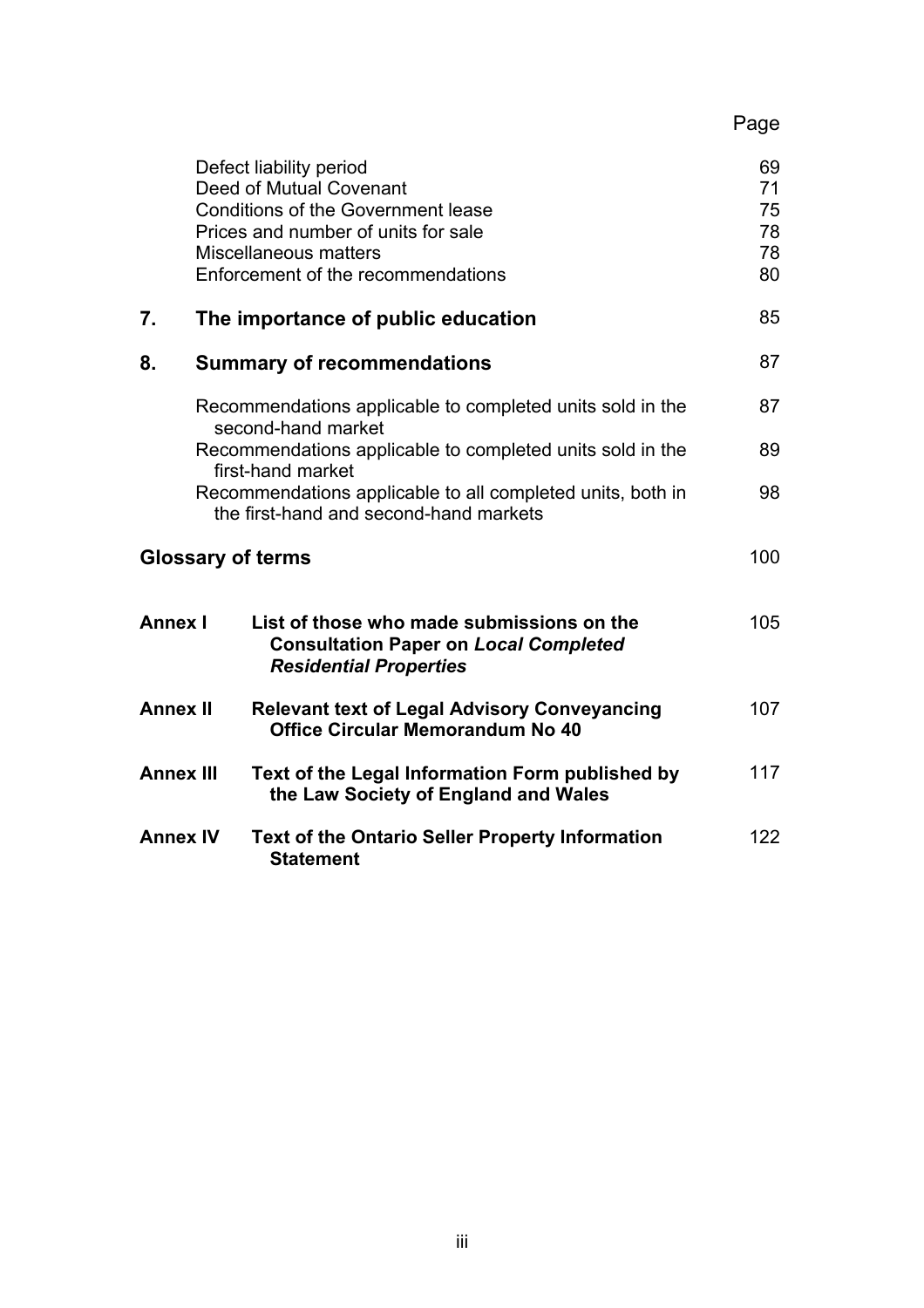| | | Page |
|---|---|---|
| | Defect liability period | 69 |
| | Deed of Mutual Covenant | 71 |
| | Conditions of the Government lease | 75 |
| | Prices and number of units for sale | 78 |
| | Miscellaneous matters | 78 |
| | Enforcement of the recommendations | 80 |
| **7.** | **The importance of public education** | 85 |
| **8.** | **Summary of recommendations** | 87 |
| | Recommendations applicable to completed units sold in the second-hand market | 87 |
| | Recommendations applicable to completed units sold in the first-hand market | 89 |
| | Recommendations applicable to all completed units, both in the first-hand and second-hand markets | 98 |
| **Glossary of terms** | | 100 |
| **Annex I** | **List of those who made submissions on the Consultation Paper on *Local Completed Residential Properties*** | 105 |
| **Annex II** | **Relevant text of Legal Advisory Conveyancing Office Circular Memorandum No 40** | 107 |
| **Annex III** | **Text of the Legal Information Form published by the Law Society of England and Wales** | 117 |
| **Annex IV** | **Text of the Ontario Seller Property Information Statement** | 122 |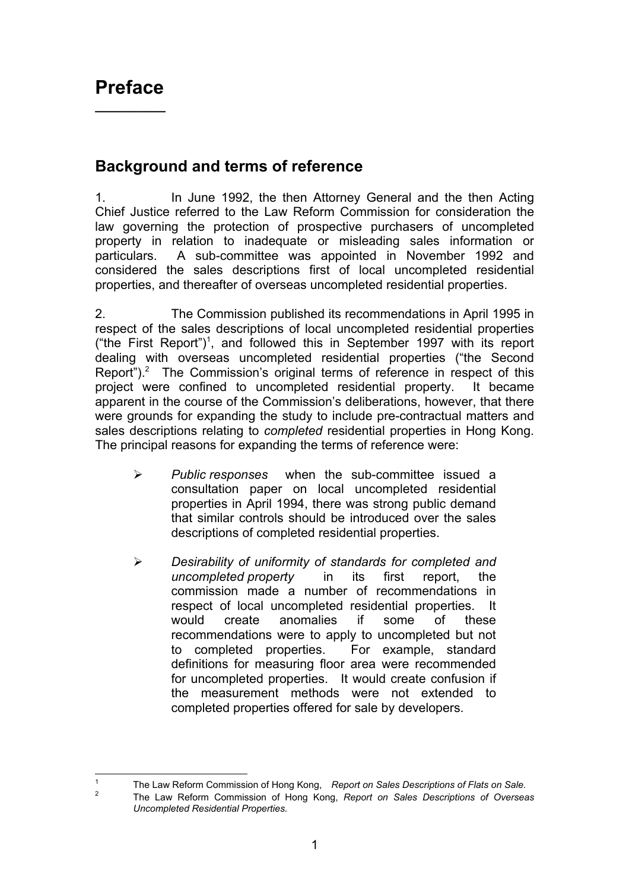# Preface

## Background and terms of reference

1. In June 1992, the then Attorney General and the then Acting Chief Justice referred to the Law Reform Commission for consideration the law governing the protection of prospective purchasers of uncompleted property in relation to inadequate or misleading sales information or particulars. A sub-committee was appointed in November 1992 and considered the sales descriptions first of local uncompleted residential properties, and thereafter of overseas uncompleted residential properties.

2. The Commission published its recommendations in April 1995 in respect of the sales descriptions of local uncompleted residential properties ("the First Report")[1], and followed this in September 1997 with its report dealing with overseas uncompleted residential properties ("the Second Report").[2] The Commission's original terms of reference in respect of this project were confined to uncompleted residential property. It became apparent in the course of the Commission's deliberations, however, that there were grounds for expanding the study to include pre-contractual matters and sales descriptions relating to *completed* residential properties in Hong Kong. The principal reasons for expanding the terms of reference were:

- *Public responses* when the sub-committee issued a consultation paper on local uncompleted residential properties in April 1994, there was strong public demand that similar controls should be introduced over the sales descriptions of completed residential properties.

- *Desirability of uniformity of standards for completed and uncompleted property* in its first report, the commission made a number of recommendations in respect of local uncompleted residential properties. It would create anomalies if some of these recommendations were to apply to uncompleted but not to completed properties. For example, standard definitions for measuring floor area were recommended for uncompleted properties. It would create confusion if the measurement methods were not extended to completed properties offered for sale by developers.

---

[1] The Law Reform Commission of Hong Kong, *Report on Sales Descriptions of Flats on Sale.*

[2] The Law Reform Commission of Hong Kong, *Report on Sales Descriptions of Overseas Uncompleted Residential Properties.*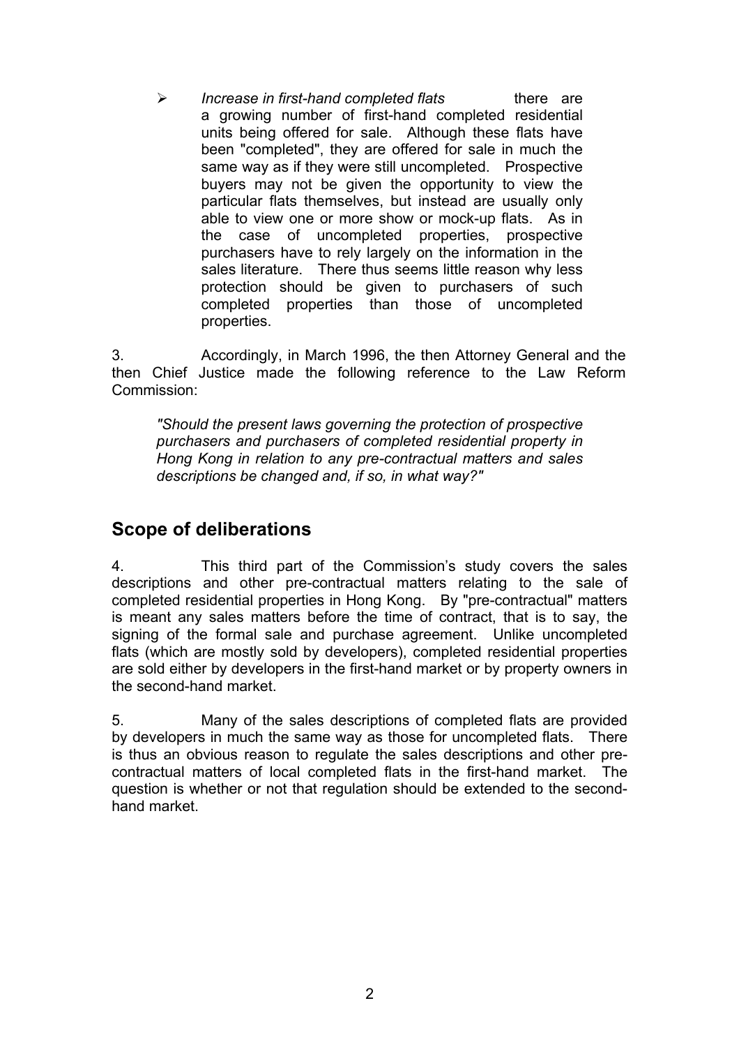- *Increase in first-hand completed flats* there are a growing number of first-hand completed residential units being offered for sale. Although these flats have been "completed", they are offered for sale in much the same way as if they were still uncompleted. Prospective buyers may not be given the opportunity to view the particular flats themselves, but instead are usually only able to view one or more show or mock-up flats. As in the case of uncompleted properties, prospective purchasers have to rely largely on the information in the sales literature. There thus seems little reason why less protection should be given to purchasers of such completed properties than those of uncompleted properties.

3. Accordingly, in March 1996, the then Attorney General and the then Chief Justice made the following reference to the Law Reform Commission:

> *"Should the present laws governing the protection of prospective purchasers and purchasers of completed residential property in Hong Kong in relation to any pre-contractual matters and sales descriptions be changed and, if so, in what way?"*

## Scope of deliberations

4. This third part of the Commission's study covers the sales descriptions and other pre-contractual matters relating to the sale of completed residential properties in Hong Kong. By "pre-contractual" matters is meant any sales matters before the time of contract, that is to say, the signing of the formal sale and purchase agreement. Unlike uncompleted flats (which are mostly sold by developers), completed residential properties are sold either by developers in the first-hand market or by property owners in the second-hand market.

5. Many of the sales descriptions of completed flats are provided by developers in much the same way as those for uncompleted flats. There is thus an obvious reason to regulate the sales descriptions and other pre-contractual matters of local completed flats in the first-hand market. The question is whether or not that regulation should be extended to the second-hand market.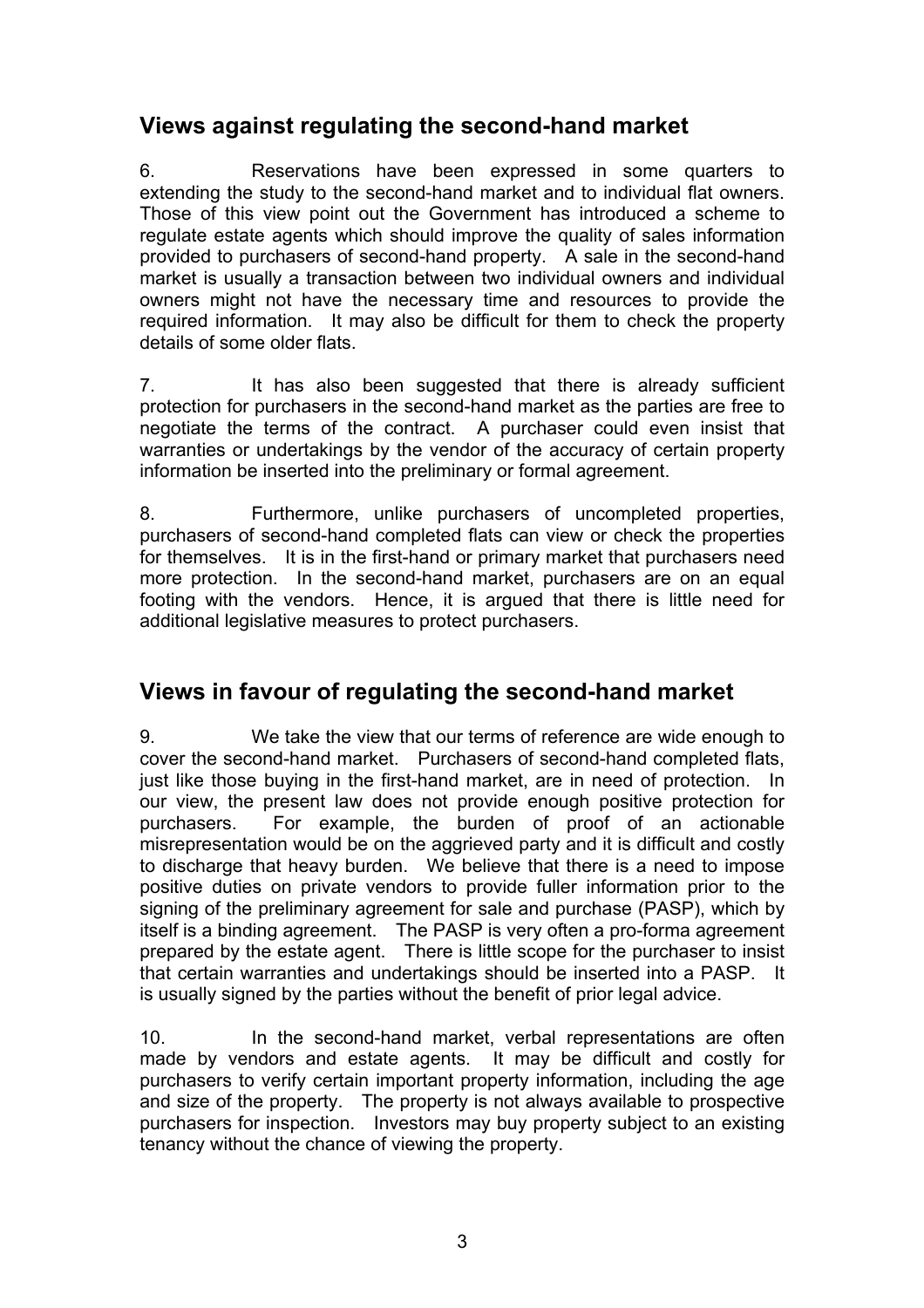## Views against regulating the second-hand market

6. Reservations have been expressed in some quarters to extending the study to the second-hand market and to individual flat owners. Those of this view point out the Government has introduced a scheme to regulate estate agents which should improve the quality of sales information provided to purchasers of second-hand property. A sale in the second-hand market is usually a transaction between two individual owners and individual owners might not have the necessary time and resources to provide the required information. It may also be difficult for them to check the property details of some older flats.

7. It has also been suggested that there is already sufficient protection for purchasers in the second-hand market as the parties are free to negotiate the terms of the contract. A purchaser could even insist that warranties or undertakings by the vendor of the accuracy of certain property information be inserted into the preliminary or formal agreement.

8. Furthermore, unlike purchasers of uncompleted properties, purchasers of second-hand completed flats can view or check the properties for themselves. It is in the first-hand or primary market that purchasers need more protection. In the second-hand market, purchasers are on an equal footing with the vendors. Hence, it is argued that there is little need for additional legislative measures to protect purchasers.

## Views in favour of regulating the second-hand market

9. We take the view that our terms of reference are wide enough to cover the second-hand market. Purchasers of second-hand completed flats, just like those buying in the first-hand market, are in need of protection. In our view, the present law does not provide enough positive protection for purchasers. For example, the burden of proof of an actionable misrepresentation would be on the aggrieved party and it is difficult and costly to discharge that heavy burden. We believe that there is a need to impose positive duties on private vendors to provide fuller information prior to the signing of the preliminary agreement for sale and purchase (PASP), which by itself is a binding agreement. The PASP is very often a pro-forma agreement prepared by the estate agent. There is little scope for the purchaser to insist that certain warranties and undertakings should be inserted into a PASP. It is usually signed by the parties without the benefit of prior legal advice.

10. In the second-hand market, verbal representations are often made by vendors and estate agents. It may be difficult and costly for purchasers to verify certain important property information, including the age and size of the property. The property is not always available to prospective purchasers for inspection. Investors may buy property subject to an existing tenancy without the chance of viewing the property.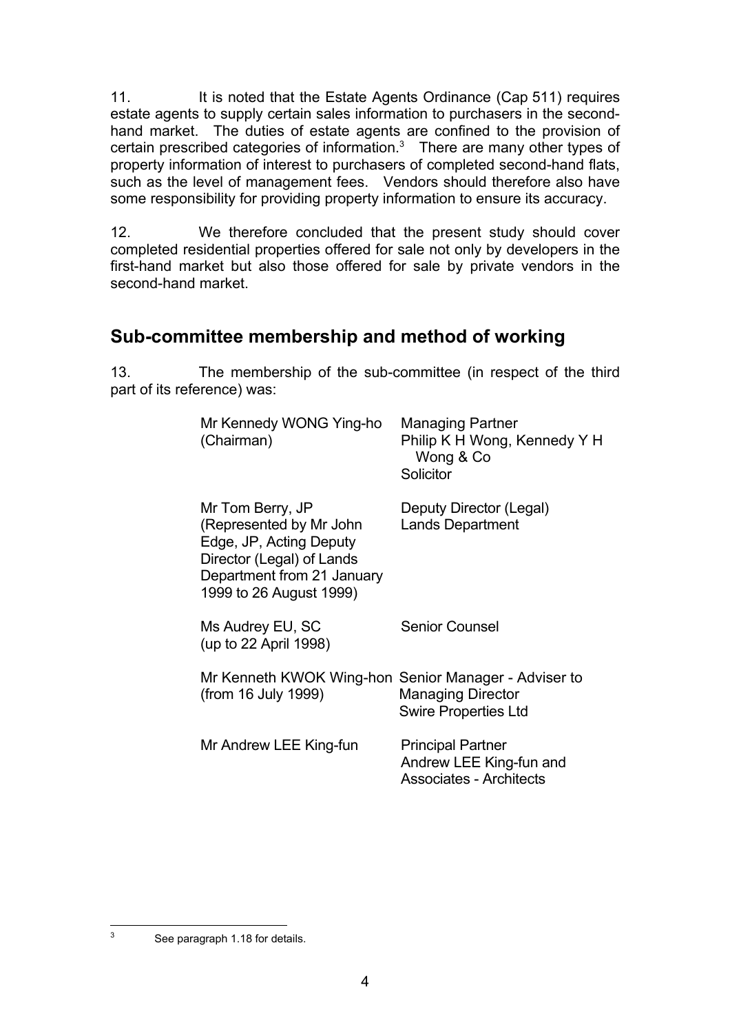11. It is noted that the Estate Agents Ordinance (Cap 511) requires estate agents to supply certain sales information to purchasers in the second-hand market. The duties of estate agents are confined to the provision of certain prescribed categories of information.[3] There are many other types of property information of interest to purchasers of completed second-hand flats, such as the level of management fees. Vendors should therefore also have some responsibility for providing property information to ensure its accuracy.

12. We therefore concluded that the present study should cover completed residential properties offered for sale not only by developers in the first-hand market but also those offered for sale by private vendors in the second-hand market.

## Sub-committee membership and method of working

13. The membership of the sub-committee (in respect of the third part of its reference) was:

| | |
|---|---|
| Mr Kennedy WONG Ying-ho (Chairman) | Managing Partner<br>Philip K H Wong, Kennedy Y H Wong & Co<br>Solicitor |
| Mr Tom Berry, JP (Represented by Mr John Edge, JP, Acting Deputy Director (Legal) of Lands Department from 21 January 1999 to 26 August 1999) | Deputy Director (Legal)<br>Lands Department |
| Ms Audrey EU, SC (up to 22 April 1998) | Senior Counsel |
| Mr Kenneth KWOK Wing-hon (from 16 July 1999) | Senior Manager - Adviser to Managing Director<br>Swire Properties Ltd |
| Mr Andrew LEE King-fun | Principal Partner<br>Andrew LEE King-fun and Associates - Architects |

[3] See paragraph 1.18 for details.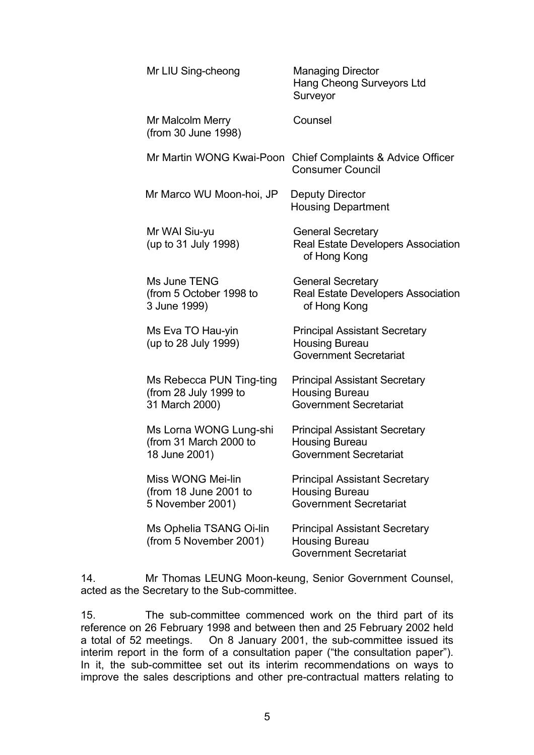| | |
|---|---|
| Mr LIU Sing-cheong | Managing Director<br>Hang Cheong Surveyors Ltd<br>Surveyor |
| Mr Malcolm Merry<br>(from 30 June 1998) | Counsel |
| Mr Martin WONG Kwai-Poon | Chief Complaints & Advice Officer<br>Consumer Council |
| Mr Marco WU Moon-hoi, JP | Deputy Director<br>Housing Department |
| Mr WAI Siu-yu<br>(up to 31 July 1998) | General Secretary<br>Real Estate Developers Association of Hong Kong |
| Ms June TENG<br>(from 5 October 1998 to 3 June 1999) | General Secretary<br>Real Estate Developers Association of Hong Kong |
| Ms Eva TO Hau-yin<br>(up to 28 July 1999) | Principal Assistant Secretary<br>Housing Bureau<br>Government Secretariat |
| Ms Rebecca PUN Ting-ting<br>(from 28 July 1999 to 31 March 2000) | Principal Assistant Secretary<br>Housing Bureau<br>Government Secretariat |
| Ms Lorna WONG Lung-shi<br>(from 31 March 2000 to 18 June 2001) | Principal Assistant Secretary<br>Housing Bureau<br>Government Secretariat |
| Miss WONG Mei-lin<br>(from 18 June 2001 to 5 November 2001) | Principal Assistant Secretary<br>Housing Bureau<br>Government Secretariat |
| Ms Ophelia TSANG Oi-lin<br>(from 5 November 2001) | Principal Assistant Secretary<br>Housing Bureau<br>Government Secretariat |

14. Mr Thomas LEUNG Moon-keung, Senior Government Counsel, acted as the Secretary to the Sub-committee.

15. The sub-committee commenced work on the third part of its reference on 26 February 1998 and between then and 25 February 2002 held a total of 52 meetings. On 8 January 2001, the sub-committee issued its interim report in the form of a consultation paper ("the consultation paper"). In it, the sub-committee set out its interim recommendations on ways to improve the sales descriptions and other pre-contractual matters relating to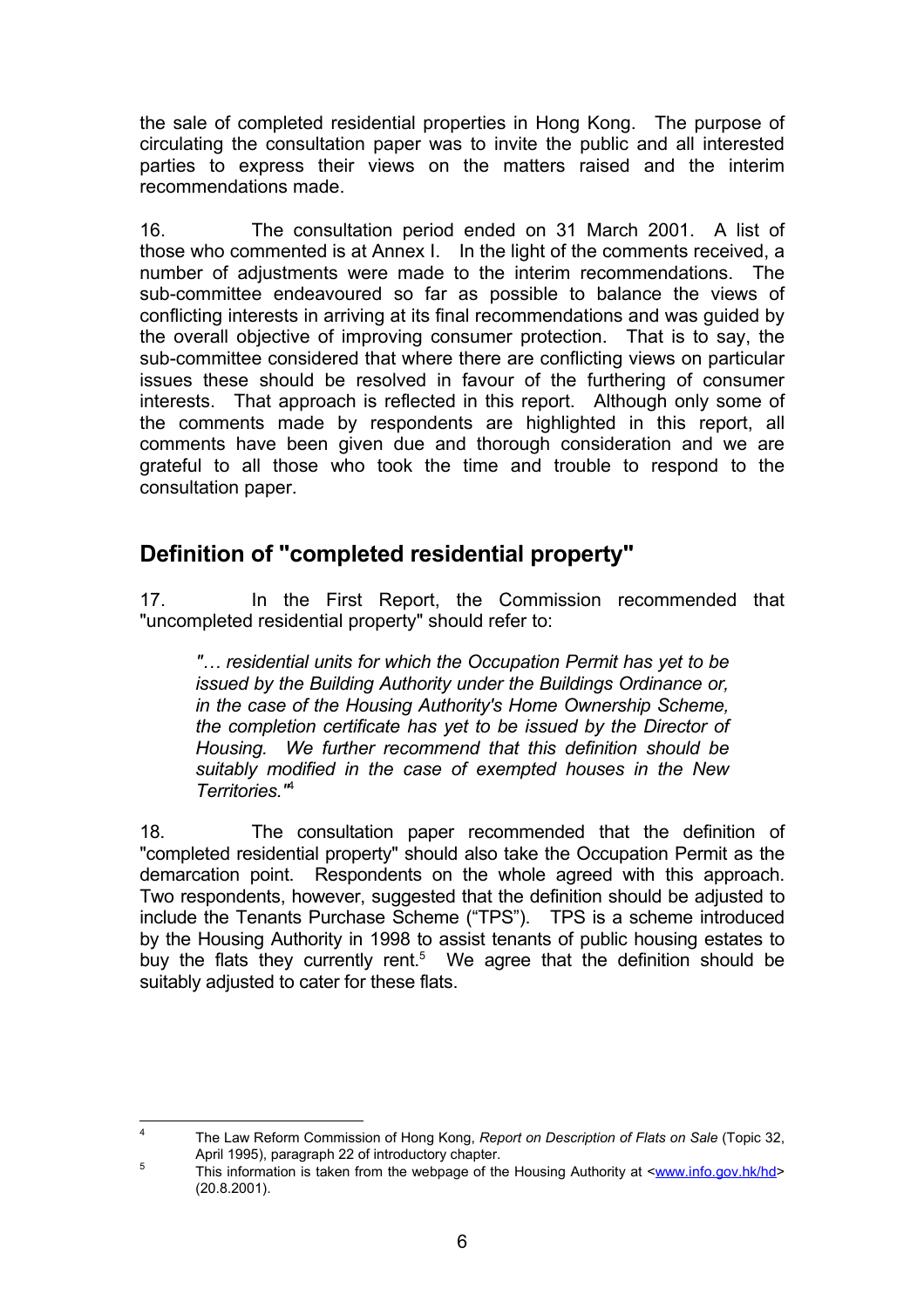the sale of completed residential properties in Hong Kong. The purpose of circulating the consultation paper was to invite the public and all interested parties to express their views on the matters raised and the interim recommendations made.

16. The consultation period ended on 31 March 2001. A list of those who commented is at Annex I. In the light of the comments received, a number of adjustments were made to the interim recommendations. The sub-committee endeavoured so far as possible to balance the views of conflicting interests in arriving at its final recommendations and was guided by the overall objective of improving consumer protection. That is to say, the sub-committee considered that where there are conflicting views on particular issues these should be resolved in favour of the furthering of consumer interests. That approach is reflected in this report. Although only some of the comments made by respondents are highlighted in this report, all comments have been given due and thorough consideration and we are grateful to all those who took the time and trouble to respond to the consultation paper.

## Definition of "completed residential property"

17. In the First Report, the Commission recommended that "uncompleted residential property" should refer to:

> *"… residential units for which the Occupation Permit has yet to be issued by the Building Authority under the Buildings Ordinance or, in the case of the Housing Authority's Home Ownership Scheme, the completion certificate has yet to be issued by the Director of Housing. We further recommend that this definition should be suitably modified in the case of exempted houses in the New Territories."*[4]

18. The consultation paper recommended that the definition of "completed residential property" should also take the Occupation Permit as the demarcation point. Respondents on the whole agreed with this approach. Two respondents, however, suggested that the definition should be adjusted to include the Tenants Purchase Scheme ("TPS"). TPS is a scheme introduced by the Housing Authority in 1998 to assist tenants of public housing estates to buy the flats they currently rent.[5] We agree that the definition should be suitably adjusted to cater for these flats.

---

[4] The Law Reform Commission of Hong Kong, *Report on Description of Flats on Sale* (Topic 32, April 1995), paragraph 22 of introductory chapter.

[5] This information is taken from the webpage of the Housing Authority at <www.info.gov.hk/hd> (20.8.2001).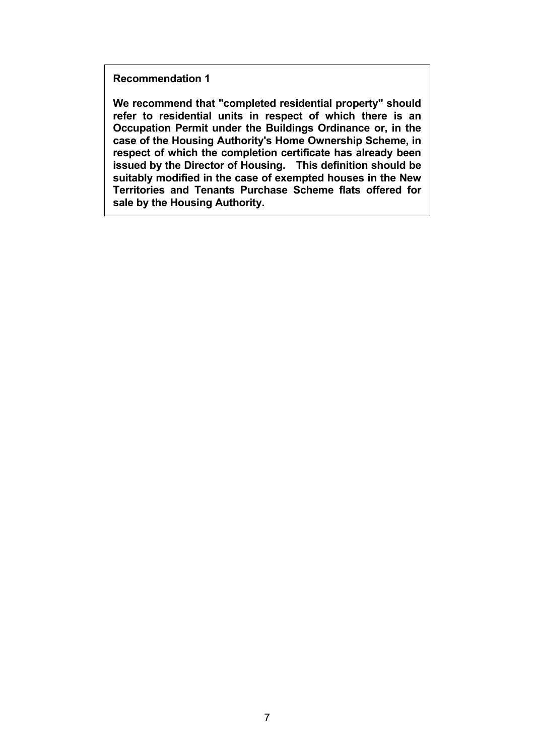**Recommendation 1**

**We recommend that "completed residential property" should refer to residential units in respect of which there is an Occupation Permit under the Buildings Ordinance or, in the case of the Housing Authority's Home Ownership Scheme, in respect of which the completion certificate has already been issued by the Director of Housing. This definition should be suitably modified in the case of exempted houses in the New Territories and Tenants Purchase Scheme flats offered for sale by the Housing Authority.**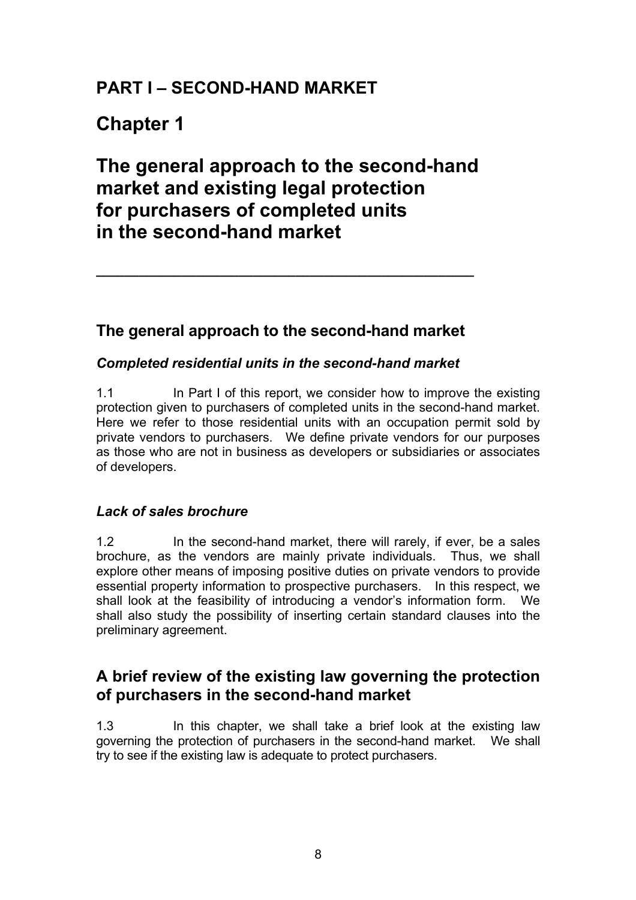# PART I – SECOND-HAND MARKET

# Chapter 1

# The general approach to the second-hand market and existing legal protection for purchasers of completed units in the second-hand market

---

## The general approach to the second-hand market

### *Completed residential units in the second-hand market*

1.1 In Part I of this report, we consider how to improve the existing protection given to purchasers of completed units in the second-hand market. Here we refer to those residential units with an occupation permit sold by private vendors to purchasers. We define private vendors for our purposes as those who are not in business as developers or subsidiaries or associates of developers.

### *Lack of sales brochure*

1.2 In the second-hand market, there will rarely, if ever, be a sales brochure, as the vendors are mainly private individuals. Thus, we shall explore other means of imposing positive duties on private vendors to provide essential property information to prospective purchasers. In this respect, we shall look at the feasibility of introducing a vendor's information form. We shall also study the possibility of inserting certain standard clauses into the preliminary agreement.

## A brief review of the existing law governing the protection of purchasers in the second-hand market

1.3 In this chapter, we shall take a brief look at the existing law governing the protection of purchasers in the second-hand market. We shall try to see if the existing law is adequate to protect purchasers.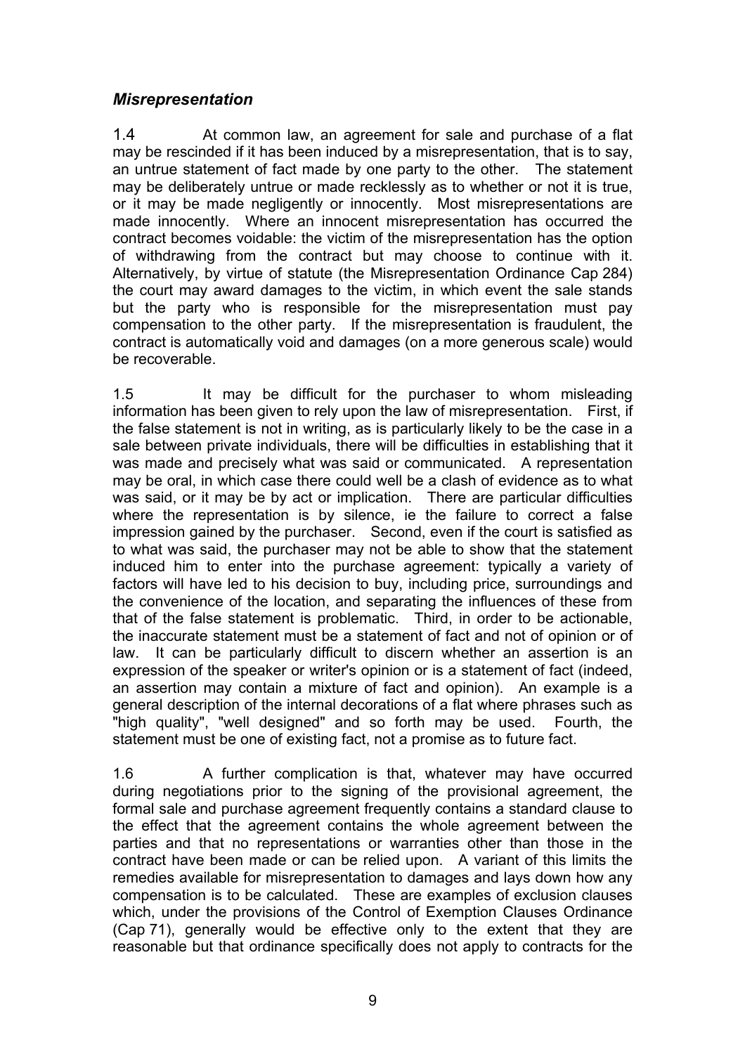### *Misrepresentation*

1.4 At common law, an agreement for sale and purchase of a flat may be rescinded if it has been induced by a misrepresentation, that is to say, an untrue statement of fact made by one party to the other. The statement may be deliberately untrue or made recklessly as to whether or not it is true, or it may be made negligently or innocently. Most misrepresentations are made innocently. Where an innocent misrepresentation has occurred the contract becomes voidable: the victim of the misrepresentation has the option of withdrawing from the contract but may choose to continue with it. Alternatively, by virtue of statute (the Misrepresentation Ordinance Cap 284) the court may award damages to the victim, in which event the sale stands but the party who is responsible for the misrepresentation must pay compensation to the other party. If the misrepresentation is fraudulent, the contract is automatically void and damages (on a more generous scale) would be recoverable.

1.5 It may be difficult for the purchaser to whom misleading information has been given to rely upon the law of misrepresentation. First, if the false statement is not in writing, as is particularly likely to be the case in a sale between private individuals, there will be difficulties in establishing that it was made and precisely what was said or communicated. A representation may be oral, in which case there could well be a clash of evidence as to what was said, or it may be by act or implication. There are particular difficulties where the representation is by silence, ie the failure to correct a false impression gained by the purchaser. Second, even if the court is satisfied as to what was said, the purchaser may not be able to show that the statement induced him to enter into the purchase agreement: typically a variety of factors will have led to his decision to buy, including price, surroundings and the convenience of the location, and separating the influences of these from that of the false statement is problematic. Third, in order to be actionable, the inaccurate statement must be a statement of fact and not of opinion or of law. It can be particularly difficult to discern whether an assertion is an expression of the speaker or writer's opinion or is a statement of fact (indeed, an assertion may contain a mixture of fact and opinion). An example is a general description of the internal decorations of a flat where phrases such as "high quality", "well designed" and so forth may be used. Fourth, the statement must be one of existing fact, not a promise as to future fact.

1.6 A further complication is that, whatever may have occurred during negotiations prior to the signing of the provisional agreement, the formal sale and purchase agreement frequently contains a standard clause to the effect that the agreement contains the whole agreement between the parties and that no representations or warranties other than those in the contract have been made or can be relied upon. A variant of this limits the remedies available for misrepresentation to damages and lays down how any compensation is to be calculated. These are examples of exclusion clauses which, under the provisions of the Control of Exemption Clauses Ordinance (Cap 71), generally would be effective only to the extent that they are reasonable but that ordinance specifically does not apply to contracts for the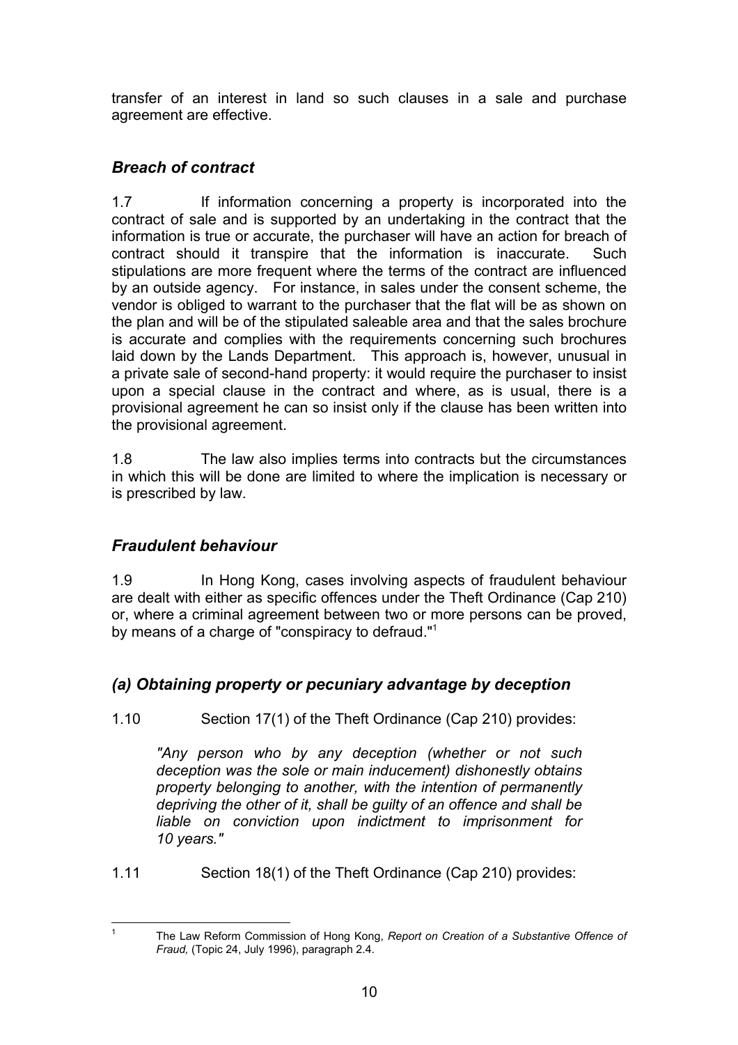transfer of an interest in land so such clauses in a sale and purchase agreement are effective.

### *Breach of contract*

1.7 If information concerning a property is incorporated into the contract of sale and is supported by an undertaking in the contract that the information is true or accurate, the purchaser will have an action for breach of contract should it transpire that the information is inaccurate. Such stipulations are more frequent where the terms of the contract are influenced by an outside agency. For instance, in sales under the consent scheme, the vendor is obliged to warrant to the purchaser that the flat will be as shown on the plan and will be of the stipulated saleable area and that the sales brochure is accurate and complies with the requirements concerning such brochures laid down by the Lands Department. This approach is, however, unusual in a private sale of second-hand property: it would require the purchaser to insist upon a special clause in the contract and where, as is usual, there is a provisional agreement he can so insist only if the clause has been written into the provisional agreement.

1.8 The law also implies terms into contracts but the circumstances in which this will be done are limited to where the implication is necessary or is prescribed by law.

### *Fraudulent behaviour*

1.9 In Hong Kong, cases involving aspects of fraudulent behaviour are dealt with either as specific offences under the Theft Ordinance (Cap 210) or, where a criminal agreement between two or more persons can be proved, by means of a charge of "conspiracy to defraud."[1]

### *(a) Obtaining property or pecuniary advantage by deception*

1.10 Section 17(1) of the Theft Ordinance (Cap 210) provides:

> *"Any person who by any deception (whether or not such deception was the sole or main inducement) dishonestly obtains property belonging to another, with the intention of permanently depriving the other of it, shall be guilty of an offence and shall be liable on conviction upon indictment to imprisonment for 10 years."*

1.11 Section 18(1) of the Theft Ordinance (Cap 210) provides:

---

[1] The Law Reform Commission of Hong Kong, *Report on Creation of a Substantive Offence of Fraud,* (Topic 24, July 1996), paragraph 2.4.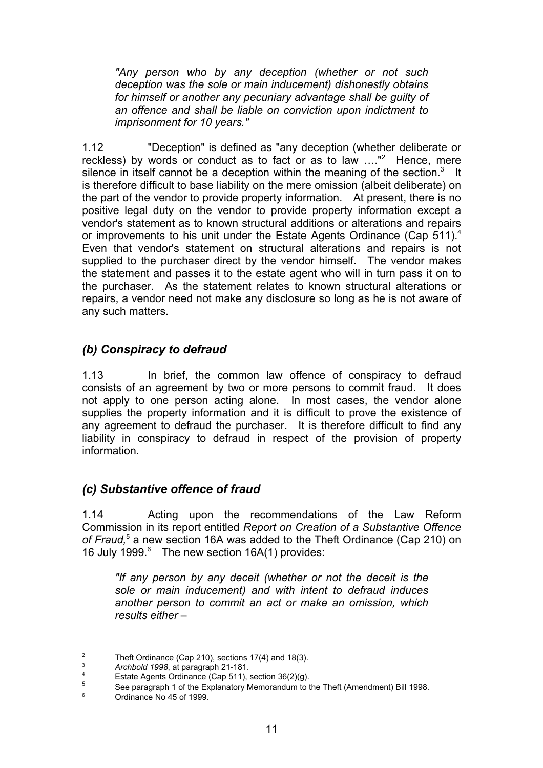*"Any person who by any deception (whether or not such deception was the sole or main inducement) dishonestly obtains for himself or another any pecuniary advantage shall be guilty of an offence and shall be liable on conviction upon indictment to imprisonment for 10 years."*

1.12 "Deception" is defined as "any deception (whether deliberate or reckless) by words or conduct as to fact or as to law …."[2] Hence, mere silence in itself cannot be a deception within the meaning of the section.[3] It is therefore difficult to base liability on the mere omission (albeit deliberate) on the part of the vendor to provide property information. At present, there is no positive legal duty on the vendor to provide property information except a vendor's statement as to known structural additions or alterations and repairs or improvements to his unit under the Estate Agents Ordinance (Cap 511).[4] Even that vendor's statement on structural alterations and repairs is not supplied to the purchaser direct by the vendor himself. The vendor makes the statement and passes it to the estate agent who will in turn pass it on to the purchaser. As the statement relates to known structural alterations or repairs, a vendor need not make any disclosure so long as he is not aware of any such matters.

### *(b) Conspiracy to defraud*

1.13 In brief, the common law offence of conspiracy to defraud consists of an agreement by two or more persons to commit fraud. It does not apply to one person acting alone. In most cases, the vendor alone supplies the property information and it is difficult to prove the existence of any agreement to defraud the purchaser. It is therefore difficult to find any liability in conspiracy to defraud in respect of the provision of property information.

### *(c) Substantive offence of fraud*

1.14 Acting upon the recommendations of the Law Reform Commission in its report entitled *Report on Creation of a Substantive Offence of Fraud,*[5] a new section 16A was added to the Theft Ordinance (Cap 210) on 16 July 1999.[6] The new section 16A(1) provides:

*"If any person by any deceit (whether or not the deceit is the sole or main inducement) and with intent to defraud induces another person to commit an act or make an omission, which results either –*

---

[2] Theft Ordinance (Cap 210), sections 17(4) and 18(3).

[3] *Archbold 1998*, at paragraph 21-181.

[4] Estate Agents Ordinance (Cap 511), section 36(2)(g).

[5] See paragraph 1 of the Explanatory Memorandum to the Theft (Amendment) Bill 1998.

[6] Ordinance No 45 of 1999.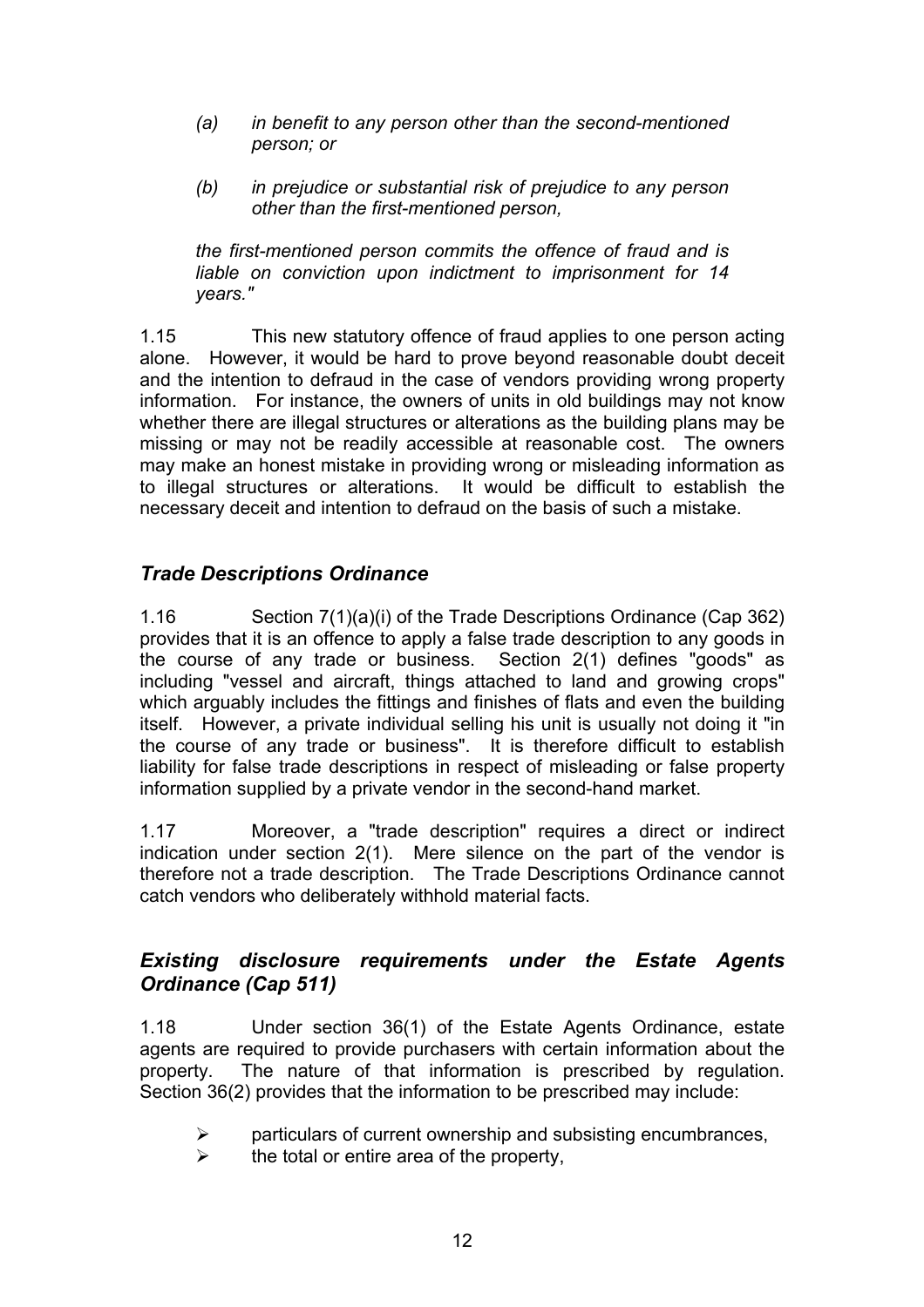> *(a) in benefit to any person other than the second-mentioned person; or*
>
> *(b) in prejudice or substantial risk of prejudice to any person other than the first-mentioned person,*
>
> *the first-mentioned person commits the offence of fraud and is liable on conviction upon indictment to imprisonment for 14 years."*

1.15 This new statutory offence of fraud applies to one person acting alone. However, it would be hard to prove beyond reasonable doubt deceit and the intention to defraud in the case of vendors providing wrong property information. For instance, the owners of units in old buildings may not know whether there are illegal structures or alterations as the building plans may be missing or may not be readily accessible at reasonable cost. The owners may make an honest mistake in providing wrong or misleading information as to illegal structures or alterations. It would be difficult to establish the necessary deceit and intention to defraud on the basis of such a mistake.

### *Trade Descriptions Ordinance*

1.16 Section 7(1)(a)(i) of the Trade Descriptions Ordinance (Cap 362) provides that it is an offence to apply a false trade description to any goods in the course of any trade or business. Section 2(1) defines "goods" as including "vessel and aircraft, things attached to land and growing crops" which arguably includes the fittings and finishes of flats and even the building itself. However, a private individual selling his unit is usually not doing it "in the course of any trade or business". It is therefore difficult to establish liability for false trade descriptions in respect of misleading or false property information supplied by a private vendor in the second-hand market.

1.17 Moreover, a "trade description" requires a direct or indirect indication under section 2(1). Mere silence on the part of the vendor is therefore not a trade description. The Trade Descriptions Ordinance cannot catch vendors who deliberately withhold material facts.

### *Existing disclosure requirements under the Estate Agents Ordinance (Cap 511)*

1.18 Under section 36(1) of the Estate Agents Ordinance, estate agents are required to provide purchasers with certain information about the property. The nature of that information is prescribed by regulation. Section 36(2) provides that the information to be prescribed may include:

- particulars of current ownership and subsisting encumbrances,
- the total or entire area of the property,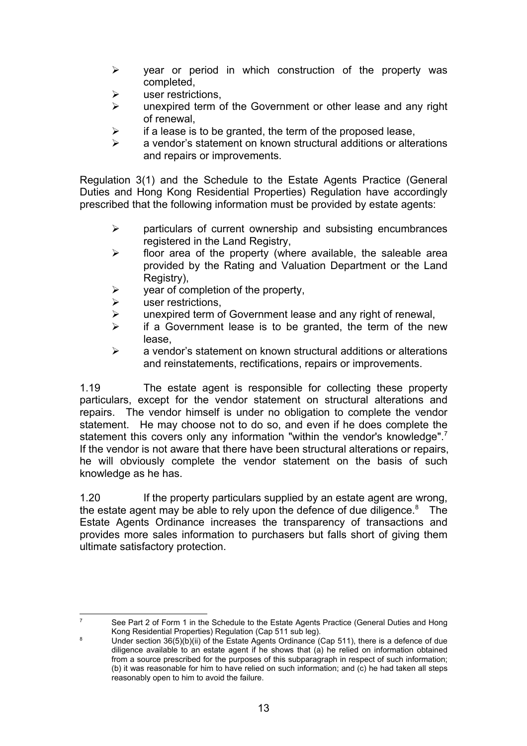- year or period in which construction of the property was completed,
- user restrictions,
- unexpired term of the Government or other lease and any right of renewal,
- if a lease is to be granted, the term of the proposed lease,
- a vendor's statement on known structural additions or alterations and repairs or improvements.

Regulation 3(1) and the Schedule to the Estate Agents Practice (General Duties and Hong Kong Residential Properties) Regulation have accordingly prescribed that the following information must be provided by estate agents:

- particulars of current ownership and subsisting encumbrances registered in the Land Registry,
- floor area of the property (where available, the saleable area provided by the Rating and Valuation Department or the Land Registry),
- year of completion of the property,
- user restrictions,
- unexpired term of Government lease and any right of renewal,
- if a Government lease is to be granted, the term of the new lease,
- a vendor's statement on known structural additions or alterations and reinstatements, rectifications, repairs or improvements.

1.19 The estate agent is responsible for collecting these property particulars, except for the vendor statement on structural alterations and repairs. The vendor himself is under no obligation to complete the vendor statement. He may choose not to do so, and even if he does complete the statement this covers only any information "within the vendor's knowledge".[7] If the vendor is not aware that there have been structural alterations or repairs, he will obviously complete the vendor statement on the basis of such knowledge as he has.

1.20 If the property particulars supplied by an estate agent are wrong, the estate agent may be able to rely upon the defence of due diligence.[8] The Estate Agents Ordinance increases the transparency of transactions and provides more sales information to purchasers but falls short of giving them ultimate satisfactory protection.

---

[7] See Part 2 of Form 1 in the Schedule to the Estate Agents Practice (General Duties and Hong Kong Residential Properties) Regulation (Cap 511 sub leg).

[8] Under section 36(5)(b)(ii) of the Estate Agents Ordinance (Cap 511), there is a defence of due diligence available to an estate agent if he shows that (a) he relied on information obtained from a source prescribed for the purposes of this subparagraph in respect of such information; (b) it was reasonable for him to have relied on such information; and (c) he had taken all steps reasonably open to him to avoid the failure.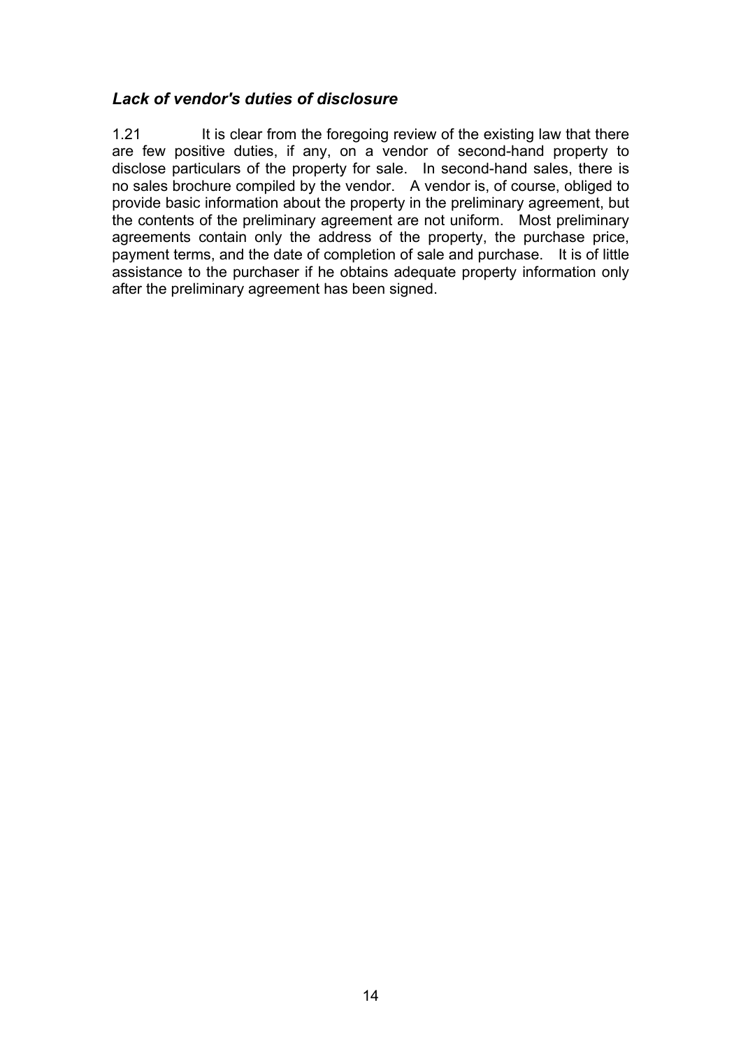### *Lack of vendor's duties of disclosure*

1.21 It is clear from the foregoing review of the existing law that there are few positive duties, if any, on a vendor of second-hand property to disclose particulars of the property for sale. In second-hand sales, there is no sales brochure compiled by the vendor. A vendor is, of course, obliged to provide basic information about the property in the preliminary agreement, but the contents of the preliminary agreement are not uniform. Most preliminary agreements contain only the address of the property, the purchase price, payment terms, and the date of completion of sale and purchase. It is of little assistance to the purchaser if he obtains adequate property information only after the preliminary agreement has been signed.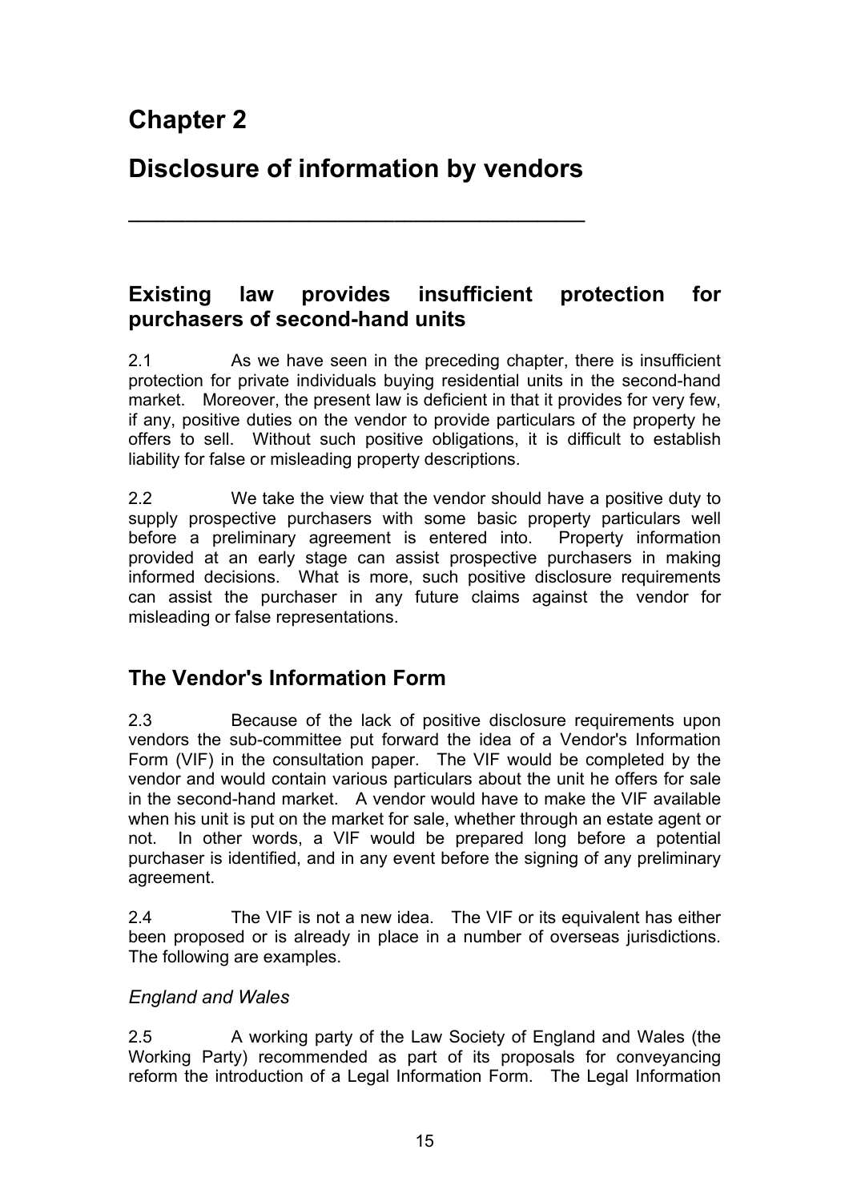# Chapter 2

# Disclosure of information by vendors

## Existing law provides insufficient protection for purchasers of second-hand units

2.1 As we have seen in the preceding chapter, there is insufficient protection for private individuals buying residential units in the second-hand market. Moreover, the present law is deficient in that it provides for very few, if any, positive duties on the vendor to provide particulars of the property he offers to sell. Without such positive obligations, it is difficult to establish liability for false or misleading property descriptions.

2.2 We take the view that the vendor should have a positive duty to supply prospective purchasers with some basic property particulars well before a preliminary agreement is entered into. Property information provided at an early stage can assist prospective purchasers in making informed decisions. What is more, such positive disclosure requirements can assist the purchaser in any future claims against the vendor for misleading or false representations.

## The Vendor's Information Form

2.3 Because of the lack of positive disclosure requirements upon vendors the sub-committee put forward the idea of a Vendor's Information Form (VIF) in the consultation paper. The VIF would be completed by the vendor and would contain various particulars about the unit he offers for sale in the second-hand market. A vendor would have to make the VIF available when his unit is put on the market for sale, whether through an estate agent or not. In other words, a VIF would be prepared long before a potential purchaser is identified, and in any event before the signing of any preliminary agreement.

2.4 The VIF is not a new idea. The VIF or its equivalent has either been proposed or is already in place in a number of overseas jurisdictions. The following are examples.

*England and Wales*

2.5 A working party of the Law Society of England and Wales (the Working Party) recommended as part of its proposals for conveyancing reform the introduction of a Legal Information Form. The Legal Information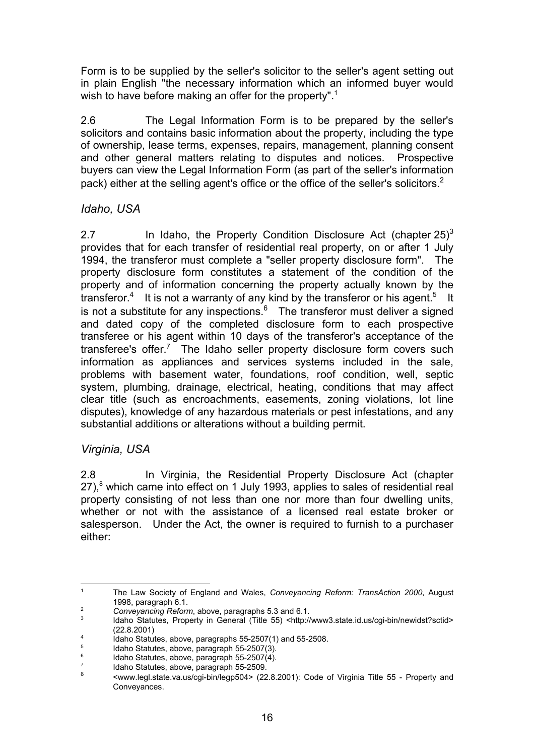Form is to be supplied by the seller's solicitor to the seller's agent setting out in plain English "the necessary information which an informed buyer would wish to have before making an offer for the property".[1]

2.6 The Legal Information Form is to be prepared by the seller's solicitors and contains basic information about the property, including the type of ownership, lease terms, expenses, repairs, management, planning consent and other general matters relating to disputes and notices. Prospective buyers can view the Legal Information Form (as part of the seller's information pack) either at the selling agent's office or the office of the seller's solicitors.[2]

*Idaho, USA*

2.7 In Idaho, the Property Condition Disclosure Act (chapter 25)[3] provides that for each transfer of residential real property, on or after 1 July 1994, the transferor must complete a "seller property disclosure form". The property disclosure form constitutes a statement of the condition of the property and of information concerning the property actually known by the transferor.[4] It is not a warranty of any kind by the transferor or his agent.[5] It is not a substitute for any inspections.[6] The transferor must deliver a signed and dated copy of the completed disclosure form to each prospective transferee or his agent within 10 days of the transferor's acceptance of the transferee's offer.[7] The Idaho seller property disclosure form covers such information as appliances and services systems included in the sale, problems with basement water, foundations, roof condition, well, septic system, plumbing, drainage, electrical, heating, conditions that may affect clear title (such as encroachments, easements, zoning violations, lot line disputes), knowledge of any hazardous materials or pest infestations, and any substantial additions or alterations without a building permit.

*Virginia, USA*

2.8 In Virginia, the Residential Property Disclosure Act (chapter 27),[8] which came into effect on 1 July 1993, applies to sales of residential real property consisting of not less than one nor more than four dwelling units, whether or not with the assistance of a licensed real estate broker or salesperson. Under the Act, the owner is required to furnish to a purchaser either:

---

1. The Law Society of England and Wales, *Conveyancing Reform: TransAction 2000*, August 1998, paragraph 6.1.
2. *Conveyancing Reform*, above, paragraphs 5.3 and 6.1.
3. Idaho Statutes, Property in General (Title 55) <http://www3.state.id.us/cgi-bin/newidst?sctid> (22.8.2001)
4. Idaho Statutes, above, paragraphs 55-2507(1) and 55-2508.
5. Idaho Statutes, above, paragraph 55-2507(3).
6. Idaho Statutes, above, paragraph 55-2507(4).
7. Idaho Statutes, above, paragraph 55-2509.
8. <www.legl.state.va.us/cgi-bin/legp504> (22.8.2001): Code of Virginia Title 55 - Property and Conveyances.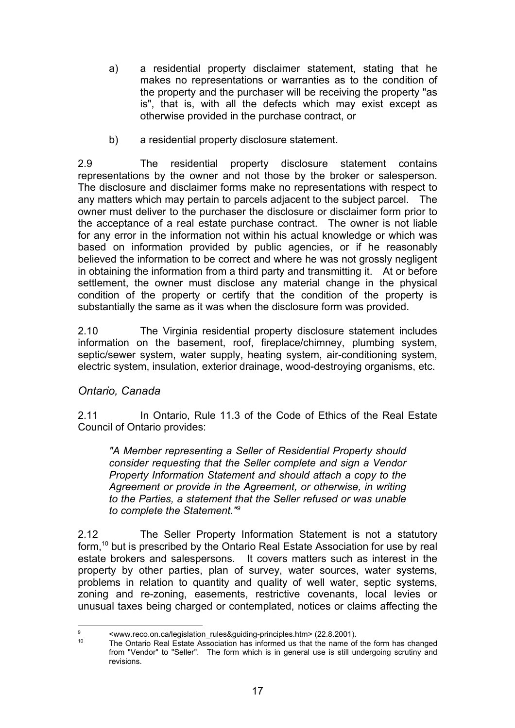a) a residential property disclaimer statement, stating that he makes no representations or warranties as to the condition of the property and the purchaser will be receiving the property "as is", that is, with all the defects which may exist except as otherwise provided in the purchase contract, or

b) a residential property disclosure statement.

2.9 The residential property disclosure statement contains representations by the owner and not those by the broker or salesperson. The disclosure and disclaimer forms make no representations with respect to any matters which may pertain to parcels adjacent to the subject parcel. The owner must deliver to the purchaser the disclosure or disclaimer form prior to the acceptance of a real estate purchase contract. The owner is not liable for any error in the information not within his actual knowledge or which was based on information provided by public agencies, or if he reasonably believed the information to be correct and where he was not grossly negligent in obtaining the information from a third party and transmitting it. At or before settlement, the owner must disclose any material change in the physical condition of the property or certify that the condition of the property is substantially the same as it was when the disclosure form was provided.

2.10 The Virginia residential property disclosure statement includes information on the basement, roof, fireplace/chimney, plumbing system, septic/sewer system, water supply, heating system, air-conditioning system, electric system, insulation, exterior drainage, wood-destroying organisms, etc.

*Ontario, Canada*

2.11 In Ontario, Rule 11.3 of the Code of Ethics of the Real Estate Council of Ontario provides:

> *"A Member representing a Seller of Residential Property should consider requesting that the Seller complete and sign a Vendor Property Information Statement and should attach a copy to the Agreement or provide in the Agreement, or otherwise, in writing to the Parties, a statement that the Seller refused or was unable to complete the Statement."*[9]

2.12 The Seller Property Information Statement is not a statutory form,[10] but is prescribed by the Ontario Real Estate Association for use by real estate brokers and salespersons. It covers matters such as interest in the property by other parties, plan of survey, water sources, water systems, problems in relation to quantity and quality of well water, septic systems, zoning and re-zoning, easements, restrictive covenants, local levies or unusual taxes being charged or contemplated, notices or claims affecting the

---

[9] <www.reco.on.ca/legislation_rules&guiding-principles.htm> (22.8.2001).

[10] The Ontario Real Estate Association has informed us that the name of the form has changed from "Vendor" to "Seller". The form which is in general use is still undergoing scrutiny and revisions.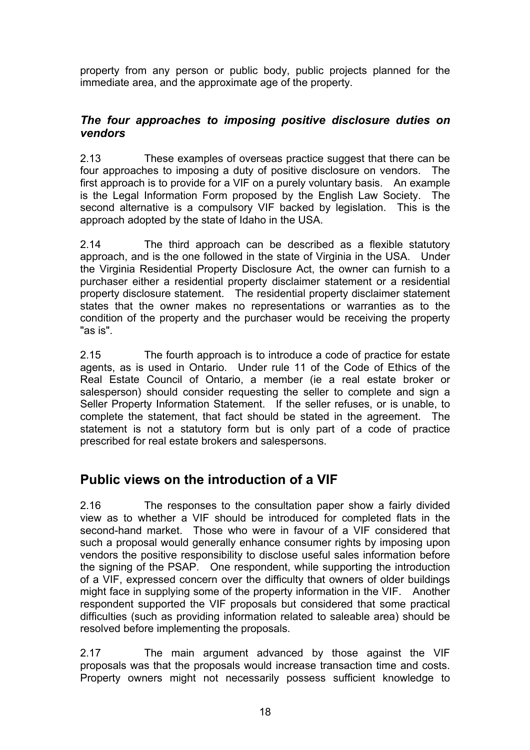property from any person or public body, public projects planned for the immediate area, and the approximate age of the property.

### *The four approaches to imposing positive disclosure duties on vendors*

2.13 These examples of overseas practice suggest that there can be four approaches to imposing a duty of positive disclosure on vendors. The first approach is to provide for a VIF on a purely voluntary basis. An example is the Legal Information Form proposed by the English Law Society. The second alternative is a compulsory VIF backed by legislation. This is the approach adopted by the state of Idaho in the USA.

2.14 The third approach can be described as a flexible statutory approach, and is the one followed in the state of Virginia in the USA. Under the Virginia Residential Property Disclosure Act, the owner can furnish to a purchaser either a residential property disclaimer statement or a residential property disclosure statement. The residential property disclaimer statement states that the owner makes no representations or warranties as to the condition of the property and the purchaser would be receiving the property "as is".

2.15 The fourth approach is to introduce a code of practice for estate agents, as is used in Ontario. Under rule 11 of the Code of Ethics of the Real Estate Council of Ontario, a member (ie a real estate broker or salesperson) should consider requesting the seller to complete and sign a Seller Property Information Statement. If the seller refuses, or is unable, to complete the statement, that fact should be stated in the agreement. The statement is not a statutory form but is only part of a code of practice prescribed for real estate brokers and salespersons.

## Public views on the introduction of a VIF

2.16 The responses to the consultation paper show a fairly divided view as to whether a VIF should be introduced for completed flats in the second-hand market. Those who were in favour of a VIF considered that such a proposal would generally enhance consumer rights by imposing upon vendors the positive responsibility to disclose useful sales information before the signing of the PSAP. One respondent, while supporting the introduction of a VIF, expressed concern over the difficulty that owners of older buildings might face in supplying some of the property information in the VIF. Another respondent supported the VIF proposals but considered that some practical difficulties (such as providing information related to saleable area) should be resolved before implementing the proposals.

2.17 The main argument advanced by those against the VIF proposals was that the proposals would increase transaction time and costs. Property owners might not necessarily possess sufficient knowledge to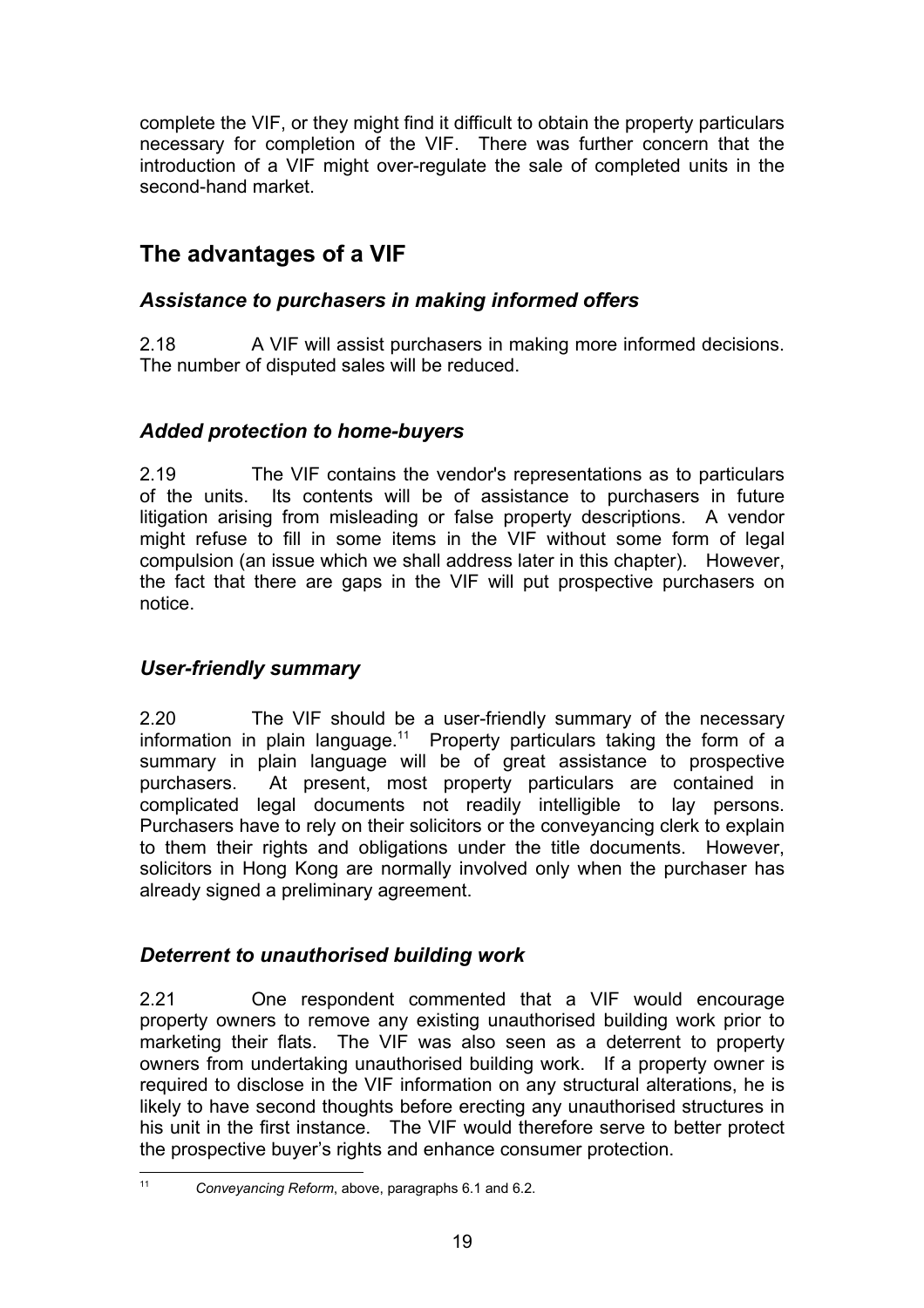complete the VIF, or they might find it difficult to obtain the property particulars necessary for completion of the VIF. There was further concern that the introduction of a VIF might over-regulate the sale of completed units in the second-hand market.

## The advantages of a VIF

### *Assistance to purchasers in making informed offers*

2.18 A VIF will assist purchasers in making more informed decisions. The number of disputed sales will be reduced.

### *Added protection to home-buyers*

2.19 The VIF contains the vendor's representations as to particulars of the units. Its contents will be of assistance to purchasers in future litigation arising from misleading or false property descriptions. A vendor might refuse to fill in some items in the VIF without some form of legal compulsion (an issue which we shall address later in this chapter). However, the fact that there are gaps in the VIF will put prospective purchasers on notice.

### *User-friendly summary*

2.20 The VIF should be a user-friendly summary of the necessary information in plain language.[11] Property particulars taking the form of a summary in plain language will be of great assistance to prospective purchasers. At present, most property particulars are contained in complicated legal documents not readily intelligible to lay persons. Purchasers have to rely on their solicitors or the conveyancing clerk to explain to them their rights and obligations under the title documents. However, solicitors in Hong Kong are normally involved only when the purchaser has already signed a preliminary agreement.

### *Deterrent to unauthorised building work*

2.21 One respondent commented that a VIF would encourage property owners to remove any existing unauthorised building work prior to marketing their flats. The VIF was also seen as a deterrent to property owners from undertaking unauthorised building work. If a property owner is required to disclose in the VIF information on any structural alterations, he is likely to have second thoughts before erecting any unauthorised structures in his unit in the first instance. The VIF would therefore serve to better protect the prospective buyer's rights and enhance consumer protection.

---

[11] *Conveyancing Reform*, above, paragraphs 6.1 and 6.2.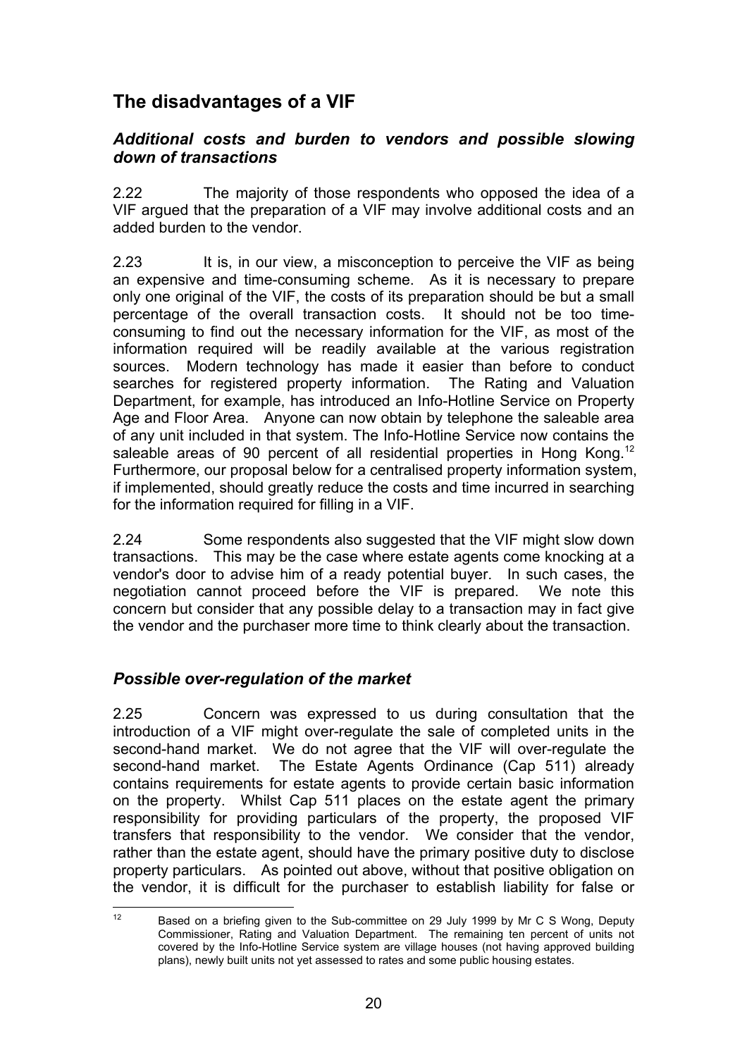## The disadvantages of a VIF

### *Additional costs and burden to vendors and possible slowing down of transactions*

2.22 The majority of those respondents who opposed the idea of a VIF argued that the preparation of a VIF may involve additional costs and an added burden to the vendor.

2.23 It is, in our view, a misconception to perceive the VIF as being an expensive and time-consuming scheme. As it is necessary to prepare only one original of the VIF, the costs of its preparation should be but a small percentage of the overall transaction costs. It should not be too time-consuming to find out the necessary information for the VIF, as most of the information required will be readily available at the various registration sources. Modern technology has made it easier than before to conduct searches for registered property information. The Rating and Valuation Department, for example, has introduced an Info-Hotline Service on Property Age and Floor Area. Anyone can now obtain by telephone the saleable area of any unit included in that system. The Info-Hotline Service now contains the saleable areas of 90 percent of all residential properties in Hong Kong.[12] Furthermore, our proposal below for a centralised property information system, if implemented, should greatly reduce the costs and time incurred in searching for the information required for filling in a VIF.

2.24 Some respondents also suggested that the VIF might slow down transactions. This may be the case where estate agents come knocking at a vendor's door to advise him of a ready potential buyer. In such cases, the negotiation cannot proceed before the VIF is prepared. We note this concern but consider that any possible delay to a transaction may in fact give the vendor and the purchaser more time to think clearly about the transaction.

### *Possible over-regulation of the market*

2.25 Concern was expressed to us during consultation that the introduction of a VIF might over-regulate the sale of completed units in the second-hand market. We do not agree that the VIF will over-regulate the second-hand market. The Estate Agents Ordinance (Cap 511) already contains requirements for estate agents to provide certain basic information on the property. Whilst Cap 511 places on the estate agent the primary responsibility for providing particulars of the property, the proposed VIF transfers that responsibility to the vendor. We consider that the vendor, rather than the estate agent, should have the primary positive duty to disclose property particulars. As pointed out above, without that positive obligation on the vendor, it is difficult for the purchaser to establish liability for false or

---

[12] Based on a briefing given to the Sub-committee on 29 July 1999 by Mr C S Wong, Deputy Commissioner, Rating and Valuation Department. The remaining ten percent of units not covered by the Info-Hotline Service system are village houses (not having approved building plans), newly built units not yet assessed to rates and some public housing estates.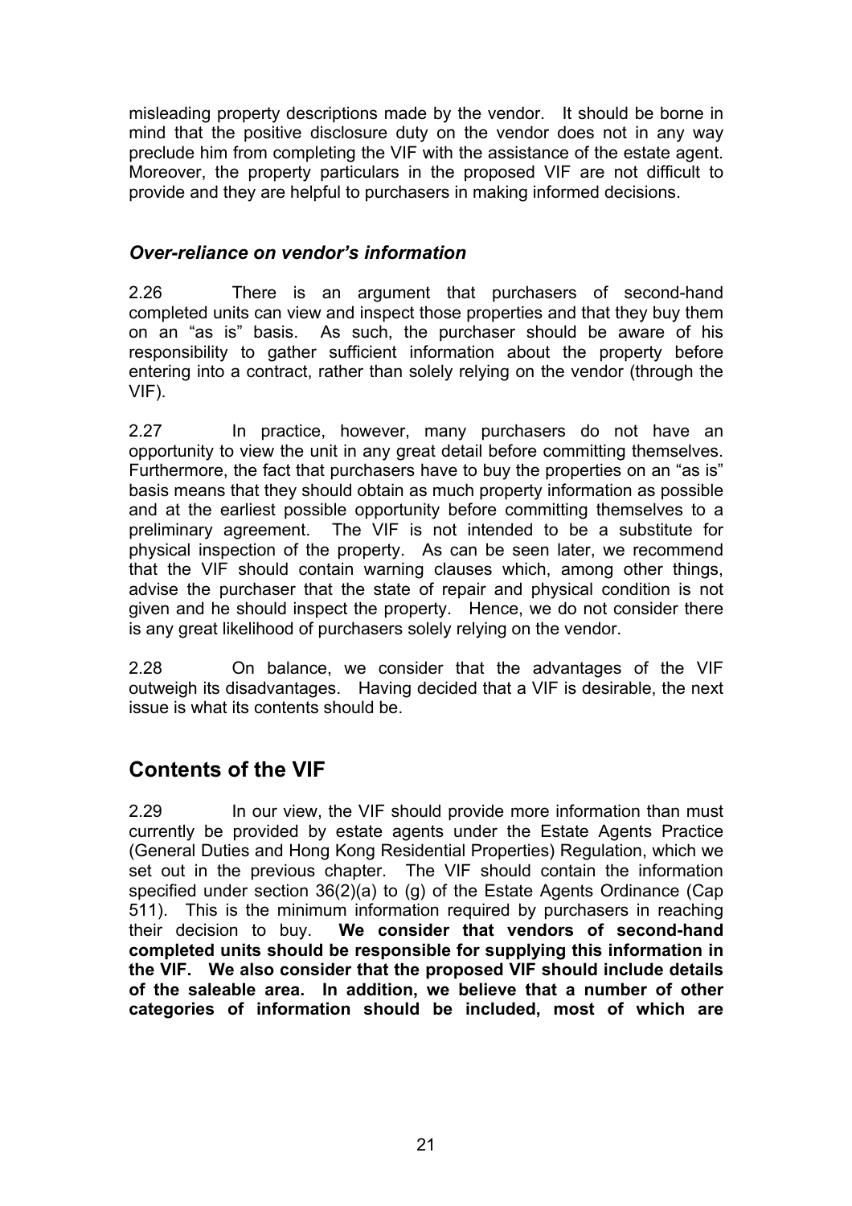misleading property descriptions made by the vendor. It should be borne in mind that the positive disclosure duty on the vendor does not in any way preclude him from completing the VIF with the assistance of the estate agent. Moreover, the property particulars in the proposed VIF are not difficult to provide and they are helpful to purchasers in making informed decisions.

### *Over-reliance on vendor's information*

2.26 There is an argument that purchasers of second-hand completed units can view and inspect those properties and that they buy them on an "as is" basis. As such, the purchaser should be aware of his responsibility to gather sufficient information about the property before entering into a contract, rather than solely relying on the vendor (through the VIF).

2.27 In practice, however, many purchasers do not have an opportunity to view the unit in any great detail before committing themselves. Furthermore, the fact that purchasers have to buy the properties on an "as is" basis means that they should obtain as much property information as possible and at the earliest possible opportunity before committing themselves to a preliminary agreement. The VIF is not intended to be a substitute for physical inspection of the property. As can be seen later, we recommend that the VIF should contain warning clauses which, among other things, advise the purchaser that the state of repair and physical condition is not given and he should inspect the property. Hence, we do not consider there is any great likelihood of purchasers solely relying on the vendor.

2.28 On balance, we consider that the advantages of the VIF outweigh its disadvantages. Having decided that a VIF is desirable, the next issue is what its contents should be.

## Contents of the VIF

2.29 In our view, the VIF should provide more information than must currently be provided by estate agents under the Estate Agents Practice (General Duties and Hong Kong Residential Properties) Regulation, which we set out in the previous chapter. The VIF should contain the information specified under section 36(2)(a) to (g) of the Estate Agents Ordinance (Cap 511). This is the minimum information required by purchasers in reaching their decision to buy. **We consider that vendors of second-hand completed units should be responsible for supplying this information in the VIF. We also consider that the proposed VIF should include details of the saleable area. In addition, we believe that a number of other categories of information should be included, most of which are**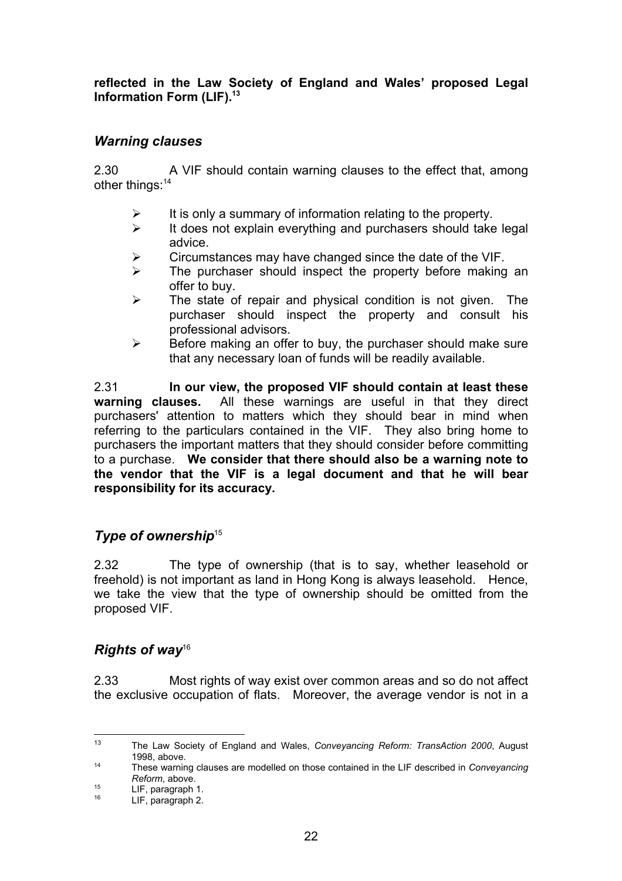**reflected in the Law Society of England and Wales' proposed Legal Information Form (LIF).**[13]

### *Warning clauses*

2.30 A VIF should contain warning clauses to the effect that, among other things:[14]

- It is only a summary of information relating to the property.
- It does not explain everything and purchasers should take legal advice.
- Circumstances may have changed since the date of the VIF.
- The purchaser should inspect the property before making an offer to buy.
- The state of repair and physical condition is not given. The purchaser should inspect the property and consult his professional advisors.
- Before making an offer to buy, the purchaser should make sure that any necessary loan of funds will be readily available.

2.31 **In our view, the proposed VIF should contain at least these warning clauses.** All these warnings are useful in that they direct purchasers' attention to matters which they should bear in mind when referring to the particulars contained in the VIF. They also bring home to purchasers the important matters that they should consider before committing to a purchase. **We consider that there should also be a warning note to the vendor that the VIF is a legal document and that he will bear responsibility for its accuracy.**

### *Type of ownership*[15]

2.32 The type of ownership (that is to say, whether leasehold or freehold) is not important as land in Hong Kong is always leasehold. Hence, we take the view that the type of ownership should be omitted from the proposed VIF.

### *Rights of way*[16]

2.33 Most rights of way exist over common areas and so do not affect the exclusive occupation of flats. Moreover, the average vendor is not in a

---

[13] The Law Society of England and Wales, *Conveyancing Reform: TransAction 2000*, August 1998, above.

[14] These warning clauses are modelled on those contained in the LIF described in *Conveyancing Reform*, above.

[15] LIF, paragraph 1.

[16] LIF, paragraph 2.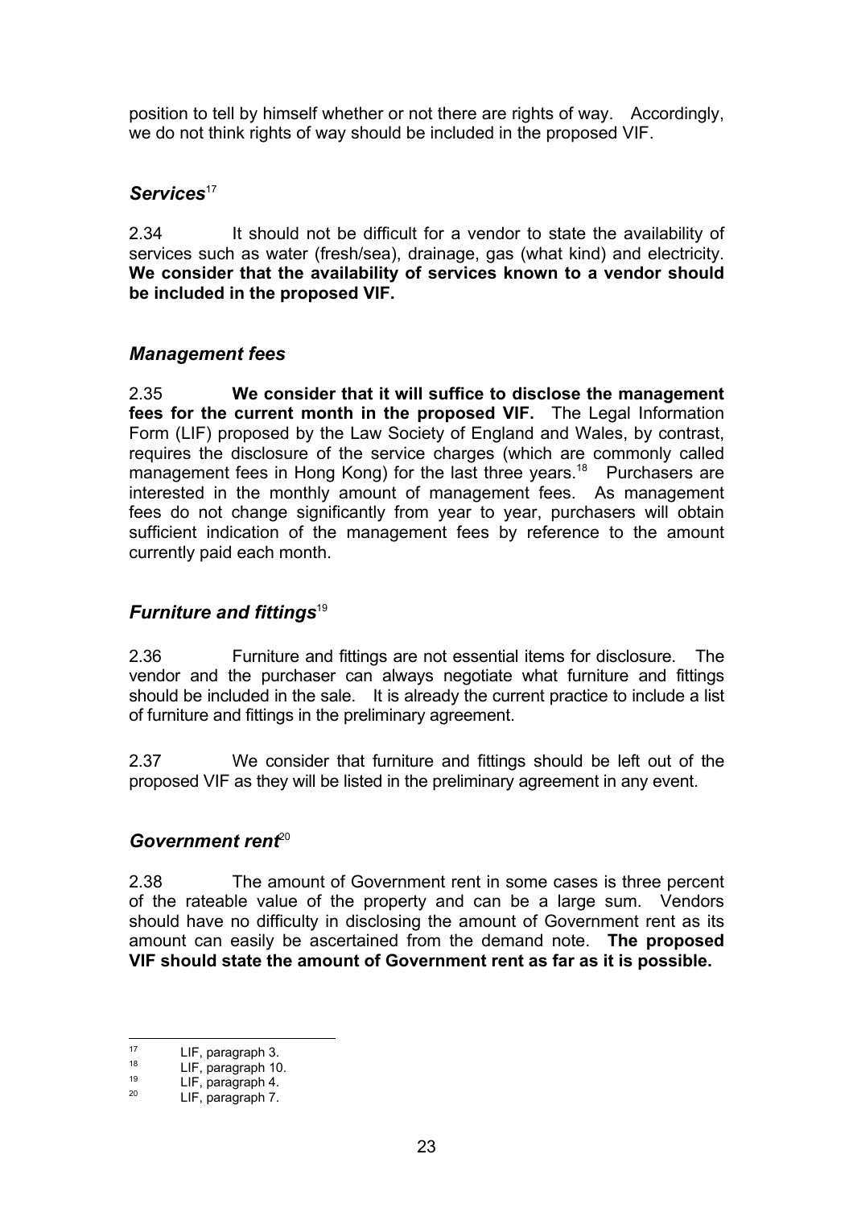position to tell by himself whether or not there are rights of way. Accordingly, we do not think rights of way should be included in the proposed VIF.

### *Services*[17]

2.34 It should not be difficult for a vendor to state the availability of services such as water (fresh/sea), drainage, gas (what kind) and electricity. **We consider that the availability of services known to a vendor should be included in the proposed VIF.**

### *Management fees*

2.35 **We consider that it will suffice to disclose the management fees for the current month in the proposed VIF.** The Legal Information Form (LIF) proposed by the Law Society of England and Wales, by contrast, requires the disclosure of the service charges (which are commonly called management fees in Hong Kong) for the last three years.[18] Purchasers are interested in the monthly amount of management fees. As management fees do not change significantly from year to year, purchasers will obtain sufficient indication of the management fees by reference to the amount currently paid each month.

### *Furniture and fittings*[19]

2.36 Furniture and fittings are not essential items for disclosure. The vendor and the purchaser can always negotiate what furniture and fittings should be included in the sale. It is already the current practice to include a list of furniture and fittings in the preliminary agreement.

2.37 We consider that furniture and fittings should be left out of the proposed VIF as they will be listed in the preliminary agreement in any event.

### *Government rent*[20]

2.38 The amount of Government rent in some cases is three percent of the rateable value of the property and can be a large sum. Vendors should have no difficulty in disclosing the amount of Government rent as its amount can easily be ascertained from the demand note. **The proposed VIF should state the amount of Government rent as far as it is possible.**

---

[17] LIF, paragraph 3.

[18] LIF, paragraph 10.

[19] LIF, paragraph 4.

[20] LIF, paragraph 7.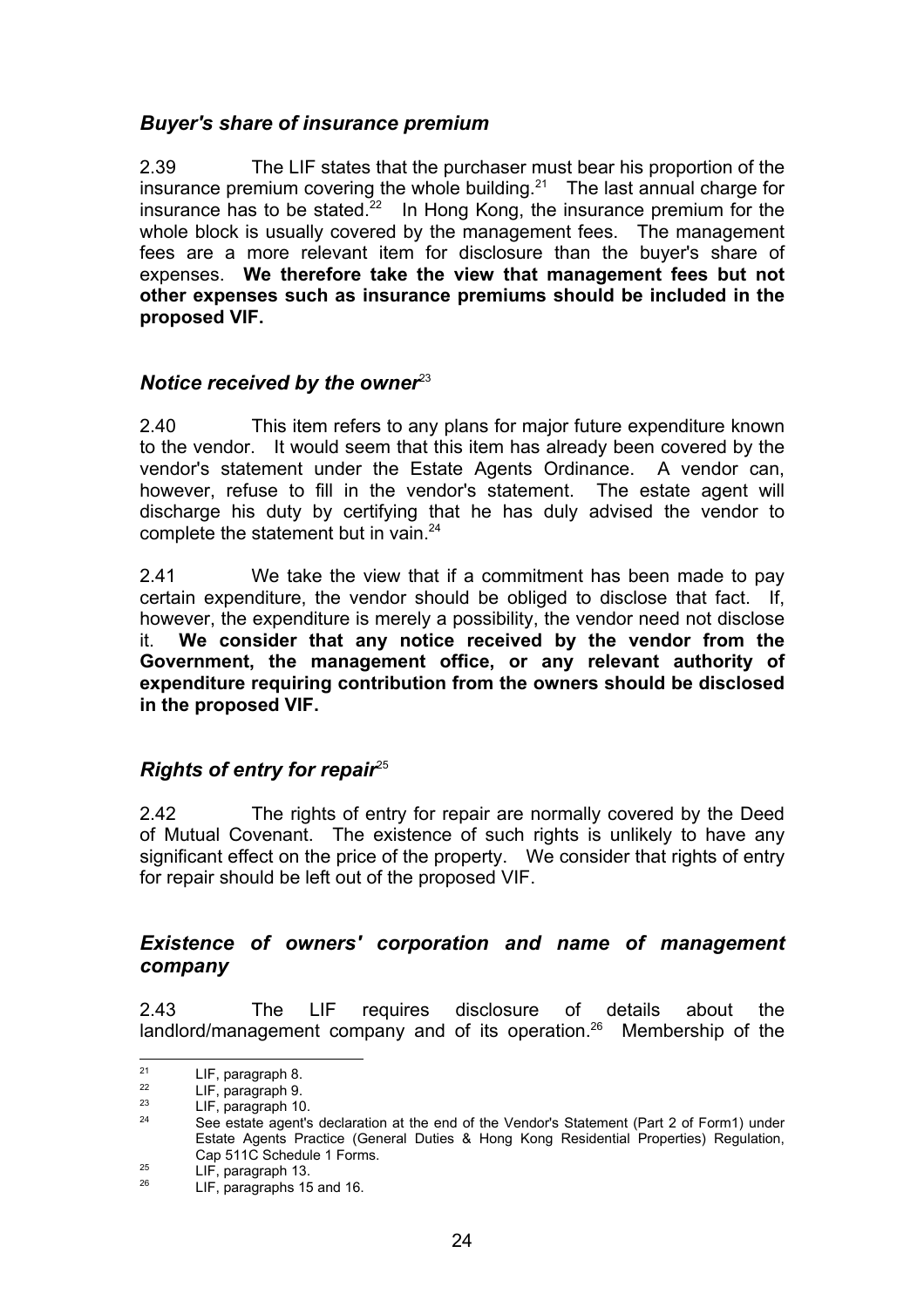### *Buyer's share of insurance premium*

2.39 The LIF states that the purchaser must bear his proportion of the insurance premium covering the whole building.[21] The last annual charge for insurance has to be stated.[22] In Hong Kong, the insurance premium for the whole block is usually covered by the management fees. The management fees are a more relevant item for disclosure than the buyer's share of expenses. **We therefore take the view that management fees but not other expenses such as insurance premiums should be included in the proposed VIF.**

### *Notice received by the owner*[23]

2.40 This item refers to any plans for major future expenditure known to the vendor. It would seem that this item has already been covered by the vendor's statement under the Estate Agents Ordinance. A vendor can, however, refuse to fill in the vendor's statement. The estate agent will discharge his duty by certifying that he has duly advised the vendor to complete the statement but in vain.[24]

2.41 We take the view that if a commitment has been made to pay certain expenditure, the vendor should be obliged to disclose that fact. If, however, the expenditure is merely a possibility, the vendor need not disclose it. **We consider that any notice received by the vendor from the Government, the management office, or any relevant authority of expenditure requiring contribution from the owners should be disclosed in the proposed VIF.**

### *Rights of entry for repair*[25]

2.42 The rights of entry for repair are normally covered by the Deed of Mutual Covenant. The existence of such rights is unlikely to have any significant effect on the price of the property. We consider that rights of entry for repair should be left out of the proposed VIF.

### *Existence of owners' corporation and name of management company*

2.43 The LIF requires disclosure of details about the landlord/management company and of its operation.[26] Membership of the

---

[21] LIF, paragraph 8.

[22] LIF, paragraph 9.

[23] LIF, paragraph 10.

[24] See estate agent's declaration at the end of the Vendor's Statement (Part 2 of Form1) under Estate Agents Practice (General Duties & Hong Kong Residential Properties) Regulation, Cap 511C Schedule 1 Forms.

[25] LIF, paragraph 13.

[26] LIF, paragraphs 15 and 16.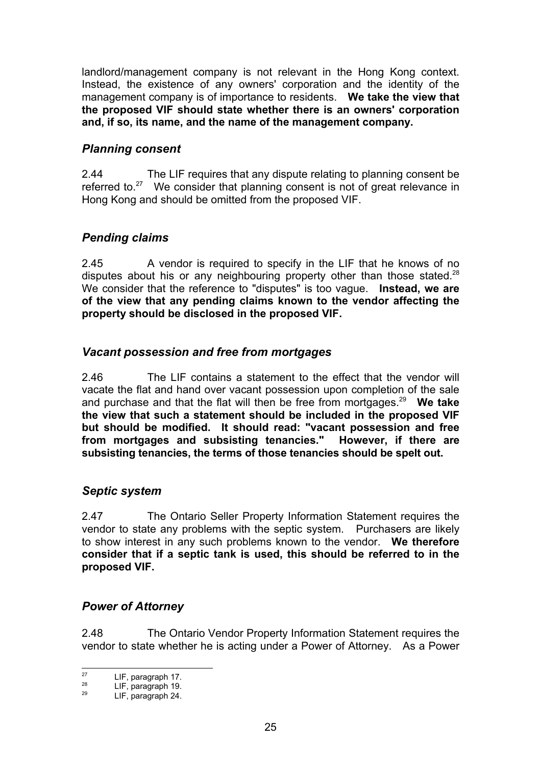landlord/management company is not relevant in the Hong Kong context. Instead, the existence of any owners' corporation and the identity of the management company is of importance to residents. **We take the view that the proposed VIF should state whether there is an owners' corporation and, if so, its name, and the name of the management company.**

### *Planning consent*

2.44 The LIF requires that any dispute relating to planning consent be referred to.[27] We consider that planning consent is not of great relevance in Hong Kong and should be omitted from the proposed VIF.

### *Pending claims*

2.45 A vendor is required to specify in the LIF that he knows of no disputes about his or any neighbouring property other than those stated.[28] We consider that the reference to "disputes" is too vague. **Instead, we are of the view that any pending claims known to the vendor affecting the property should be disclosed in the proposed VIF.**

### *Vacant possession and free from mortgages*

2.46 The LIF contains a statement to the effect that the vendor will vacate the flat and hand over vacant possession upon completion of the sale and purchase and that the flat will then be free from mortgages.[29] **We take the view that such a statement should be included in the proposed VIF but should be modified. It should read: "vacant possession and free from mortgages and subsisting tenancies." However, if there are subsisting tenancies, the terms of those tenancies should be spelt out.**

### *Septic system*

2.47 The Ontario Seller Property Information Statement requires the vendor to state any problems with the septic system. Purchasers are likely to show interest in any such problems known to the vendor. **We therefore consider that if a septic tank is used, this should be referred to in the proposed VIF.**

### *Power of Attorney*

2.48 The Ontario Vendor Property Information Statement requires the vendor to state whether he is acting under a Power of Attorney. As a Power

---

[27] LIF, paragraph 17.

[28] LIF, paragraph 19.

[29] LIF, paragraph 24.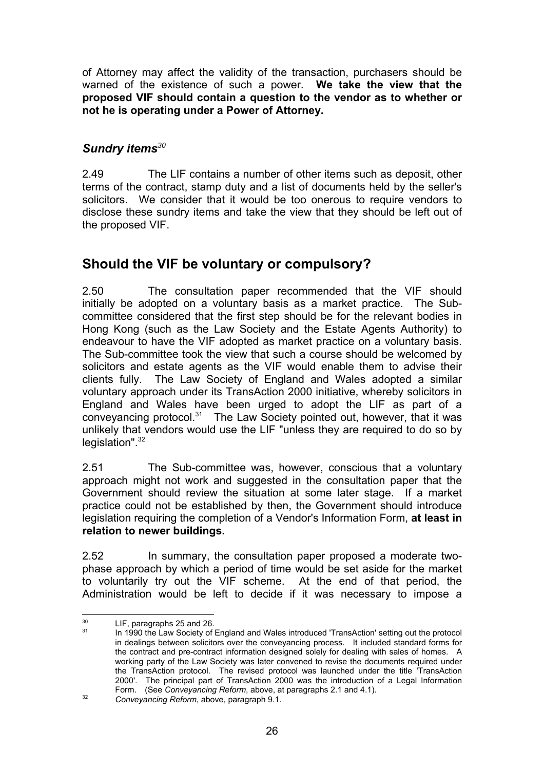of Attorney may affect the validity of the transaction, purchasers should be warned of the existence of such a power. **We take the view that the proposed VIF should contain a question to the vendor as to whether or not he is operating under a Power of Attorney.**

### *Sundry items*[30]

2.49 The LIF contains a number of other items such as deposit, other terms of the contract, stamp duty and a list of documents held by the seller's solicitors. We consider that it would be too onerous to require vendors to disclose these sundry items and take the view that they should be left out of the proposed VIF.

## Should the VIF be voluntary or compulsory?

2.50 The consultation paper recommended that the VIF should initially be adopted on a voluntary basis as a market practice. The Sub-committee considered that the first step should be for the relevant bodies in Hong Kong (such as the Law Society and the Estate Agents Authority) to endeavour to have the VIF adopted as market practice on a voluntary basis. The Sub-committee took the view that such a course should be welcomed by solicitors and estate agents as the VIF would enable them to advise their clients fully. The Law Society of England and Wales adopted a similar voluntary approach under its TransAction 2000 initiative, whereby solicitors in England and Wales have been urged to adopt the LIF as part of a conveyancing protocol.[31] The Law Society pointed out, however, that it was unlikely that vendors would use the LIF "unless they are required to do so by legislation".[32]

2.51 The Sub-committee was, however, conscious that a voluntary approach might not work and suggested in the consultation paper that the Government should review the situation at some later stage. If a market practice could not be established by then, the Government should introduce legislation requiring the completion of a Vendor's Information Form, **at least in relation to newer buildings.**

2.52 In summary, the consultation paper proposed a moderate two-phase approach by which a period of time would be set aside for the market to voluntarily try out the VIF scheme. At the end of that period, the Administration would be left to decide if it was necessary to impose a

---

[30] LIF, paragraphs 25 and 26.

[31] In 1990 the Law Society of England and Wales introduced 'TransAction' setting out the protocol in dealings between solicitors over the conveyancing process. It included standard forms for the contract and pre-contract information designed solely for dealing with sales of homes. A working party of the Law Society was later convened to revise the documents required under the TransAction protocol. The revised protocol was launched under the title 'TransAction 2000'. The principal part of TransAction 2000 was the introduction of a Legal Information Form. (See *Conveyancing Reform*, above, at paragraphs 2.1 and 4.1).

[32] *Conveyancing Reform*, above, paragraph 9.1.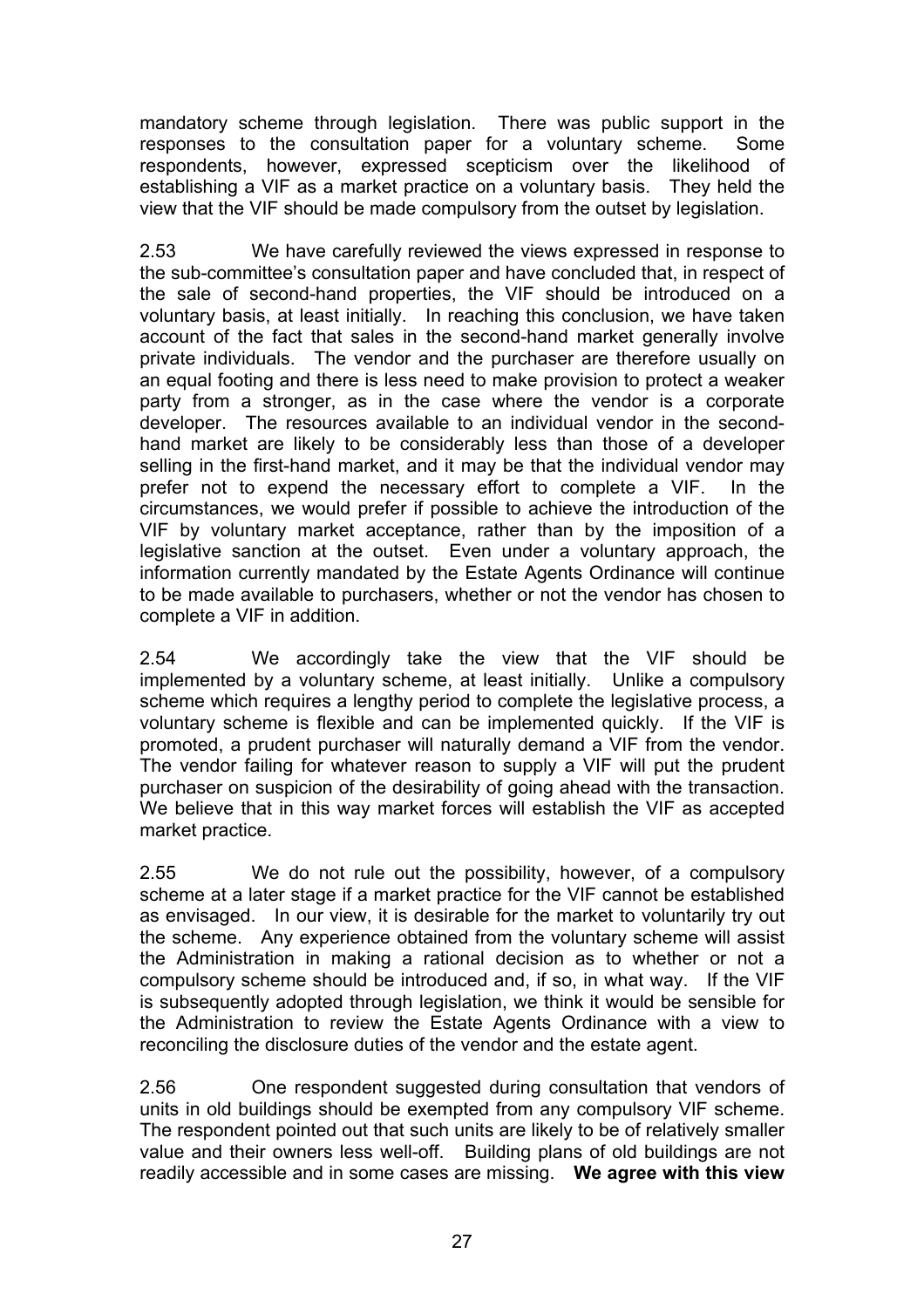mandatory scheme through legislation. There was public support in the responses to the consultation paper for a voluntary scheme. Some respondents, however, expressed scepticism over the likelihood of establishing a VIF as a market practice on a voluntary basis. They held the view that the VIF should be made compulsory from the outset by legislation.

2.53 We have carefully reviewed the views expressed in response to the sub-committee's consultation paper and have concluded that, in respect of the sale of second-hand properties, the VIF should be introduced on a voluntary basis, at least initially. In reaching this conclusion, we have taken account of the fact that sales in the second-hand market generally involve private individuals. The vendor and the purchaser are therefore usually on an equal footing and there is less need to make provision to protect a weaker party from a stronger, as in the case where the vendor is a corporate developer. The resources available to an individual vendor in the second-hand market are likely to be considerably less than those of a developer selling in the first-hand market, and it may be that the individual vendor may prefer not to expend the necessary effort to complete a VIF. In the circumstances, we would prefer if possible to achieve the introduction of the VIF by voluntary market acceptance, rather than by the imposition of a legislative sanction at the outset. Even under a voluntary approach, the information currently mandated by the Estate Agents Ordinance will continue to be made available to purchasers, whether or not the vendor has chosen to complete a VIF in addition.

2.54 We accordingly take the view that the VIF should be implemented by a voluntary scheme, at least initially. Unlike a compulsory scheme which requires a lengthy period to complete the legislative process, a voluntary scheme is flexible and can be implemented quickly. If the VIF is promoted, a prudent purchaser will naturally demand a VIF from the vendor. The vendor failing for whatever reason to supply a VIF will put the prudent purchaser on suspicion of the desirability of going ahead with the transaction. We believe that in this way market forces will establish the VIF as accepted market practice.

2.55 We do not rule out the possibility, however, of a compulsory scheme at a later stage if a market practice for the VIF cannot be established as envisaged. In our view, it is desirable for the market to voluntarily try out the scheme. Any experience obtained from the voluntary scheme will assist the Administration in making a rational decision as to whether or not a compulsory scheme should be introduced and, if so, in what way. If the VIF is subsequently adopted through legislation, we think it would be sensible for the Administration to review the Estate Agents Ordinance with a view to reconciling the disclosure duties of the vendor and the estate agent.

2.56 One respondent suggested during consultation that vendors of units in old buildings should be exempted from any compulsory VIF scheme. The respondent pointed out that such units are likely to be of relatively smaller value and their owners less well-off. Building plans of old buildings are not readily accessible and in some cases are missing. **We agree with this view**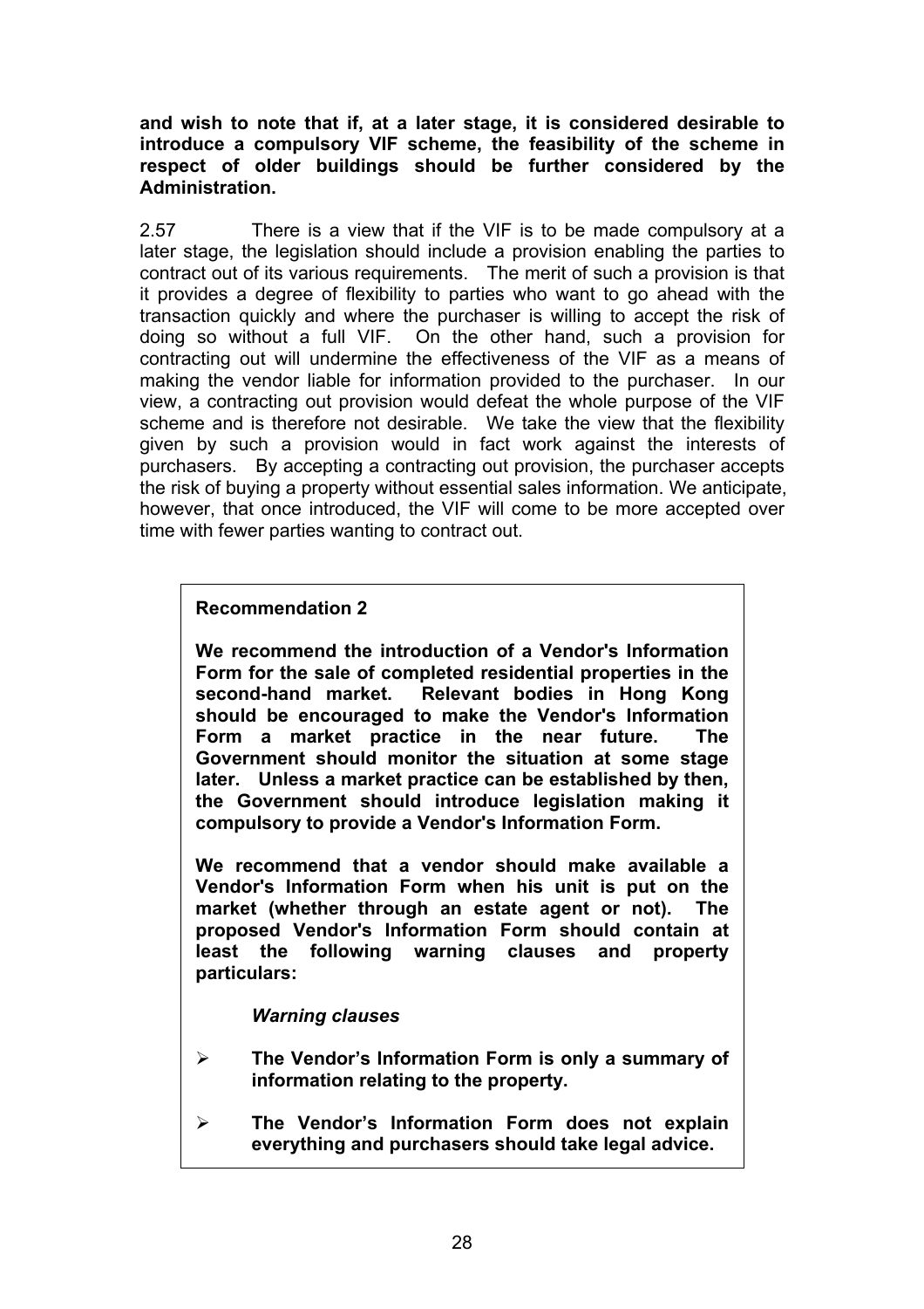**and wish to note that if, at a later stage, it is considered desirable to introduce a compulsory VIF scheme, the feasibility of the scheme in respect of older buildings should be further considered by the Administration.**

2.57 There is a view that if the VIF is to be made compulsory at a later stage, the legislation should include a provision enabling the parties to contract out of its various requirements. The merit of such a provision is that it provides a degree of flexibility to parties who want to go ahead with the transaction quickly and where the purchaser is willing to accept the risk of doing so without a full VIF. On the other hand, such a provision for contracting out will undermine the effectiveness of the VIF as a means of making the vendor liable for information provided to the purchaser. In our view, a contracting out provision would defeat the whole purpose of the VIF scheme and is therefore not desirable. We take the view that the flexibility given by such a provision would in fact work against the interests of purchasers. By accepting a contracting out provision, the purchaser accepts the risk of buying a property without essential sales information. We anticipate, however, that once introduced, the VIF will come to be more accepted over time with fewer parties wanting to contract out.

**Recommendation 2**

**We recommend the introduction of a Vendor's Information Form for the sale of completed residential properties in the second-hand market. Relevant bodies in Hong Kong should be encouraged to make the Vendor's Information Form a market practice in the near future. The Government should monitor the situation at some stage later. Unless a market practice can be established by then, the Government should introduce legislation making it compulsory to provide a Vendor's Information Form.**

**We recommend that a vendor should make available a Vendor's Information Form when his unit is put on the market (whether through an estate agent or not). The proposed Vendor's Information Form should contain at least the following warning clauses and property particulars:**

***Warning clauses***

- **The Vendor's Information Form is only a summary of information relating to the property.**
- **The Vendor's Information Form does not explain everything and purchasers should take legal advice.**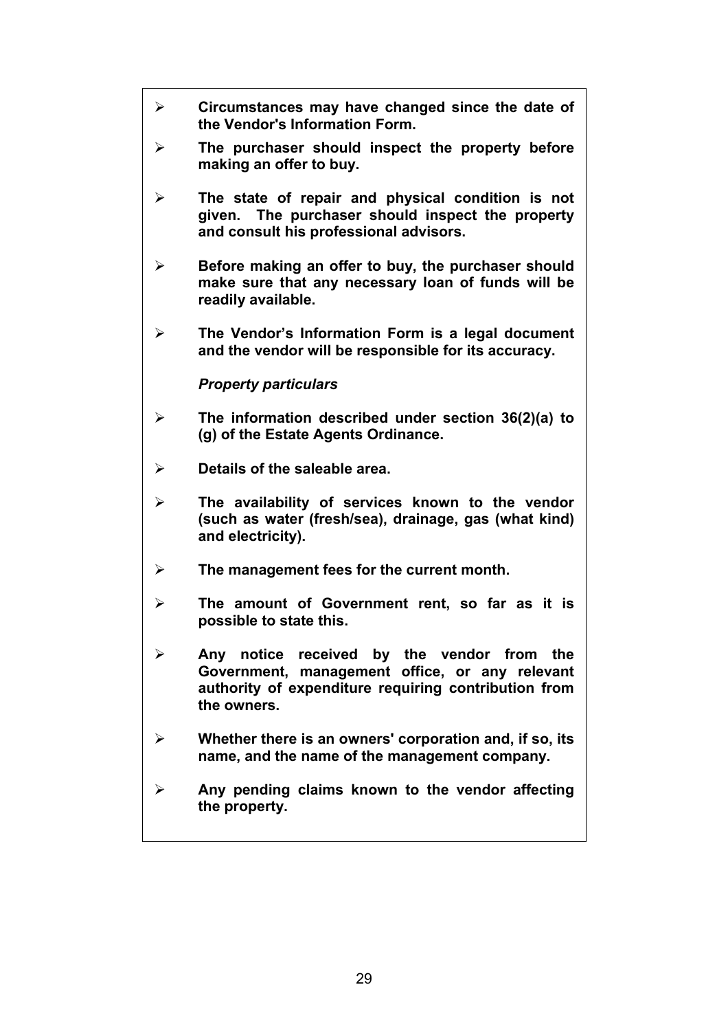- **Circumstances may have changed since the date of the Vendor's Information Form.**
- **The purchaser should inspect the property before making an offer to buy.**
- **The state of repair and physical condition is not given. The purchaser should inspect the property and consult his professional advisors.**
- **Before making an offer to buy, the purchaser should make sure that any necessary loan of funds will be readily available.**
- **The Vendor's Information Form is a legal document and the vendor will be responsible for its accuracy.**

***Property particulars***

- **The information described under section 36(2)(a) to (g) of the Estate Agents Ordinance.**
- **Details of the saleable area.**
- **The availability of services known to the vendor (such as water (fresh/sea), drainage, gas (what kind) and electricity).**
- **The management fees for the current month.**
- **The amount of Government rent, so far as it is possible to state this.**
- **Any notice received by the vendor from the Government, management office, or any relevant authority of expenditure requiring contribution from the owners.**
- **Whether there is an owners' corporation and, if so, its name, and the name of the management company.**
- **Any pending claims known to the vendor affecting the property.**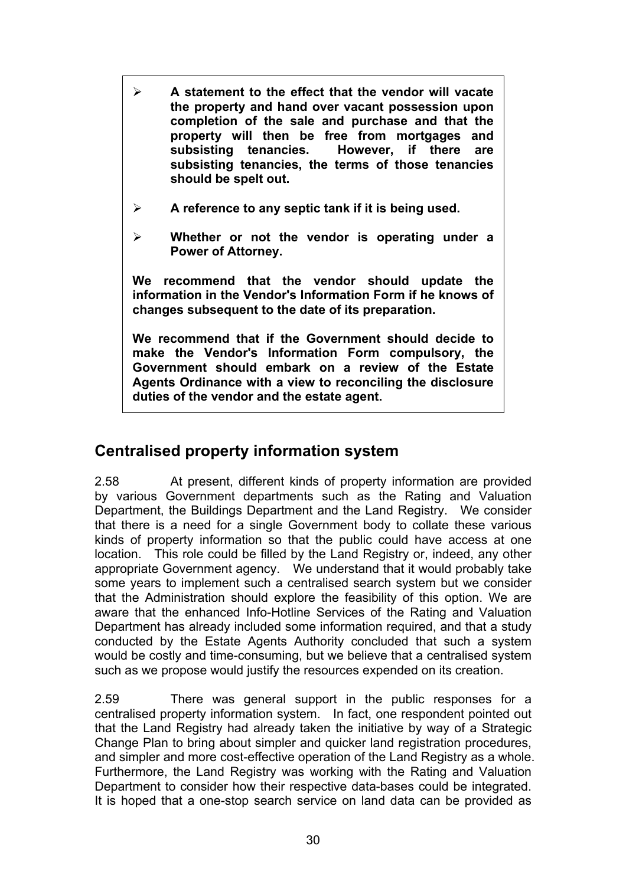> - **A statement to the effect that the vendor will vacate the property and hand over vacant possession upon completion of the sale and purchase and that the property will then be free from mortgages and subsisting tenancies. However, if there are subsisting tenancies, the terms of those tenancies should be spelt out.**
> - **A reference to any septic tank if it is being used.**
> - **Whether or not the vendor is operating under a Power of Attorney.**
>
> **We recommend that the vendor should update the information in the Vendor's Information Form if he knows of changes subsequent to the date of its preparation.**
>
> **We recommend that if the Government should decide to make the Vendor's Information Form compulsory, the Government should embark on a review of the Estate Agents Ordinance with a view to reconciling the disclosure duties of the vendor and the estate agent.**

## Centralised property information system

2.58 At present, different kinds of property information are provided by various Government departments such as the Rating and Valuation Department, the Buildings Department and the Land Registry. We consider that there is a need for a single Government body to collate these various kinds of property information so that the public could have access at one location. This role could be filled by the Land Registry or, indeed, any other appropriate Government agency. We understand that it would probably take some years to implement such a centralised search system but we consider that the Administration should explore the feasibility of this option. We are aware that the enhanced Info-Hotline Services of the Rating and Valuation Department has already included some information required, and that a study conducted by the Estate Agents Authority concluded that such a system would be costly and time-consuming, but we believe that a centralised system such as we propose would justify the resources expended on its creation.

2.59 There was general support in the public responses for a centralised property information system. In fact, one respondent pointed out that the Land Registry had already taken the initiative by way of a Strategic Change Plan to bring about simpler and quicker land registration procedures, and simpler and more cost-effective operation of the Land Registry as a whole. Furthermore, the Land Registry was working with the Rating and Valuation Department to consider how their respective data-bases could be integrated. It is hoped that a one-stop search service on land data can be provided as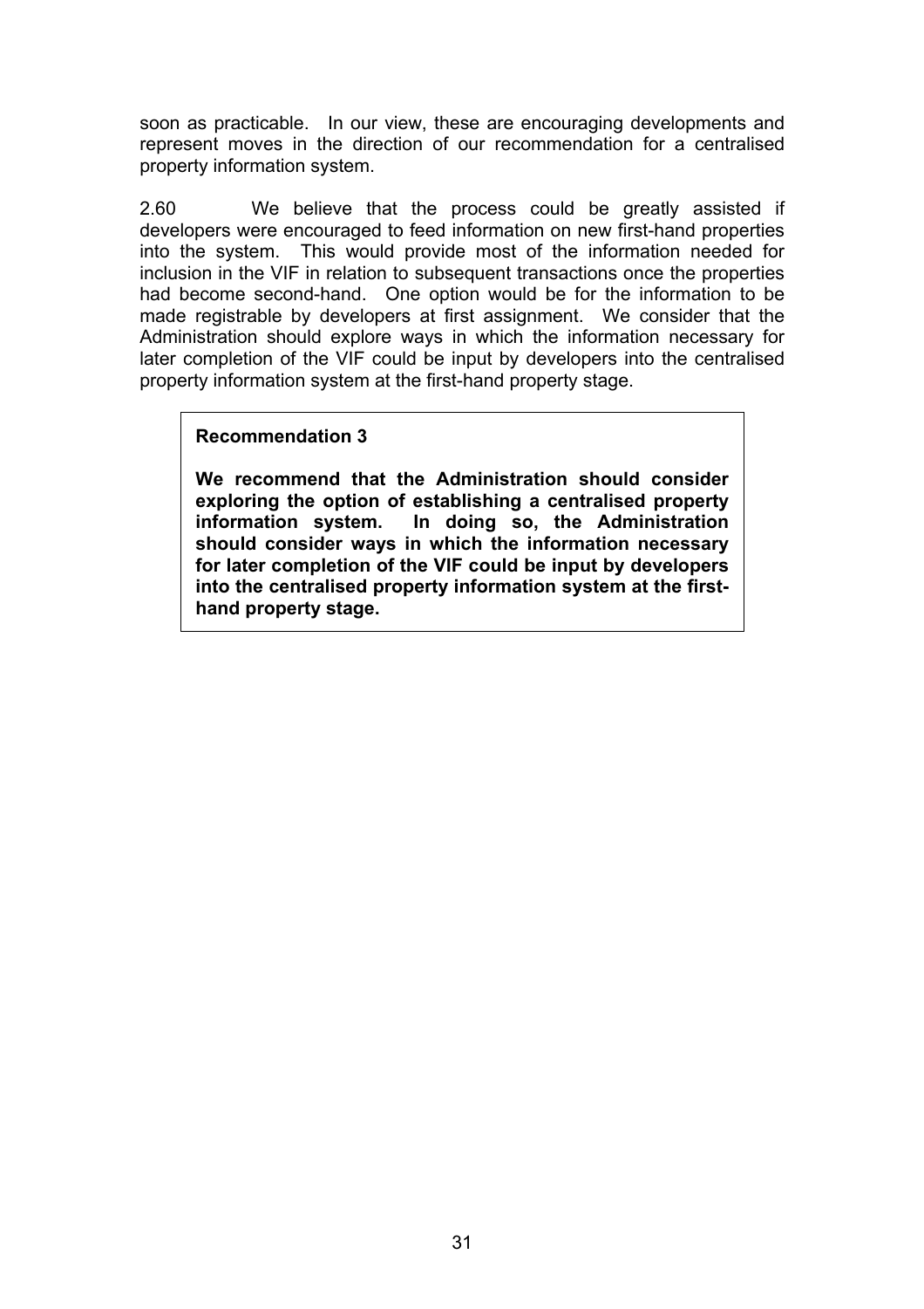soon as practicable. In our view, these are encouraging developments and represent moves in the direction of our recommendation for a centralised property information system.

2.60 We believe that the process could be greatly assisted if developers were encouraged to feed information on new first-hand properties into the system. This would provide most of the information needed for inclusion in the VIF in relation to subsequent transactions once the properties had become second-hand. One option would be for the information to be made registrable by developers at first assignment. We consider that the Administration should explore ways in which the information necessary for later completion of the VIF could be input by developers into the centralised property information system at the first-hand property stage.

> **Recommendation 3**
>
> **We recommend that the Administration should consider exploring the option of establishing a centralised property information system. In doing so, the Administration should consider ways in which the information necessary for later completion of the VIF could be input by developers into the centralised property information system at the first-hand property stage.**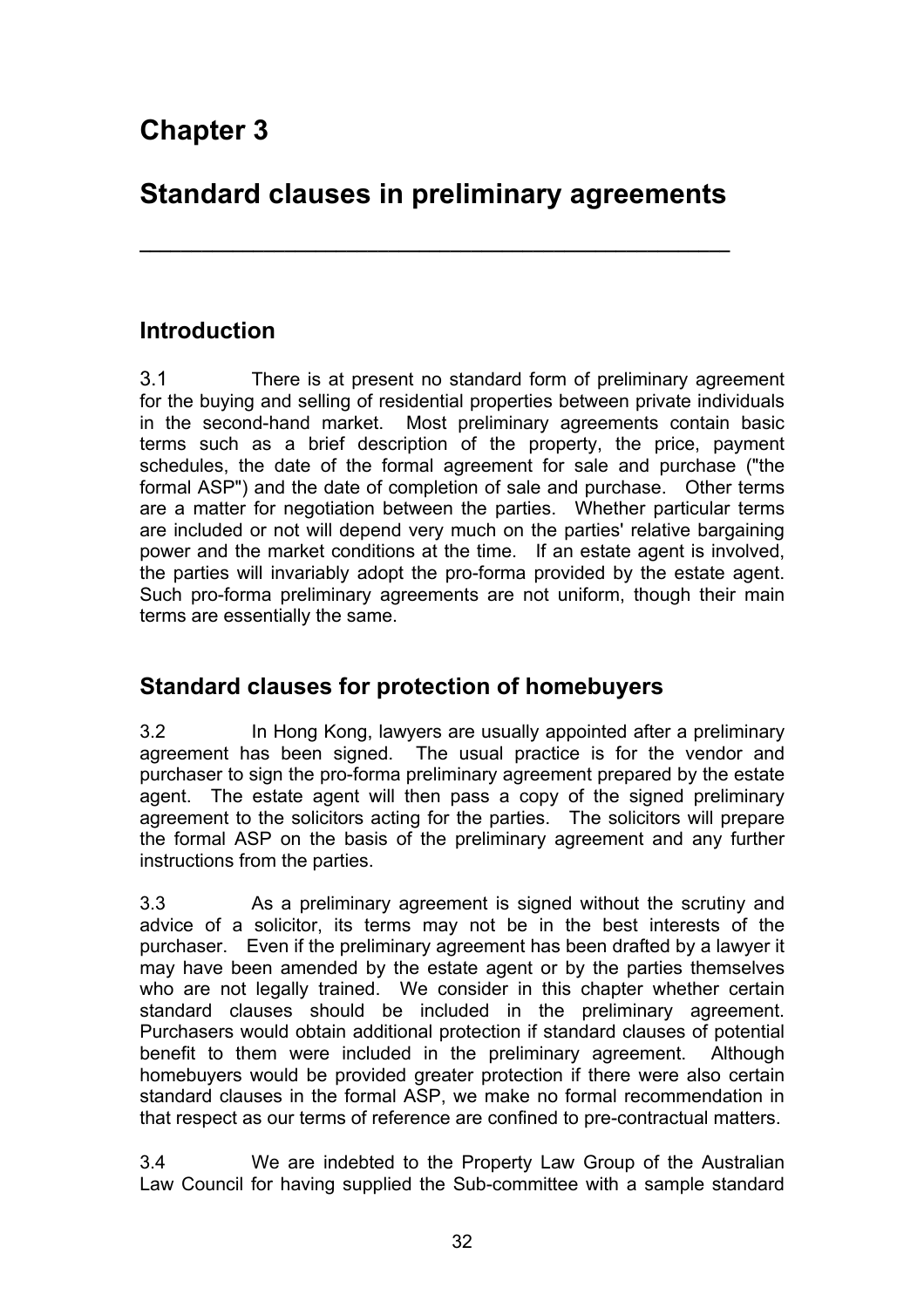# Chapter 3

# Standard clauses in preliminary agreements

## Introduction

3.1 There is at present no standard form of preliminary agreement for the buying and selling of residential properties between private individuals in the second-hand market. Most preliminary agreements contain basic terms such as a brief description of the property, the price, payment schedules, the date of the formal agreement for sale and purchase ("the formal ASP") and the date of completion of sale and purchase. Other terms are a matter for negotiation between the parties. Whether particular terms are included or not will depend very much on the parties' relative bargaining power and the market conditions at the time. If an estate agent is involved, the parties will invariably adopt the pro-forma provided by the estate agent. Such pro-forma preliminary agreements are not uniform, though their main terms are essentially the same.

## Standard clauses for protection of homebuyers

3.2 In Hong Kong, lawyers are usually appointed after a preliminary agreement has been signed. The usual practice is for the vendor and purchaser to sign the pro-forma preliminary agreement prepared by the estate agent. The estate agent will then pass a copy of the signed preliminary agreement to the solicitors acting for the parties. The solicitors will prepare the formal ASP on the basis of the preliminary agreement and any further instructions from the parties.

3.3 As a preliminary agreement is signed without the scrutiny and advice of a solicitor, its terms may not be in the best interests of the purchaser. Even if the preliminary agreement has been drafted by a lawyer it may have been amended by the estate agent or by the parties themselves who are not legally trained. We consider in this chapter whether certain standard clauses should be included in the preliminary agreement. Purchasers would obtain additional protection if standard clauses of potential benefit to them were included in the preliminary agreement. Although homebuyers would be provided greater protection if there were also certain standard clauses in the formal ASP, we make no formal recommendation in that respect as our terms of reference are confined to pre-contractual matters.

3.4 We are indebted to the Property Law Group of the Australian Law Council for having supplied the Sub-committee with a sample standard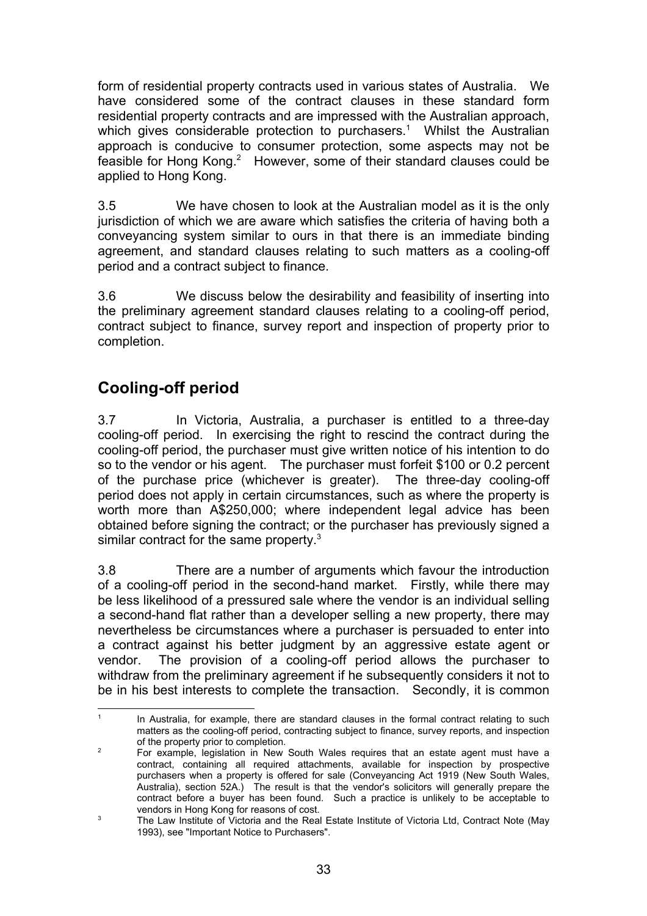form of residential property contracts used in various states of Australia. We have considered some of the contract clauses in these standard form residential property contracts and are impressed with the Australian approach, which gives considerable protection to purchasers.[1] Whilst the Australian approach is conducive to consumer protection, some aspects may not be feasible for Hong Kong.[2] However, some of their standard clauses could be applied to Hong Kong.

3.5 We have chosen to look at the Australian model as it is the only jurisdiction of which we are aware which satisfies the criteria of having both a conveyancing system similar to ours in that there is an immediate binding agreement, and standard clauses relating to such matters as a cooling-off period and a contract subject to finance.

3.6 We discuss below the desirability and feasibility of inserting into the preliminary agreement standard clauses relating to a cooling-off period, contract subject to finance, survey report and inspection of property prior to completion.

## Cooling-off period

3.7 In Victoria, Australia, a purchaser is entitled to a three-day cooling-off period. In exercising the right to rescind the contract during the cooling-off period, the purchaser must give written notice of his intention to do so to the vendor or his agent. The purchaser must forfeit $100 or 0.2 percent of the purchase price (whichever is greater). The three-day cooling-off period does not apply in certain circumstances, such as where the property is worth more than A$250,000; where independent legal advice has been obtained before signing the contract; or the purchaser has previously signed a similar contract for the same property.[3]

3.8 There are a number of arguments which favour the introduction of a cooling-off period in the second-hand market. Firstly, while there may be less likelihood of a pressured sale where the vendor is an individual selling a second-hand flat rather than a developer selling a new property, there may nevertheless be circumstances where a purchaser is persuaded to enter into a contract against his better judgment by an aggressive estate agent or vendor. The provision of a cooling-off period allows the purchaser to withdraw from the preliminary agreement if he subsequently considers it not to be in his best interests to complete the transaction. Secondly, it is common

---

[1] In Australia, for example, there are standard clauses in the formal contract relating to such matters as the cooling-off period, contracting subject to finance, survey reports, and inspection of the property prior to completion.

[2] For example, legislation in New South Wales requires that an estate agent must have a contract, containing all required attachments, available for inspection by prospective purchasers when a property is offered for sale (Conveyancing Act 1919 (New South Wales, Australia), section 52A.) The result is that the vendor's solicitors will generally prepare the contract before a buyer has been found. Such a practice is unlikely to be acceptable to vendors in Hong Kong for reasons of cost.

[3] The Law Institute of Victoria and the Real Estate Institute of Victoria Ltd, Contract Note (May 1993), see "Important Notice to Purchasers".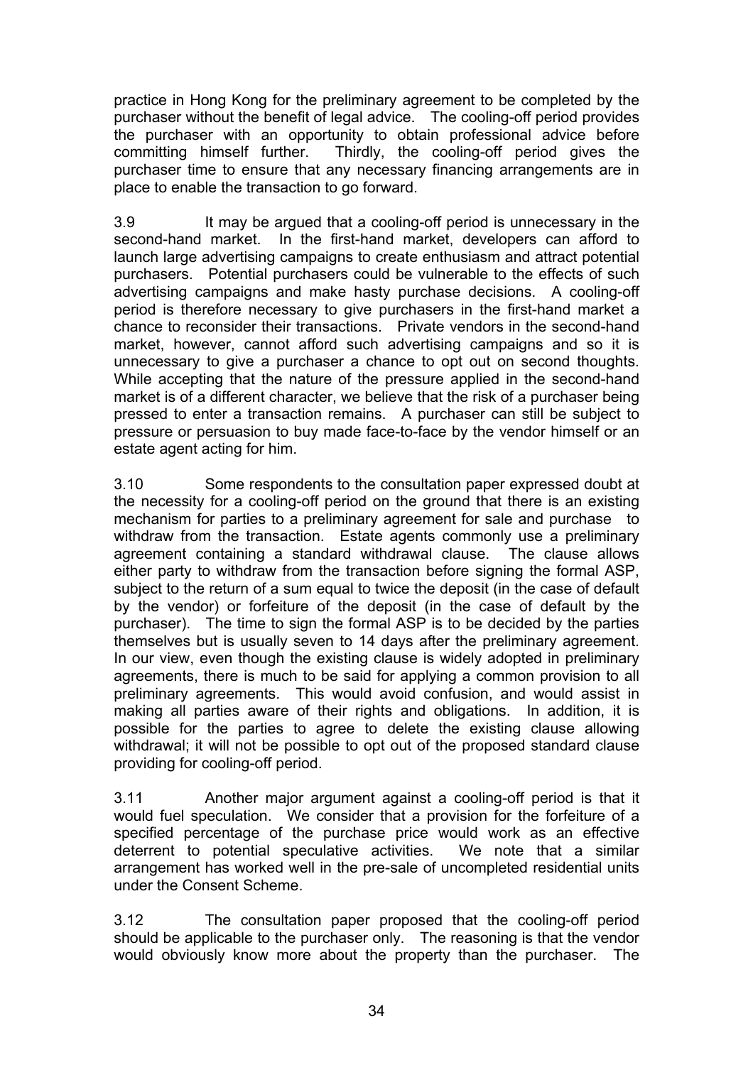practice in Hong Kong for the preliminary agreement to be completed by the purchaser without the benefit of legal advice. The cooling-off period provides the purchaser with an opportunity to obtain professional advice before committing himself further. Thirdly, the cooling-off period gives the purchaser time to ensure that any necessary financing arrangements are in place to enable the transaction to go forward.

3.9 It may be argued that a cooling-off period is unnecessary in the second-hand market. In the first-hand market, developers can afford to launch large advertising campaigns to create enthusiasm and attract potential purchasers. Potential purchasers could be vulnerable to the effects of such advertising campaigns and make hasty purchase decisions. A cooling-off period is therefore necessary to give purchasers in the first-hand market a chance to reconsider their transactions. Private vendors in the second-hand market, however, cannot afford such advertising campaigns and so it is unnecessary to give a purchaser a chance to opt out on second thoughts. While accepting that the nature of the pressure applied in the second-hand market is of a different character, we believe that the risk of a purchaser being pressed to enter a transaction remains. A purchaser can still be subject to pressure or persuasion to buy made face-to-face by the vendor himself or an estate agent acting for him.

3.10 Some respondents to the consultation paper expressed doubt at the necessity for a cooling-off period on the ground that there is an existing mechanism for parties to a preliminary agreement for sale and purchase to withdraw from the transaction. Estate agents commonly use a preliminary agreement containing a standard withdrawal clause. The clause allows either party to withdraw from the transaction before signing the formal ASP, subject to the return of a sum equal to twice the deposit (in the case of default by the vendor) or forfeiture of the deposit (in the case of default by the purchaser). The time to sign the formal ASP is to be decided by the parties themselves but is usually seven to 14 days after the preliminary agreement. In our view, even though the existing clause is widely adopted in preliminary agreements, there is much to be said for applying a common provision to all preliminary agreements. This would avoid confusion, and would assist in making all parties aware of their rights and obligations. In addition, it is possible for the parties to agree to delete the existing clause allowing withdrawal; it will not be possible to opt out of the proposed standard clause providing for cooling-off period.

3.11 Another major argument against a cooling-off period is that it would fuel speculation. We consider that a provision for the forfeiture of a specified percentage of the purchase price would work as an effective deterrent to potential speculative activities. We note that a similar arrangement has worked well in the pre-sale of uncompleted residential units under the Consent Scheme.

3.12 The consultation paper proposed that the cooling-off period should be applicable to the purchaser only. The reasoning is that the vendor would obviously know more about the property than the purchaser. The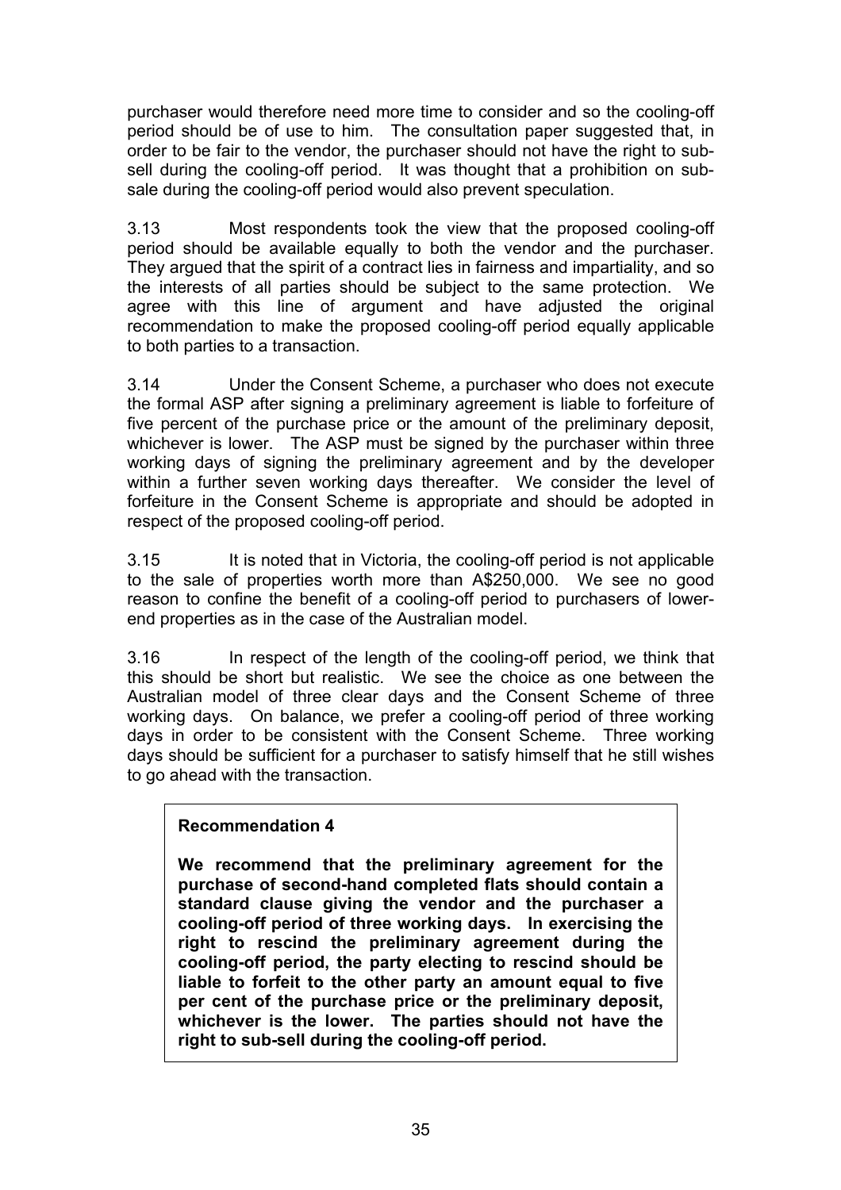purchaser would therefore need more time to consider and so the cooling-off period should be of use to him. The consultation paper suggested that, in order to be fair to the vendor, the purchaser should not have the right to sub-sell during the cooling-off period. It was thought that a prohibition on sub-sale during the cooling-off period would also prevent speculation.

3.13 Most respondents took the view that the proposed cooling-off period should be available equally to both the vendor and the purchaser. They argued that the spirit of a contract lies in fairness and impartiality, and so the interests of all parties should be subject to the same protection. We agree with this line of argument and have adjusted the original recommendation to make the proposed cooling-off period equally applicable to both parties to a transaction.

3.14 Under the Consent Scheme, a purchaser who does not execute the formal ASP after signing a preliminary agreement is liable to forfeiture of five percent of the purchase price or the amount of the preliminary deposit, whichever is lower. The ASP must be signed by the purchaser within three working days of signing the preliminary agreement and by the developer within a further seven working days thereafter. We consider the level of forfeiture in the Consent Scheme is appropriate and should be adopted in respect of the proposed cooling-off period.

3.15 It is noted that in Victoria, the cooling-off period is not applicable to the sale of properties worth more than A$250,000. We see no good reason to confine the benefit of a cooling-off period to purchasers of lower-end properties as in the case of the Australian model.

3.16 In respect of the length of the cooling-off period, we think that this should be short but realistic. We see the choice as one between the Australian model of three clear days and the Consent Scheme of three working days. On balance, we prefer a cooling-off period of three working days in order to be consistent with the Consent Scheme. Three working days should be sufficient for a purchaser to satisfy himself that he still wishes to go ahead with the transaction.

**Recommendation 4**

**We recommend that the preliminary agreement for the purchase of second-hand completed flats should contain a standard clause giving the vendor and the purchaser a cooling-off period of three working days. In exercising the right to rescind the preliminary agreement during the cooling-off period, the party electing to rescind should be liable to forfeit to the other party an amount equal to five per cent of the purchase price or the preliminary deposit, whichever is the lower. The parties should not have the right to sub-sell during the cooling-off period.**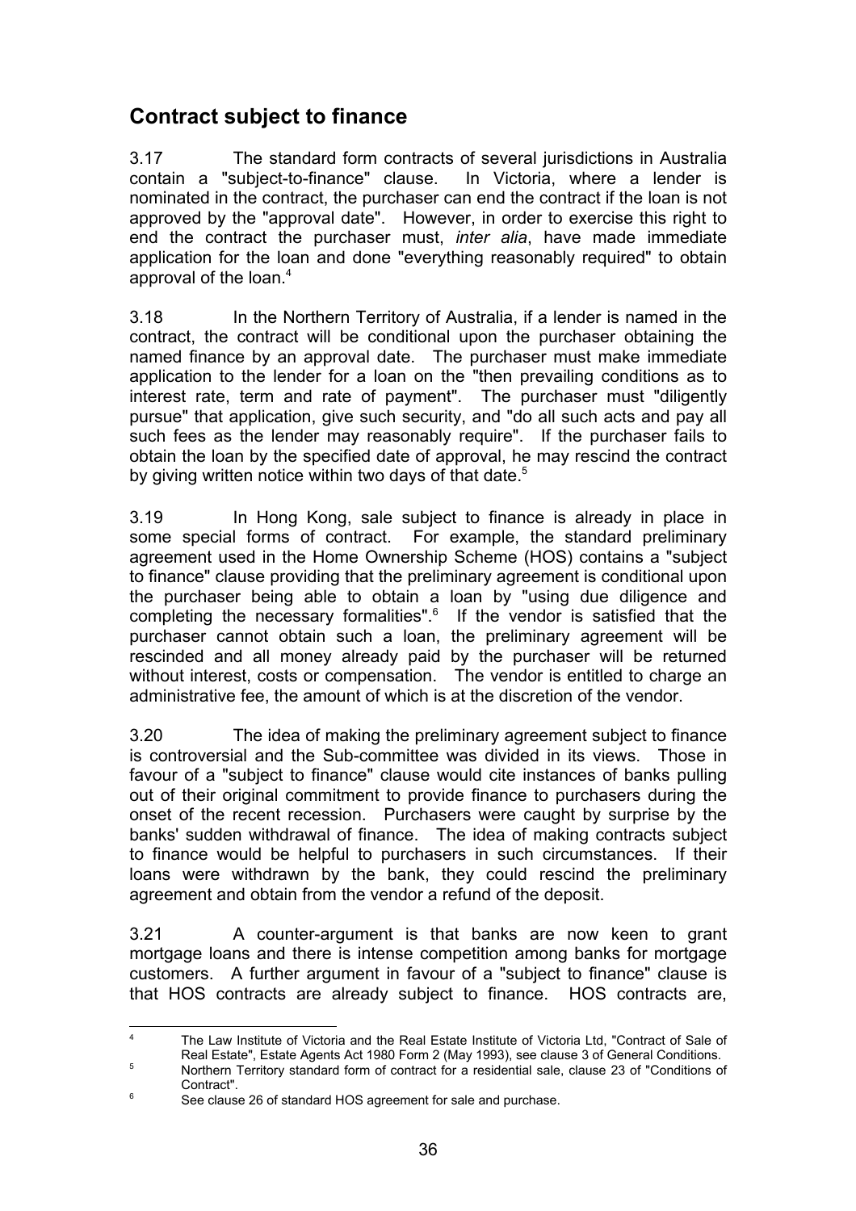## Contract subject to finance

3.17 The standard form contracts of several jurisdictions in Australia contain a "subject-to-finance" clause. In Victoria, where a lender is nominated in the contract, the purchaser can end the contract if the loan is not approved by the "approval date". However, in order to exercise this right to end the contract the purchaser must, *inter alia*, have made immediate application for the loan and done "everything reasonably required" to obtain approval of the loan.[4]

3.18 In the Northern Territory of Australia, if a lender is named in the contract, the contract will be conditional upon the purchaser obtaining the named finance by an approval date. The purchaser must make immediate application to the lender for a loan on the "then prevailing conditions as to interest rate, term and rate of payment". The purchaser must "diligently pursue" that application, give such security, and "do all such acts and pay all such fees as the lender may reasonably require". If the purchaser fails to obtain the loan by the specified date of approval, he may rescind the contract by giving written notice within two days of that date.[5]

3.19 In Hong Kong, sale subject to finance is already in place in some special forms of contract. For example, the standard preliminary agreement used in the Home Ownership Scheme (HOS) contains a "subject to finance" clause providing that the preliminary agreement is conditional upon the purchaser being able to obtain a loan by "using due diligence and completing the necessary formalities".[6] If the vendor is satisfied that the purchaser cannot obtain such a loan, the preliminary agreement will be rescinded and all money already paid by the purchaser will be returned without interest, costs or compensation. The vendor is entitled to charge an administrative fee, the amount of which is at the discretion of the vendor.

3.20 The idea of making the preliminary agreement subject to finance is controversial and the Sub-committee was divided in its views. Those in favour of a "subject to finance" clause would cite instances of banks pulling out of their original commitment to provide finance to purchasers during the onset of the recent recession. Purchasers were caught by surprise by the banks' sudden withdrawal of finance. The idea of making contracts subject to finance would be helpful to purchasers in such circumstances. If their loans were withdrawn by the bank, they could rescind the preliminary agreement and obtain from the vendor a refund of the deposit.

3.21 A counter-argument is that banks are now keen to grant mortgage loans and there is intense competition among banks for mortgage customers. A further argument in favour of a "subject to finance" clause is that HOS contracts are already subject to finance. HOS contracts are,

---

[4] The Law Institute of Victoria and the Real Estate Institute of Victoria Ltd, "Contract of Sale of Real Estate", Estate Agents Act 1980 Form 2 (May 1993), see clause 3 of General Conditions.

[5] Northern Territory standard form of contract for a residential sale, clause 23 of "Conditions of Contract".

[6] See clause 26 of standard HOS agreement for sale and purchase.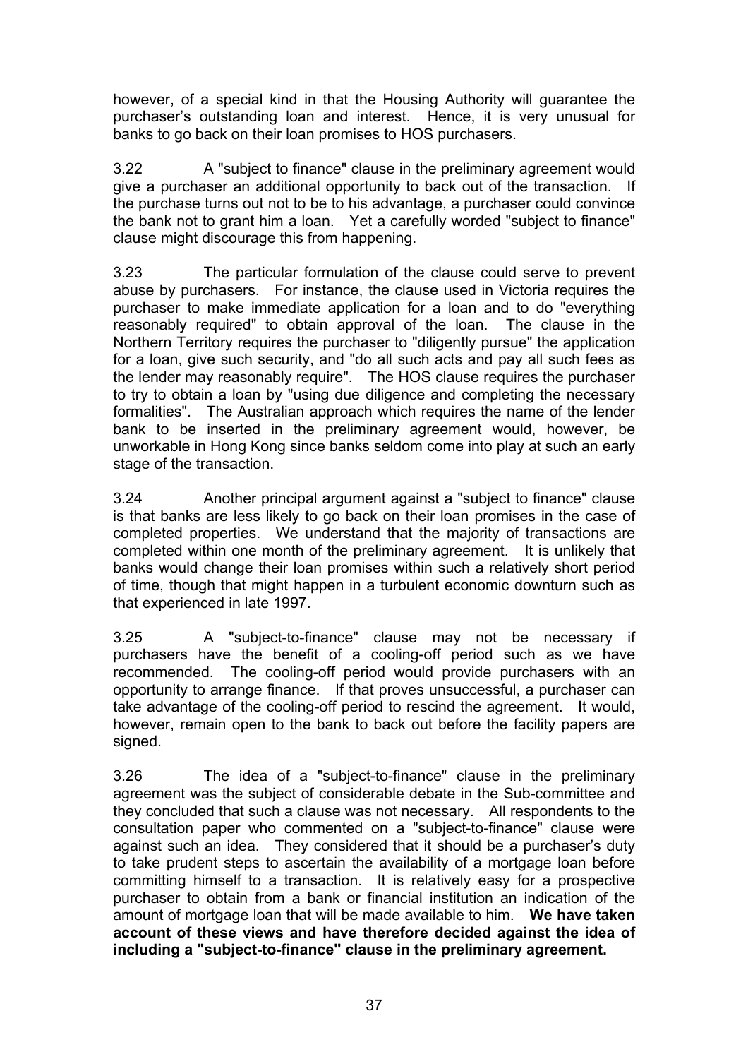however, of a special kind in that the Housing Authority will guarantee the purchaser's outstanding loan and interest. Hence, it is very unusual for banks to go back on their loan promises to HOS purchasers.

3.22 A "subject to finance" clause in the preliminary agreement would give a purchaser an additional opportunity to back out of the transaction. If the purchase turns out not to be to his advantage, a purchaser could convince the bank not to grant him a loan. Yet a carefully worded "subject to finance" clause might discourage this from happening.

3.23 The particular formulation of the clause could serve to prevent abuse by purchasers. For instance, the clause used in Victoria requires the purchaser to make immediate application for a loan and to do "everything reasonably required" to obtain approval of the loan. The clause in the Northern Territory requires the purchaser to "diligently pursue" the application for a loan, give such security, and "do all such acts and pay all such fees as the lender may reasonably require". The HOS clause requires the purchaser to try to obtain a loan by "using due diligence and completing the necessary formalities". The Australian approach which requires the name of the lender bank to be inserted in the preliminary agreement would, however, be unworkable in Hong Kong since banks seldom come into play at such an early stage of the transaction.

3.24 Another principal argument against a "subject to finance" clause is that banks are less likely to go back on their loan promises in the case of completed properties. We understand that the majority of transactions are completed within one month of the preliminary agreement. It is unlikely that banks would change their loan promises within such a relatively short period of time, though that might happen in a turbulent economic downturn such as that experienced in late 1997.

3.25 A "subject-to-finance" clause may not be necessary if purchasers have the benefit of a cooling-off period such as we have recommended. The cooling-off period would provide purchasers with an opportunity to arrange finance. If that proves unsuccessful, a purchaser can take advantage of the cooling-off period to rescind the agreement. It would, however, remain open to the bank to back out before the facility papers are signed.

3.26 The idea of a "subject-to-finance" clause in the preliminary agreement was the subject of considerable debate in the Sub-committee and they concluded that such a clause was not necessary. All respondents to the consultation paper who commented on a "subject-to-finance" clause were against such an idea. They considered that it should be a purchaser's duty to take prudent steps to ascertain the availability of a mortgage loan before committing himself to a transaction. It is relatively easy for a prospective purchaser to obtain from a bank or financial institution an indication of the amount of mortgage loan that will be made available to him. **We have taken account of these views and have therefore decided against the idea of including a "subject-to-finance" clause in the preliminary agreement.**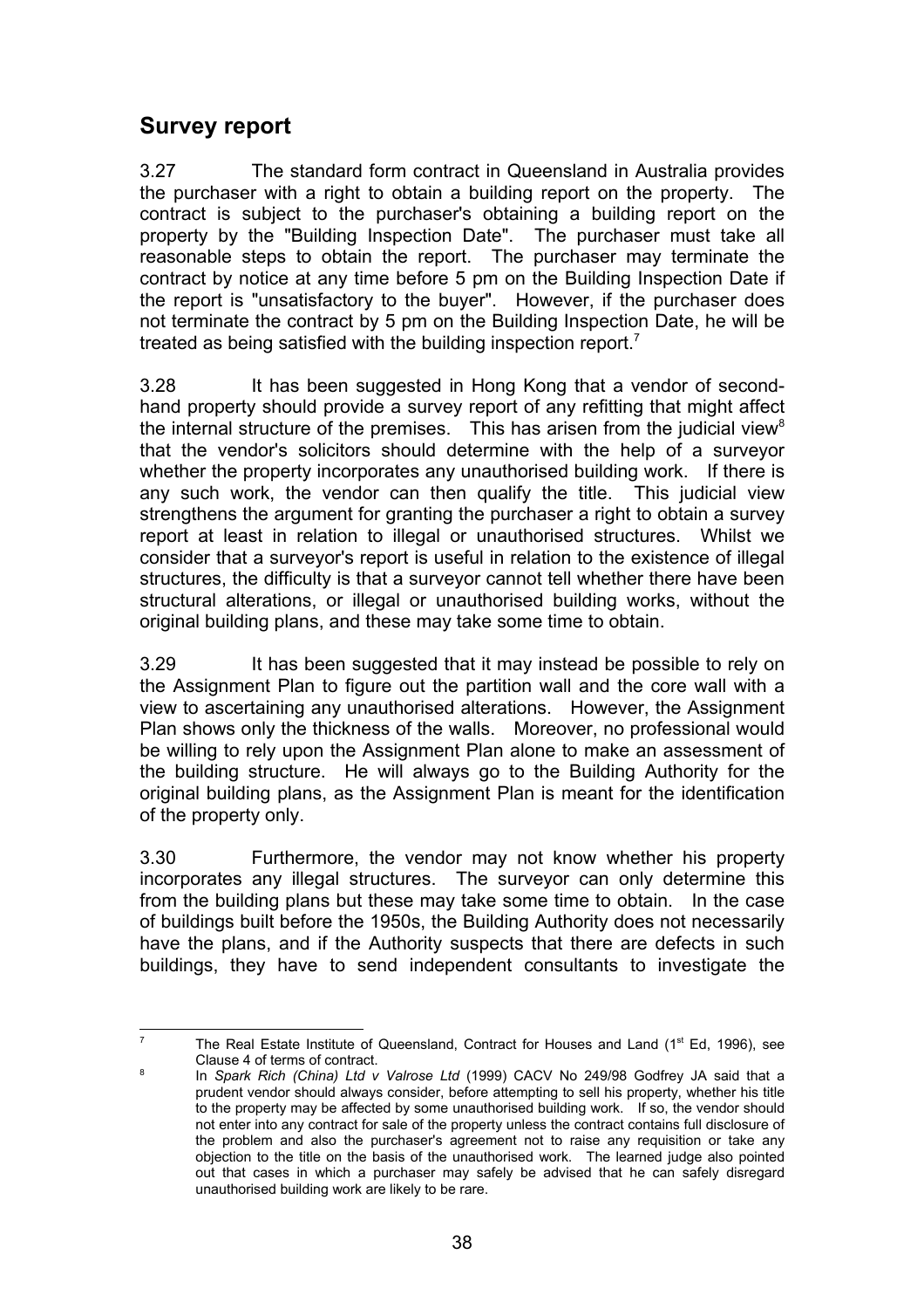## Survey report

3.27 The standard form contract in Queensland in Australia provides the purchaser with a right to obtain a building report on the property. The contract is subject to the purchaser's obtaining a building report on the property by the "Building Inspection Date". The purchaser must take all reasonable steps to obtain the report. The purchaser may terminate the contract by notice at any time before 5 pm on the Building Inspection Date if the report is "unsatisfactory to the buyer". However, if the purchaser does not terminate the contract by 5 pm on the Building Inspection Date, he will be treated as being satisfied with the building inspection report.[7]

3.28 It has been suggested in Hong Kong that a vendor of second-hand property should provide a survey report of any refitting that might affect the internal structure of the premises. This has arisen from the judicial view[8] that the vendor's solicitors should determine with the help of a surveyor whether the property incorporates any unauthorised building work. If there is any such work, the vendor can then qualify the title. This judicial view strengthens the argument for granting the purchaser a right to obtain a survey report at least in relation to illegal or unauthorised structures. Whilst we consider that a surveyor's report is useful in relation to the existence of illegal structures, the difficulty is that a surveyor cannot tell whether there have been structural alterations, or illegal or unauthorised building works, without the original building plans, and these may take some time to obtain.

3.29 It has been suggested that it may instead be possible to rely on the Assignment Plan to figure out the partition wall and the core wall with a view to ascertaining any unauthorised alterations. However, the Assignment Plan shows only the thickness of the walls. Moreover, no professional would be willing to rely upon the Assignment Plan alone to make an assessment of the building structure. He will always go to the Building Authority for the original building plans, as the Assignment Plan is meant for the identification of the property only.

3.30 Furthermore, the vendor may not know whether his property incorporates any illegal structures. The surveyor can only determine this from the building plans but these may take some time to obtain. In the case of buildings built before the 1950s, the Building Authority does not necessarily have the plans, and if the Authority suspects that there are defects in such buildings, they have to send independent consultants to investigate the

---

[7] The Real Estate Institute of Queensland, Contract for Houses and Land (1st Ed, 1996), see Clause 4 of terms of contract.

[8] In *Spark Rich (China) Ltd v Valrose Ltd* (1999) CACV No 249/98 Godfrey JA said that a prudent vendor should always consider, before attempting to sell his property, whether his title to the property may be affected by some unauthorised building work. If so, the vendor should not enter into any contract for sale of the property unless the contract contains full disclosure of the problem and also the purchaser's agreement not to raise any requisition or take any objection to the title on the basis of the unauthorised work. The learned judge also pointed out that cases in which a purchaser may safely be advised that he can safely disregard unauthorised building work are likely to be rare.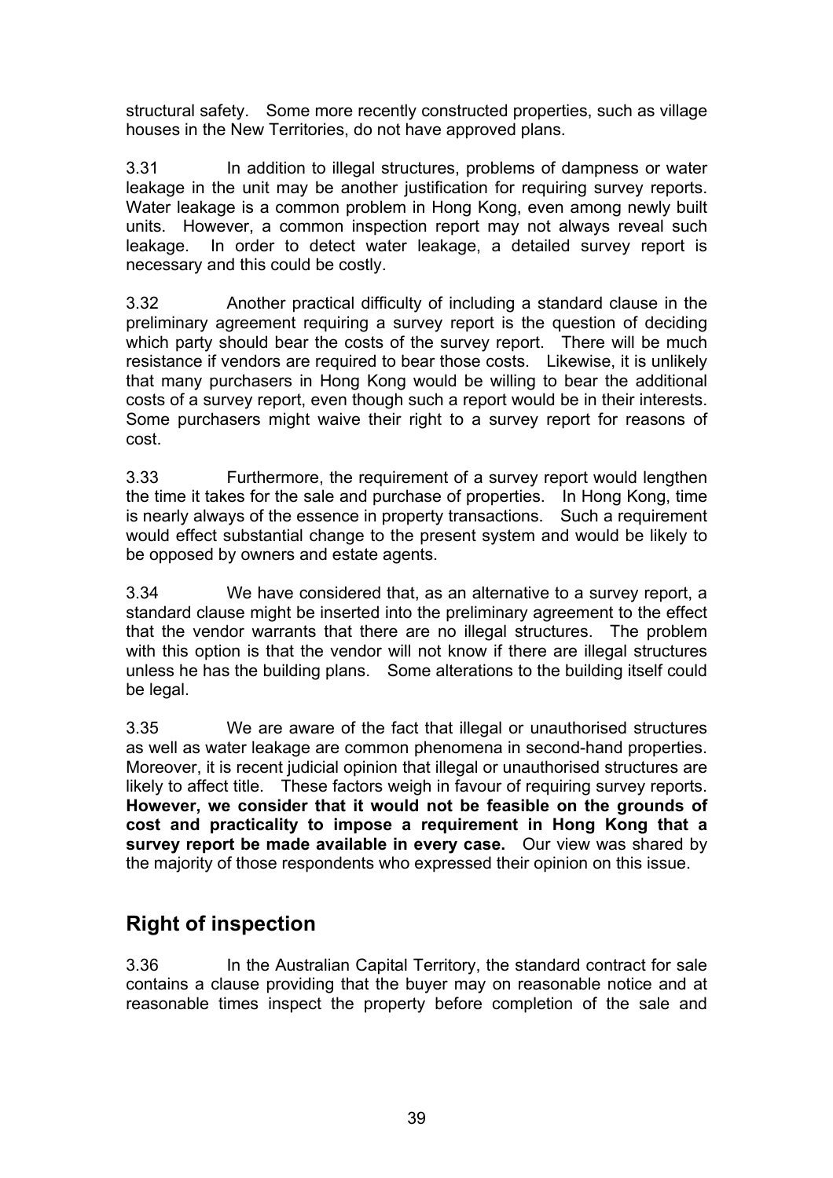structural safety. Some more recently constructed properties, such as village houses in the New Territories, do not have approved plans.

3.31 In addition to illegal structures, problems of dampness or water leakage in the unit may be another justification for requiring survey reports. Water leakage is a common problem in Hong Kong, even among newly built units. However, a common inspection report may not always reveal such leakage. In order to detect water leakage, a detailed survey report is necessary and this could be costly.

3.32 Another practical difficulty of including a standard clause in the preliminary agreement requiring a survey report is the question of deciding which party should bear the costs of the survey report. There will be much resistance if vendors are required to bear those costs. Likewise, it is unlikely that many purchasers in Hong Kong would be willing to bear the additional costs of a survey report, even though such a report would be in their interests. Some purchasers might waive their right to a survey report for reasons of cost.

3.33 Furthermore, the requirement of a survey report would lengthen the time it takes for the sale and purchase of properties. In Hong Kong, time is nearly always of the essence in property transactions. Such a requirement would effect substantial change to the present system and would be likely to be opposed by owners and estate agents.

3.34 We have considered that, as an alternative to a survey report, a standard clause might be inserted into the preliminary agreement to the effect that the vendor warrants that there are no illegal structures. The problem with this option is that the vendor will not know if there are illegal structures unless he has the building plans. Some alterations to the building itself could be legal.

3.35 We are aware of the fact that illegal or unauthorised structures as well as water leakage are common phenomena in second-hand properties. Moreover, it is recent judicial opinion that illegal or unauthorised structures are likely to affect title. These factors weigh in favour of requiring survey reports. **However, we consider that it would not be feasible on the grounds of cost and practicality to impose a requirement in Hong Kong that a survey report be made available in every case.** Our view was shared by the majority of those respondents who expressed their opinion on this issue.

## Right of inspection

3.36 In the Australian Capital Territory, the standard contract for sale contains a clause providing that the buyer may on reasonable notice and at reasonable times inspect the property before completion of the sale and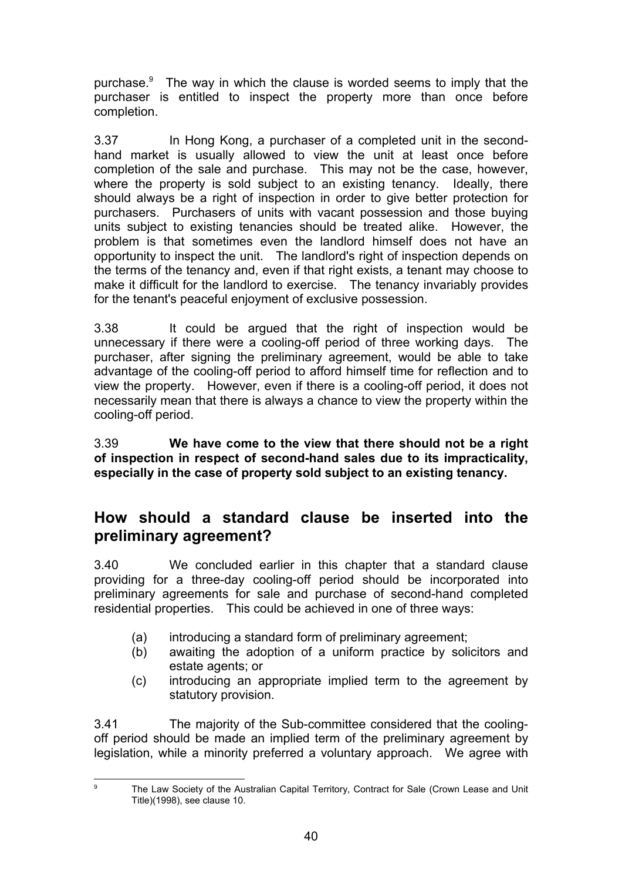purchase.[9] The way in which the clause is worded seems to imply that the purchaser is entitled to inspect the property more than once before completion.

3.37 In Hong Kong, a purchaser of a completed unit in the second-hand market is usually allowed to view the unit at least once before completion of the sale and purchase. This may not be the case, however, where the property is sold subject to an existing tenancy. Ideally, there should always be a right of inspection in order to give better protection for purchasers. Purchasers of units with vacant possession and those buying units subject to existing tenancies should be treated alike. However, the problem is that sometimes even the landlord himself does not have an opportunity to inspect the unit. The landlord's right of inspection depends on the terms of the tenancy and, even if that right exists, a tenant may choose to make it difficult for the landlord to exercise. The tenancy invariably provides for the tenant's peaceful enjoyment of exclusive possession.

3.38 It could be argued that the right of inspection would be unnecessary if there were a cooling-off period of three working days. The purchaser, after signing the preliminary agreement, would be able to take advantage of the cooling-off period to afford himself time for reflection and to view the property. However, even if there is a cooling-off period, it does not necessarily mean that there is always a chance to view the property within the cooling-off period.

3.39 **We have come to the view that there should not be a right of inspection in respect of second-hand sales due to its impracticality, especially in the case of property sold subject to an existing tenancy.**

## How should a standard clause be inserted into the preliminary agreement?

3.40 We concluded earlier in this chapter that a standard clause providing for a three-day cooling-off period should be incorporated into preliminary agreements for sale and purchase of second-hand completed residential properties. This could be achieved in one of three ways:

- (a) introducing a standard form of preliminary agreement;
- (b) awaiting the adoption of a uniform practice by solicitors and estate agents; or
- (c) introducing an appropriate implied term to the agreement by statutory provision.

3.41 The majority of the Sub-committee considered that the cooling-off period should be made an implied term of the preliminary agreement by legislation, while a minority preferred a voluntary approach. We agree with

---

[9] The Law Society of the Australian Capital Territory, Contract for Sale (Crown Lease and Unit Title)(1998), see clause 10.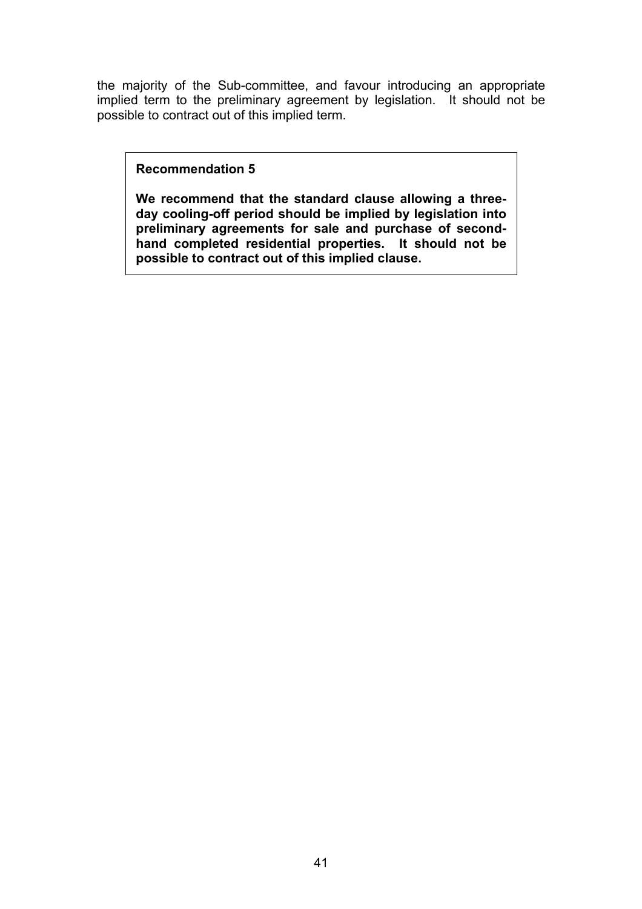the majority of the Sub-committee, and favour introducing an appropriate implied term to the preliminary agreement by legislation. It should not be possible to contract out of this implied term.

> **Recommendation 5**
>
> **We recommend that the standard clause allowing a three-day cooling-off period should be implied by legislation into preliminary agreements for sale and purchase of second-hand completed residential properties. It should not be possible to contract out of this implied clause.**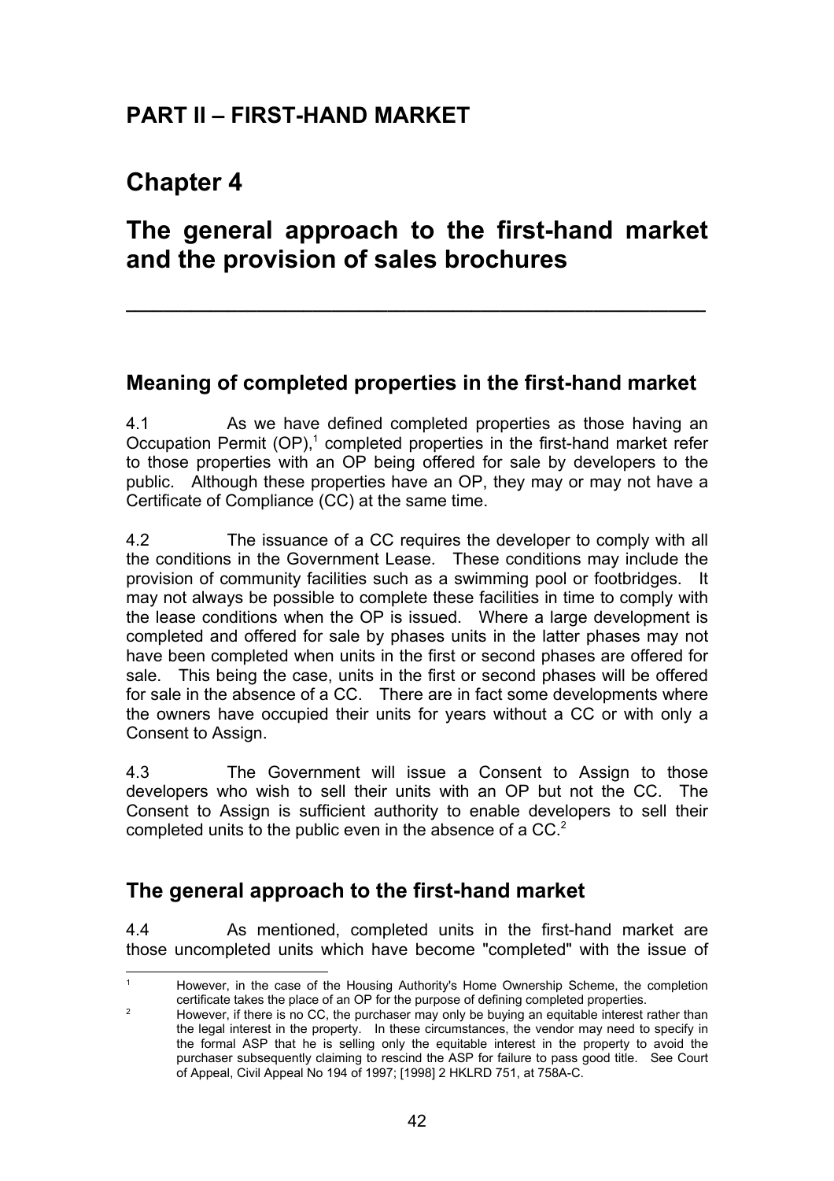# PART II – FIRST-HAND MARKET

# Chapter 4

# The general approach to the first-hand market and the provision of sales brochures

---

## Meaning of completed properties in the first-hand market

4.1 As we have defined completed properties as those having an Occupation Permit (OP),[1] completed properties in the first-hand market refer to those properties with an OP being offered for sale by developers to the public. Although these properties have an OP, they may or may not have a Certificate of Compliance (CC) at the same time.

4.2 The issuance of a CC requires the developer to comply with all the conditions in the Government Lease. These conditions may include the provision of community facilities such as a swimming pool or footbridges. It may not always be possible to complete these facilities in time to comply with the lease conditions when the OP is issued. Where a large development is completed and offered for sale by phases units in the latter phases may not have been completed when units in the first or second phases are offered for sale. This being the case, units in the first or second phases will be offered for sale in the absence of a CC. There are in fact some developments where the owners have occupied their units for years without a CC or with only a Consent to Assign.

4.3 The Government will issue a Consent to Assign to those developers who wish to sell their units with an OP but not the CC. The Consent to Assign is sufficient authority to enable developers to sell their completed units to the public even in the absence of a CC.[2]

## The general approach to the first-hand market

4.4 As mentioned, completed units in the first-hand market are those uncompleted units which have become "completed" with the issue of

---

[1] However, in the case of the Housing Authority's Home Ownership Scheme, the completion certificate takes the place of an OP for the purpose of defining completed properties.

[2] However, if there is no CC, the purchaser may only be buying an equitable interest rather than the legal interest in the property. In these circumstances, the vendor may need to specify in the formal ASP that he is selling only the equitable interest in the property to avoid the purchaser subsequently claiming to rescind the ASP for failure to pass good title. See Court of Appeal, Civil Appeal No 194 of 1997; [1998] 2 HKLRD 751, at 758A-C.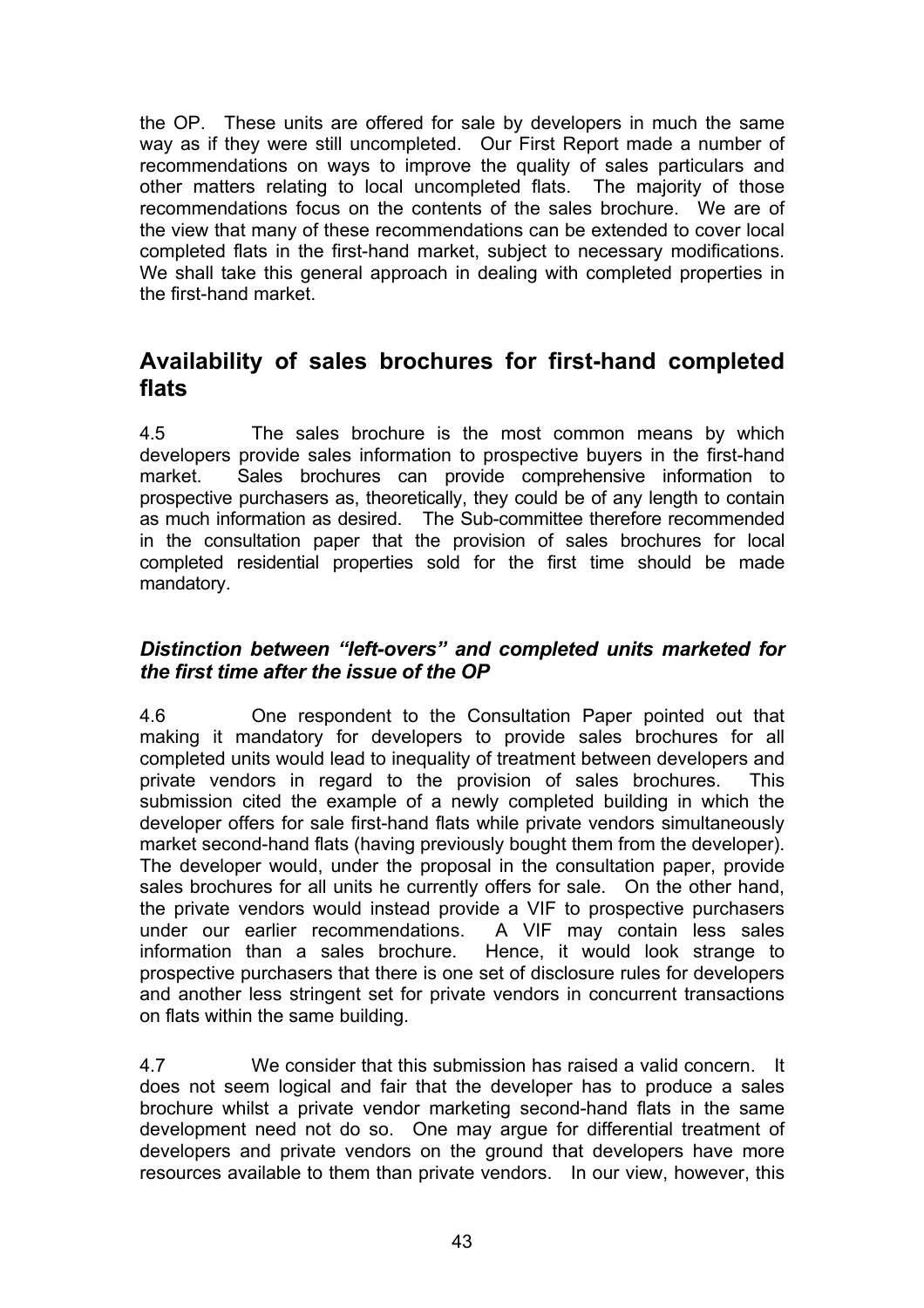the OP. These units are offered for sale by developers in much the same way as if they were still uncompleted. Our First Report made a number of recommendations on ways to improve the quality of sales particulars and other matters relating to local uncompleted flats. The majority of those recommendations focus on the contents of the sales brochure. We are of the view that many of these recommendations can be extended to cover local completed flats in the first-hand market, subject to necessary modifications. We shall take this general approach in dealing with completed properties in the first-hand market.

## Availability of sales brochures for first-hand completed flats

4.5 The sales brochure is the most common means by which developers provide sales information to prospective buyers in the first-hand market. Sales brochures can provide comprehensive information to prospective purchasers as, theoretically, they could be of any length to contain as much information as desired. The Sub-committee therefore recommended in the consultation paper that the provision of sales brochures for local completed residential properties sold for the first time should be made mandatory.

### *Distinction between "left-overs" and completed units marketed for the first time after the issue of the OP*

4.6 One respondent to the Consultation Paper pointed out that making it mandatory for developers to provide sales brochures for all completed units would lead to inequality of treatment between developers and private vendors in regard to the provision of sales brochures. This submission cited the example of a newly completed building in which the developer offers for sale first-hand flats while private vendors simultaneously market second-hand flats (having previously bought them from the developer). The developer would, under the proposal in the consultation paper, provide sales brochures for all units he currently offers for sale. On the other hand, the private vendors would instead provide a VIF to prospective purchasers under our earlier recommendations. A VIF may contain less sales information than a sales brochure. Hence, it would look strange to prospective purchasers that there is one set of disclosure rules for developers and another less stringent set for private vendors in concurrent transactions on flats within the same building.

4.7 We consider that this submission has raised a valid concern. It does not seem logical and fair that the developer has to produce a sales brochure whilst a private vendor marketing second-hand flats in the same development need not do so. One may argue for differential treatment of developers and private vendors on the ground that developers have more resources available to them than private vendors. In our view, however, this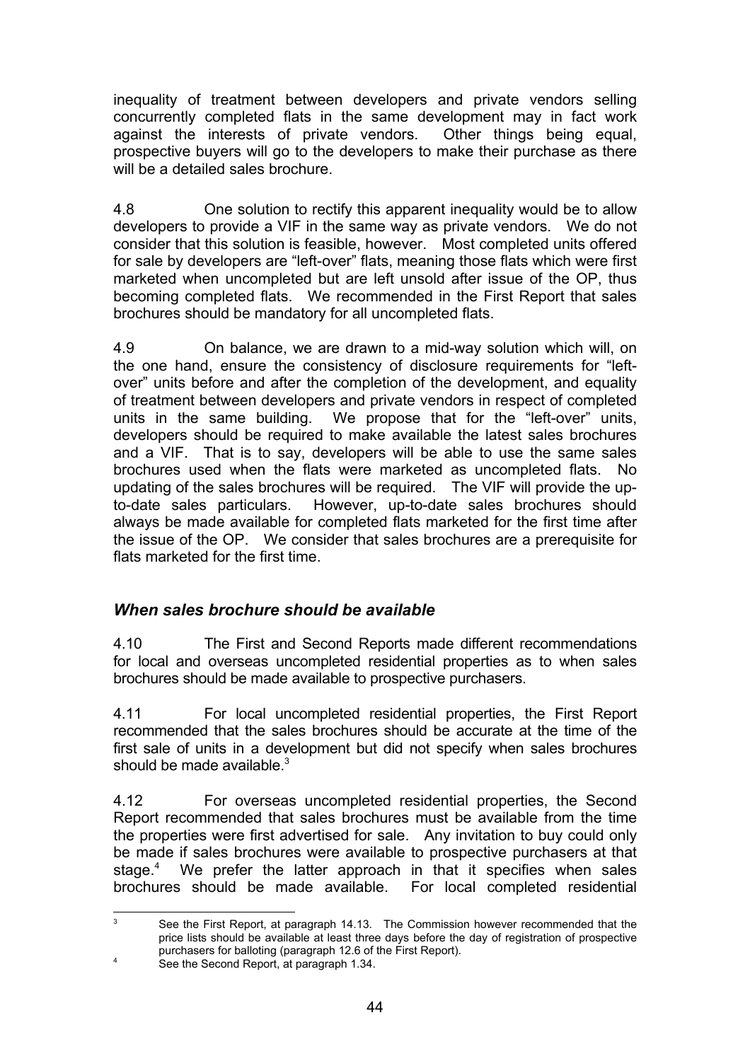inequality of treatment between developers and private vendors selling concurrently completed flats in the same development may in fact work against the interests of private vendors. Other things being equal, prospective buyers will go to the developers to make their purchase as there will be a detailed sales brochure.

4.8 One solution to rectify this apparent inequality would be to allow developers to provide a VIF in the same way as private vendors. We do not consider that this solution is feasible, however. Most completed units offered for sale by developers are "left-over" flats, meaning those flats which were first marketed when uncompleted but are left unsold after issue of the OP, thus becoming completed flats. We recommended in the First Report that sales brochures should be mandatory for all uncompleted flats.

4.9 On balance, we are drawn to a mid-way solution which will, on the one hand, ensure the consistency of disclosure requirements for "left-over" units before and after the completion of the development, and equality of treatment between developers and private vendors in respect of completed units in the same building. We propose that for the "left-over" units, developers should be required to make available the latest sales brochures and a VIF. That is to say, developers will be able to use the same sales brochures used when the flats were marketed as uncompleted flats. No updating of the sales brochures will be required. The VIF will provide the up-to-date sales particulars. However, up-to-date sales brochures should always be made available for completed flats marketed for the first time after the issue of the OP. We consider that sales brochures are a prerequisite for flats marketed for the first time.

### *When sales brochure should be available*

4.10 The First and Second Reports made different recommendations for local and overseas uncompleted residential properties as to when sales brochures should be made available to prospective purchasers.

4.11 For local uncompleted residential properties, the First Report recommended that the sales brochures should be accurate at the time of the first sale of units in a development but did not specify when sales brochures should be made available.[3]

4.12 For overseas uncompleted residential properties, the Second Report recommended that sales brochures must be available from the time the properties were first advertised for sale. Any invitation to buy could only be made if sales brochures were available to prospective purchasers at that stage.[4] We prefer the latter approach in that it specifies when sales brochures should be made available. For local completed residential

---

[3] See the First Report, at paragraph 14.13. The Commission however recommended that the price lists should be available at least three days before the day of registration of prospective purchasers for balloting (paragraph 12.6 of the First Report).

[4] See the Second Report, at paragraph 1.34.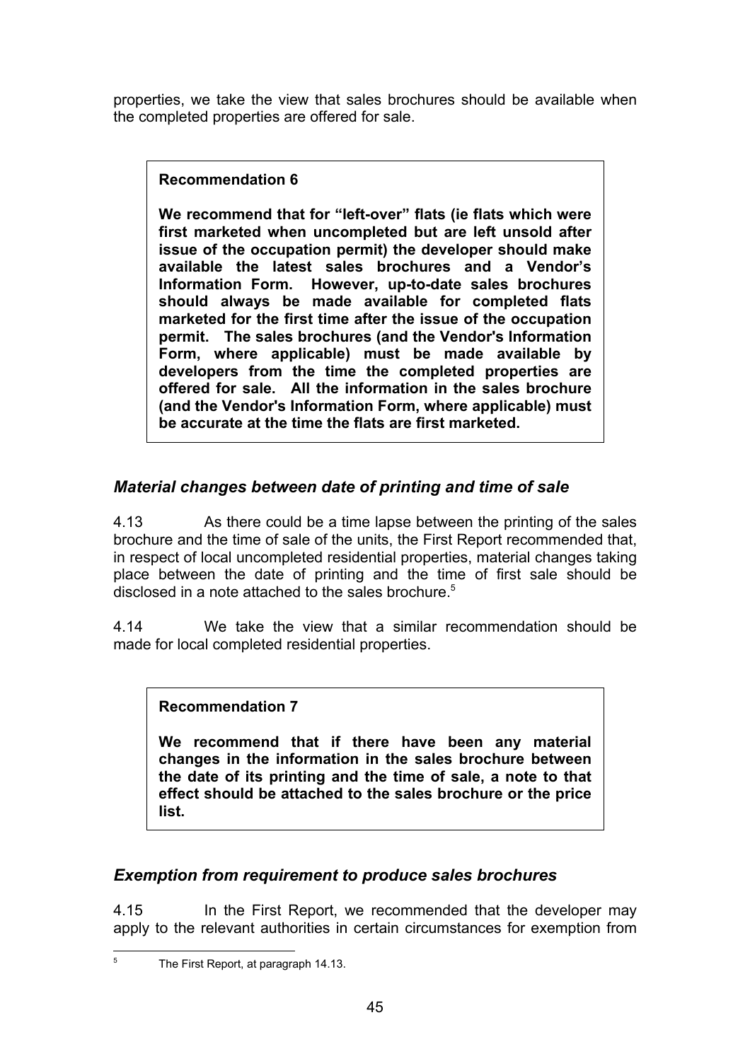properties, we take the view that sales brochures should be available when the completed properties are offered for sale.

> **Recommendation 6**
>
> **We recommend that for "left-over" flats (ie flats which were first marketed when uncompleted but are left unsold after issue of the occupation permit) the developer should make available the latest sales brochures and a Vendor's Information Form. However, up-to-date sales brochures should always be made available for completed flats marketed for the first time after the issue of the occupation permit. The sales brochures (and the Vendor's Information Form, where applicable) must be made available by developers from the time the completed properties are offered for sale. All the information in the sales brochure (and the Vendor's Information Form, where applicable) must be accurate at the time the flats are first marketed.**

## *Material changes between date of printing and time of sale*

4.13 As there could be a time lapse between the printing of the sales brochure and the time of sale of the units, the First Report recommended that, in respect of local uncompleted residential properties, material changes taking place between the date of printing and the time of first sale should be disclosed in a note attached to the sales brochure.[5]

4.14 We take the view that a similar recommendation should be made for local completed residential properties.

> **Recommendation 7**
>
> **We recommend that if there have been any material changes in the information in the sales brochure between the date of its printing and the time of sale, a note to that effect should be attached to the sales brochure or the price list.**

## *Exemption from requirement to produce sales brochures*

4.15 In the First Report, we recommended that the developer may apply to the relevant authorities in certain circumstances for exemption from

---

[5] The First Report, at paragraph 14.13.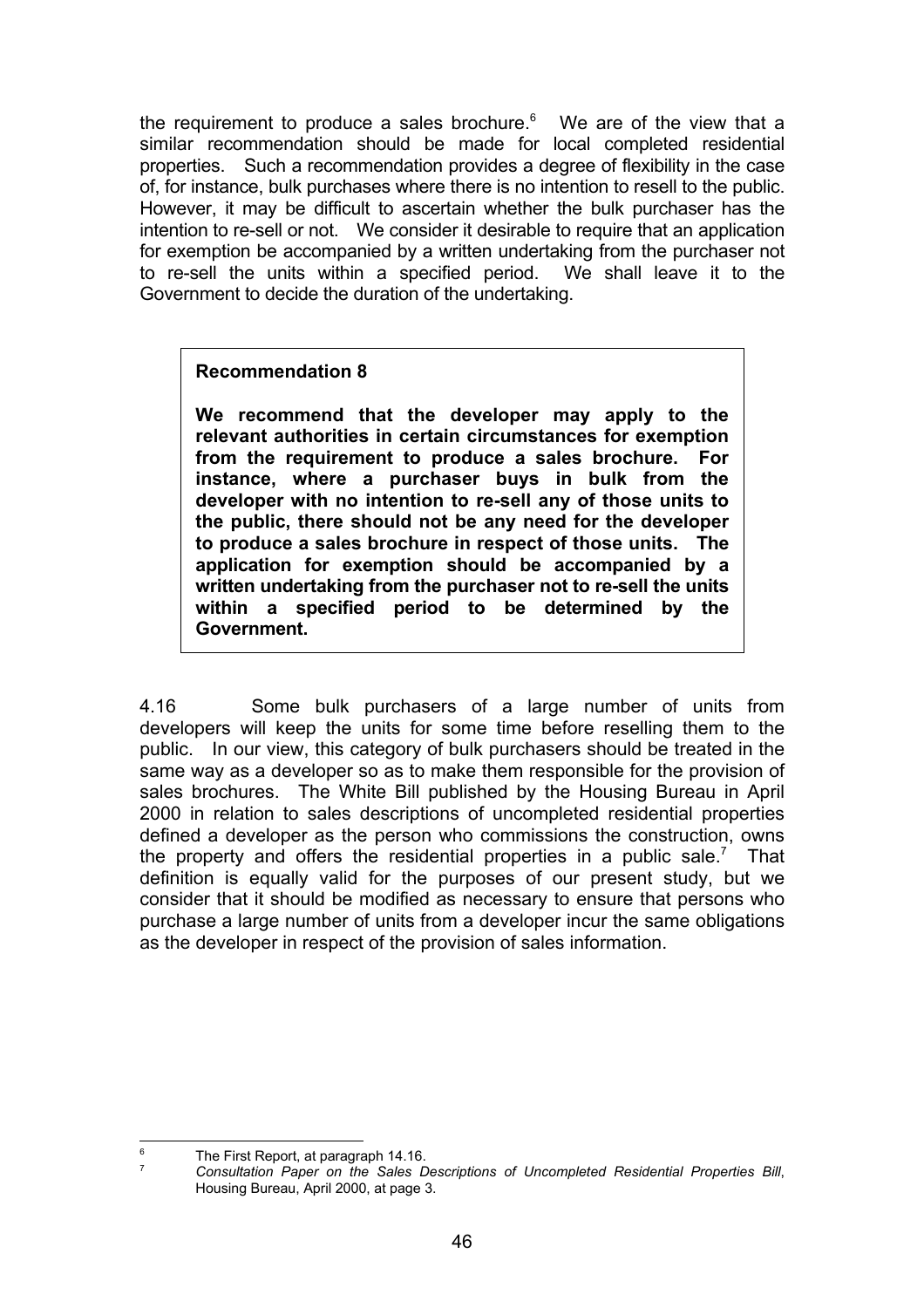the requirement to produce a sales brochure.[6] We are of the view that a similar recommendation should be made for local completed residential properties. Such a recommendation provides a degree of flexibility in the case of, for instance, bulk purchases where there is no intention to resell to the public. However, it may be difficult to ascertain whether the bulk purchaser has the intention to re-sell or not. We consider it desirable to require that an application for exemption be accompanied by a written undertaking from the purchaser not to re-sell the units within a specified period. We shall leave it to the Government to decide the duration of the undertaking.

> **Recommendation 8**
>
> **We recommend that the developer may apply to the relevant authorities in certain circumstances for exemption from the requirement to produce a sales brochure. For instance, where a purchaser buys in bulk from the developer with no intention to re-sell any of those units to the public, there should not be any need for the developer to produce a sales brochure in respect of those units. The application for exemption should be accompanied by a written undertaking from the purchaser not to re-sell the units within a specified period to be determined by the Government.**

4.16 Some bulk purchasers of a large number of units from developers will keep the units for some time before reselling them to the public. In our view, this category of bulk purchasers should be treated in the same way as a developer so as to make them responsible for the provision of sales brochures. The White Bill published by the Housing Bureau in April 2000 in relation to sales descriptions of uncompleted residential properties defined a developer as the person who commissions the construction, owns the property and offers the residential properties in a public sale.[7] That definition is equally valid for the purposes of our present study, but we consider that it should be modified as necessary to ensure that persons who purchase a large number of units from a developer incur the same obligations as the developer in respect of the provision of sales information.

---

[6] The First Report, at paragraph 14.16.

[7] *Consultation Paper on the Sales Descriptions of Uncompleted Residential Properties Bill*, Housing Bureau, April 2000, at page 3.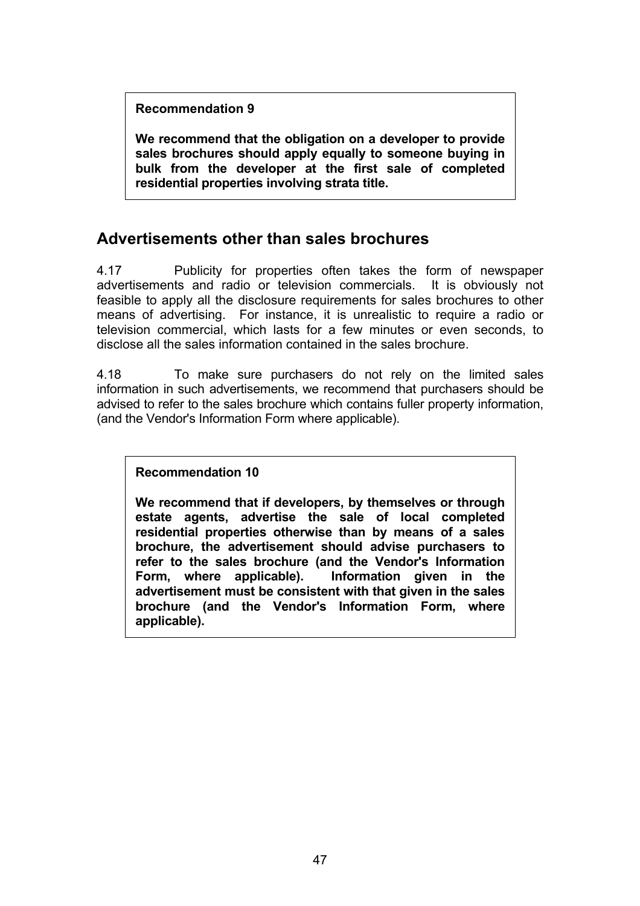**Recommendation 9**

**We recommend that the obligation on a developer to provide sales brochures should apply equally to someone buying in bulk from the developer at the first sale of completed residential properties involving strata title.**

## Advertisements other than sales brochures

4.17 Publicity for properties often takes the form of newspaper advertisements and radio or television commercials. It is obviously not feasible to apply all the disclosure requirements for sales brochures to other means of advertising. For instance, it is unrealistic to require a radio or television commercial, which lasts for a few minutes or even seconds, to disclose all the sales information contained in the sales brochure.

4.18 To make sure purchasers do not rely on the limited sales information in such advertisements, we recommend that purchasers should be advised to refer to the sales brochure which contains fuller property information, (and the Vendor's Information Form where applicable).

**Recommendation 10**

**We recommend that if developers, by themselves or through estate agents, advertise the sale of local completed residential properties otherwise than by means of a sales brochure, the advertisement should advise purchasers to refer to the sales brochure (and the Vendor's Information Form, where applicable). Information given in the advertisement must be consistent with that given in the sales brochure (and the Vendor's Information Form, where applicable).**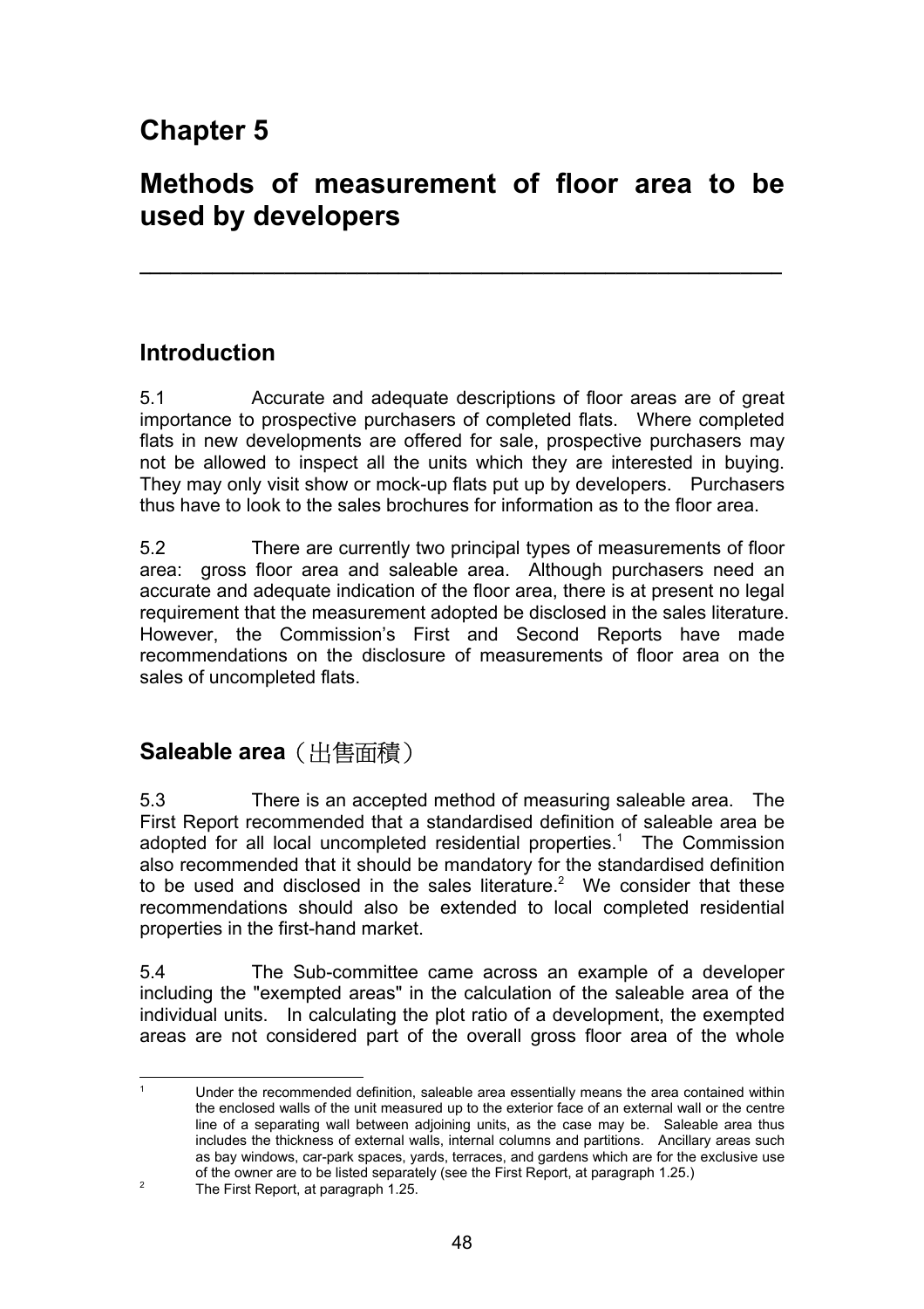# Chapter 5

# Methods of measurement of floor area to be used by developers

---

## Introduction

5.1 Accurate and adequate descriptions of floor areas are of great importance to prospective purchasers of completed flats. Where completed flats in new developments are offered for sale, prospective purchasers may not be allowed to inspect all the units which they are interested in buying. They may only visit show or mock-up flats put up by developers. Purchasers thus have to look to the sales brochures for information as to the floor area.

5.2 There are currently two principal types of measurements of floor area: gross floor area and saleable area. Although purchasers need an accurate and adequate indication of the floor area, there is at present no legal requirement that the measurement adopted be disclosed in the sales literature. However, the Commission's First and Second Reports have made recommendations on the disclosure of measurements of floor area on the sales of uncompleted flats.

## Saleable area（出售面積）

5.3 There is an accepted method of measuring saleable area. The First Report recommended that a standardised definition of saleable area be adopted for all local uncompleted residential properties.[1] The Commission also recommended that it should be mandatory for the standardised definition to be used and disclosed in the sales literature.[2] We consider that these recommendations should also be extended to local completed residential properties in the first-hand market.

5.4 The Sub-committee came across an example of a developer including the "exempted areas" in the calculation of the saleable area of the individual units. In calculating the plot ratio of a development, the exempted areas are not considered part of the overall gross floor area of the whole

---

[1] Under the recommended definition, saleable area essentially means the area contained within the enclosed walls of the unit measured up to the exterior face of an external wall or the centre line of a separating wall between adjoining units, as the case may be. Saleable area thus includes the thickness of external walls, internal columns and partitions. Ancillary areas such as bay windows, car-park spaces, yards, terraces, and gardens which are for the exclusive use of the owner are to be listed separately (see the First Report, at paragraph 1.25.)

[2] The First Report, at paragraph 1.25.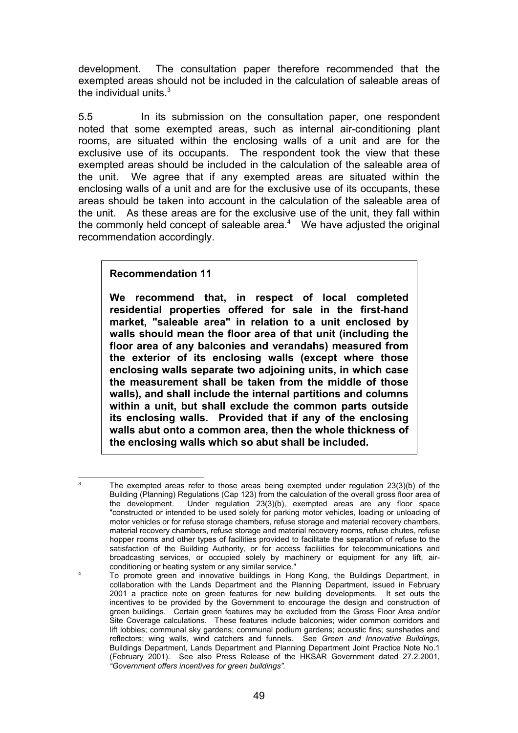development. The consultation paper therefore recommended that the exempted areas should not be included in the calculation of saleable areas of the individual units.[3]

5.5 In its submission on the consultation paper, one respondent noted that some exempted areas, such as internal air-conditioning plant rooms, are situated within the enclosing walls of a unit and are for the exclusive use of its occupants. The respondent took the view that these exempted areas should be included in the calculation of the saleable area of the unit. We agree that if any exempted areas are situated within the enclosing walls of a unit and are for the exclusive use of its occupants, these areas should be taken into account in the calculation of the saleable area of the unit. As these areas are for the exclusive use of the unit, they fall within the commonly held concept of saleable area.[4] We have adjusted the original recommendation accordingly.

**Recommendation 11**

**We recommend that, in respect of local completed residential properties offered for sale in the first-hand market, "saleable area" in relation to a unit enclosed by walls should mean the floor area of that unit (including the floor area of any balconies and verandahs) measured from the exterior of its enclosing walls (except where those enclosing walls separate two adjoining units, in which case the measurement shall be taken from the middle of those walls), and shall include the internal partitions and columns within a unit, but shall exclude the common parts outside its enclosing walls. Provided that if any of the enclosing walls abut onto a common area, then the whole thickness of the enclosing walls which so abut shall be included.**

---

[3] The exempted areas refer to those areas being exempted under regulation 23(3)(b) of the Building (Planning) Regulations (Cap 123) from the calculation of the overall gross floor area of the development. Under regulation 23(3)(b), exempted areas are any floor space "constructed or intended to be used solely for parking motor vehicles, loading or unloading of motor vehicles or for refuse storage chambers, refuse storage and material recovery chambers, material recovery chambers, refuse storage and material recovery rooms, refuse chutes, refuse hopper rooms and other types of facilities provided to facilitate the separation of refuse to the satisfaction of the Building Authority, or for access facilities for telecommunications and broadcasting services, or occupied solely by machinery or equipment for any lift, air-conditioning or heating system or any similar service."

[4] To promote green and innovative buildings in Hong Kong, the Buildings Department, in collaboration with the Lands Department and the Planning Department, issued in February 2001 a practice note on green features for new building developments. It set outs the incentives to be provided by the Government to encourage the design and construction of green buildings. Certain green features may be excluded from the Gross Floor Area and/or Site Coverage calculations. These features include balconies; wider common corridors and lift lobbies; communal sky gardens; communal podium gardens; acoustic fins; sunshades and reflectors; wing walls, wind catchers and funnels. See *Green and Innovative Buildings*, Buildings Department, Lands Department and Planning Department Joint Practice Note No.1 (February 2001). See also Press Release of the HKSAR Government dated 27.2.2001, *"Government offers incentives for green buildings".*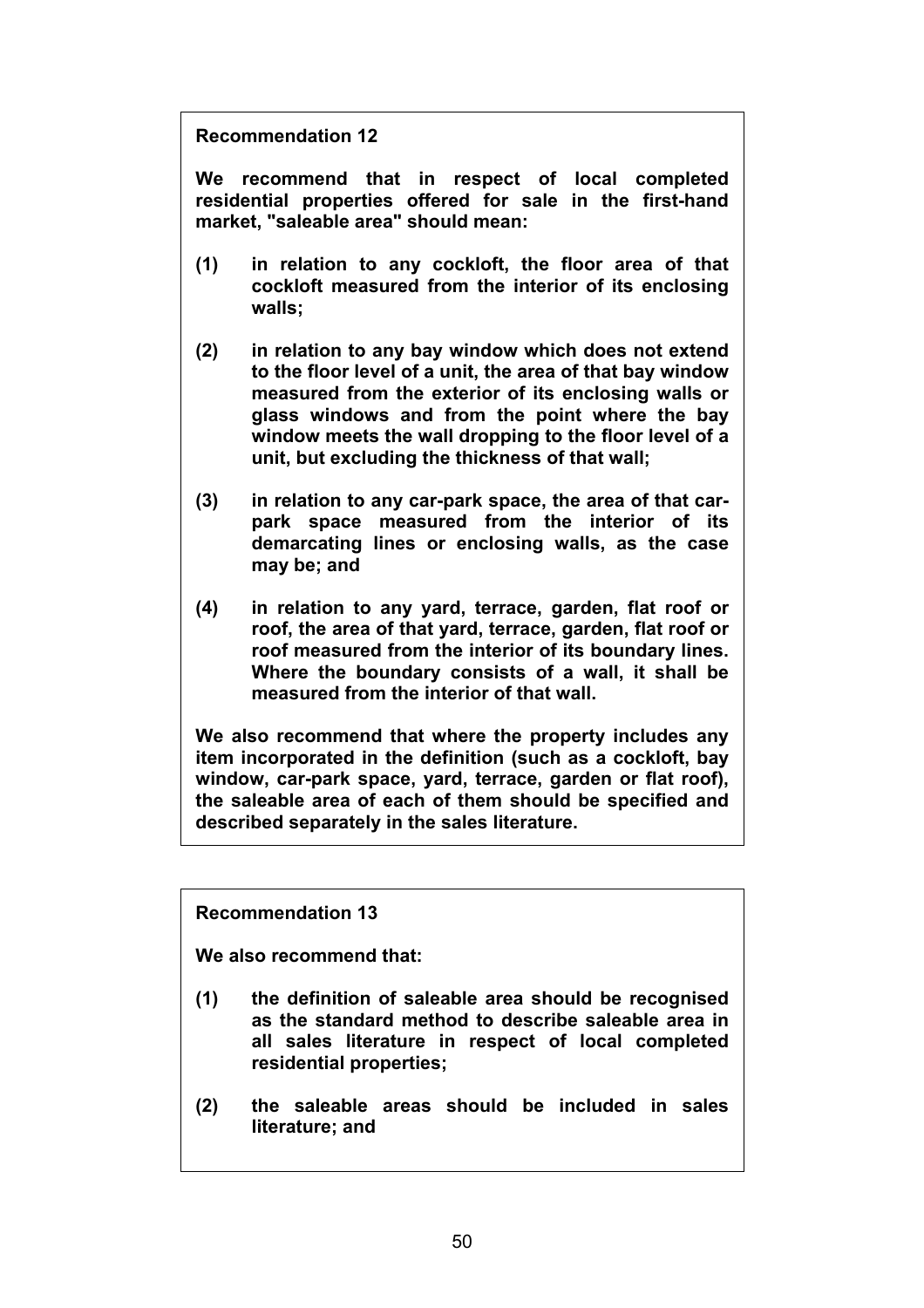**Recommendation 12**

**We recommend that in respect of local completed residential properties offered for sale in the first-hand market, "saleable area" should mean:**

**(1) in relation to any cockloft, the floor area of that cockloft measured from the interior of its enclosing walls;**

**(2) in relation to any bay window which does not extend to the floor level of a unit, the area of that bay window measured from the exterior of its enclosing walls or glass windows and from the point where the bay window meets the wall dropping to the floor level of a unit, but excluding the thickness of that wall;**

**(3) in relation to any car-park space, the area of that car-park space measured from the interior of its demarcating lines or enclosing walls, as the case may be; and**

**(4) in relation to any yard, terrace, garden, flat roof or roof, the area of that yard, terrace, garden, flat roof or roof measured from the interior of its boundary lines. Where the boundary consists of a wall, it shall be measured from the interior of that wall.**

**We also recommend that where the property includes any item incorporated in the definition (such as a cockloft, bay window, car-park space, yard, terrace, garden or flat roof), the saleable area of each of them should be specified and described separately in the sales literature.**

**Recommendation 13**

**We also recommend that:**

**(1) the definition of saleable area should be recognised as the standard method to describe saleable area in all sales literature in respect of local completed residential properties;**

**(2) the saleable areas should be included in sales literature; and**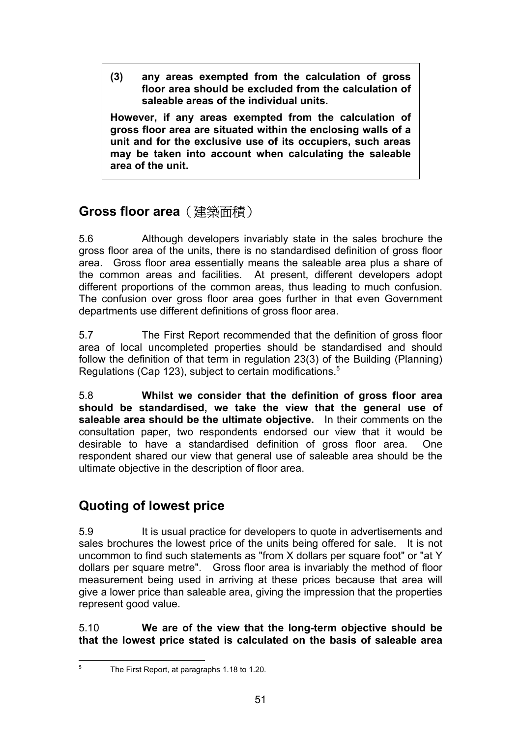> **(3) any areas exempted from the calculation of gross floor area should be excluded from the calculation of saleable areas of the individual units.**
>
> **However, if any areas exempted from the calculation of gross floor area are situated within the enclosing walls of a unit and for the exclusive use of its occupiers, such areas may be taken into account when calculating the saleable area of the unit.**

## Gross floor area（建築面積）

5.6 Although developers invariably state in the sales brochure the gross floor area of the units, there is no standardised definition of gross floor area. Gross floor area essentially means the saleable area plus a share of the common areas and facilities. At present, different developers adopt different proportions of the common areas, thus leading to much confusion. The confusion over gross floor area goes further in that even Government departments use different definitions of gross floor area.

5.7 The First Report recommended that the definition of gross floor area of local uncompleted properties should be standardised and should follow the definition of that term in regulation 23(3) of the Building (Planning) Regulations (Cap 123), subject to certain modifications.[5]

5.8 **Whilst we consider that the definition of gross floor area should be standardised, we take the view that the general use of saleable area should be the ultimate objective.** In their comments on the consultation paper, two respondents endorsed our view that it would be desirable to have a standardised definition of gross floor area. One respondent shared our view that general use of saleable area should be the ultimate objective in the description of floor area.

## Quoting of lowest price

5.9 It is usual practice for developers to quote in advertisements and sales brochures the lowest price of the units being offered for sale. It is not uncommon to find such statements as "from X dollars per square foot" or "at Y dollars per square metre". Gross floor area is invariably the method of floor measurement being used in arriving at these prices because that area will give a lower price than saleable area, giving the impression that the properties represent good value.

5.10 **We are of the view that the long-term objective should be that the lowest price stated is calculated on the basis of saleable area**

---

[5] The First Report, at paragraphs 1.18 to 1.20.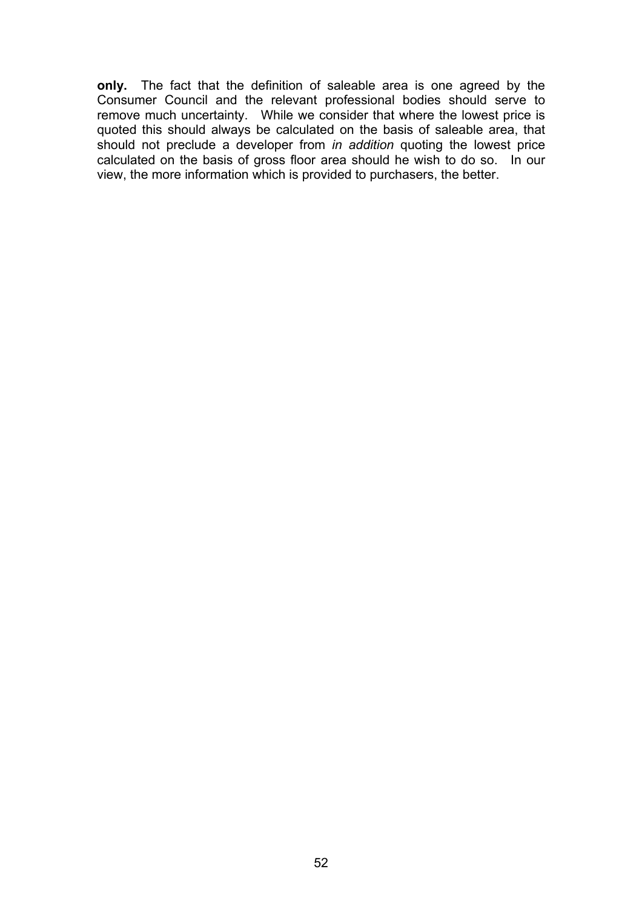**only.** The fact that the definition of saleable area is one agreed by the Consumer Council and the relevant professional bodies should serve to remove much uncertainty. While we consider that where the lowest price is quoted this should always be calculated on the basis of saleable area, that should not preclude a developer from *in addition* quoting the lowest price calculated on the basis of gross floor area should he wish to do so. In our view, the more information which is provided to purchasers, the better.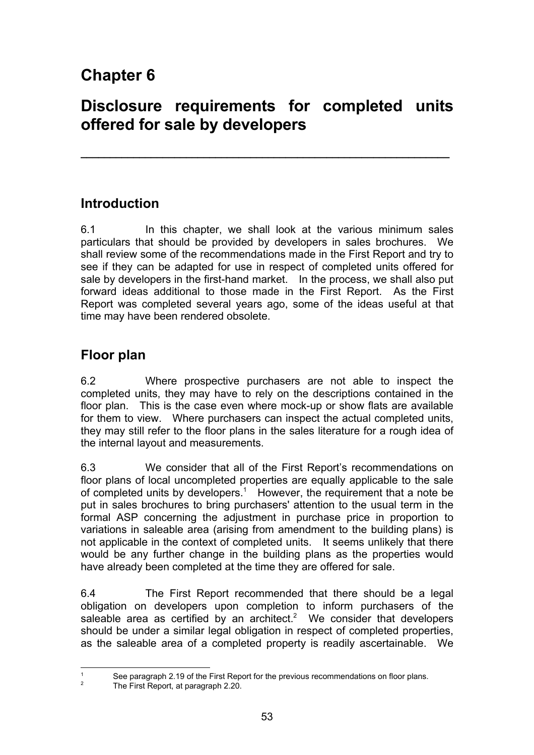# Chapter 6

# Disclosure requirements for completed units offered for sale by developers

## Introduction

6.1 In this chapter, we shall look at the various minimum sales particulars that should be provided by developers in sales brochures. We shall review some of the recommendations made in the First Report and try to see if they can be adapted for use in respect of completed units offered for sale by developers in the first-hand market. In the process, we shall also put forward ideas additional to those made in the First Report. As the First Report was completed several years ago, some of the ideas useful at that time may have been rendered obsolete.

## Floor plan

6.2 Where prospective purchasers are not able to inspect the completed units, they may have to rely on the descriptions contained in the floor plan. This is the case even where mock-up or show flats are available for them to view. Where purchasers can inspect the actual completed units, they may still refer to the floor plans in the sales literature for a rough idea of the internal layout and measurements.

6.3 We consider that all of the First Report's recommendations on floor plans of local uncompleted properties are equally applicable to the sale of completed units by developers.[1] However, the requirement that a note be put in sales brochures to bring purchasers' attention to the usual term in the formal ASP concerning the adjustment in purchase price in proportion to variations in saleable area (arising from amendment to the building plans) is not applicable in the context of completed units. It seems unlikely that there would be any further change in the building plans as the properties would have already been completed at the time they are offered for sale.

6.4 The First Report recommended that there should be a legal obligation on developers upon completion to inform purchasers of the saleable area as certified by an architect.[2] We consider that developers should be under a similar legal obligation in respect of completed properties, as the saleable area of a completed property is readily ascertainable. We

---

[1] See paragraph 2.19 of the First Report for the previous recommendations on floor plans.

[2] The First Report, at paragraph 2.20.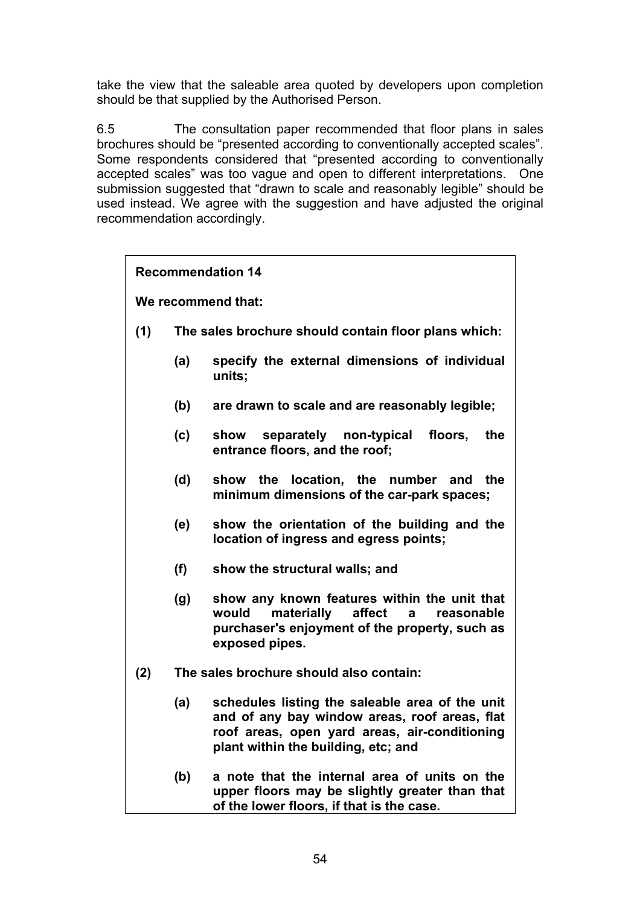take the view that the saleable area quoted by developers upon completion should be that supplied by the Authorised Person.

6.5 The consultation paper recommended that floor plans in sales brochures should be "presented according to conventionally accepted scales". Some respondents considered that "presented according to conventionally accepted scales" was too vague and open to different interpretations. One submission suggested that "drawn to scale and reasonably legible" should be used instead. We agree with the suggestion and have adjusted the original recommendation accordingly.

**Recommendation 14**

**We recommend that:**

**(1) The sales brochure should contain floor plans which:**

- **(a) specify the external dimensions of individual units;**
- **(b) are drawn to scale and are reasonably legible;**
- **(c) show separately non-typical floors, the entrance floors, and the roof;**
- **(d) show the location, the number and the minimum dimensions of the car-park spaces;**
- **(e) show the orientation of the building and the location of ingress and egress points;**
- **(f) show the structural walls; and**
- **(g) show any known features within the unit that would materially affect a reasonable purchaser's enjoyment of the property, such as exposed pipes.**

**(2) The sales brochure should also contain:**

- **(a) schedules listing the saleable area of the unit and of any bay window areas, roof areas, flat roof areas, open yard areas, air-conditioning plant within the building, etc; and**
- **(b) a note that the internal area of units on the upper floors may be slightly greater than that of the lower floors, if that is the case.**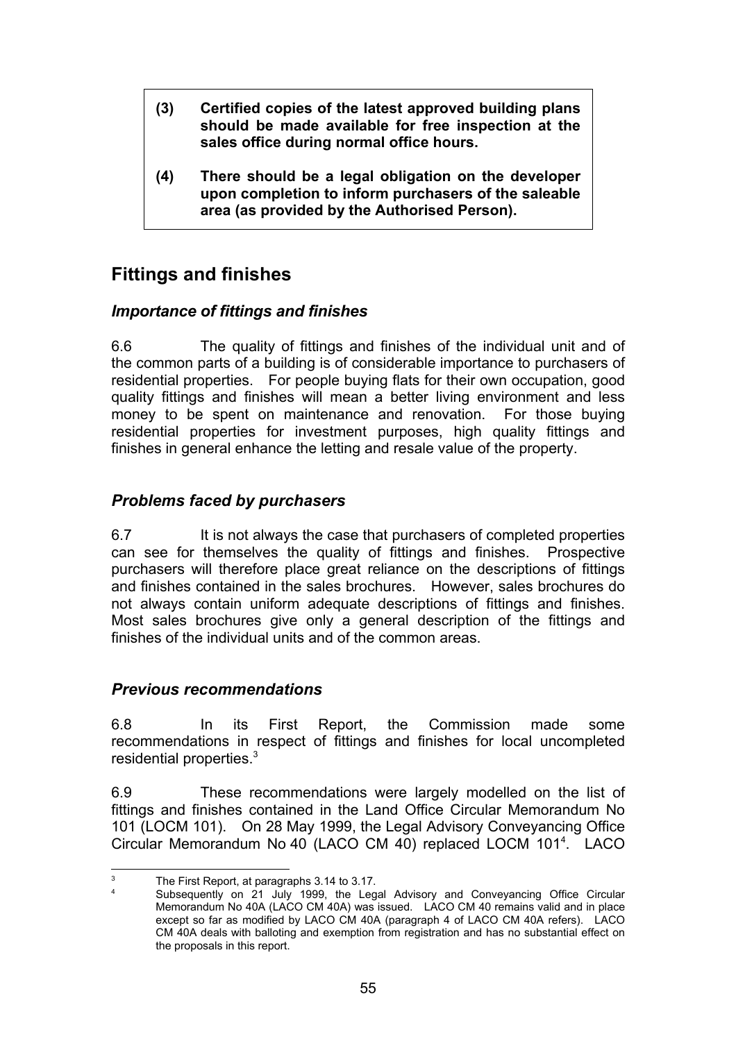> **(3) Certified copies of the latest approved building plans should be made available for free inspection at the sales office during normal office hours.**
>
> **(4) There should be a legal obligation on the developer upon completion to inform purchasers of the saleable area (as provided by the Authorised Person).**

## Fittings and finishes

### *Importance of fittings and finishes*

6.6 The quality of fittings and finishes of the individual unit and of the common parts of a building is of considerable importance to purchasers of residential properties. For people buying flats for their own occupation, good quality fittings and finishes will mean a better living environment and less money to be spent on maintenance and renovation. For those buying residential properties for investment purposes, high quality fittings and finishes in general enhance the letting and resale value of the property.

### *Problems faced by purchasers*

6.7 It is not always the case that purchasers of completed properties can see for themselves the quality of fittings and finishes. Prospective purchasers will therefore place great reliance on the descriptions of fittings and finishes contained in the sales brochures. However, sales brochures do not always contain uniform adequate descriptions of fittings and finishes. Most sales brochures give only a general description of the fittings and finishes of the individual units and of the common areas.

### *Previous recommendations*

6.8 In its First Report, the Commission made some recommendations in respect of fittings and finishes for local uncompleted residential properties.[3]

6.9 These recommendations were largely modelled on the list of fittings and finishes contained in the Land Office Circular Memorandum No 101 (LOCM 101). On 28 May 1999, the Legal Advisory Conveyancing Office Circular Memorandum No 40 (LACO CM 40) replaced LOCM 101[4]. LACO

---

[3] The First Report, at paragraphs 3.14 to 3.17.

[4] Subsequently on 21 July 1999, the Legal Advisory and Conveyancing Office Circular Memorandum No 40A (LACO CM 40A) was issued. LACO CM 40 remains valid and in place except so far as modified by LACO CM 40A (paragraph 4 of LACO CM 40A refers). LACO CM 40A deals with balloting and exemption from registration and has no substantial effect on the proposals in this report.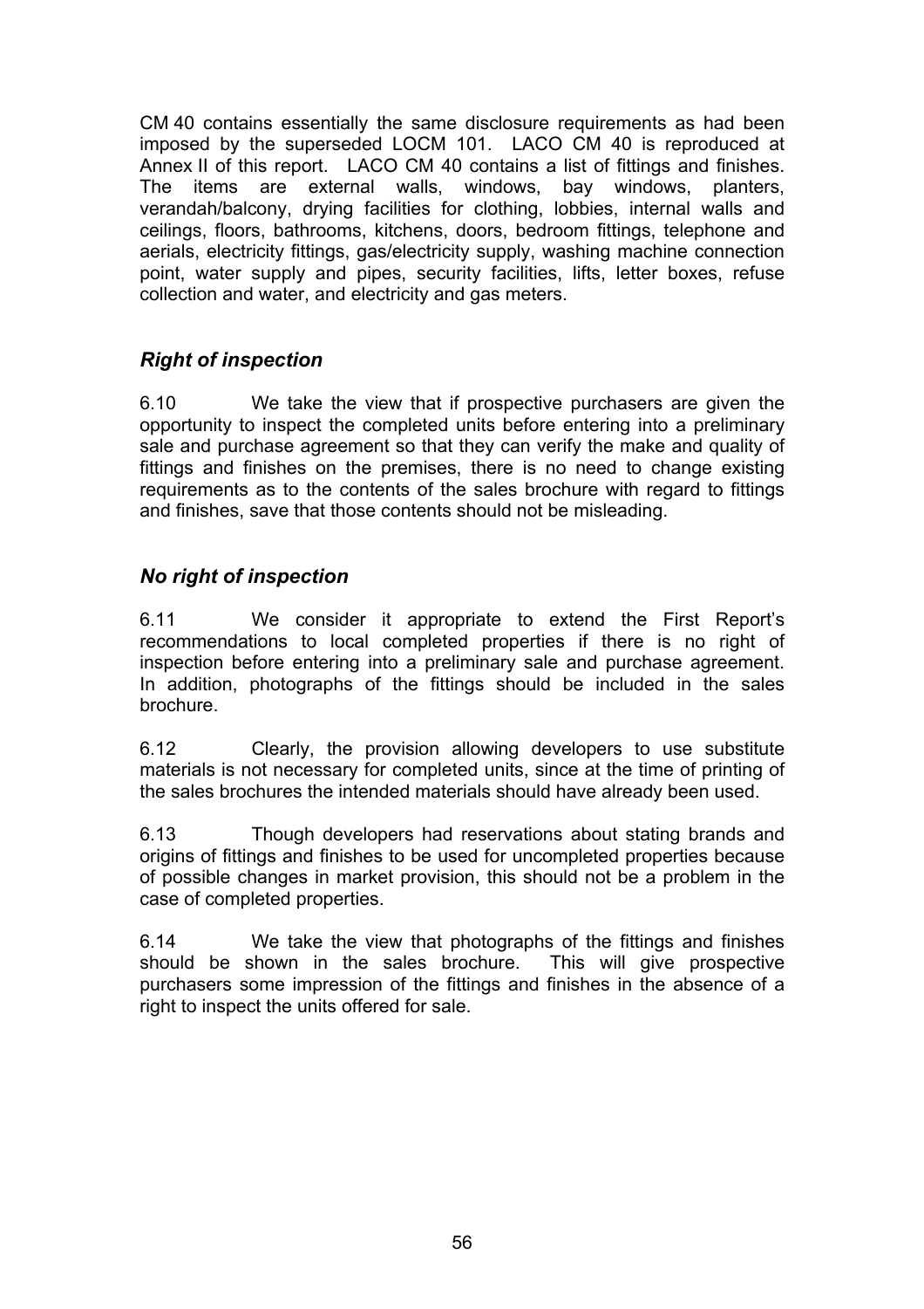CM 40 contains essentially the same disclosure requirements as had been imposed by the superseded LOCM 101. LACO CM 40 is reproduced at Annex II of this report. LACO CM 40 contains a list of fittings and finishes. The items are external walls, windows, bay windows, planters, verandah/balcony, drying facilities for clothing, lobbies, internal walls and ceilings, floors, bathrooms, kitchens, doors, bedroom fittings, telephone and aerials, electricity fittings, gas/electricity supply, washing machine connection point, water supply and pipes, security facilities, lifts, letter boxes, refuse collection and water, and electricity and gas meters.

### *Right of inspection*

6.10 We take the view that if prospective purchasers are given the opportunity to inspect the completed units before entering into a preliminary sale and purchase agreement so that they can verify the make and quality of fittings and finishes on the premises, there is no need to change existing requirements as to the contents of the sales brochure with regard to fittings and finishes, save that those contents should not be misleading.

### *No right of inspection*

6.11 We consider it appropriate to extend the First Report's recommendations to local completed properties if there is no right of inspection before entering into a preliminary sale and purchase agreement. In addition, photographs of the fittings should be included in the sales brochure.

6.12 Clearly, the provision allowing developers to use substitute materials is not necessary for completed units, since at the time of printing of the sales brochures the intended materials should have already been used.

6.13 Though developers had reservations about stating brands and origins of fittings and finishes to be used for uncompleted properties because of possible changes in market provision, this should not be a problem in the case of completed properties.

6.14 We take the view that photographs of the fittings and finishes should be shown in the sales brochure. This will give prospective purchasers some impression of the fittings and finishes in the absence of a right to inspect the units offered for sale.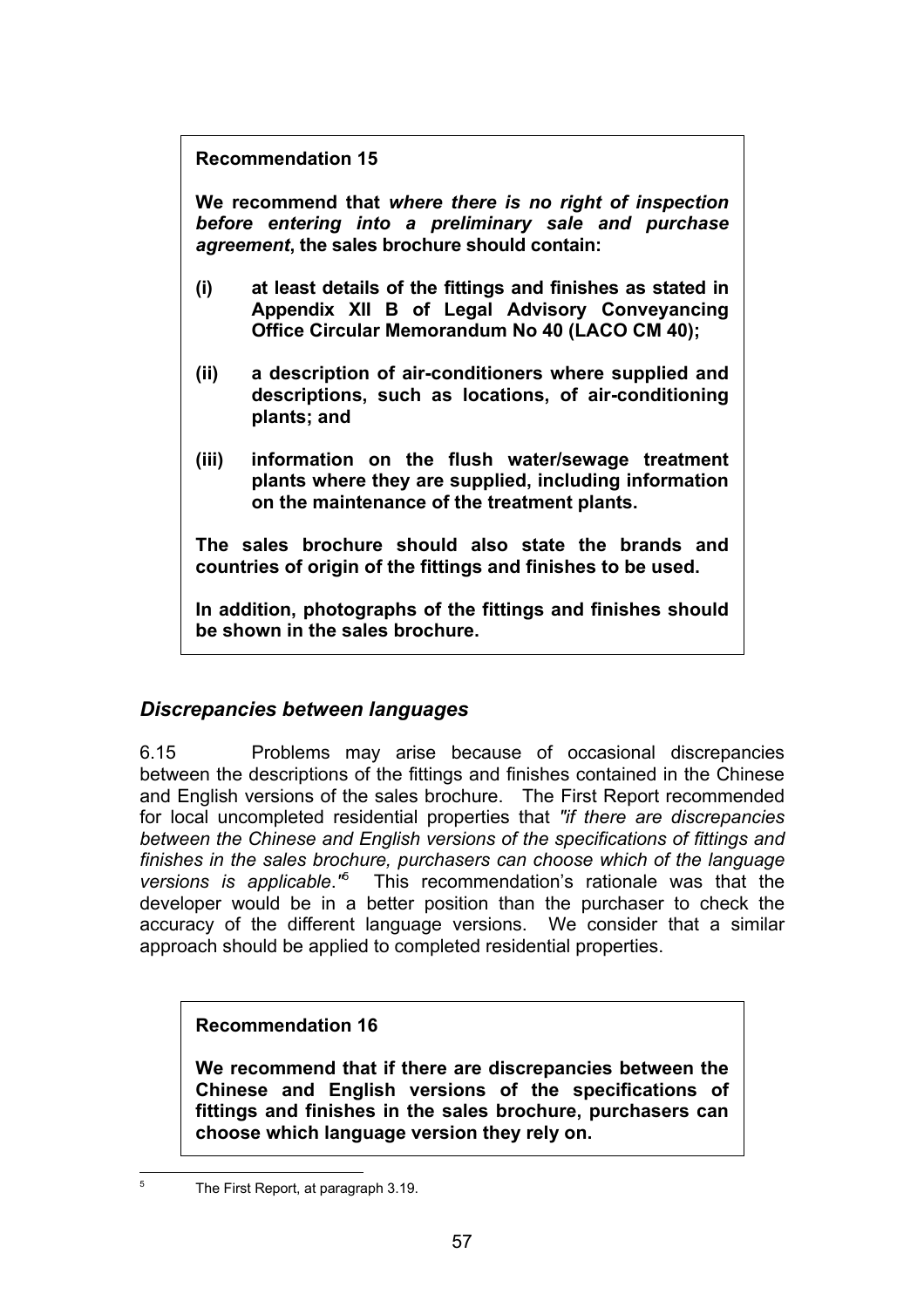**Recommendation 15**

**We recommend that *where there is no right of inspection before entering into a preliminary sale and purchase agreement*, the sales brochure should contain:**

**(i) at least details of the fittings and finishes as stated in Appendix XII B of Legal Advisory Conveyancing Office Circular Memorandum No 40 (LACO CM 40);**

**(ii) a description of air-conditioners where supplied and descriptions, such as locations, of air-conditioning plants; and**

**(iii) information on the flush water/sewage treatment plants where they are supplied, including information on the maintenance of the treatment plants.**

**The sales brochure should also state the brands and countries of origin of the fittings and finishes to be used.**

**In addition, photographs of the fittings and finishes should be shown in the sales brochure.**

### *Discrepancies between languages*

6.15 Problems may arise because of occasional discrepancies between the descriptions of the fittings and finishes contained in the Chinese and English versions of the sales brochure. The First Report recommended for local uncompleted residential properties that *"if there are discrepancies between the Chinese and English versions of the specifications of fittings and finishes in the sales brochure, purchasers can choose which of the language versions is applicable."*[5] This recommendation's rationale was that the developer would be in a better position than the purchaser to check the accuracy of the different language versions. We consider that a similar approach should be applied to completed residential properties.

**Recommendation 16**

**We recommend that if there are discrepancies between the Chinese and English versions of the specifications of fittings and finishes in the sales brochure, purchasers can choose which language version they rely on.**

---

[5] The First Report, at paragraph 3.19.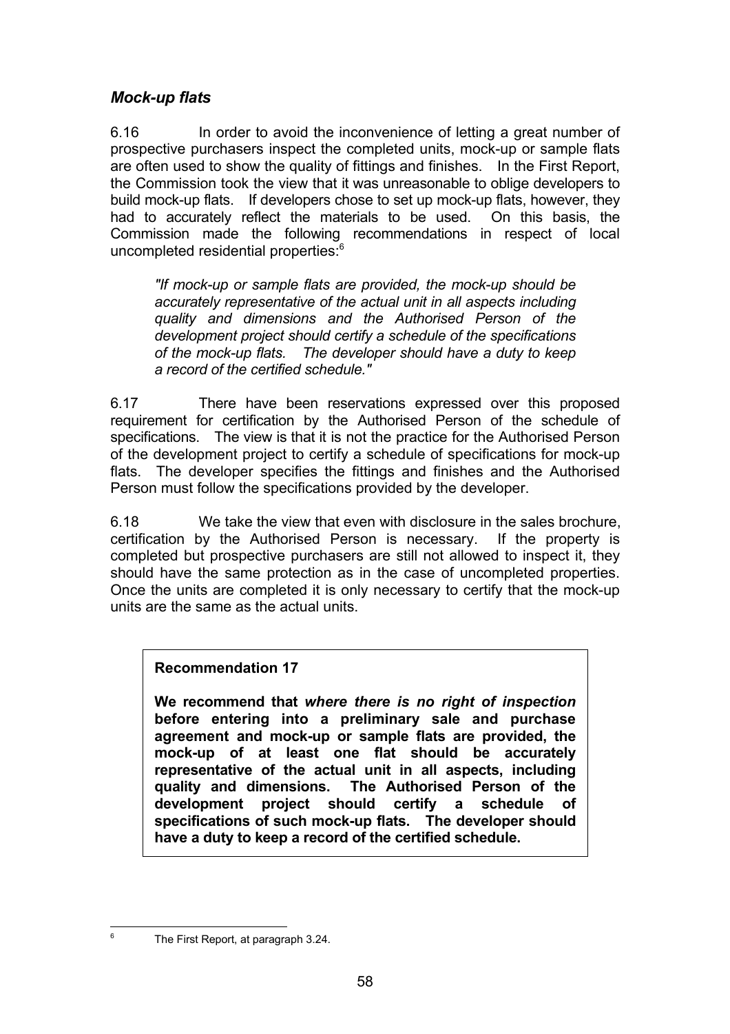### *Mock-up flats*

6.16 In order to avoid the inconvenience of letting a great number of prospective purchasers inspect the completed units, mock-up or sample flats are often used to show the quality of fittings and finishes. In the First Report, the Commission took the view that it was unreasonable to oblige developers to build mock-up flats. If developers chose to set up mock-up flats, however, they had to accurately reflect the materials to be used. On this basis, the Commission made the following recommendations in respect of local uncompleted residential properties:[6]

> *"If mock-up or sample flats are provided, the mock-up should be accurately representative of the actual unit in all aspects including quality and dimensions and the Authorised Person of the development project should certify a schedule of the specifications of the mock-up flats. The developer should have a duty to keep a record of the certified schedule."*

6.17 There have been reservations expressed over this proposed requirement for certification by the Authorised Person of the schedule of specifications. The view is that it is not the practice for the Authorised Person of the development project to certify a schedule of specifications for mock-up flats. The developer specifies the fittings and finishes and the Authorised Person must follow the specifications provided by the developer.

6.18 We take the view that even with disclosure in the sales brochure, certification by the Authorised Person is necessary. If the property is completed but prospective purchasers are still not allowed to inspect it, they should have the same protection as in the case of uncompleted properties. Once the units are completed it is only necessary to certify that the mock-up units are the same as the actual units.

**Recommendation 17**

**We recommend that *where there is no right of inspection* before entering into a preliminary sale and purchase agreement and mock-up or sample flats are provided, the mock-up of at least one flat should be accurately representative of the actual unit in all aspects, including quality and dimensions. The Authorised Person of the development project should certify a schedule of specifications of such mock-up flats. The developer should have a duty to keep a record of the certified schedule.**

---

[6] The First Report, at paragraph 3.24.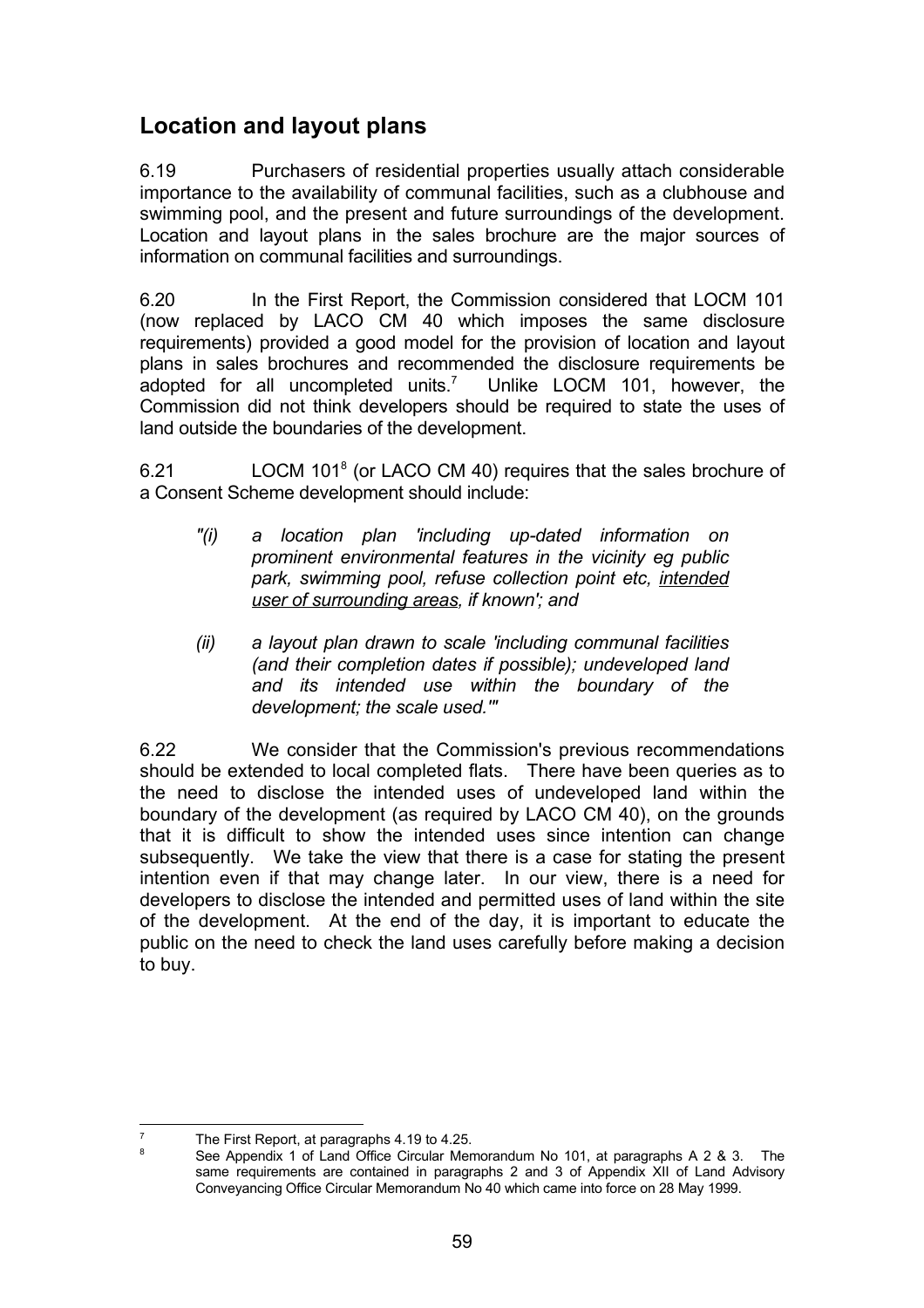## Location and layout plans

6.19 Purchasers of residential properties usually attach considerable importance to the availability of communal facilities, such as a clubhouse and swimming pool, and the present and future surroundings of the development. Location and layout plans in the sales brochure are the major sources of information on communal facilities and surroundings.

6.20 In the First Report, the Commission considered that LOCM 101 (now replaced by LACO CM 40 which imposes the same disclosure requirements) provided a good model for the provision of location and layout plans in sales brochures and recommended the disclosure requirements be adopted for all uncompleted units.[7] Unlike LOCM 101, however, the Commission did not think developers should be required to state the uses of land outside the boundaries of the development.

6.21 LOCM 101[8] (or LACO CM 40) requires that the sales brochure of a Consent Scheme development should include:

> *"(i) a location plan 'including up-dated information on prominent environmental features in the vicinity eg public park, swimming pool, refuse collection point etc, <u>intended user of surrounding areas</u>, if known'; and*
>
> *(ii) a layout plan drawn to scale 'including communal facilities (and their completion dates if possible); undeveloped land and its intended use within the boundary of the development; the scale used.'"*

6.22 We consider that the Commission's previous recommendations should be extended to local completed flats. There have been queries as to the need to disclose the intended uses of undeveloped land within the boundary of the development (as required by LACO CM 40), on the grounds that it is difficult to show the intended uses since intention can change subsequently. We take the view that there is a case for stating the present intention even if that may change later. In our view, there is a need for developers to disclose the intended and permitted uses of land within the site of the development. At the end of the day, it is important to educate the public on the need to check the land uses carefully before making a decision to buy.

---

[7] The First Report, at paragraphs 4.19 to 4.25.

[8] See Appendix 1 of Land Office Circular Memorandum No 101, at paragraphs A 2 & 3. The same requirements are contained in paragraphs 2 and 3 of Appendix XII of Land Advisory Conveyancing Office Circular Memorandum No 40 which came into force on 28 May 1999.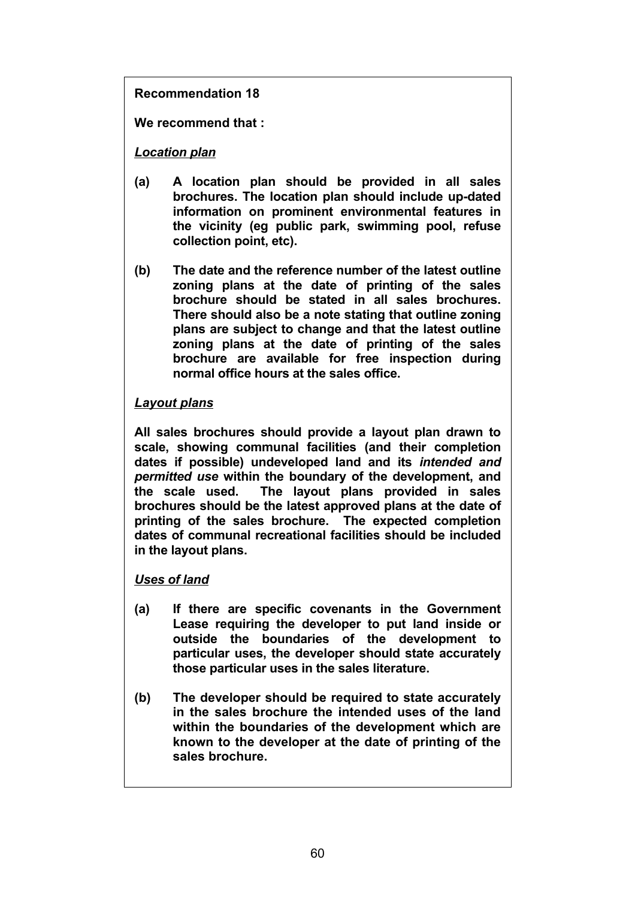**Recommendation 18**

**We recommend that :**

***Location plan***

**(a) A location plan should be provided in all sales brochures. The location plan should include up-dated information on prominent environmental features in the vicinity (eg public park, swimming pool, refuse collection point, etc).**

**(b) The date and the reference number of the latest outline zoning plans at the date of printing of the sales brochure should be stated in all sales brochures. There should also be a note stating that outline zoning plans are subject to change and that the latest outline zoning plans at the date of printing of the sales brochure are available for free inspection during normal office hours at the sales office.**

***Layout plans***

**All sales brochures should provide a layout plan drawn to scale, showing communal facilities (and their completion dates if possible) undeveloped land and its *intended and permitted use* within the boundary of the development, and the scale used. The layout plans provided in sales brochures should be the latest approved plans at the date of printing of the sales brochure. The expected completion dates of communal recreational facilities should be included in the layout plans.**

***Uses of land***

**(a) If there are specific covenants in the Government Lease requiring the developer to put land inside or outside the boundaries of the development to particular uses, the developer should state accurately those particular uses in the sales literature.**

**(b) The developer should be required to state accurately in the sales brochure the intended uses of the land within the boundaries of the development which are known to the developer at the date of printing of the sales brochure.**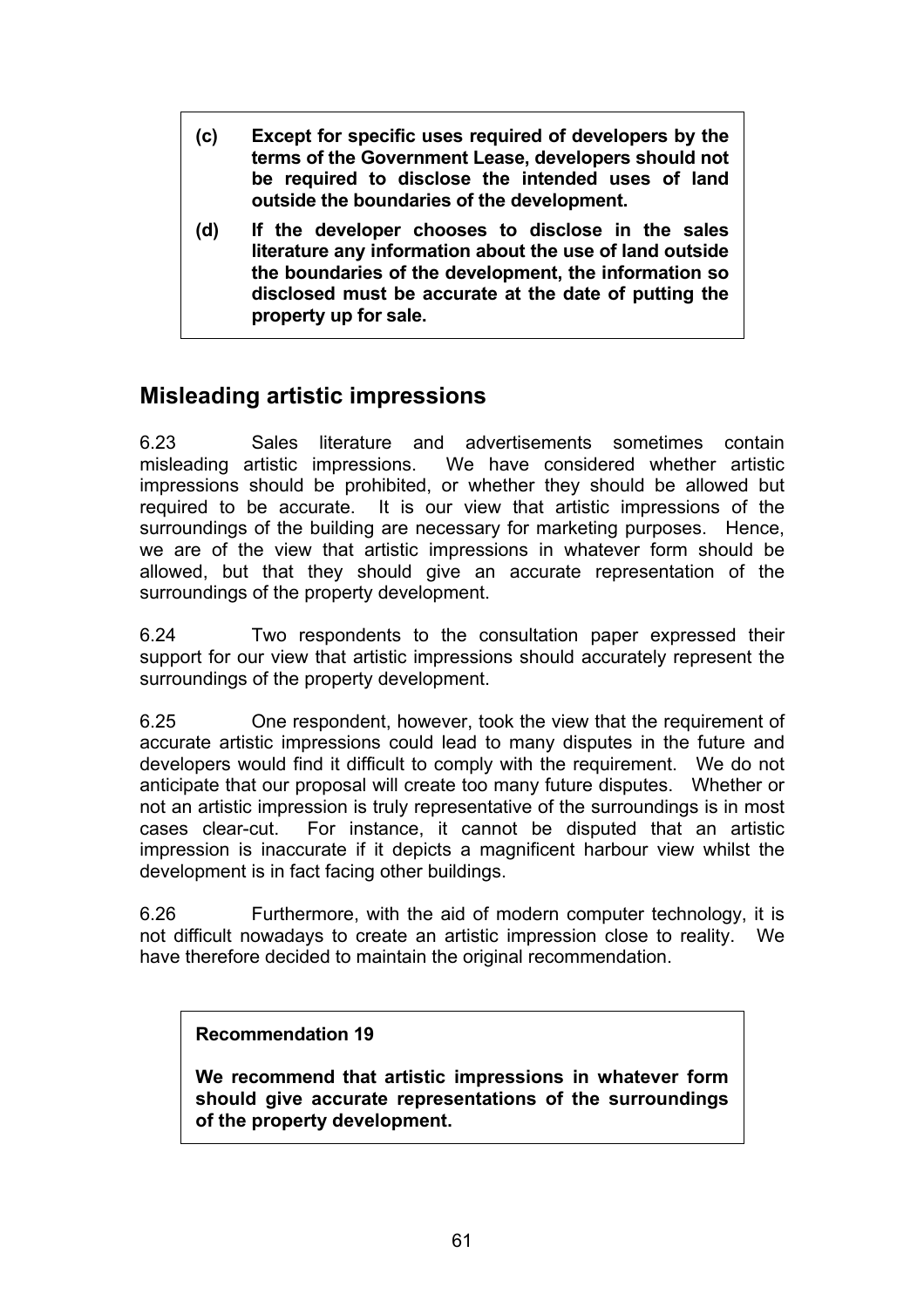> **(c)** **Except for specific uses required of developers by the terms of the Government Lease, developers should not be required to disclose the intended uses of land outside the boundaries of the development.**
>
> **(d)** **If the developer chooses to disclose in the sales literature any information about the use of land outside the boundaries of the development, the information so disclosed must be accurate at the date of putting the property up for sale.**

## Misleading artistic impressions

6.23 Sales literature and advertisements sometimes contain misleading artistic impressions. We have considered whether artistic impressions should be prohibited, or whether they should be allowed but required to be accurate. It is our view that artistic impressions of the surroundings of the building are necessary for marketing purposes. Hence, we are of the view that artistic impressions in whatever form should be allowed, but that they should give an accurate representation of the surroundings of the property development.

6.24 Two respondents to the consultation paper expressed their support for our view that artistic impressions should accurately represent the surroundings of the property development.

6.25 One respondent, however, took the view that the requirement of accurate artistic impressions could lead to many disputes in the future and developers would find it difficult to comply with the requirement. We do not anticipate that our proposal will create too many future disputes. Whether or not an artistic impression is truly representative of the surroundings is in most cases clear-cut. For instance, it cannot be disputed that an artistic impression is inaccurate if it depicts a magnificent harbour view whilst the development is in fact facing other buildings.

6.26 Furthermore, with the aid of modern computer technology, it is not difficult nowadays to create an artistic impression close to reality. We have therefore decided to maintain the original recommendation.

> **Recommendation 19**
>
> **We recommend that artistic impressions in whatever form should give accurate representations of the surroundings of the property development.**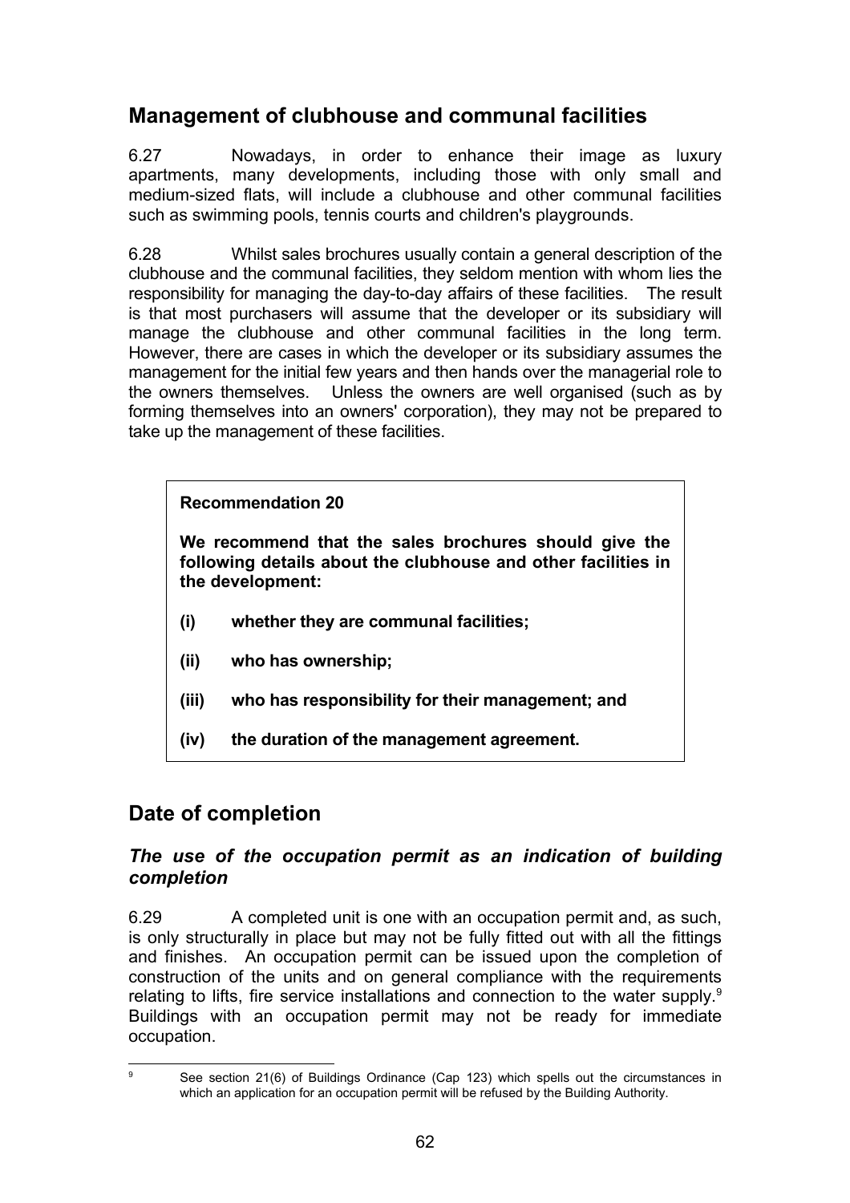## Management of clubhouse and communal facilities

6.27 Nowadays, in order to enhance their image as luxury apartments, many developments, including those with only small and medium-sized flats, will include a clubhouse and other communal facilities such as swimming pools, tennis courts and children's playgrounds.

6.28 Whilst sales brochures usually contain a general description of the clubhouse and the communal facilities, they seldom mention with whom lies the responsibility for managing the day-to-day affairs of these facilities. The result is that most purchasers will assume that the developer or its subsidiary will manage the clubhouse and other communal facilities in the long term. However, there are cases in which the developer or its subsidiary assumes the management for the initial few years and then hands over the managerial role to the owners themselves. Unless the owners are well organised (such as by forming themselves into an owners' corporation), they may not be prepared to take up the management of these facilities.

**Recommendation 20**

**We recommend that the sales brochures should give the following details about the clubhouse and other facilities in the development:**

**(i) whether they are communal facilities;**

**(ii) who has ownership;**

**(iii) who has responsibility for their management; and**

**(iv) the duration of the management agreement.**

## Date of completion

### *The use of the occupation permit as an indication of building completion*

6.29 A completed unit is one with an occupation permit and, as such, is only structurally in place but may not be fully fitted out with all the fittings and finishes. An occupation permit can be issued upon the completion of construction of the units and on general compliance with the requirements relating to lifts, fire service installations and connection to the water supply.[9] Buildings with an occupation permit may not be ready for immediate occupation.

[9] See section 21(6) of Buildings Ordinance (Cap 123) which spells out the circumstances in which an application for an occupation permit will be refused by the Building Authority.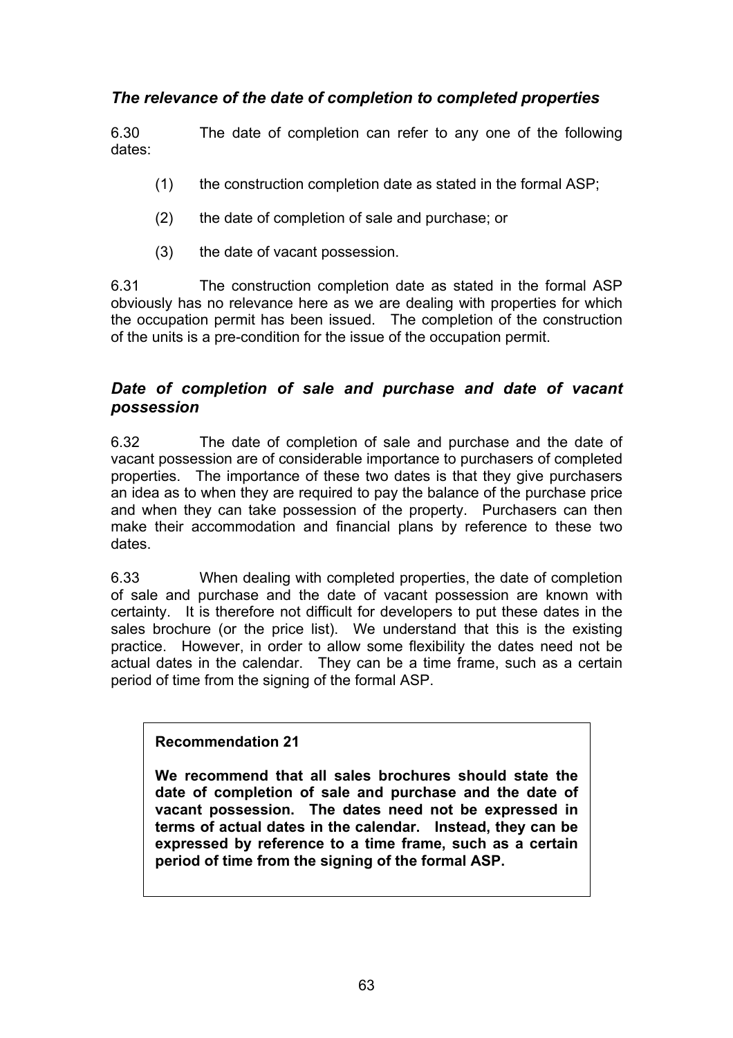### *The relevance of the date of completion to completed properties*

6.30 The date of completion can refer to any one of the following dates:

(1) the construction completion date as stated in the formal ASP;

(2) the date of completion of sale and purchase; or

(3) the date of vacant possession.

6.31 The construction completion date as stated in the formal ASP obviously has no relevance here as we are dealing with properties for which the occupation permit has been issued. The completion of the construction of the units is a pre-condition for the issue of the occupation permit.

### *Date of completion of sale and purchase and date of vacant possession*

6.32 The date of completion of sale and purchase and the date of vacant possession are of considerable importance to purchasers of completed properties. The importance of these two dates is that they give purchasers an idea as to when they are required to pay the balance of the purchase price and when they can take possession of the property. Purchasers can then make their accommodation and financial plans by reference to these two dates.

6.33 When dealing with completed properties, the date of completion of sale and purchase and the date of vacant possession are known with certainty. It is therefore not difficult for developers to put these dates in the sales brochure (or the price list). We understand that this is the existing practice. However, in order to allow some flexibility the dates need not be actual dates in the calendar. They can be a time frame, such as a certain period of time from the signing of the formal ASP.

**Recommendation 21**

**We recommend that all sales brochures should state the date of completion of sale and purchase and the date of vacant possession. The dates need not be expressed in terms of actual dates in the calendar. Instead, they can be expressed by reference to a time frame, such as a certain period of time from the signing of the formal ASP.**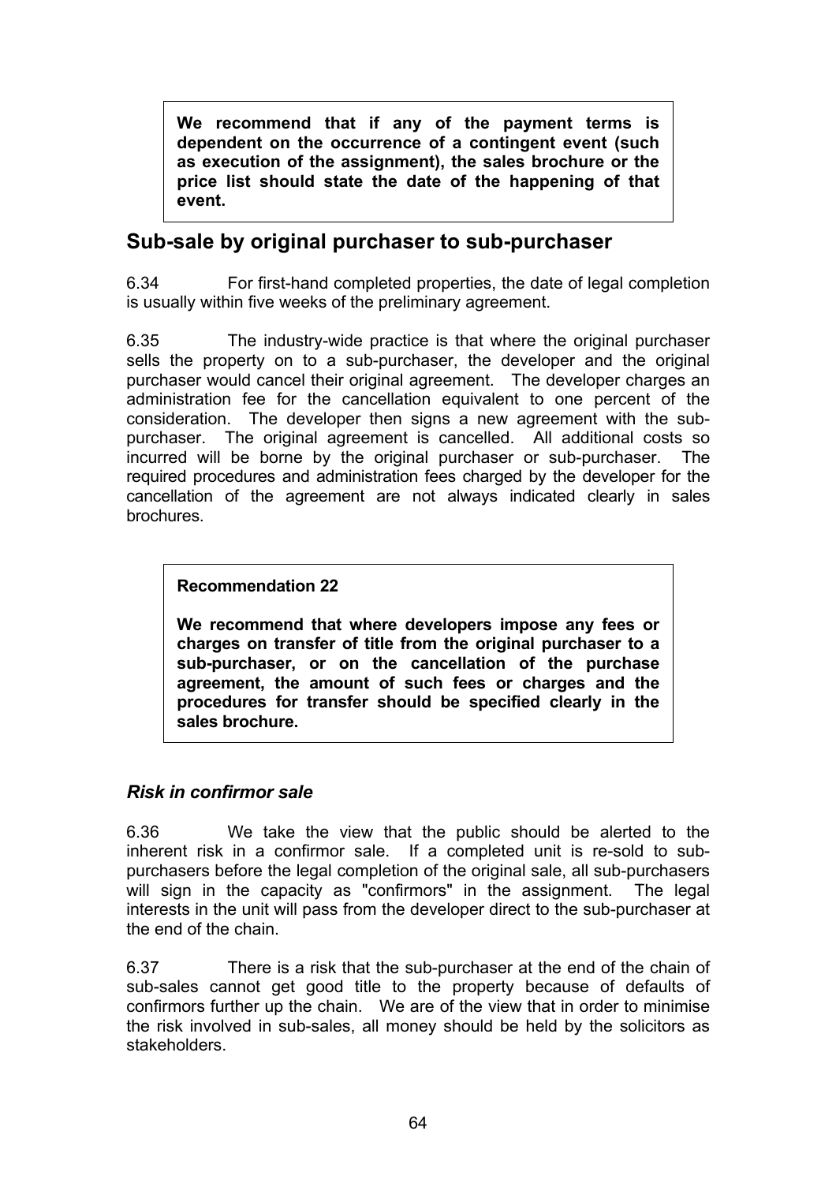**We recommend that if any of the payment terms is dependent on the occurrence of a contingent event (such as execution of the assignment), the sales brochure or the price list should state the date of the happening of that event.**

## Sub-sale by original purchaser to sub-purchaser

6.34 For first-hand completed properties, the date of legal completion is usually within five weeks of the preliminary agreement.

6.35 The industry-wide practice is that where the original purchaser sells the property on to a sub-purchaser, the developer and the original purchaser would cancel their original agreement. The developer charges an administration fee for the cancellation equivalent to one percent of the consideration. The developer then signs a new agreement with the sub-purchaser. The original agreement is cancelled. All additional costs so incurred will be borne by the original purchaser or sub-purchaser. The required procedures and administration fees charged by the developer for the cancellation of the agreement are not always indicated clearly in sales brochures.

**Recommendation 22**

**We recommend that where developers impose any fees or charges on transfer of title from the original purchaser to a sub-purchaser, or on the cancellation of the purchase agreement, the amount of such fees or charges and the procedures for transfer should be specified clearly in the sales brochure.**

### *Risk in confirmor sale*

6.36 We take the view that the public should be alerted to the inherent risk in a confirmor sale. If a completed unit is re-sold to sub-purchasers before the legal completion of the original sale, all sub-purchasers will sign in the capacity as "confirmors" in the assignment. The legal interests in the unit will pass from the developer direct to the sub-purchaser at the end of the chain.

6.37 There is a risk that the sub-purchaser at the end of the chain of sub-sales cannot get good title to the property because of defaults of confirmors further up the chain. We are of the view that in order to minimise the risk involved in sub-sales, all money should be held by the solicitors as stakeholders.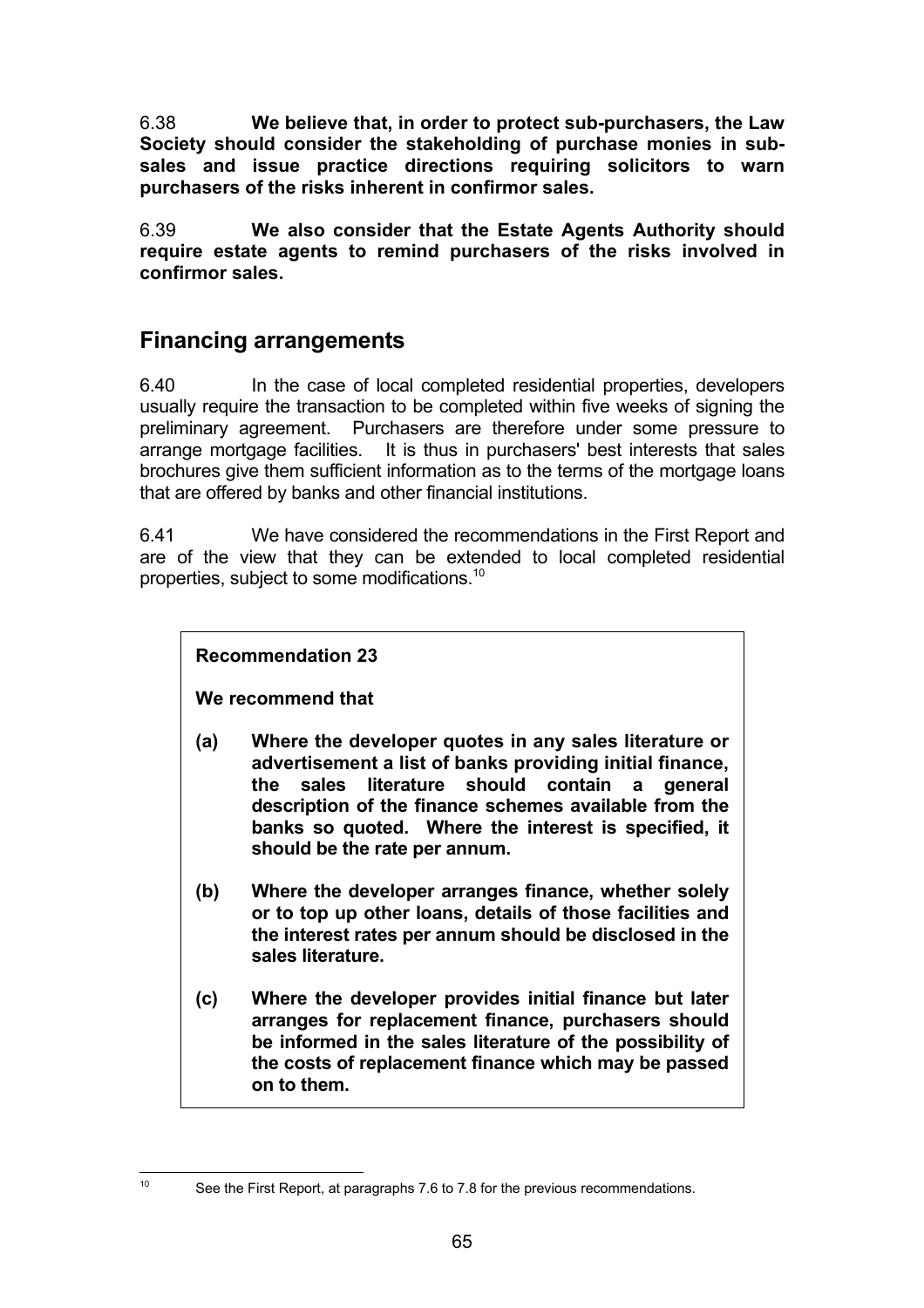6.38 **We believe that, in order to protect sub-purchasers, the Law Society should consider the stakeholding of purchase monies in sub-sales and issue practice directions requiring solicitors to warn purchasers of the risks inherent in confirmor sales.**

6.39 **We also consider that the Estate Agents Authority should require estate agents to remind purchasers of the risks involved in confirmor sales.**

## Financing arrangements

6.40 In the case of local completed residential properties, developers usually require the transaction to be completed within five weeks of signing the preliminary agreement. Purchasers are therefore under some pressure to arrange mortgage facilities. It is thus in purchasers' best interests that sales brochures give them sufficient information as to the terms of the mortgage loans that are offered by banks and other financial institutions.

6.41 We have considered the recommendations in the First Report and are of the view that they can be extended to local completed residential properties, subject to some modifications.[10]

> **Recommendation 23**
>
> **We recommend that**
>
> **(a) Where the developer quotes in any sales literature or advertisement a list of banks providing initial finance, the sales literature should contain a general description of the finance schemes available from the banks so quoted. Where the interest is specified, it should be the rate per annum.**
>
> **(b) Where the developer arranges finance, whether solely or to top up other loans, details of those facilities and the interest rates per annum should be disclosed in the sales literature.**
>
> **(c) Where the developer provides initial finance but later arranges for replacement finance, purchasers should be informed in the sales literature of the possibility of the costs of replacement finance which may be passed on to them.**

[10] See the First Report, at paragraphs 7.6 to 7.8 for the previous recommendations.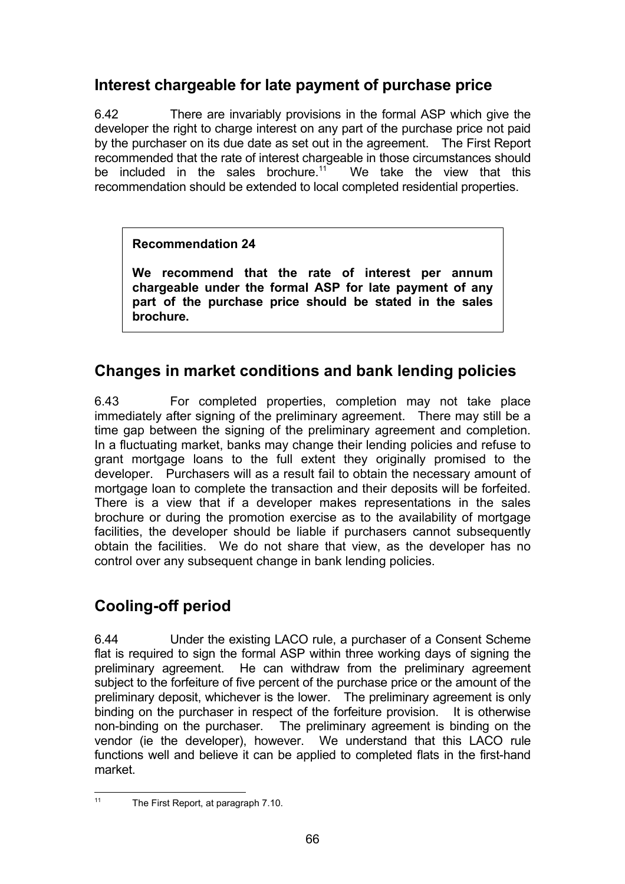## Interest chargeable for late payment of purchase price

6.42 There are invariably provisions in the formal ASP which give the developer the right to charge interest on any part of the purchase price not paid by the purchaser on its due date as set out in the agreement. The First Report recommended that the rate of interest chargeable in those circumstances should be included in the sales brochure.[11] We take the view that this recommendation should be extended to local completed residential properties.

> **Recommendation 24**
>
> **We recommend that the rate of interest per annum chargeable under the formal ASP for late payment of any part of the purchase price should be stated in the sales brochure.**

## Changes in market conditions and bank lending policies

6.43 For completed properties, completion may not take place immediately after signing of the preliminary agreement. There may still be a time gap between the signing of the preliminary agreement and completion. In a fluctuating market, banks may change their lending policies and refuse to grant mortgage loans to the full extent they originally promised to the developer. Purchasers will as a result fail to obtain the necessary amount of mortgage loan to complete the transaction and their deposits will be forfeited. There is a view that if a developer makes representations in the sales brochure or during the promotion exercise as to the availability of mortgage facilities, the developer should be liable if purchasers cannot subsequently obtain the facilities. We do not share that view, as the developer has no control over any subsequent change in bank lending policies.

## Cooling-off period

6.44 Under the existing LACO rule, a purchaser of a Consent Scheme flat is required to sign the formal ASP within three working days of signing the preliminary agreement. He can withdraw from the preliminary agreement subject to the forfeiture of five percent of the purchase price or the amount of the preliminary deposit, whichever is the lower. The preliminary agreement is only binding on the purchaser in respect of the forfeiture provision. It is otherwise non-binding on the purchaser. The preliminary agreement is binding on the vendor (ie the developer), however. We understand that this LACO rule functions well and believe it can be applied to completed flats in the first-hand market.

---

[11] The First Report, at paragraph 7.10.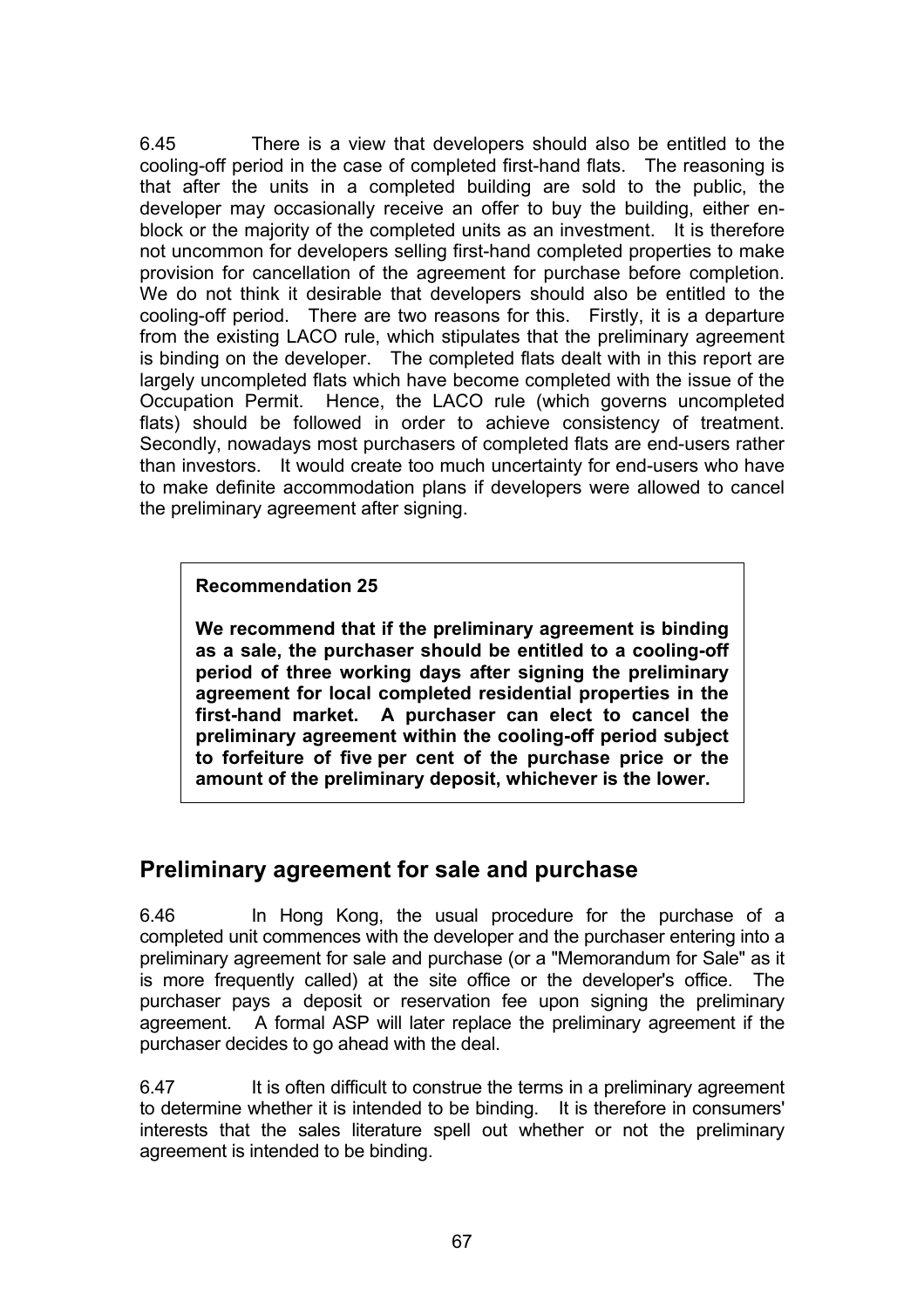6.45 There is a view that developers should also be entitled to the cooling-off period in the case of completed first-hand flats. The reasoning is that after the units in a completed building are sold to the public, the developer may occasionally receive an offer to buy the building, either en-block or the majority of the completed units as an investment. It is therefore not uncommon for developers selling first-hand completed properties to make provision for cancellation of the agreement for purchase before completion. We do not think it desirable that developers should also be entitled to the cooling-off period. There are two reasons for this. Firstly, it is a departure from the existing LACO rule, which stipulates that the preliminary agreement is binding on the developer. The completed flats dealt with in this report are largely uncompleted flats which have become completed with the issue of the Occupation Permit. Hence, the LACO rule (which governs uncompleted flats) should be followed in order to achieve consistency of treatment. Secondly, nowadays most purchasers of completed flats are end-users rather than investors. It would create too much uncertainty for end-users who have to make definite accommodation plans if developers were allowed to cancel the preliminary agreement after signing.

**Recommendation 25**

**We recommend that if the preliminary agreement is binding as a sale, the purchaser should be entitled to a cooling-off period of three working days after signing the preliminary agreement for local completed residential properties in the first-hand market. A purchaser can elect to cancel the preliminary agreement within the cooling-off period subject to forfeiture of five per cent of the purchase price or the amount of the preliminary deposit, whichever is the lower.**

## Preliminary agreement for sale and purchase

6.46 In Hong Kong, the usual procedure for the purchase of a completed unit commences with the developer and the purchaser entering into a preliminary agreement for sale and purchase (or a "Memorandum for Sale" as it is more frequently called) at the site office or the developer's office. The purchaser pays a deposit or reservation fee upon signing the preliminary agreement. A formal ASP will later replace the preliminary agreement if the purchaser decides to go ahead with the deal.

6.47 It is often difficult to construe the terms in a preliminary agreement to determine whether it is intended to be binding. It is therefore in consumers' interests that the sales literature spell out whether or not the preliminary agreement is intended to be binding.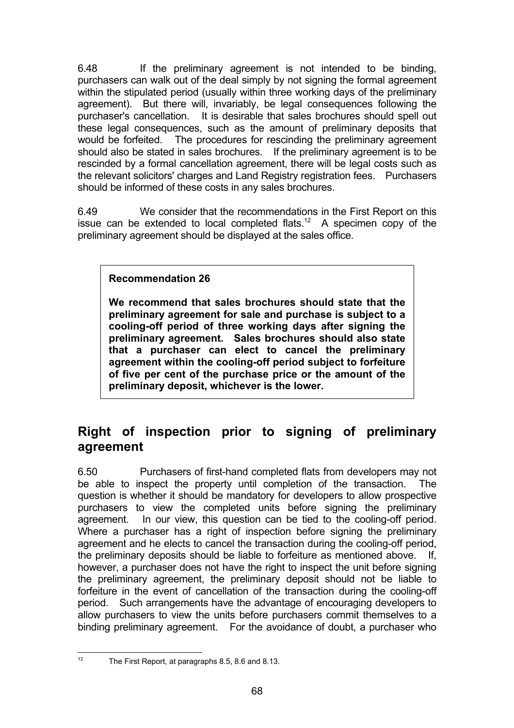6.48 If the preliminary agreement is not intended to be binding, purchasers can walk out of the deal simply by not signing the formal agreement within the stipulated period (usually within three working days of the preliminary agreement). But there will, invariably, be legal consequences following the purchaser's cancellation. It is desirable that sales brochures should spell out these legal consequences, such as the amount of preliminary deposits that would be forfeited. The procedures for rescinding the preliminary agreement should also be stated in sales brochures. If the preliminary agreement is to be rescinded by a formal cancellation agreement, there will be legal costs such as the relevant solicitors' charges and Land Registry registration fees. Purchasers should be informed of these costs in any sales brochures.

6.49 We consider that the recommendations in the First Report on this issue can be extended to local completed flats.[12] A specimen copy of the preliminary agreement should be displayed at the sales office.

> **Recommendation 26**
>
> **We recommend that sales brochures should state that the preliminary agreement for sale and purchase is subject to a cooling-off period of three working days after signing the preliminary agreement. Sales brochures should also state that a purchaser can elect to cancel the preliminary agreement within the cooling-off period subject to forfeiture of five per cent of the purchase price or the amount of the preliminary deposit, whichever is the lower.**

## Right of inspection prior to signing of preliminary agreement

6.50 Purchasers of first-hand completed flats from developers may not be able to inspect the property until completion of the transaction. The question is whether it should be mandatory for developers to allow prospective purchasers to view the completed units before signing the preliminary agreement. In our view, this question can be tied to the cooling-off period. Where a purchaser has a right of inspection before signing the preliminary agreement and he elects to cancel the transaction during the cooling-off period, the preliminary deposits should be liable to forfeiture as mentioned above. If, however, a purchaser does not have the right to inspect the unit before signing the preliminary agreement, the preliminary deposit should not be liable to forfeiture in the event of cancellation of the transaction during the cooling-off period. Such arrangements have the advantage of encouraging developers to allow purchasers to view the units before purchasers commit themselves to a binding preliminary agreement. For the avoidance of doubt, a purchaser who

---

[12] The First Report, at paragraphs 8.5, 8.6 and 8.13.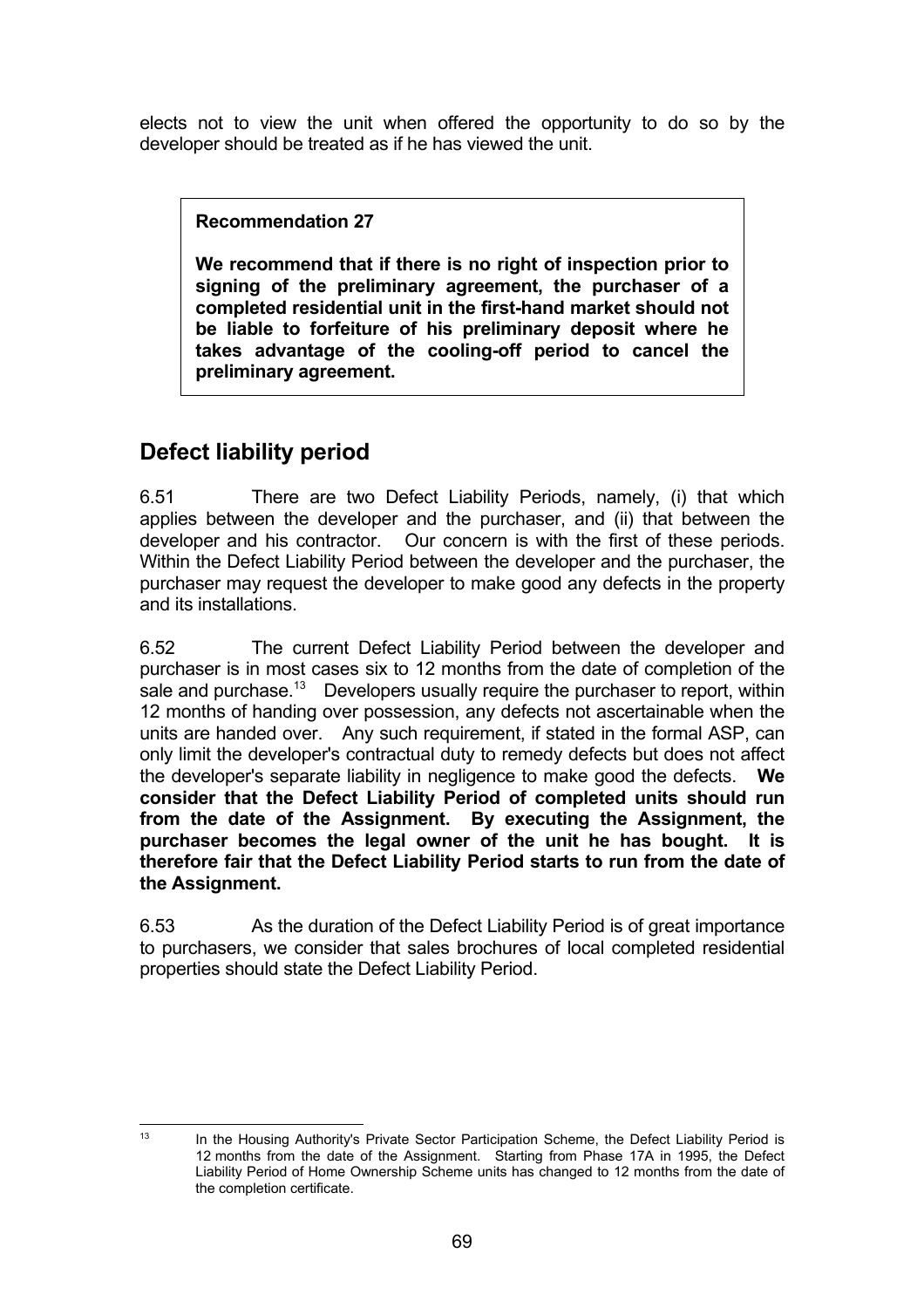elects not to view the unit when offered the opportunity to do so by the developer should be treated as if he has viewed the unit.

> **Recommendation 27**
>
> **We recommend that if there is no right of inspection prior to signing of the preliminary agreement, the purchaser of a completed residential unit in the first-hand market should not be liable to forfeiture of his preliminary deposit where he takes advantage of the cooling-off period to cancel the preliminary agreement.**

## Defect liability period

6.51 There are two Defect Liability Periods, namely, (i) that which applies between the developer and the purchaser, and (ii) that between the developer and his contractor. Our concern is with the first of these periods. Within the Defect Liability Period between the developer and the purchaser, the purchaser may request the developer to make good any defects in the property and its installations.

6.52 The current Defect Liability Period between the developer and purchaser is in most cases six to 12 months from the date of completion of the sale and purchase.[13] Developers usually require the purchaser to report, within 12 months of handing over possession, any defects not ascertainable when the units are handed over. Any such requirement, if stated in the formal ASP, can only limit the developer's contractual duty to remedy defects but does not affect the developer's separate liability in negligence to make good the defects. **We consider that the Defect Liability Period of completed units should run from the date of the Assignment. By executing the Assignment, the purchaser becomes the legal owner of the unit he has bought. It is therefore fair that the Defect Liability Period starts to run from the date of the Assignment.**

6.53 As the duration of the Defect Liability Period is of great importance to purchasers, we consider that sales brochures of local completed residential properties should state the Defect Liability Period.

---

[13] In the Housing Authority's Private Sector Participation Scheme, the Defect Liability Period is 12 months from the date of the Assignment. Starting from Phase 17A in 1995, the Defect Liability Period of Home Ownership Scheme units has changed to 12 months from the date of the completion certificate.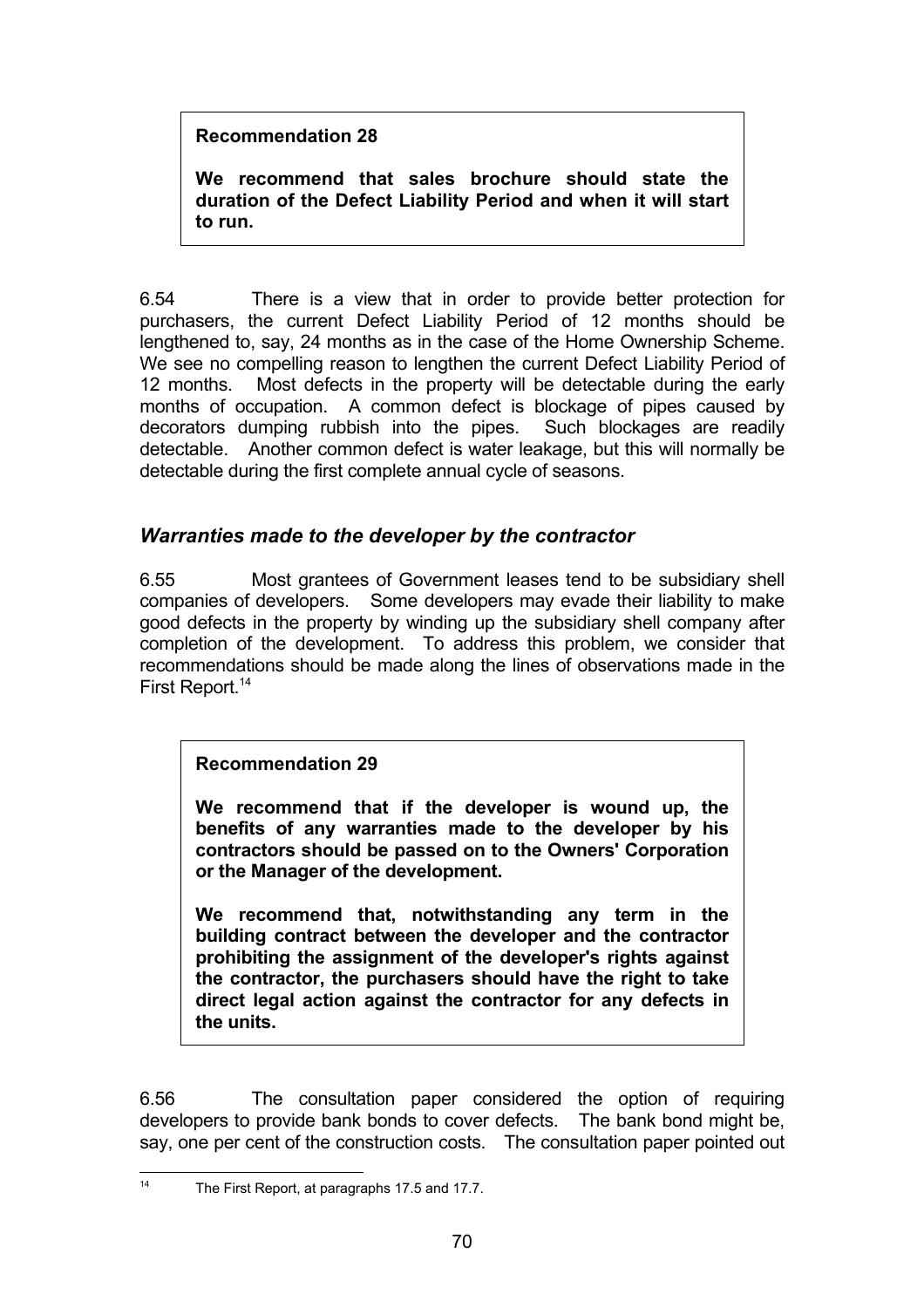**Recommendation 28**

**We recommend that sales brochure should state the duration of the Defect Liability Period and when it will start to run.**

6.54 There is a view that in order to provide better protection for purchasers, the current Defect Liability Period of 12 months should be lengthened to, say, 24 months as in the case of the Home Ownership Scheme. We see no compelling reason to lengthen the current Defect Liability Period of 12 months. Most defects in the property will be detectable during the early months of occupation. A common defect is blockage of pipes caused by decorators dumping rubbish into the pipes. Such blockages are readily detectable. Another common defect is water leakage, but this will normally be detectable during the first complete annual cycle of seasons.

## *Warranties made to the developer by the contractor*

6.55 Most grantees of Government leases tend to be subsidiary shell companies of developers. Some developers may evade their liability to make good defects in the property by winding up the subsidiary shell company after completion of the development. To address this problem, we consider that recommendations should be made along the lines of observations made in the First Report.[14]

**Recommendation 29**

**We recommend that if the developer is wound up, the benefits of any warranties made to the developer by his contractors should be passed on to the Owners' Corporation or the Manager of the development.**

**We recommend that, notwithstanding any term in the building contract between the developer and the contractor prohibiting the assignment of the developer's rights against the contractor, the purchasers should have the right to take direct legal action against the contractor for any defects in the units.**

6.56 The consultation paper considered the option of requiring developers to provide bank bonds to cover defects. The bank bond might be, say, one per cent of the construction costs. The consultation paper pointed out

[14] The First Report, at paragraphs 17.5 and 17.7.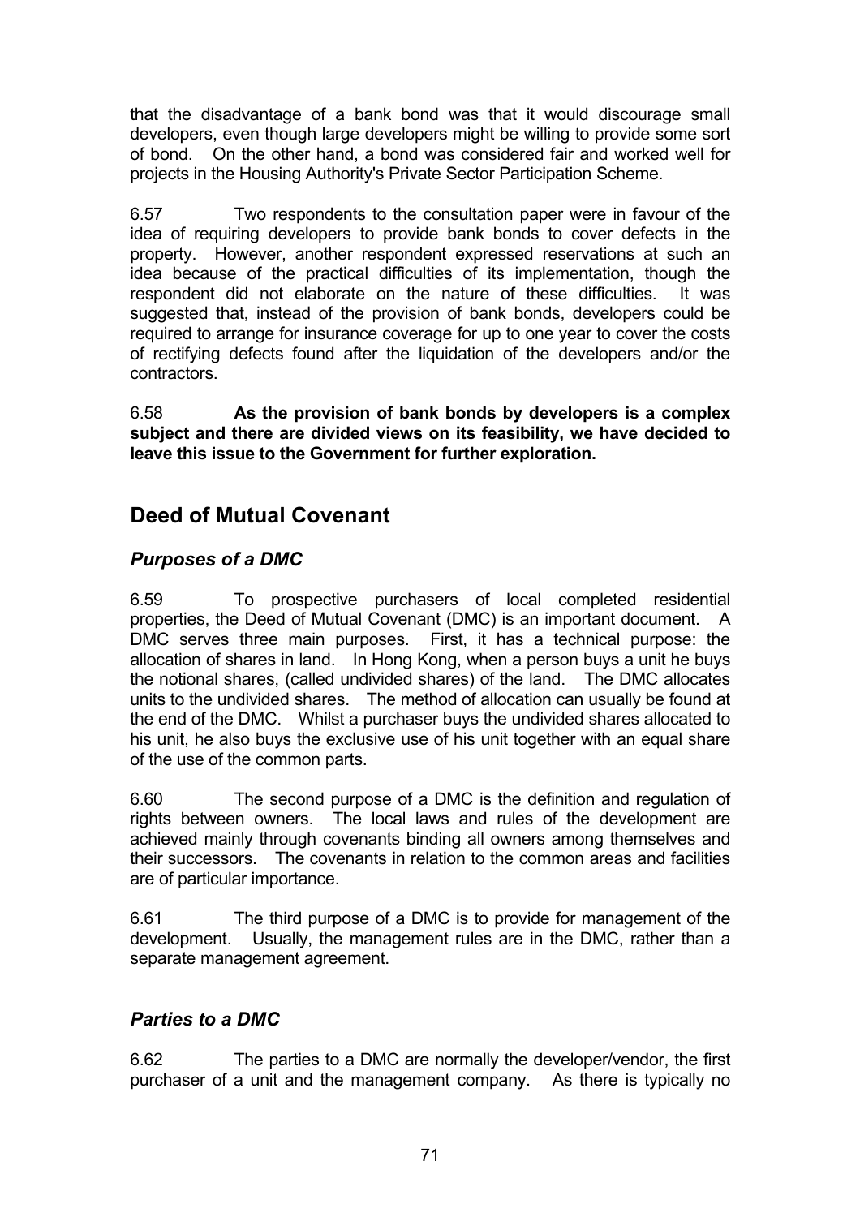that the disadvantage of a bank bond was that it would discourage small developers, even though large developers might be willing to provide some sort of bond. On the other hand, a bond was considered fair and worked well for projects in the Housing Authority's Private Sector Participation Scheme.

6.57 Two respondents to the consultation paper were in favour of the idea of requiring developers to provide bank bonds to cover defects in the property. However, another respondent expressed reservations at such an idea because of the practical difficulties of its implementation, though the respondent did not elaborate on the nature of these difficulties. It was suggested that, instead of the provision of bank bonds, developers could be required to arrange for insurance coverage for up to one year to cover the costs of rectifying defects found after the liquidation of the developers and/or the contractors.

6.58 **As the provision of bank bonds by developers is a complex subject and there are divided views on its feasibility, we have decided to leave this issue to the Government for further exploration.**

## Deed of Mutual Covenant

### *Purposes of a DMC*

6.59 To prospective purchasers of local completed residential properties, the Deed of Mutual Covenant (DMC) is an important document. A DMC serves three main purposes. First, it has a technical purpose: the allocation of shares in land. In Hong Kong, when a person buys a unit he buys the notional shares, (called undivided shares) of the land. The DMC allocates units to the undivided shares. The method of allocation can usually be found at the end of the DMC. Whilst a purchaser buys the undivided shares allocated to his unit, he also buys the exclusive use of his unit together with an equal share of the use of the common parts.

6.60 The second purpose of a DMC is the definition and regulation of rights between owners. The local laws and rules of the development are achieved mainly through covenants binding all owners among themselves and their successors. The covenants in relation to the common areas and facilities are of particular importance.

6.61 The third purpose of a DMC is to provide for management of the development. Usually, the management rules are in the DMC, rather than a separate management agreement.

### *Parties to a DMC*

6.62 The parties to a DMC are normally the developer/vendor, the first purchaser of a unit and the management company. As there is typically no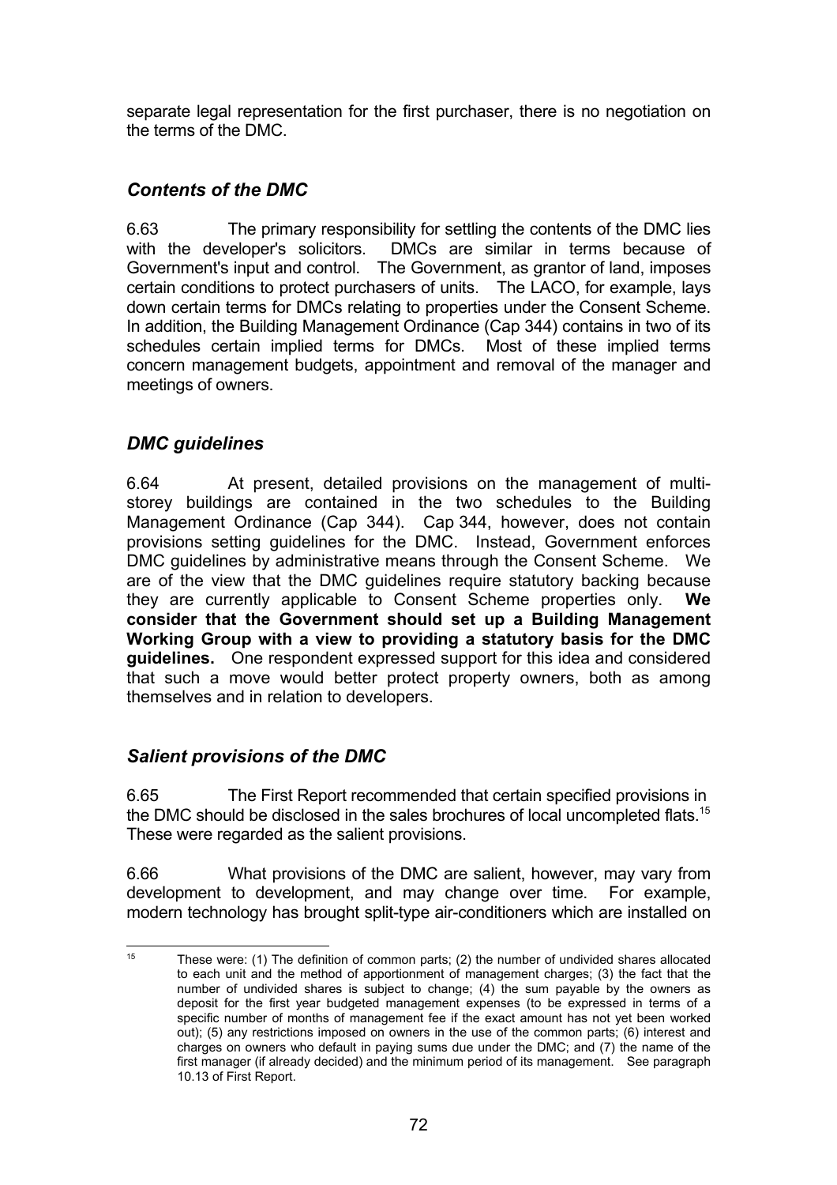separate legal representation for the first purchaser, there is no negotiation on the terms of the DMC.

## *Contents of the DMC*

6.63 The primary responsibility for settling the contents of the DMC lies with the developer's solicitors. DMCs are similar in terms because of Government's input and control. The Government, as grantor of land, imposes certain conditions to protect purchasers of units. The LACO, for example, lays down certain terms for DMCs relating to properties under the Consent Scheme. In addition, the Building Management Ordinance (Cap 344) contains in two of its schedules certain implied terms for DMCs. Most of these implied terms concern management budgets, appointment and removal of the manager and meetings of owners.

## *DMC guidelines*

6.64 At present, detailed provisions on the management of multi-storey buildings are contained in the two schedules to the Building Management Ordinance (Cap 344). Cap 344, however, does not contain provisions setting guidelines for the DMC. Instead, Government enforces DMC guidelines by administrative means through the Consent Scheme. We are of the view that the DMC guidelines require statutory backing because they are currently applicable to Consent Scheme properties only. **We consider that the Government should set up a Building Management Working Group with a view to providing a statutory basis for the DMC guidelines.** One respondent expressed support for this idea and considered that such a move would better protect property owners, both as among themselves and in relation to developers.

## *Salient provisions of the DMC*

6.65 The First Report recommended that certain specified provisions in the DMC should be disclosed in the sales brochures of local uncompleted flats.[15] These were regarded as the salient provisions.

6.66 What provisions of the DMC are salient, however, may vary from development to development, and may change over time. For example, modern technology has brought split-type air-conditioners which are installed on

---

[15] These were: (1) The definition of common parts; (2) the number of undivided shares allocated to each unit and the method of apportionment of management charges; (3) the fact that the number of undivided shares is subject to change; (4) the sum payable by the owners as deposit for the first year budgeted management expenses (to be expressed in terms of a specific number of months of management fee if the exact amount has not yet been worked out); (5) any restrictions imposed on owners in the use of the common parts; (6) interest and charges on owners who default in paying sums due under the DMC; and (7) the name of the first manager (if already decided) and the minimum period of its management. See paragraph 10.13 of First Report.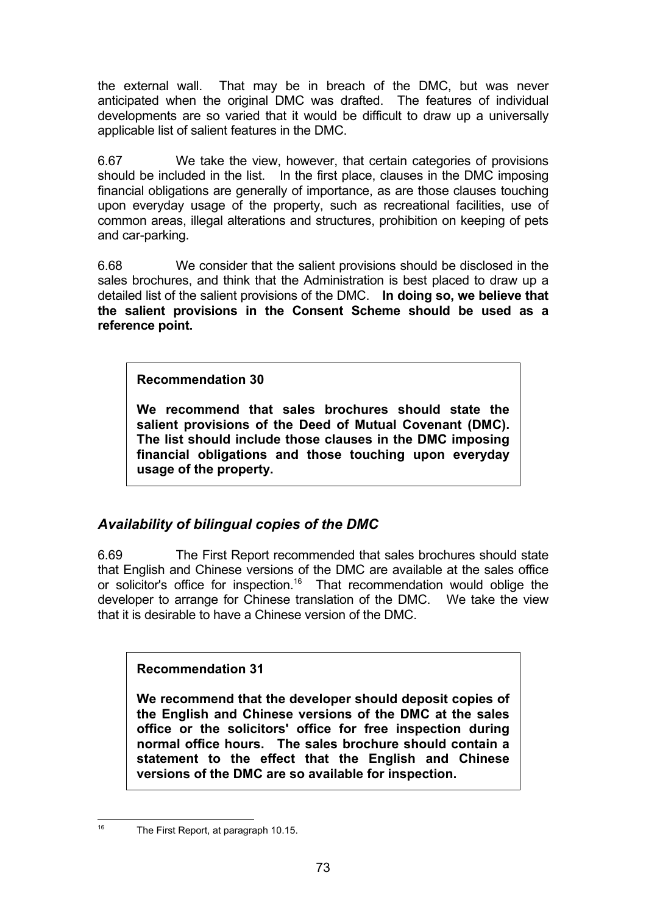the external wall. That may be in breach of the DMC, but was never anticipated when the original DMC was drafted. The features of individual developments are so varied that it would be difficult to draw up a universally applicable list of salient features in the DMC.

6.67 We take the view, however, that certain categories of provisions should be included in the list. In the first place, clauses in the DMC imposing financial obligations are generally of importance, as are those clauses touching upon everyday usage of the property, such as recreational facilities, use of common areas, illegal alterations and structures, prohibition on keeping of pets and car-parking.

6.68 We consider that the salient provisions should be disclosed in the sales brochures, and think that the Administration is best placed to draw up a detailed list of the salient provisions of the DMC. **In doing so, we believe that the salient provisions in the Consent Scheme should be used as a reference point.**

> **Recommendation 30**
>
> **We recommend that sales brochures should state the salient provisions of the Deed of Mutual Covenant (DMC). The list should include those clauses in the DMC imposing financial obligations and those touching upon everyday usage of the property.**

## *Availability of bilingual copies of the DMC*

6.69 The First Report recommended that sales brochures should state that English and Chinese versions of the DMC are available at the sales office or solicitor's office for inspection.[16] That recommendation would oblige the developer to arrange for Chinese translation of the DMC. We take the view that it is desirable to have a Chinese version of the DMC.

> **Recommendation 31**
>
> **We recommend that the developer should deposit copies of the English and Chinese versions of the DMC at the sales office or the solicitors' office for free inspection during normal office hours. The sales brochure should contain a statement to the effect that the English and Chinese versions of the DMC are so available for inspection.**

---

[16] The First Report, at paragraph 10.15.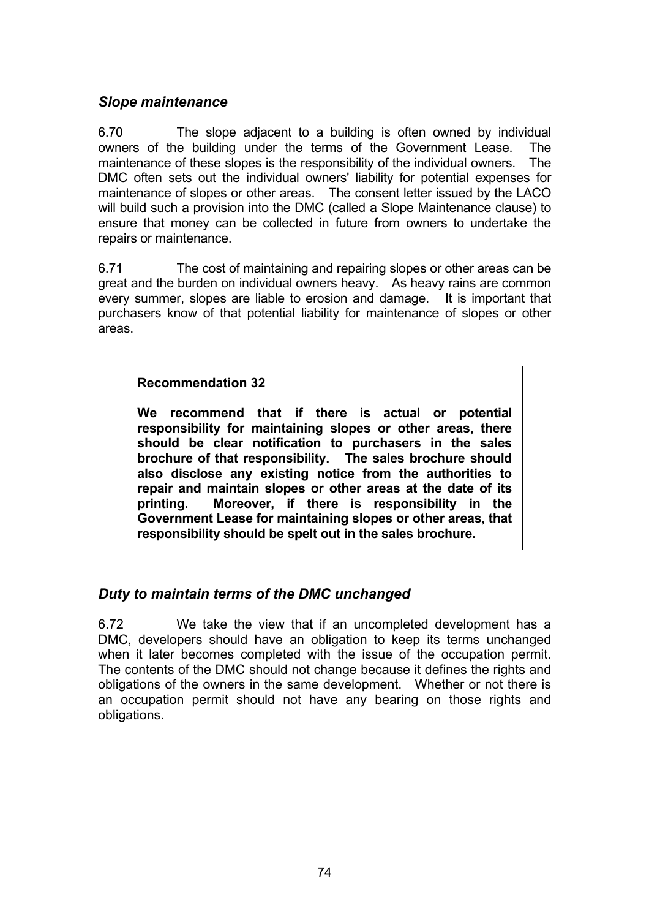### *Slope maintenance*

6.70 The slope adjacent to a building is often owned by individual owners of the building under the terms of the Government Lease. The maintenance of these slopes is the responsibility of the individual owners. The DMC often sets out the individual owners' liability for potential expenses for maintenance of slopes or other areas. The consent letter issued by the LACO will build such a provision into the DMC (called a Slope Maintenance clause) to ensure that money can be collected in future from owners to undertake the repairs or maintenance.

6.71 The cost of maintaining and repairing slopes or other areas can be great and the burden on individual owners heavy. As heavy rains are common every summer, slopes are liable to erosion and damage. It is important that purchasers know of that potential liability for maintenance of slopes or other areas.

> **Recommendation 32**
>
> **We recommend that if there is actual or potential responsibility for maintaining slopes or other areas, there should be clear notification to purchasers in the sales brochure of that responsibility. The sales brochure should also disclose any existing notice from the authorities to repair and maintain slopes or other areas at the date of its printing. Moreover, if there is responsibility in the Government Lease for maintaining slopes or other areas, that responsibility should be spelt out in the sales brochure.**

### *Duty to maintain terms of the DMC unchanged*

6.72 We take the view that if an uncompleted development has a DMC, developers should have an obligation to keep its terms unchanged when it later becomes completed with the issue of the occupation permit. The contents of the DMC should not change because it defines the rights and obligations of the owners in the same development. Whether or not there is an occupation permit should not have any bearing on those rights and obligations.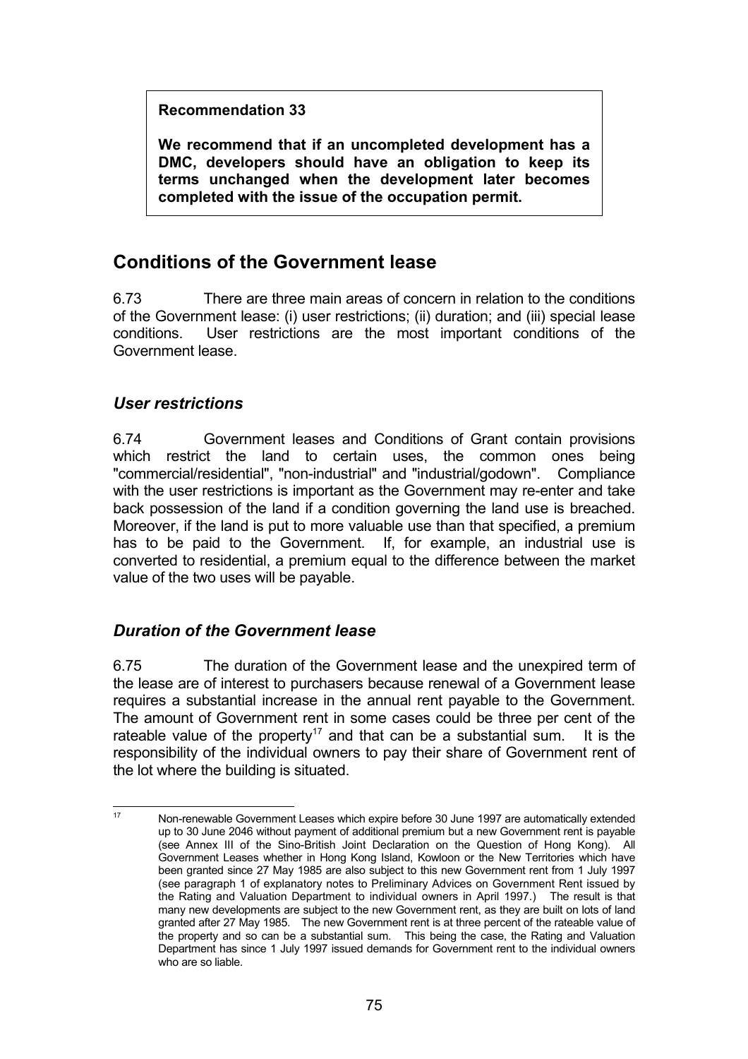**Recommendation 33**

**We recommend that if an uncompleted development has a DMC, developers should have an obligation to keep its terms unchanged when the development later becomes completed with the issue of the occupation permit.**

## Conditions of the Government lease

6.73 There are three main areas of concern in relation to the conditions of the Government lease: (i) user restrictions; (ii) duration; and (iii) special lease conditions. User restrictions are the most important conditions of the Government lease.

### *User restrictions*

6.74 Government leases and Conditions of Grant contain provisions which restrict the land to certain uses, the common ones being "commercial/residential", "non-industrial" and "industrial/godown". Compliance with the user restrictions is important as the Government may re-enter and take back possession of the land if a condition governing the land use is breached. Moreover, if the land is put to more valuable use than that specified, a premium has to be paid to the Government. If, for example, an industrial use is converted to residential, a premium equal to the difference between the market value of the two uses will be payable.

### *Duration of the Government lease*

6.75 The duration of the Government lease and the unexpired term of the lease are of interest to purchasers because renewal of a Government lease requires a substantial increase in the annual rent payable to the Government. The amount of Government rent in some cases could be three per cent of the rateable value of the property[17] and that can be a substantial sum. It is the responsibility of the individual owners to pay their share of Government rent of the lot where the building is situated.

[17] Non-renewable Government Leases which expire before 30 June 1997 are automatically extended up to 30 June 2046 without payment of additional premium but a new Government rent is payable (see Annex III of the Sino-British Joint Declaration on the Question of Hong Kong). All Government Leases whether in Hong Kong Island, Kowloon or the New Territories which have been granted since 27 May 1985 are also subject to this new Government rent from 1 July 1997 (see paragraph 1 of explanatory notes to Preliminary Advices on Government Rent issued by the Rating and Valuation Department to individual owners in April 1997.) The result is that many new developments are subject to the new Government rent, as they are built on lots of land granted after 27 May 1985. The new Government rent is at three percent of the rateable value of the property and so can be a substantial sum. This being the case, the Rating and Valuation Department has since 1 July 1997 issued demands for Government rent to the individual owners who are so liable.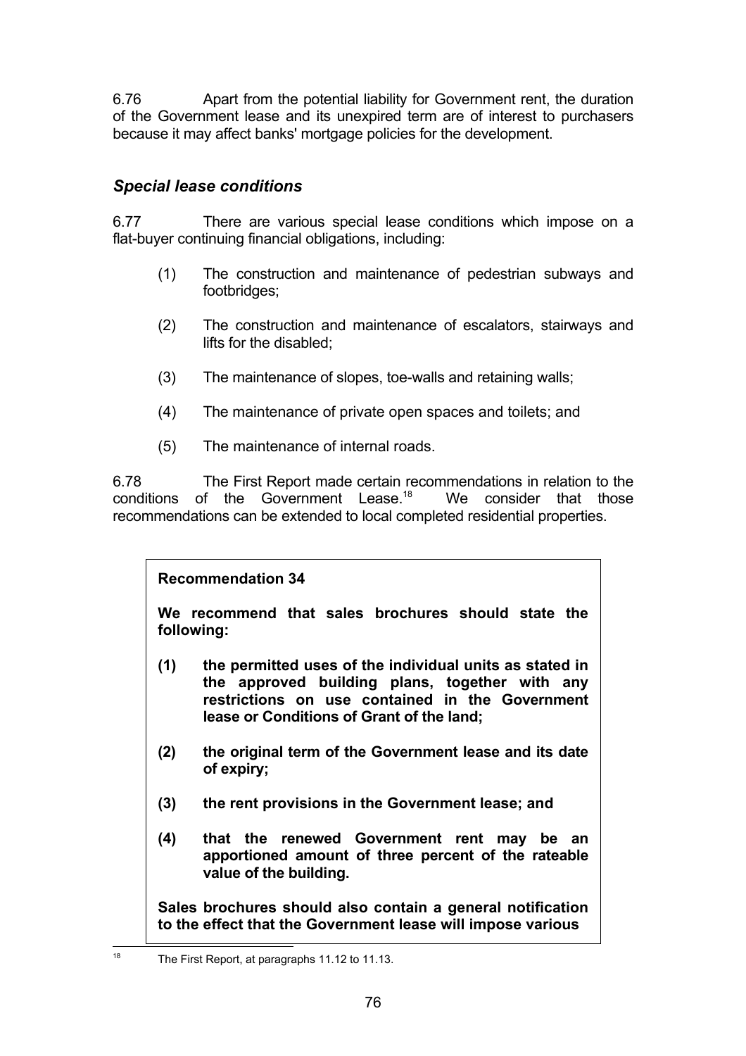6.76 Apart from the potential liability for Government rent, the duration of the Government lease and its unexpired term are of interest to purchasers because it may affect banks' mortgage policies for the development.

### *Special lease conditions*

6.77 There are various special lease conditions which impose on a flat-buyer continuing financial obligations, including:

(1) The construction and maintenance of pedestrian subways and footbridges;

(2) The construction and maintenance of escalators, stairways and lifts for the disabled;

(3) The maintenance of slopes, toe-walls and retaining walls;

(4) The maintenance of private open spaces and toilets; and

(5) The maintenance of internal roads.

6.78 The First Report made certain recommendations in relation to the conditions of the Government Lease.[18] We consider that those recommendations can be extended to local completed residential properties.

**Recommendation 34**

**We recommend that sales brochures should state the following:**

**(1) the permitted uses of the individual units as stated in the approved building plans, together with any restrictions on use contained in the Government lease or Conditions of Grant of the land;**

**(2) the original term of the Government lease and its date of expiry;**

**(3) the rent provisions in the Government lease; and**

**(4) that the renewed Government rent may be an apportioned amount of three percent of the rateable value of the building.**

**Sales brochures should also contain a general notification to the effect that the Government lease will impose various**

[18] The First Report, at paragraphs 11.12 to 11.13.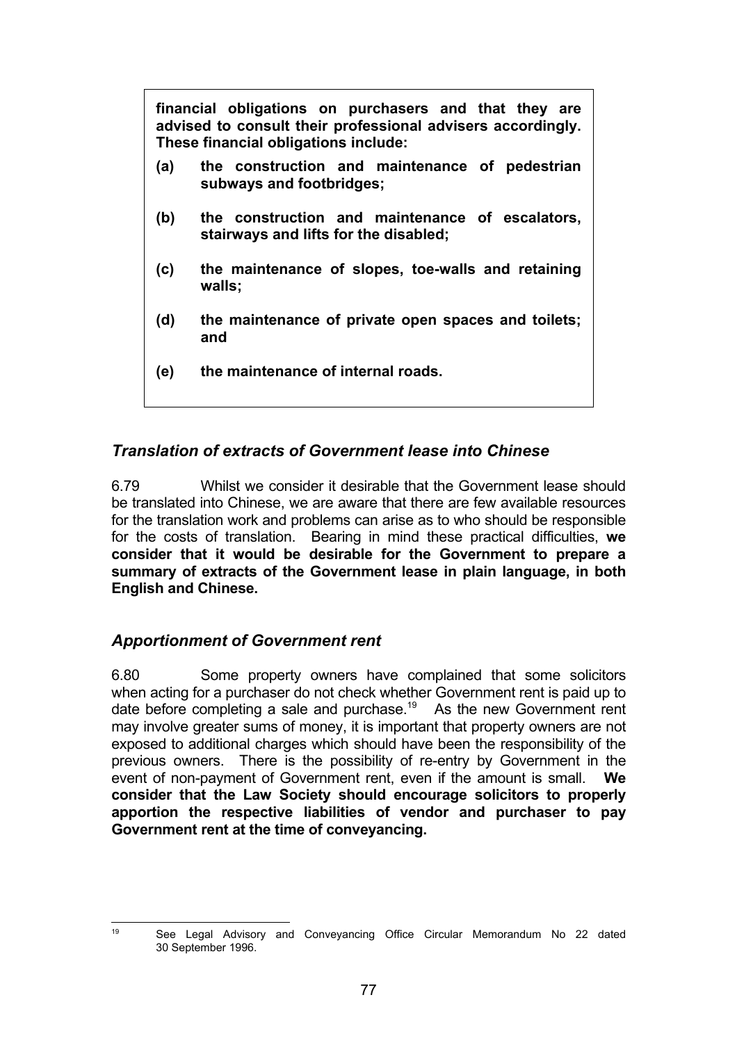**financial obligations on purchasers and that they are advised to consult their professional advisers accordingly. These financial obligations include:**

**(a) the construction and maintenance of pedestrian subways and footbridges;**

**(b) the construction and maintenance of escalators, stairways and lifts for the disabled;**

**(c) the maintenance of slopes, toe-walls and retaining walls;**

**(d) the maintenance of private open spaces and toilets; and**

**(e) the maintenance of internal roads.**

### *Translation of extracts of Government lease into Chinese*

6.79 Whilst we consider it desirable that the Government lease should be translated into Chinese, we are aware that there are few available resources for the translation work and problems can arise as to who should be responsible for the costs of translation. Bearing in mind these practical difficulties, **we consider that it would be desirable for the Government to prepare a summary of extracts of the Government lease in plain language, in both English and Chinese.**

### *Apportionment of Government rent*

6.80 Some property owners have complained that some solicitors when acting for a purchaser do not check whether Government rent is paid up to date before completing a sale and purchase.[19] As the new Government rent may involve greater sums of money, it is important that property owners are not exposed to additional charges which should have been the responsibility of the previous owners. There is the possibility of re-entry by Government in the event of non-payment of Government rent, even if the amount is small. **We consider that the Law Society should encourage solicitors to properly apportion the respective liabilities of vendor and purchaser to pay Government rent at the time of conveyancing.**

[19] See Legal Advisory and Conveyancing Office Circular Memorandum No 22 dated 30 September 1996.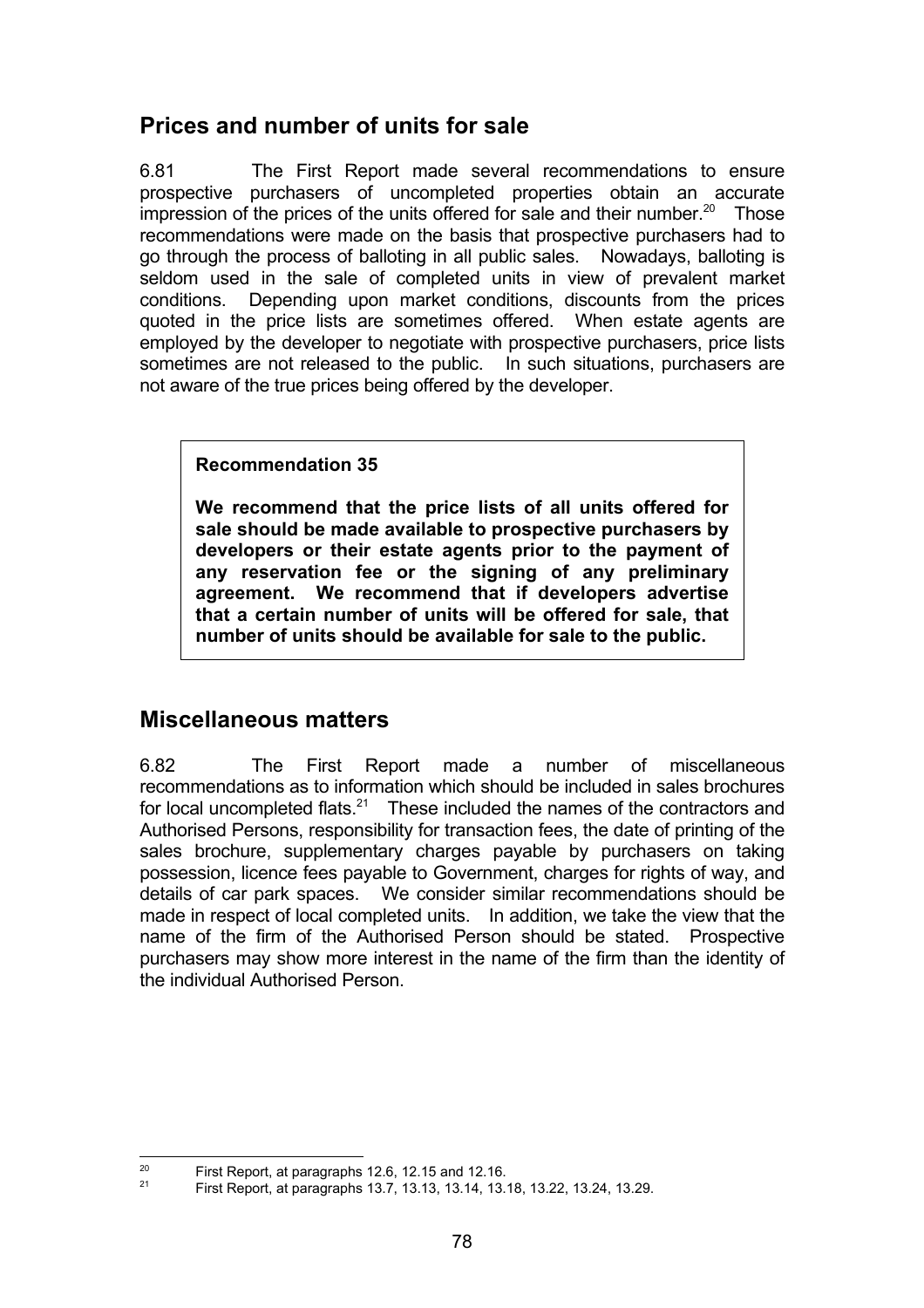## Prices and number of units for sale

6.81 The First Report made several recommendations to ensure prospective purchasers of uncompleted properties obtain an accurate impression of the prices of the units offered for sale and their number.[20] Those recommendations were made on the basis that prospective purchasers had to go through the process of balloting in all public sales. Nowadays, balloting is seldom used in the sale of completed units in view of prevalent market conditions. Depending upon market conditions, discounts from the prices quoted in the price lists are sometimes offered. When estate agents are employed by the developer to negotiate with prospective purchasers, price lists sometimes are not released to the public. In such situations, purchasers are not aware of the true prices being offered by the developer.

> **Recommendation 35**
>
> **We recommend that the price lists of all units offered for sale should be made available to prospective purchasers by developers or their estate agents prior to the payment of any reservation fee or the signing of any preliminary agreement. We recommend that if developers advertise that a certain number of units will be offered for sale, that number of units should be available for sale to the public.**

## Miscellaneous matters

6.82 The First Report made a number of miscellaneous recommendations as to information which should be included in sales brochures for local uncompleted flats.[21] These included the names of the contractors and Authorised Persons, responsibility for transaction fees, the date of printing of the sales brochure, supplementary charges payable by purchasers on taking possession, licence fees payable to Government, charges for rights of way, and details of car park spaces. We consider similar recommendations should be made in respect of local completed units. In addition, we take the view that the name of the firm of the Authorised Person should be stated. Prospective purchasers may show more interest in the name of the firm than the identity of the individual Authorised Person.

---

[20] First Report, at paragraphs 12.6, 12.15 and 12.16.

[21] First Report, at paragraphs 13.7, 13.13, 13.14, 13.18, 13.22, 13.24, 13.29.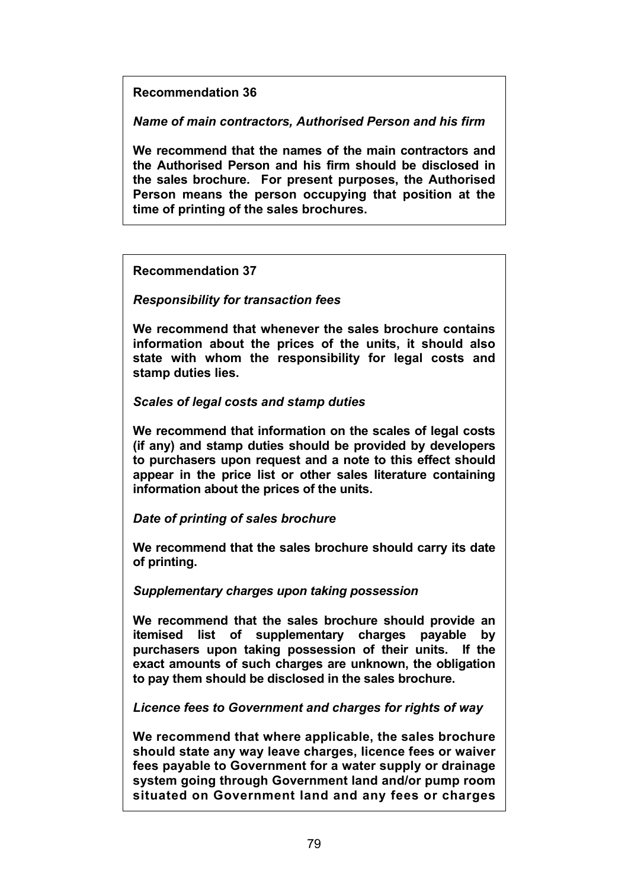**Recommendation 36**

***Name of main contractors, Authorised Person and his firm***

**We recommend that the names of the main contractors and the Authorised Person and his firm should be disclosed in the sales brochure. For present purposes, the Authorised Person means the person occupying that position at the time of printing of the sales brochures.**

**Recommendation 37**

***Responsibility for transaction fees***

**We recommend that whenever the sales brochure contains information about the prices of the units, it should also state with whom the responsibility for legal costs and stamp duties lies.**

***Scales of legal costs and stamp duties***

**We recommend that information on the scales of legal costs (if any) and stamp duties should be provided by developers to purchasers upon request and a note to this effect should appear in the price list or other sales literature containing information about the prices of the units.**

***Date of printing of sales brochure***

**We recommend that the sales brochure should carry its date of printing.**

***Supplementary charges upon taking possession***

**We recommend that the sales brochure should provide an itemised list of supplementary charges payable by purchasers upon taking possession of their units. If the exact amounts of such charges are unknown, the obligation to pay them should be disclosed in the sales brochure.**

***Licence fees to Government and charges for rights of way***

**We recommend that where applicable, the sales brochure should state any way leave charges, licence fees or waiver fees payable to Government for a water supply or drainage system going through Government land and/or pump room situated on Government land and any fees or charges**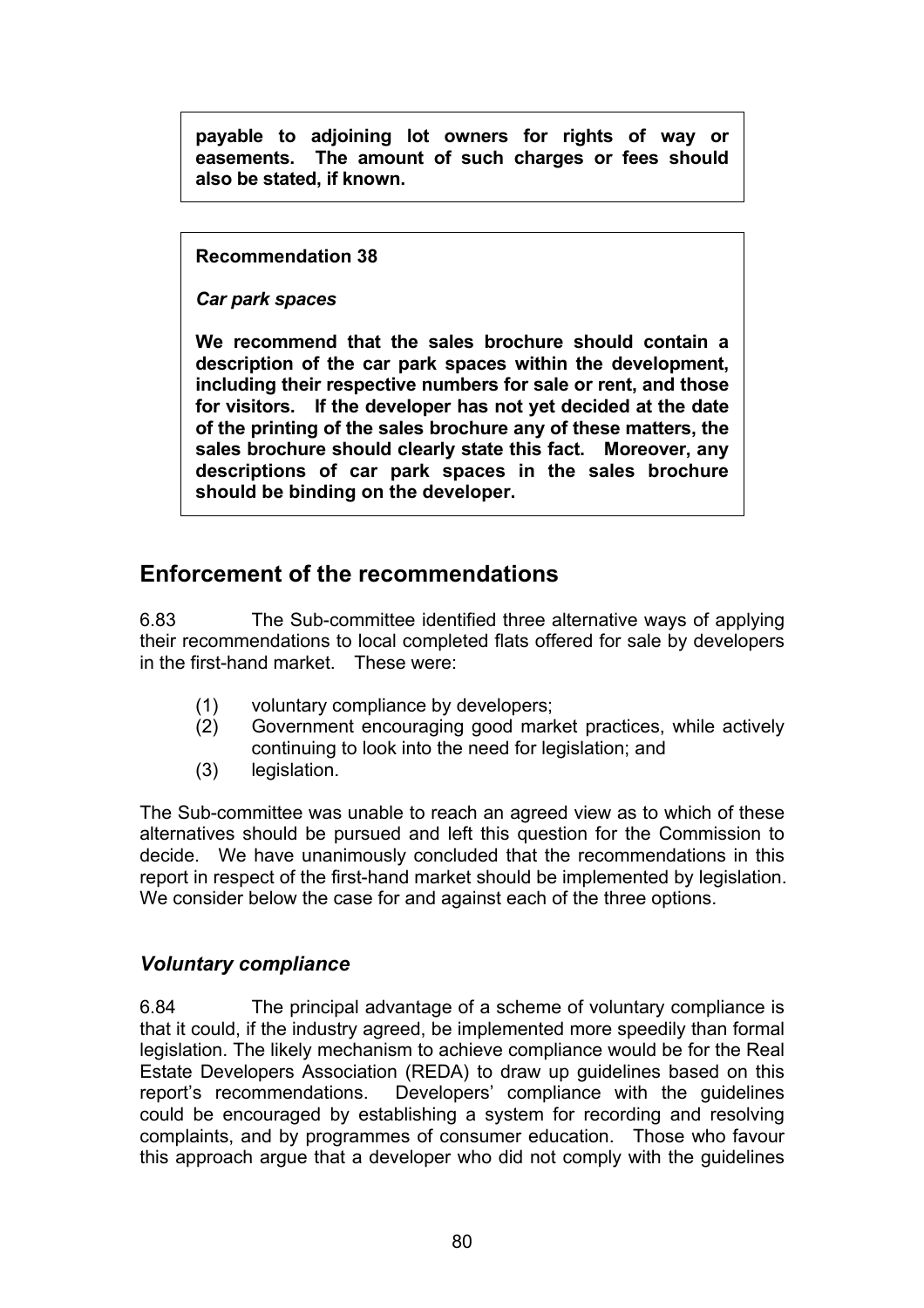**payable to adjoining lot owners for rights of way or easements. The amount of such charges or fees should also be stated, if known.**

**Recommendation 38**

***Car park spaces***

**We recommend that the sales brochure should contain a description of the car park spaces within the development, including their respective numbers for sale or rent, and those for visitors. If the developer has not yet decided at the date of the printing of the sales brochure any of these matters, the sales brochure should clearly state this fact. Moreover, any descriptions of car park spaces in the sales brochure should be binding on the developer.**

## Enforcement of the recommendations

6.83 The Sub-committee identified three alternative ways of applying their recommendations to local completed flats offered for sale by developers in the first-hand market. These were:

(1) voluntary compliance by developers;
(2) Government encouraging good market practices, while actively continuing to look into the need for legislation; and
(3) legislation.

The Sub-committee was unable to reach an agreed view as to which of these alternatives should be pursued and left this question for the Commission to decide. We have unanimously concluded that the recommendations in this report in respect of the first-hand market should be implemented by legislation. We consider below the case for and against each of the three options.

### *Voluntary compliance*

6.84 The principal advantage of a scheme of voluntary compliance is that it could, if the industry agreed, be implemented more speedily than formal legislation. The likely mechanism to achieve compliance would be for the Real Estate Developers Association (REDA) to draw up guidelines based on this report's recommendations. Developers' compliance with the guidelines could be encouraged by establishing a system for recording and resolving complaints, and by programmes of consumer education. Those who favour this approach argue that a developer who did not comply with the guidelines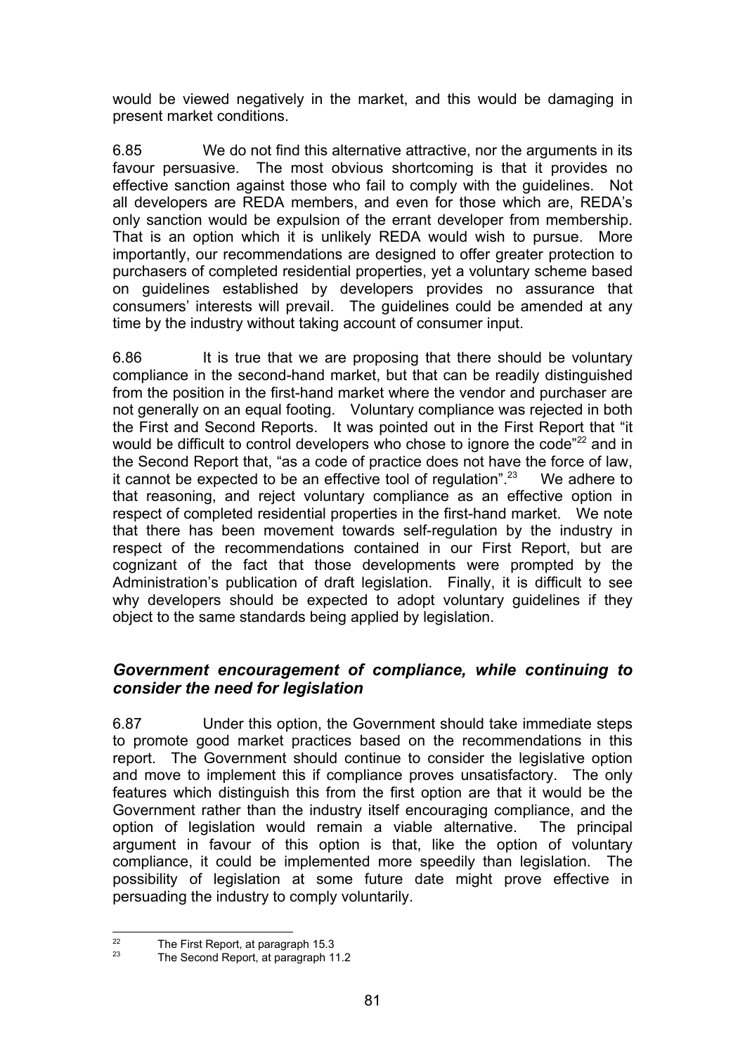would be viewed negatively in the market, and this would be damaging in present market conditions.

6.85 We do not find this alternative attractive, nor the arguments in its favour persuasive. The most obvious shortcoming is that it provides no effective sanction against those who fail to comply with the guidelines. Not all developers are REDA members, and even for those which are, REDA's only sanction would be expulsion of the errant developer from membership. That is an option which it is unlikely REDA would wish to pursue. More importantly, our recommendations are designed to offer greater protection to purchasers of completed residential properties, yet a voluntary scheme based on guidelines established by developers provides no assurance that consumers' interests will prevail. The guidelines could be amended at any time by the industry without taking account of consumer input.

6.86 It is true that we are proposing that there should be voluntary compliance in the second-hand market, but that can be readily distinguished from the position in the first-hand market where the vendor and purchaser are not generally on an equal footing. Voluntary compliance was rejected in both the First and Second Reports. It was pointed out in the First Report that "it would be difficult to control developers who chose to ignore the code"[22] and in the Second Report that, "as a code of practice does not have the force of law, it cannot be expected to be an effective tool of regulation".[23] We adhere to that reasoning, and reject voluntary compliance as an effective option in respect of completed residential properties in the first-hand market. We note that there has been movement towards self-regulation by the industry in respect of the recommendations contained in our First Report, but are cognizant of the fact that those developments were prompted by the Administration's publication of draft legislation. Finally, it is difficult to see why developers should be expected to adopt voluntary guidelines if they object to the same standards being applied by legislation.

### *Government encouragement of compliance, while continuing to consider the need for legislation*

6.87 Under this option, the Government should take immediate steps to promote good market practices based on the recommendations in this report. The Government should continue to consider the legislative option and move to implement this if compliance proves unsatisfactory. The only features which distinguish this from the first option are that it would be the Government rather than the industry itself encouraging compliance, and the option of legislation would remain a viable alternative. The principal argument in favour of this option is that, like the option of voluntary compliance, it could be implemented more speedily than legislation. The possibility of legislation at some future date might prove effective in persuading the industry to comply voluntarily.

---

[22] The First Report, at paragraph 15.3

[23] The Second Report, at paragraph 11.2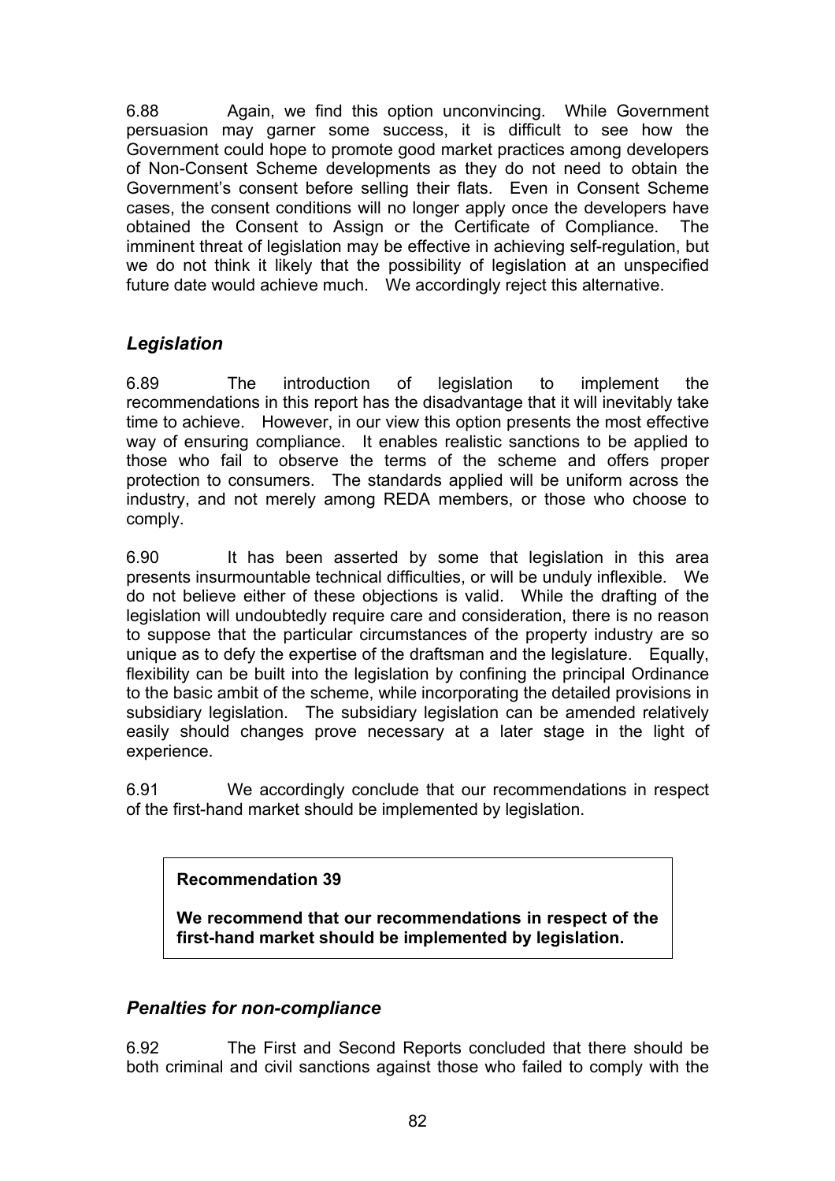6.88 Again, we find this option unconvincing. While Government persuasion may garner some success, it is difficult to see how the Government could hope to promote good market practices among developers of Non-Consent Scheme developments as they do not need to obtain the Government's consent before selling their flats. Even in Consent Scheme cases, the consent conditions will no longer apply once the developers have obtained the Consent to Assign or the Certificate of Compliance. The imminent threat of legislation may be effective in achieving self-regulation, but we do not think it likely that the possibility of legislation at an unspecified future date would achieve much. We accordingly reject this alternative.

### *Legislation*

6.89 The introduction of legislation to implement the recommendations in this report has the disadvantage that it will inevitably take time to achieve. However, in our view this option presents the most effective way of ensuring compliance. It enables realistic sanctions to be applied to those who fail to observe the terms of the scheme and offers proper protection to consumers. The standards applied will be uniform across the industry, and not merely among REDA members, or those who choose to comply.

6.90 It has been asserted by some that legislation in this area presents insurmountable technical difficulties, or will be unduly inflexible. We do not believe either of these objections is valid. While the drafting of the legislation will undoubtedly require care and consideration, there is no reason to suppose that the particular circumstances of the property industry are so unique as to defy the expertise of the draftsman and the legislature. Equally, flexibility can be built into the legislation by confining the principal Ordinance to the basic ambit of the scheme, while incorporating the detailed provisions in subsidiary legislation. The subsidiary legislation can be amended relatively easily should changes prove necessary at a later stage in the light of experience.

6.91 We accordingly conclude that our recommendations in respect of the first-hand market should be implemented by legislation.

> **Recommendation 39**
>
> **We recommend that our recommendations in respect of the first-hand market should be implemented by legislation.**

### *Penalties for non-compliance*

6.92 The First and Second Reports concluded that there should be both criminal and civil sanctions against those who failed to comply with the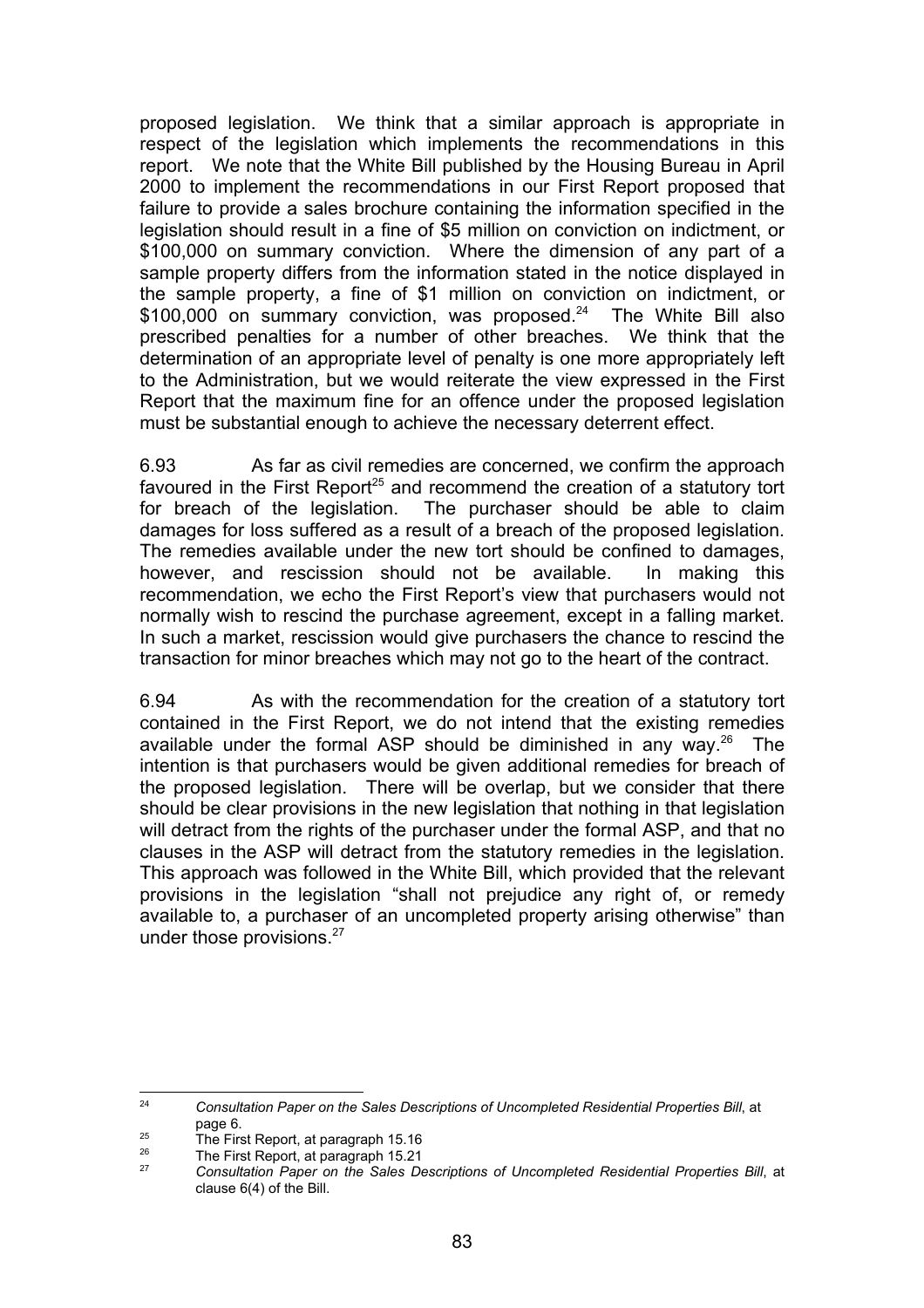proposed legislation. We think that a similar approach is appropriate in respect of the legislation which implements the recommendations in this report. We note that the White Bill published by the Housing Bureau in April 2000 to implement the recommendations in our First Report proposed that failure to provide a sales brochure containing the information specified in the legislation should result in a fine of $5 million on conviction on indictment, or $100,000 on summary conviction. Where the dimension of any part of a sample property differs from the information stated in the notice displayed in the sample property, a fine of $1 million on conviction on indictment, or $100,000 on summary conviction, was proposed.[24] The White Bill also prescribed penalties for a number of other breaches. We think that the determination of an appropriate level of penalty is one more appropriately left to the Administration, but we would reiterate the view expressed in the First Report that the maximum fine for an offence under the proposed legislation must be substantial enough to achieve the necessary deterrent effect.

6.93 As far as civil remedies are concerned, we confirm the approach favoured in the First Report[25] and recommend the creation of a statutory tort for breach of the legislation. The purchaser should be able to claim damages for loss suffered as a result of a breach of the proposed legislation. The remedies available under the new tort should be confined to damages, however, and rescission should not be available. In making this recommendation, we echo the First Report's view that purchasers would not normally wish to rescind the purchase agreement, except in a falling market. In such a market, rescission would give purchasers the chance to rescind the transaction for minor breaches which may not go to the heart of the contract.

6.94 As with the recommendation for the creation of a statutory tort contained in the First Report, we do not intend that the existing remedies available under the formal ASP should be diminished in any way.[26] The intention is that purchasers would be given additional remedies for breach of the proposed legislation. There will be overlap, but we consider that there should be clear provisions in the new legislation that nothing in that legislation will detract from the rights of the purchaser under the formal ASP, and that no clauses in the ASP will detract from the statutory remedies in the legislation. This approach was followed in the White Bill, which provided that the relevant provisions in the legislation "shall not prejudice any right of, or remedy available to, a purchaser of an uncompleted property arising otherwise" than under those provisions.[27]

---

[24] *Consultation Paper on the Sales Descriptions of Uncompleted Residential Properties Bill*, at page 6.

[25] The First Report, at paragraph 15.16

[26] The First Report, at paragraph 15.21

[27] *Consultation Paper on the Sales Descriptions of Uncompleted Residential Properties Bill*, at clause 6(4) of the Bill.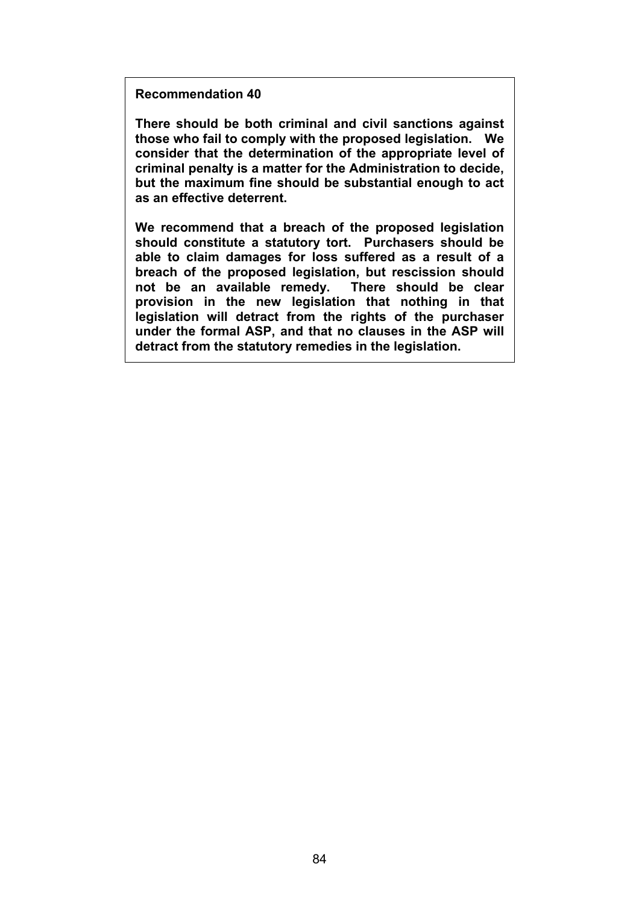**Recommendation 40**

**There should be both criminal and civil sanctions against those who fail to comply with the proposed legislation. We consider that the determination of the appropriate level of criminal penalty is a matter for the Administration to decide, but the maximum fine should be substantial enough to act as an effective deterrent.**

**We recommend that a breach of the proposed legislation should constitute a statutory tort. Purchasers should be able to claim damages for loss suffered as a result of a breach of the proposed legislation, but rescission should not be an available remedy. There should be clear provision in the new legislation that nothing in that legislation will detract from the rights of the purchaser under the formal ASP, and that no clauses in the ASP will detract from the statutory remedies in the legislation.**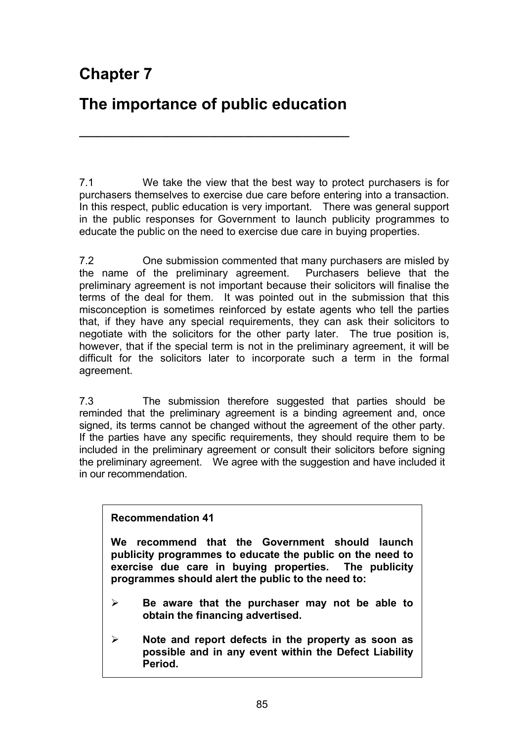# Chapter 7

# The importance of public education

7.1 We take the view that the best way to protect purchasers is for purchasers themselves to exercise due care before entering into a transaction. In this respect, public education is very important. There was general support in the public responses for Government to launch publicity programmes to educate the public on the need to exercise due care in buying properties.

7.2 One submission commented that many purchasers are misled by the name of the preliminary agreement. Purchasers believe that the preliminary agreement is not important because their solicitors will finalise the terms of the deal for them. It was pointed out in the submission that this misconception is sometimes reinforced by estate agents who tell the parties that, if they have any special requirements, they can ask their solicitors to negotiate with the solicitors for the other party later. The true position is, however, that if the special term is not in the preliminary agreement, it will be difficult for the solicitors later to incorporate such a term in the formal agreement.

7.3 The submission therefore suggested that parties should be reminded that the preliminary agreement is a binding agreement and, once signed, its terms cannot be changed without the agreement of the other party. If the parties have any specific requirements, they should require them to be included in the preliminary agreement or consult their solicitors before signing the preliminary agreement. We agree with the suggestion and have included it in our recommendation.

**Recommendation 41**

**We recommend that the Government should launch publicity programmes to educate the public on the need to exercise due care in buying properties. The publicity programmes should alert the public to the need to:**

- **Be aware that the purchaser may not be able to obtain the financing advertised.**
- **Note and report defects in the property as soon as possible and in any event within the Defect Liability Period.**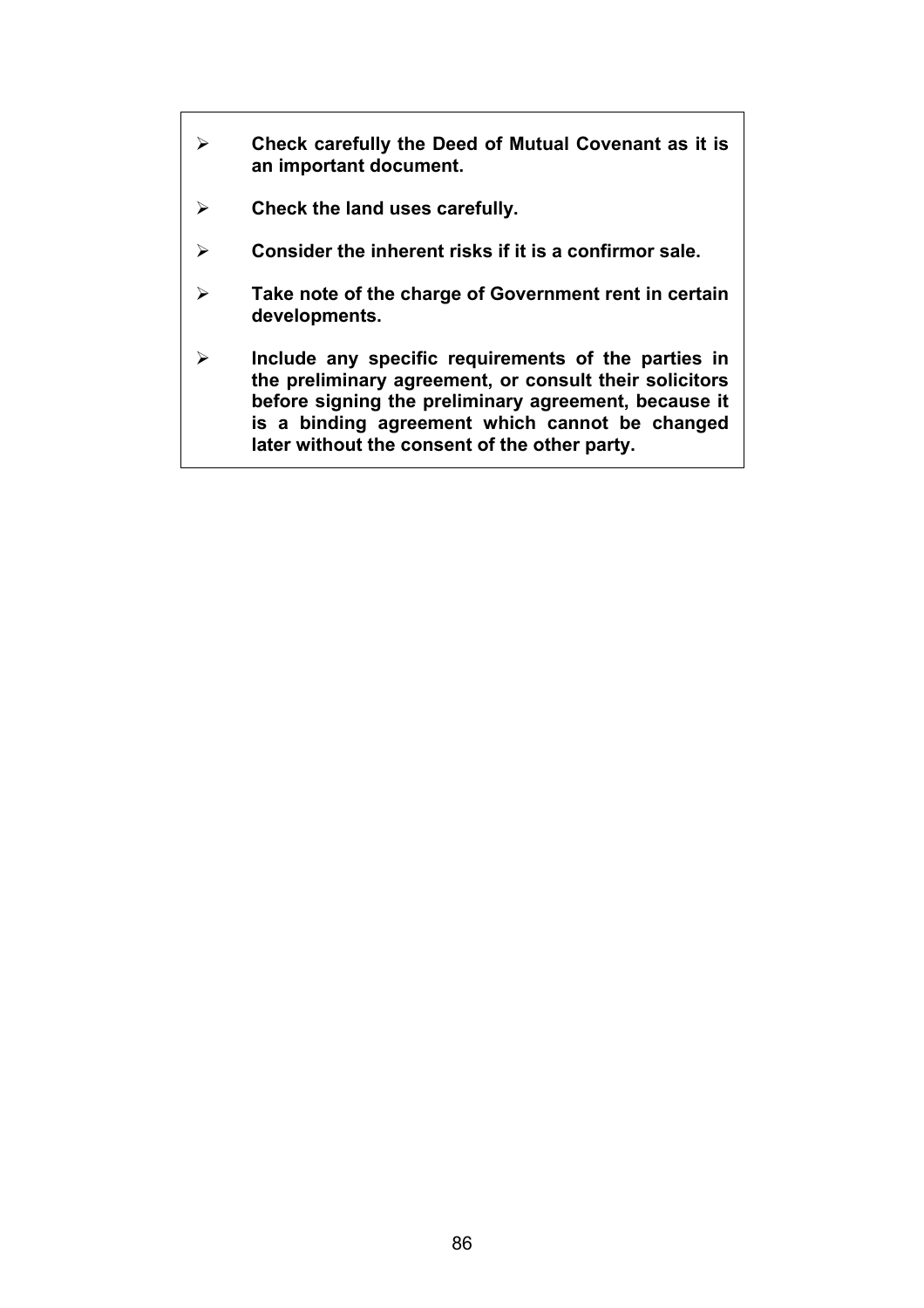- **Check carefully the Deed of Mutual Covenant as it is an important document.**
- **Check the land uses carefully.**
- **Consider the inherent risks if it is a confirmor sale.**
- **Take note of the charge of Government rent in certain developments.**
- **Include any specific requirements of the parties in the preliminary agreement, or consult their solicitors before signing the preliminary agreement, because it is a binding agreement which cannot be changed later without the consent of the other party.**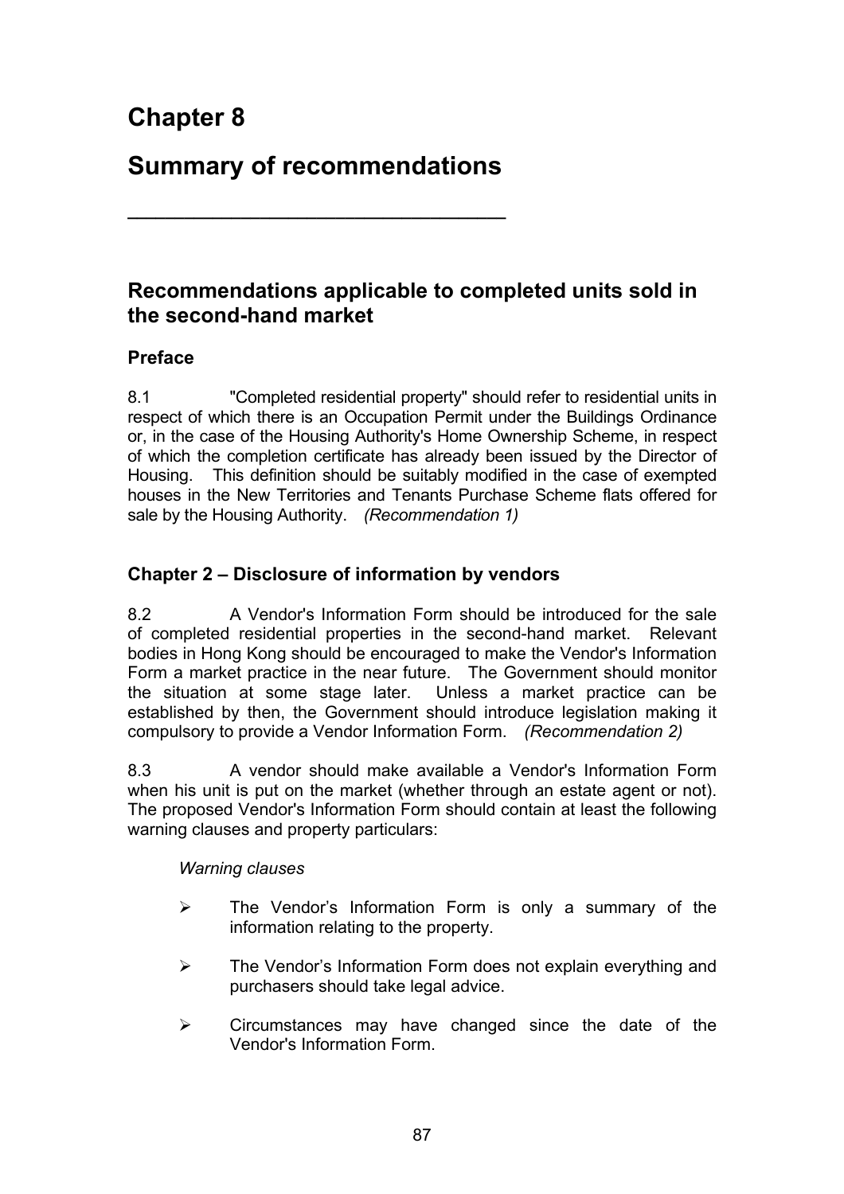# Chapter 8

# Summary of recommendations

## Recommendations applicable to completed units sold in the second-hand market

### Preface

8.1 "Completed residential property" should refer to residential units in respect of which there is an Occupation Permit under the Buildings Ordinance or, in the case of the Housing Authority's Home Ownership Scheme, in respect of which the completion certificate has already been issued by the Director of Housing. This definition should be suitably modified in the case of exempted houses in the New Territories and Tenants Purchase Scheme flats offered for sale by the Housing Authority. *(Recommendation 1)*

### Chapter 2 – Disclosure of information by vendors

8.2 A Vendor's Information Form should be introduced for the sale of completed residential properties in the second-hand market. Relevant bodies in Hong Kong should be encouraged to make the Vendor's Information Form a market practice in the near future. The Government should monitor the situation at some stage later. Unless a market practice can be established by then, the Government should introduce legislation making it compulsory to provide a Vendor Information Form. *(Recommendation 2)*

8.3 A vendor should make available a Vendor's Information Form when his unit is put on the market (whether through an estate agent or not). The proposed Vendor's Information Form should contain at least the following warning clauses and property particulars:

*Warning clauses*

- The Vendor's Information Form is only a summary of the information relating to the property.
- The Vendor's Information Form does not explain everything and purchasers should take legal advice.
- Circumstances may have changed since the date of the Vendor's Information Form.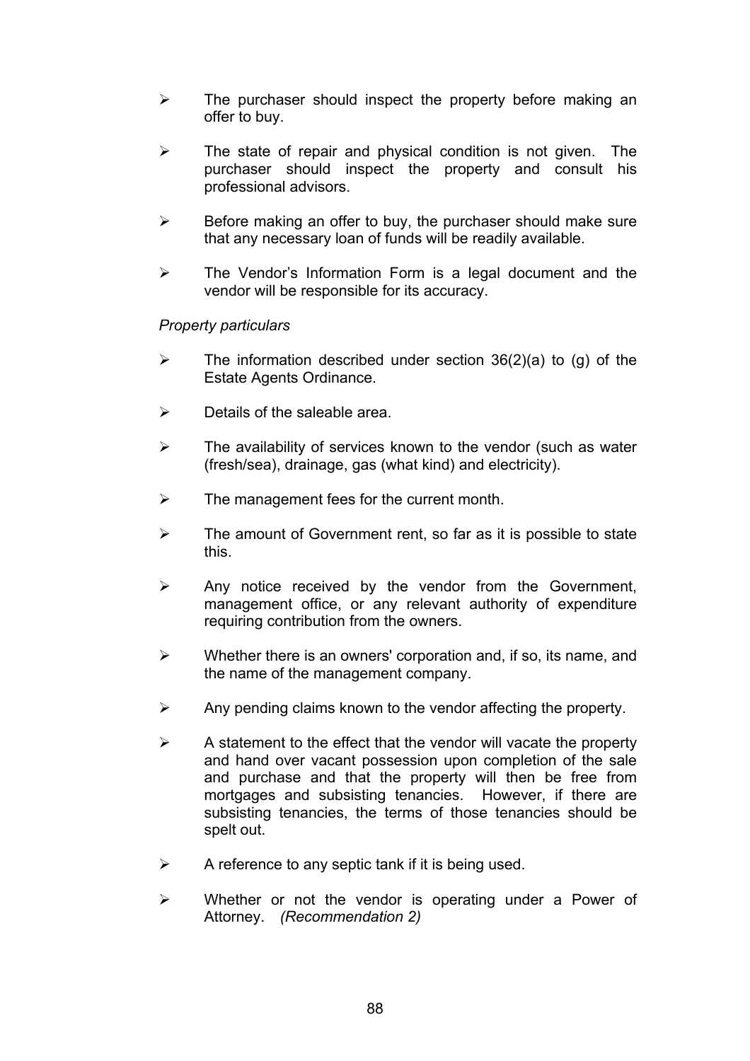- The purchaser should inspect the property before making an offer to buy.
- The state of repair and physical condition is not given. The purchaser should inspect the property and consult his professional advisors.
- Before making an offer to buy, the purchaser should make sure that any necessary loan of funds will be readily available.
- The Vendor's Information Form is a legal document and the vendor will be responsible for its accuracy.

*Property particulars*

- The information described under section 36(2)(a) to (g) of the Estate Agents Ordinance.
- Details of the saleable area.
- The availability of services known to the vendor (such as water (fresh/sea), drainage, gas (what kind) and electricity).
- The management fees for the current month.
- The amount of Government rent, so far as it is possible to state this.
- Any notice received by the vendor from the Government, management office, or any relevant authority of expenditure requiring contribution from the owners.
- Whether there is an owners' corporation and, if so, its name, and the name of the management company.
- Any pending claims known to the vendor affecting the property.
- A statement to the effect that the vendor will vacate the property and hand over vacant possession upon completion of the sale and purchase and that the property will then be free from mortgages and subsisting tenancies. However, if there are subsisting tenancies, the terms of those tenancies should be spelt out.
- A reference to any septic tank if it is being used.
- Whether or not the vendor is operating under a Power of Attorney. *(Recommendation 2)*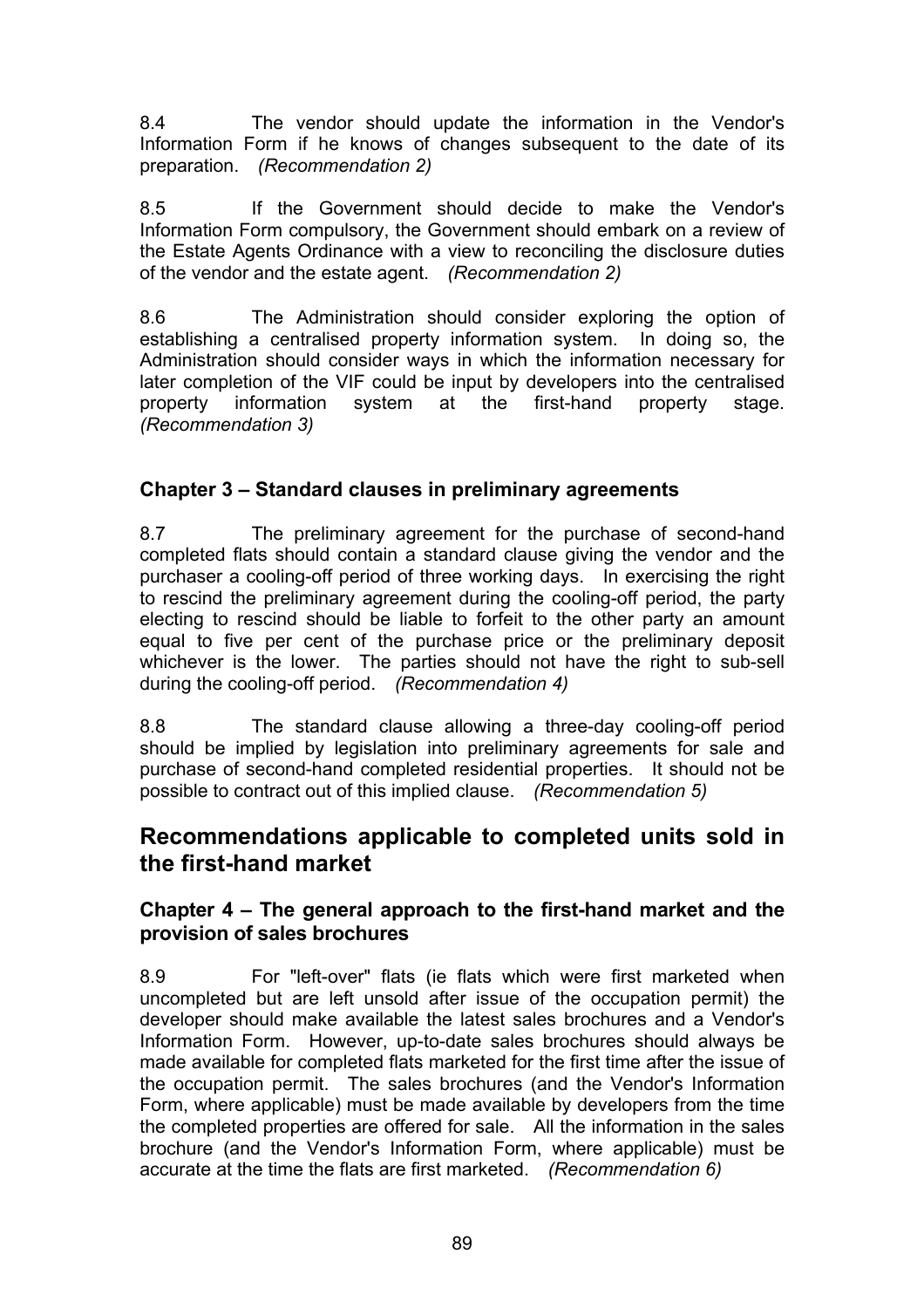8.4 The vendor should update the information in the Vendor's Information Form if he knows of changes subsequent to the date of its preparation. *(Recommendation 2)*

8.5 If the Government should decide to make the Vendor's Information Form compulsory, the Government should embark on a review of the Estate Agents Ordinance with a view to reconciling the disclosure duties of the vendor and the estate agent. *(Recommendation 2)*

8.6 The Administration should consider exploring the option of establishing a centralised property information system. In doing so, the Administration should consider ways in which the information necessary for later completion of the VIF could be input by developers into the centralised property information system at the first-hand property stage. *(Recommendation 3)*

### Chapter 3 – Standard clauses in preliminary agreements

8.7 The preliminary agreement for the purchase of second-hand completed flats should contain a standard clause giving the vendor and the purchaser a cooling-off period of three working days. In exercising the right to rescind the preliminary agreement during the cooling-off period, the party electing to rescind should be liable to forfeit to the other party an amount equal to five per cent of the purchase price or the preliminary deposit whichever is the lower. The parties should not have the right to sub-sell during the cooling-off period. *(Recommendation 4)*

8.8 The standard clause allowing a three-day cooling-off period should be implied by legislation into preliminary agreements for sale and purchase of second-hand completed residential properties. It should not be possible to contract out of this implied clause. *(Recommendation 5)*

## Recommendations applicable to completed units sold in the first-hand market

### Chapter 4 – The general approach to the first-hand market and the provision of sales brochures

8.9 For "left-over" flats (ie flats which were first marketed when uncompleted but are left unsold after issue of the occupation permit) the developer should make available the latest sales brochures and a Vendor's Information Form. However, up-to-date sales brochures should always be made available for completed flats marketed for the first time after the issue of the occupation permit. The sales brochures (and the Vendor's Information Form, where applicable) must be made available by developers from the time the completed properties are offered for sale. All the information in the sales brochure (and the Vendor's Information Form, where applicable) must be accurate at the time the flats are first marketed. *(Recommendation 6)*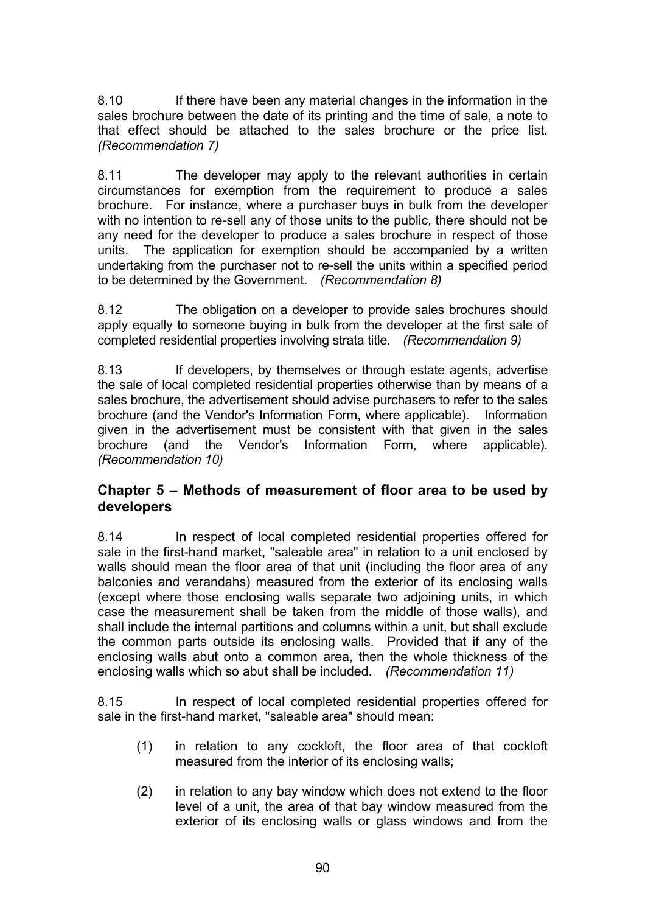8.10 If there have been any material changes in the information in the sales brochure between the date of its printing and the time of sale, a note to that effect should be attached to the sales brochure or the price list. *(Recommendation 7)*

8.11 The developer may apply to the relevant authorities in certain circumstances for exemption from the requirement to produce a sales brochure. For instance, where a purchaser buys in bulk from the developer with no intention to re-sell any of those units to the public, there should not be any need for the developer to produce a sales brochure in respect of those units. The application for exemption should be accompanied by a written undertaking from the purchaser not to re-sell the units within a specified period to be determined by the Government. *(Recommendation 8)*

8.12 The obligation on a developer to provide sales brochures should apply equally to someone buying in bulk from the developer at the first sale of completed residential properties involving strata title. *(Recommendation 9)*

8.13 If developers, by themselves or through estate agents, advertise the sale of local completed residential properties otherwise than by means of a sales brochure, the advertisement should advise purchasers to refer to the sales brochure (and the Vendor's Information Form, where applicable). Information given in the advertisement must be consistent with that given in the sales brochure (and the Vendor's Information Form, where applicable). *(Recommendation 10)*

## Chapter 5 – Methods of measurement of floor area to be used by developers

8.14 In respect of local completed residential properties offered for sale in the first-hand market, "saleable area" in relation to a unit enclosed by walls should mean the floor area of that unit (including the floor area of any balconies and verandahs) measured from the exterior of its enclosing walls (except where those enclosing walls separate two adjoining units, in which case the measurement shall be taken from the middle of those walls), and shall include the internal partitions and columns within a unit, but shall exclude the common parts outside its enclosing walls. Provided that if any of the enclosing walls abut onto a common area, then the whole thickness of the enclosing walls which so abut shall be included. *(Recommendation 11)*

8.15 In respect of local completed residential properties offered for sale in the first-hand market, "saleable area" should mean:

(1) in relation to any cockloft, the floor area of that cockloft measured from the interior of its enclosing walls;

(2) in relation to any bay window which does not extend to the floor level of a unit, the area of that bay window measured from the exterior of its enclosing walls or glass windows and from the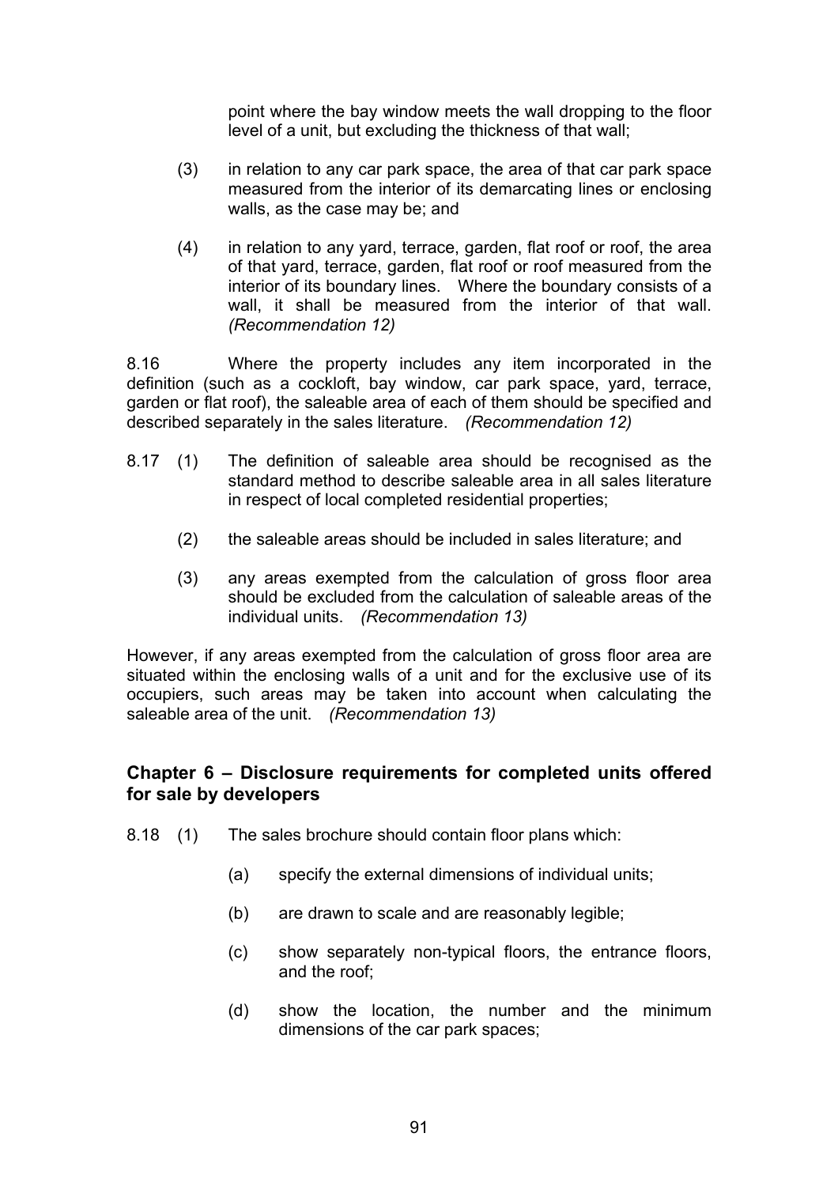point where the bay window meets the wall dropping to the floor level of a unit, but excluding the thickness of that wall;

(3) in relation to any car park space, the area of that car park space measured from the interior of its demarcating lines or enclosing walls, as the case may be; and

(4) in relation to any yard, terrace, garden, flat roof or roof, the area of that yard, terrace, garden, flat roof or roof measured from the interior of its boundary lines. Where the boundary consists of a wall, it shall be measured from the interior of that wall. *(Recommendation 12)*

8.16 Where the property includes any item incorporated in the definition (such as a cockloft, bay window, car park space, yard, terrace, garden or flat roof), the saleable area of each of them should be specified and described separately in the sales literature. *(Recommendation 12)*

8.17 (1) The definition of saleable area should be recognised as the standard method to describe saleable area in all sales literature in respect of local completed residential properties;

(2) the saleable areas should be included in sales literature; and

(3) any areas exempted from the calculation of gross floor area should be excluded from the calculation of saleable areas of the individual units. *(Recommendation 13)*

However, if any areas exempted from the calculation of gross floor area are situated within the enclosing walls of a unit and for the exclusive use of its occupiers, such areas may be taken into account when calculating the saleable area of the unit. *(Recommendation 13)*

### Chapter 6 – Disclosure requirements for completed units offered for sale by developers

8.18 (1) The sales brochure should contain floor plans which:

(a) specify the external dimensions of individual units;

(b) are drawn to scale and are reasonably legible;

(c) show separately non-typical floors, the entrance floors, and the roof;

(d) show the location, the number and the minimum dimensions of the car park spaces;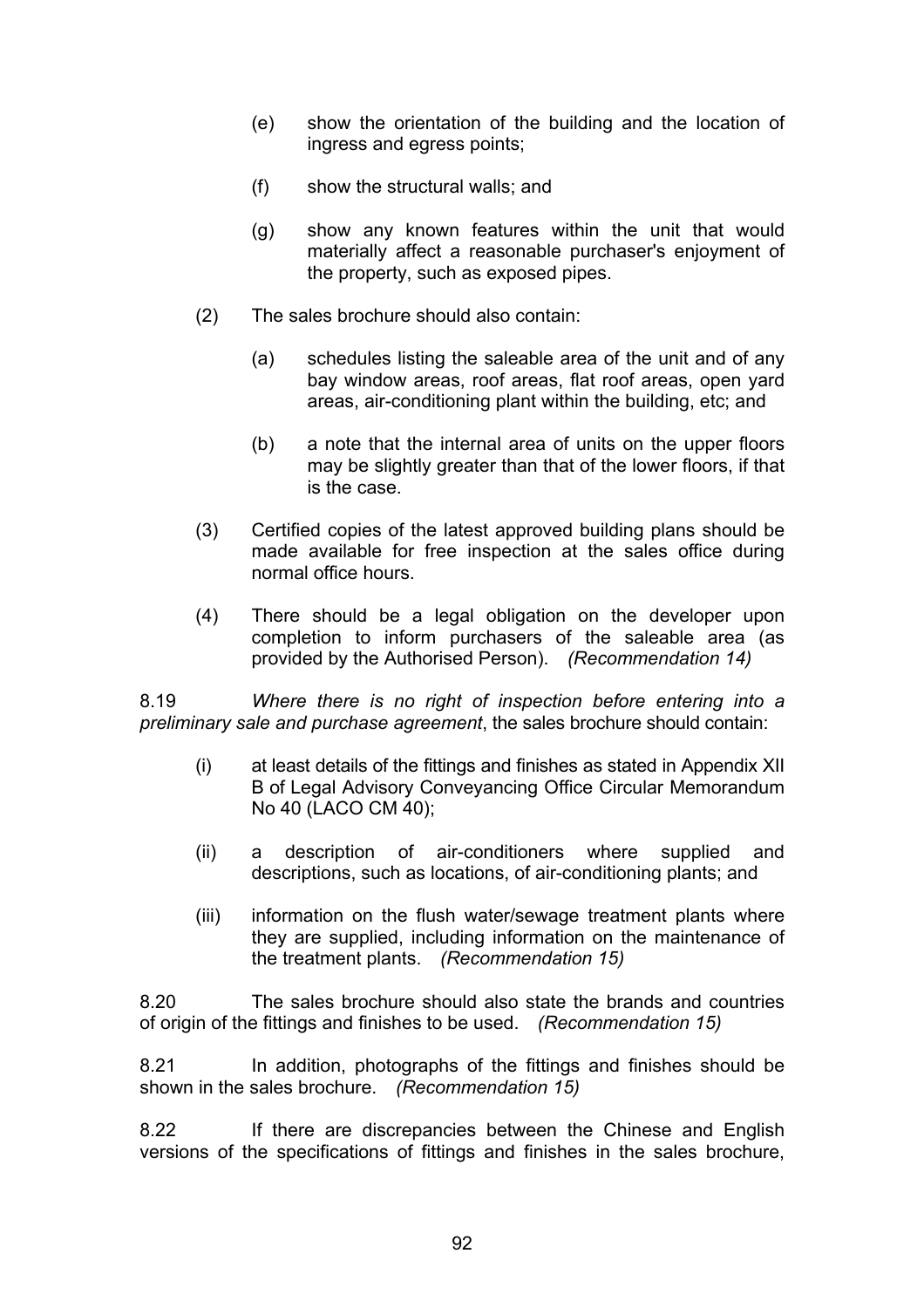(e) show the orientation of the building and the location of ingress and egress points;

(f) show the structural walls; and

(g) show any known features within the unit that would materially affect a reasonable purchaser's enjoyment of the property, such as exposed pipes.

(2) The sales brochure should also contain:

(a) schedules listing the saleable area of the unit and of any bay window areas, roof areas, flat roof areas, open yard areas, air-conditioning plant within the building, etc; and

(b) a note that the internal area of units on the upper floors may be slightly greater than that of the lower floors, if that is the case.

(3) Certified copies of the latest approved building plans should be made available for free inspection at the sales office during normal office hours.

(4) There should be a legal obligation on the developer upon completion to inform purchasers of the saleable area (as provided by the Authorised Person). *(Recommendation 14)*

8.19 *Where there is no right of inspection before entering into a preliminary sale and purchase agreement*, the sales brochure should contain:

(i) at least details of the fittings and finishes as stated in Appendix XII B of Legal Advisory Conveyancing Office Circular Memorandum No 40 (LACO CM 40);

(ii) a description of air-conditioners where supplied and descriptions, such as locations, of air-conditioning plants; and

(iii) information on the flush water/sewage treatment plants where they are supplied, including information on the maintenance of the treatment plants. *(Recommendation 15)*

8.20 The sales brochure should also state the brands and countries of origin of the fittings and finishes to be used. *(Recommendation 15)*

8.21 In addition, photographs of the fittings and finishes should be shown in the sales brochure. *(Recommendation 15)*

8.22 If there are discrepancies between the Chinese and English versions of the specifications of fittings and finishes in the sales brochure,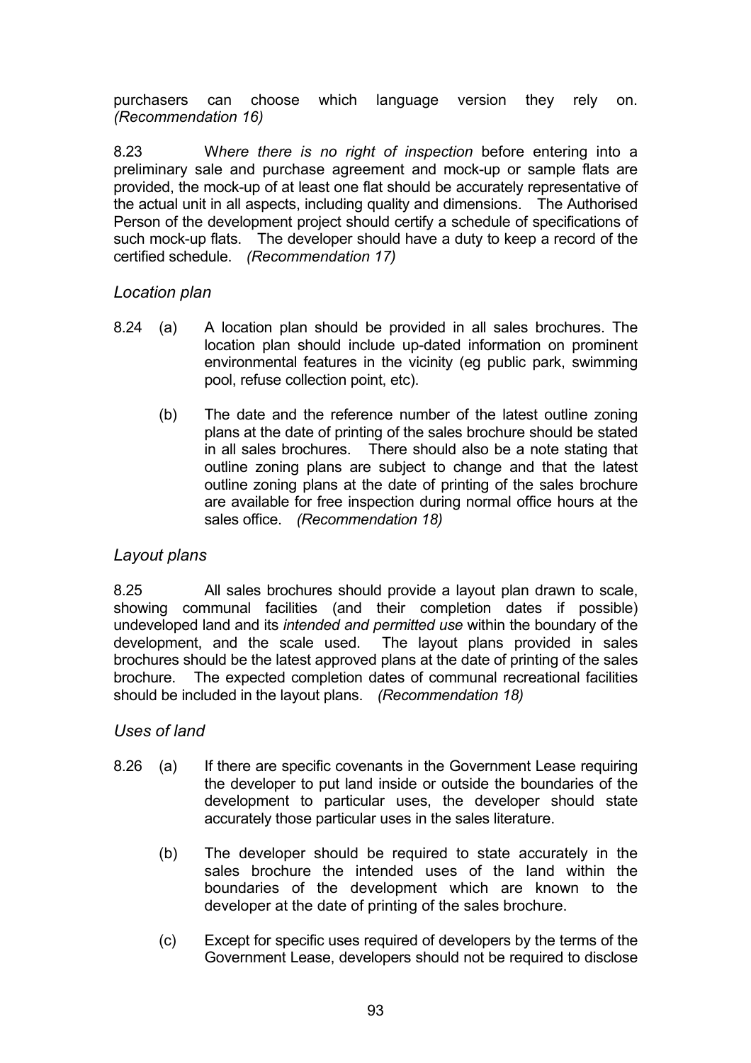purchasers can choose which language version they rely on. *(Recommendation 16)*

8.23 W*here there is no right of inspection* before entering into a preliminary sale and purchase agreement and mock-up or sample flats are provided, the mock-up of at least one flat should be accurately representative of the actual unit in all aspects, including quality and dimensions. The Authorised Person of the development project should certify a schedule of specifications of such mock-up flats. The developer should have a duty to keep a record of the certified schedule. *(Recommendation 17)*

### *Location plan*

8.24 (a) A location plan should be provided in all sales brochures. The location plan should include up-dated information on prominent environmental features in the vicinity (eg public park, swimming pool, refuse collection point, etc).

(b) The date and the reference number of the latest outline zoning plans at the date of printing of the sales brochure should be stated in all sales brochures. There should also be a note stating that outline zoning plans are subject to change and that the latest outline zoning plans at the date of printing of the sales brochure are available for free inspection during normal office hours at the sales office. *(Recommendation 18)*

### *Layout plans*

8.25 All sales brochures should provide a layout plan drawn to scale, showing communal facilities (and their completion dates if possible) undeveloped land and its *intended and permitted use* within the boundary of the development, and the scale used. The layout plans provided in sales brochures should be the latest approved plans at the date of printing of the sales brochure. The expected completion dates of communal recreational facilities should be included in the layout plans. *(Recommendation 18)*

### *Uses of land*

8.26 (a) If there are specific covenants in the Government Lease requiring the developer to put land inside or outside the boundaries of the development to particular uses, the developer should state accurately those particular uses in the sales literature.

(b) The developer should be required to state accurately in the sales brochure the intended uses of the land within the boundaries of the development which are known to the developer at the date of printing of the sales brochure.

(c) Except for specific uses required of developers by the terms of the Government Lease, developers should not be required to disclose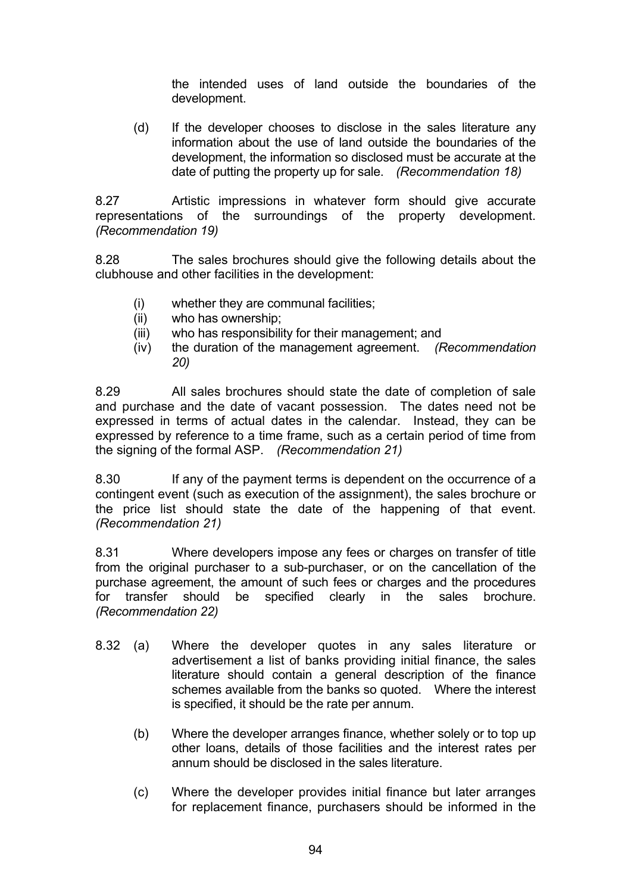the intended uses of land outside the boundaries of the development.

(d) If the developer chooses to disclose in the sales literature any information about the use of land outside the boundaries of the development, the information so disclosed must be accurate at the date of putting the property up for sale. *(Recommendation 18)*

8.27 Artistic impressions in whatever form should give accurate representations of the surroundings of the property development. *(Recommendation 19)*

8.28 The sales brochures should give the following details about the clubhouse and other facilities in the development:

(i) whether they are communal facilities;
(ii) who has ownership;
(iii) who has responsibility for their management; and
(iv) the duration of the management agreement. *(Recommendation 20)*

8.29 All sales brochures should state the date of completion of sale and purchase and the date of vacant possession. The dates need not be expressed in terms of actual dates in the calendar. Instead, they can be expressed by reference to a time frame, such as a certain period of time from the signing of the formal ASP. *(Recommendation 21)*

8.30 If any of the payment terms is dependent on the occurrence of a contingent event (such as execution of the assignment), the sales brochure or the price list should state the date of the happening of that event. *(Recommendation 21)*

8.31 Where developers impose any fees or charges on transfer of title from the original purchaser to a sub-purchaser, or on the cancellation of the purchase agreement, the amount of such fees or charges and the procedures for transfer should be specified clearly in the sales brochure. *(Recommendation 22)*

8.32 (a) Where the developer quotes in any sales literature or advertisement a list of banks providing initial finance, the sales literature should contain a general description of the finance schemes available from the banks so quoted. Where the interest is specified, it should be the rate per annum.

(b) Where the developer arranges finance, whether solely or to top up other loans, details of those facilities and the interest rates per annum should be disclosed in the sales literature.

(c) Where the developer provides initial finance but later arranges for replacement finance, purchasers should be informed in the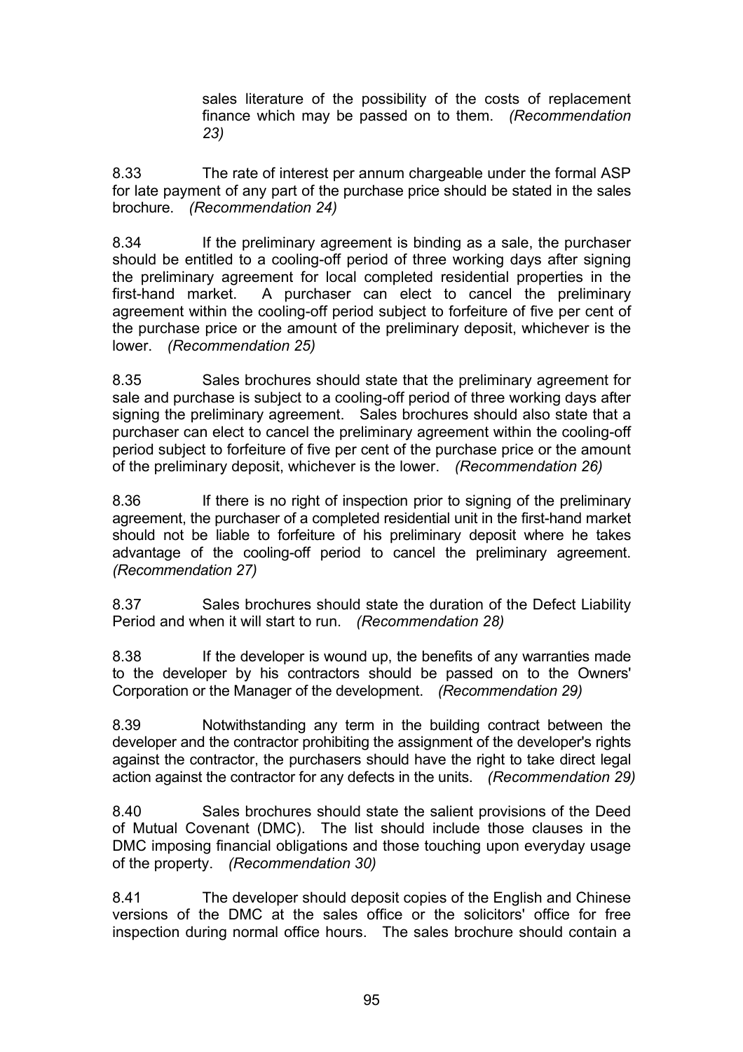sales literature of the possibility of the costs of replacement finance which may be passed on to them. *(Recommendation 23)*

8.33 The rate of interest per annum chargeable under the formal ASP for late payment of any part of the purchase price should be stated in the sales brochure. *(Recommendation 24)*

8.34 If the preliminary agreement is binding as a sale, the purchaser should be entitled to a cooling-off period of three working days after signing the preliminary agreement for local completed residential properties in the first-hand market. A purchaser can elect to cancel the preliminary agreement within the cooling-off period subject to forfeiture of five per cent of the purchase price or the amount of the preliminary deposit, whichever is the lower. *(Recommendation 25)*

8.35 Sales brochures should state that the preliminary agreement for sale and purchase is subject to a cooling-off period of three working days after signing the preliminary agreement. Sales brochures should also state that a purchaser can elect to cancel the preliminary agreement within the cooling-off period subject to forfeiture of five per cent of the purchase price or the amount of the preliminary deposit, whichever is the lower. *(Recommendation 26)*

8.36 If there is no right of inspection prior to signing of the preliminary agreement, the purchaser of a completed residential unit in the first-hand market should not be liable to forfeiture of his preliminary deposit where he takes advantage of the cooling-off period to cancel the preliminary agreement. *(Recommendation 27)*

8.37 Sales brochures should state the duration of the Defect Liability Period and when it will start to run. *(Recommendation 28)*

8.38 If the developer is wound up, the benefits of any warranties made to the developer by his contractors should be passed on to the Owners' Corporation or the Manager of the development. *(Recommendation 29)*

8.39 Notwithstanding any term in the building contract between the developer and the contractor prohibiting the assignment of the developer's rights against the contractor, the purchasers should have the right to take direct legal action against the contractor for any defects in the units. *(Recommendation 29)*

8.40 Sales brochures should state the salient provisions of the Deed of Mutual Covenant (DMC). The list should include those clauses in the DMC imposing financial obligations and those touching upon everyday usage of the property. *(Recommendation 30)*

8.41 The developer should deposit copies of the English and Chinese versions of the DMC at the sales office or the solicitors' office for free inspection during normal office hours. The sales brochure should contain a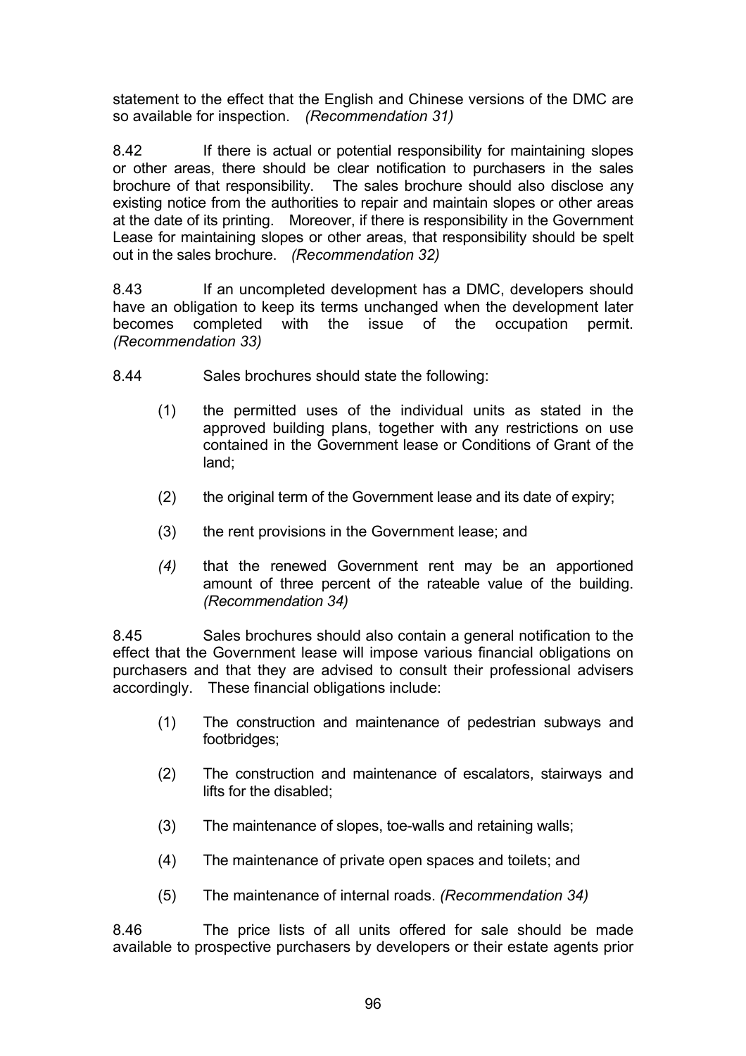statement to the effect that the English and Chinese versions of the DMC are so available for inspection. *(Recommendation 31)*

8.42 If there is actual or potential responsibility for maintaining slopes or other areas, there should be clear notification to purchasers in the sales brochure of that responsibility. The sales brochure should also disclose any existing notice from the authorities to repair and maintain slopes or other areas at the date of its printing. Moreover, if there is responsibility in the Government Lease for maintaining slopes or other areas, that responsibility should be spelt out in the sales brochure. *(Recommendation 32)*

8.43 If an uncompleted development has a DMC, developers should have an obligation to keep its terms unchanged when the development later becomes completed with the issue of the occupation permit. *(Recommendation 33)*

8.44 Sales brochures should state the following:

(1) the permitted uses of the individual units as stated in the approved building plans, together with any restrictions on use contained in the Government lease or Conditions of Grant of the land;

(2) the original term of the Government lease and its date of expiry;

(3) the rent provisions in the Government lease; and

*(4)* that the renewed Government rent may be an apportioned amount of three percent of the rateable value of the building. *(Recommendation 34)*

8.45 Sales brochures should also contain a general notification to the effect that the Government lease will impose various financial obligations on purchasers and that they are advised to consult their professional advisers accordingly. These financial obligations include:

(1) The construction and maintenance of pedestrian subways and footbridges;

(2) The construction and maintenance of escalators, stairways and lifts for the disabled;

(3) The maintenance of slopes, toe-walls and retaining walls;

(4) The maintenance of private open spaces and toilets; and

(5) The maintenance of internal roads. *(Recommendation 34)*

8.46 The price lists of all units offered for sale should be made available to prospective purchasers by developers or their estate agents prior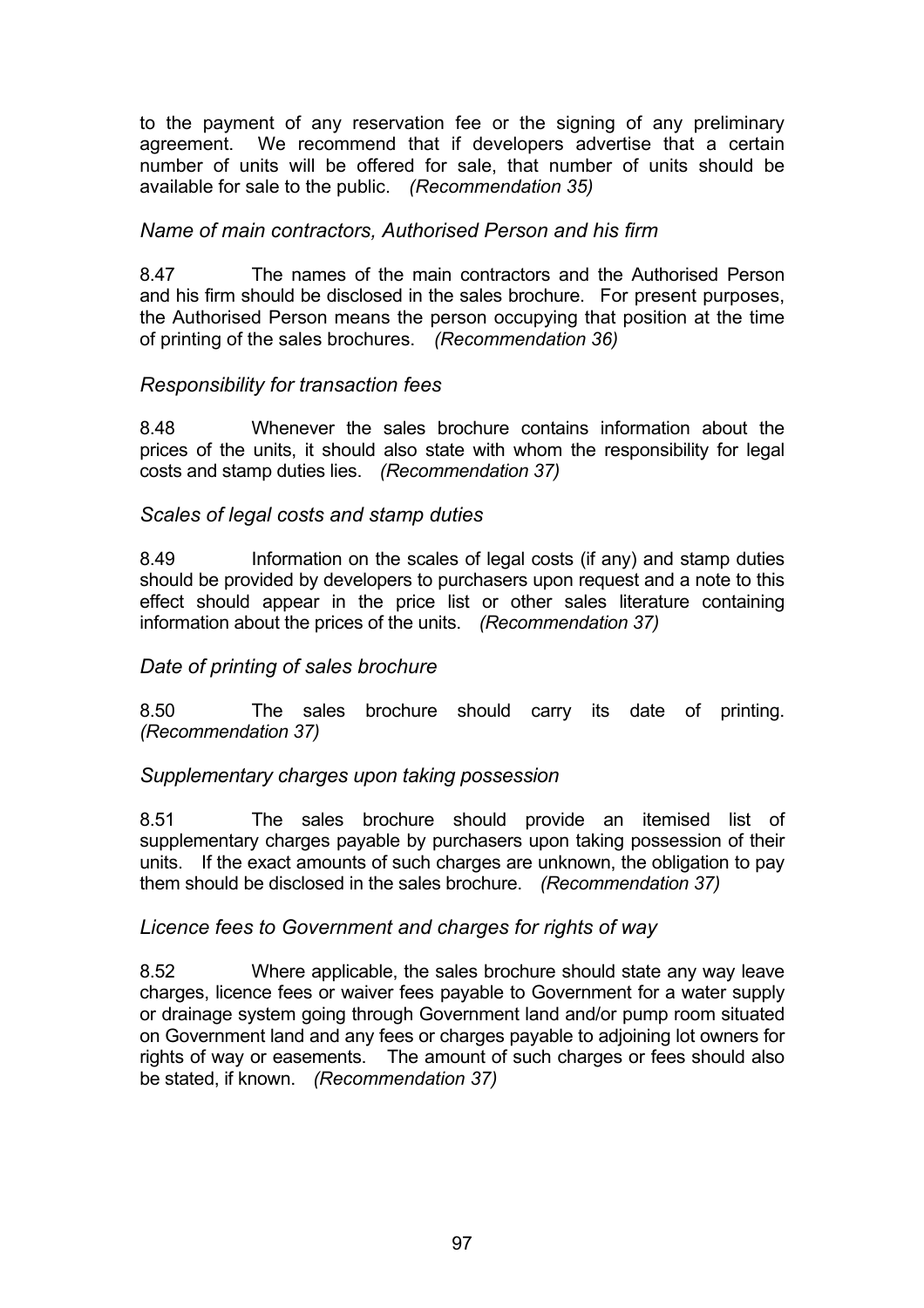to the payment of any reservation fee or the signing of any preliminary agreement. We recommend that if developers advertise that a certain number of units will be offered for sale, that number of units should be available for sale to the public. *(Recommendation 35)*

*Name of main contractors, Authorised Person and his firm*

8.47 The names of the main contractors and the Authorised Person and his firm should be disclosed in the sales brochure. For present purposes, the Authorised Person means the person occupying that position at the time of printing of the sales brochures. *(Recommendation 36)*

*Responsibility for transaction fees*

8.48 Whenever the sales brochure contains information about the prices of the units, it should also state with whom the responsibility for legal costs and stamp duties lies. *(Recommendation 37)*

*Scales of legal costs and stamp duties*

8.49 Information on the scales of legal costs (if any) and stamp duties should be provided by developers to purchasers upon request and a note to this effect should appear in the price list or other sales literature containing information about the prices of the units. *(Recommendation 37)*

*Date of printing of sales brochure*

8.50 The sales brochure should carry its date of printing. *(Recommendation 37)*

*Supplementary charges upon taking possession*

8.51 The sales brochure should provide an itemised list of supplementary charges payable by purchasers upon taking possession of their units. If the exact amounts of such charges are unknown, the obligation to pay them should be disclosed in the sales brochure. *(Recommendation 37)*

*Licence fees to Government and charges for rights of way*

8.52 Where applicable, the sales brochure should state any way leave charges, licence fees or waiver fees payable to Government for a water supply or drainage system going through Government land and/or pump room situated on Government land and any fees or charges payable to adjoining lot owners for rights of way or easements. The amount of such charges or fees should also be stated, if known. *(Recommendation 37)*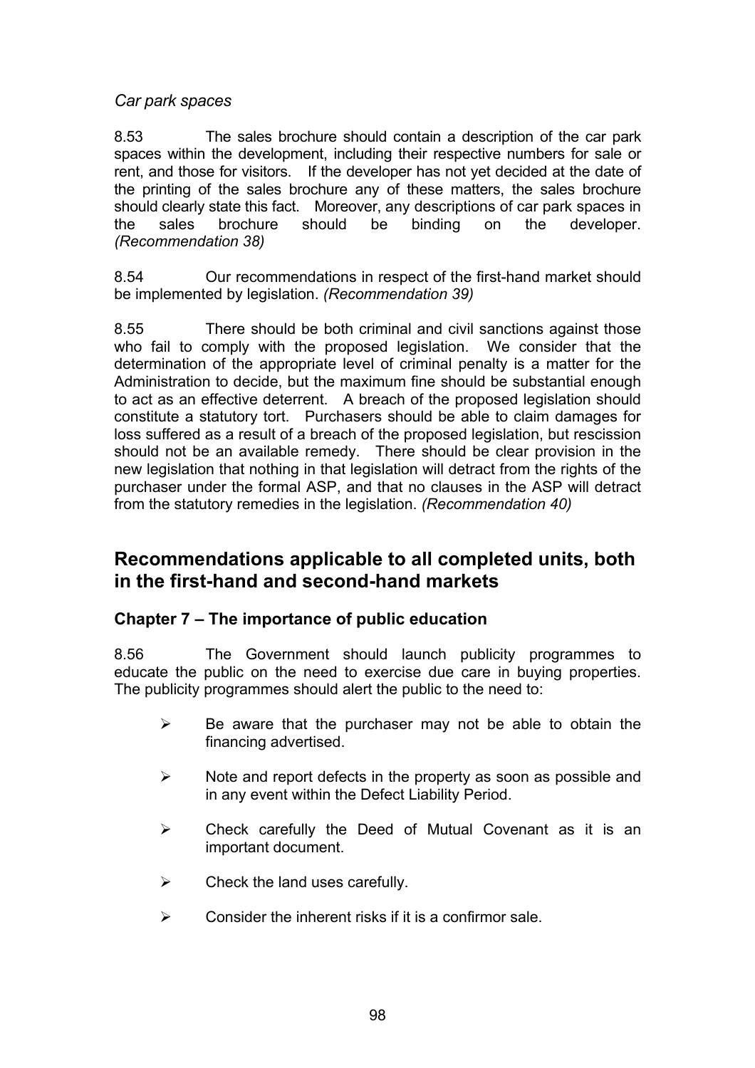*Car park spaces*

8.53 The sales brochure should contain a description of the car park spaces within the development, including their respective numbers for sale or rent, and those for visitors. If the developer has not yet decided at the date of the printing of the sales brochure any of these matters, the sales brochure should clearly state this fact. Moreover, any descriptions of car park spaces in the sales brochure should be binding on the developer. *(Recommendation 38)*

8.54 Our recommendations in respect of the first-hand market should be implemented by legislation. *(Recommendation 39)*

8.55 There should be both criminal and civil sanctions against those who fail to comply with the proposed legislation. We consider that the determination of the appropriate level of criminal penalty is a matter for the Administration to decide, but the maximum fine should be substantial enough to act as an effective deterrent. A breach of the proposed legislation should constitute a statutory tort. Purchasers should be able to claim damages for loss suffered as a result of a breach of the proposed legislation, but rescission should not be an available remedy. There should be clear provision in the new legislation that nothing in that legislation will detract from the rights of the purchaser under the formal ASP, and that no clauses in the ASP will detract from the statutory remedies in the legislation. *(Recommendation 40)*

## Recommendations applicable to all completed units, both in the first-hand and second-hand markets

### Chapter 7 – The importance of public education

8.56 The Government should launch publicity programmes to educate the public on the need to exercise due care in buying properties. The publicity programmes should alert the public to the need to:

- Be aware that the purchaser may not be able to obtain the financing advertised.
- Note and report defects in the property as soon as possible and in any event within the Defect Liability Period.
- Check carefully the Deed of Mutual Covenant as it is an important document.
- Check the land uses carefully.
- Consider the inherent risks if it is a confirmor sale.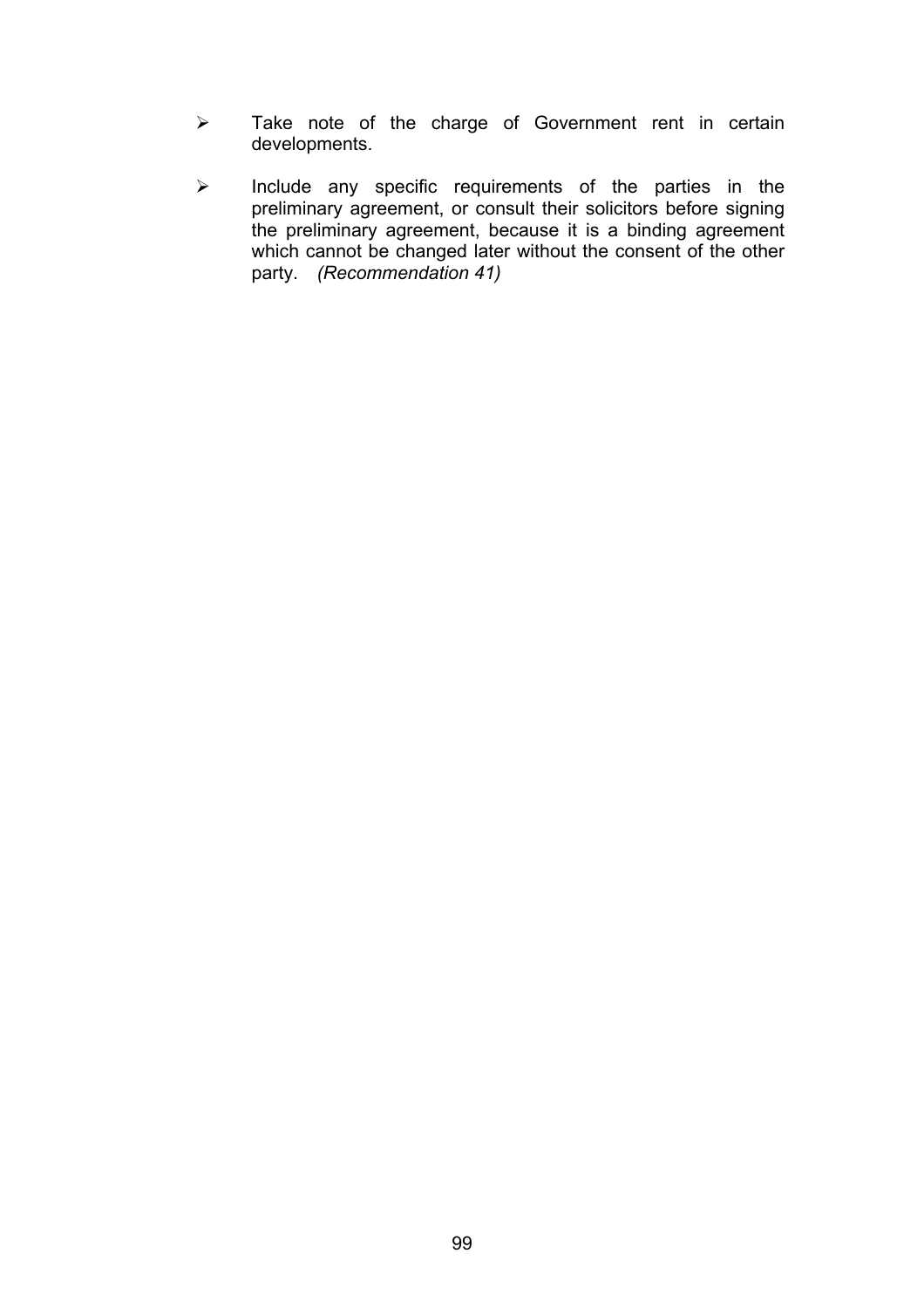- Take note of the charge of Government rent in certain developments.

- Include any specific requirements of the parties in the preliminary agreement, or consult their solicitors before signing the preliminary agreement, because it is a binding agreement which cannot be changed later without the consent of the other party. *(Recommendation 41)*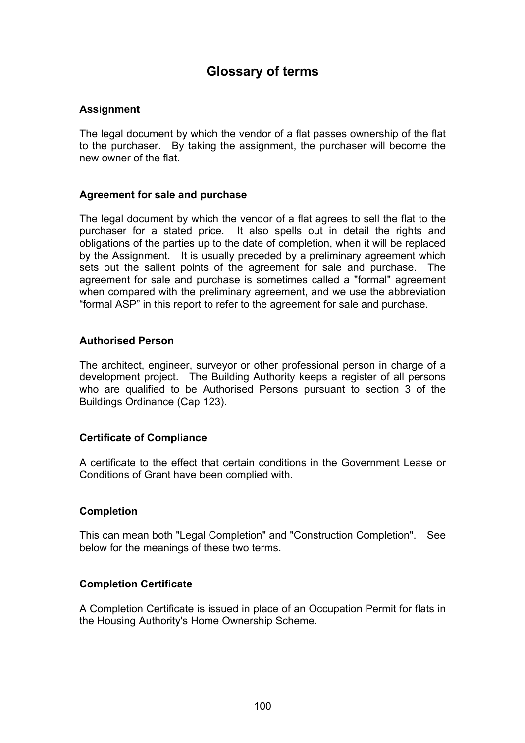# Glossary of terms

### Assignment

The legal document by which the vendor of a flat passes ownership of the flat to the purchaser. By taking the assignment, the purchaser will become the new owner of the flat.

### Agreement for sale and purchase

The legal document by which the vendor of a flat agrees to sell the flat to the purchaser for a stated price. It also spells out in detail the rights and obligations of the parties up to the date of completion, when it will be replaced by the Assignment. It is usually preceded by a preliminary agreement which sets out the salient points of the agreement for sale and purchase. The agreement for sale and purchase is sometimes called a "formal" agreement when compared with the preliminary agreement, and we use the abbreviation "formal ASP" in this report to refer to the agreement for sale and purchase.

### Authorised Person

The architect, engineer, surveyor or other professional person in charge of a development project. The Building Authority keeps a register of all persons who are qualified to be Authorised Persons pursuant to section 3 of the Buildings Ordinance (Cap 123).

### Certificate of Compliance

A certificate to the effect that certain conditions in the Government Lease or Conditions of Grant have been complied with.

### Completion

This can mean both "Legal Completion" and "Construction Completion". See below for the meanings of these two terms.

### Completion Certificate

A Completion Certificate is issued in place of an Occupation Permit for flats in the Housing Authority's Home Ownership Scheme.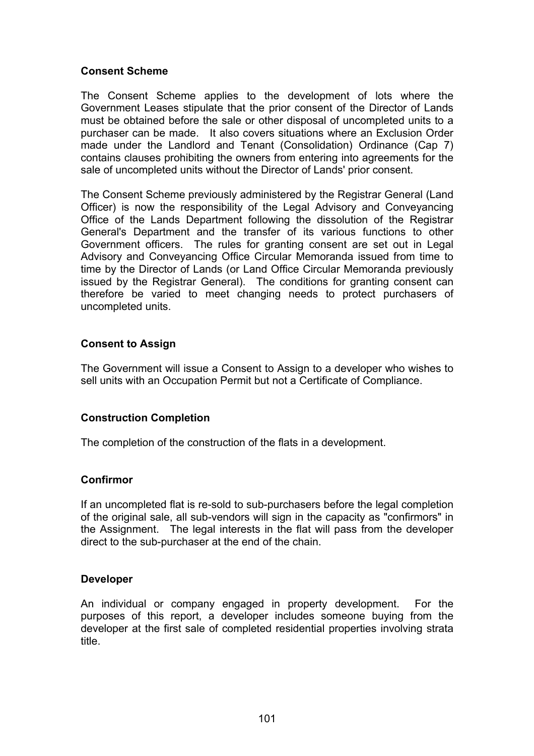**Consent Scheme**

The Consent Scheme applies to the development of lots where the Government Leases stipulate that the prior consent of the Director of Lands must be obtained before the sale or other disposal of uncompleted units to a purchaser can be made. It also covers situations where an Exclusion Order made under the Landlord and Tenant (Consolidation) Ordinance (Cap 7) contains clauses prohibiting the owners from entering into agreements for the sale of uncompleted units without the Director of Lands' prior consent.

The Consent Scheme previously administered by the Registrar General (Land Officer) is now the responsibility of the Legal Advisory and Conveyancing Office of the Lands Department following the dissolution of the Registrar General's Department and the transfer of its various functions to other Government officers. The rules for granting consent are set out in Legal Advisory and Conveyancing Office Circular Memoranda issued from time to time by the Director of Lands (or Land Office Circular Memoranda previously issued by the Registrar General). The conditions for granting consent can therefore be varied to meet changing needs to protect purchasers of uncompleted units.

**Consent to Assign**

The Government will issue a Consent to Assign to a developer who wishes to sell units with an Occupation Permit but not a Certificate of Compliance.

**Construction Completion**

The completion of the construction of the flats in a development.

**Confirmor**

If an uncompleted flat is re-sold to sub-purchasers before the legal completion of the original sale, all sub-vendors will sign in the capacity as "confirmors" in the Assignment. The legal interests in the flat will pass from the developer direct to the sub-purchaser at the end of the chain.

**Developer**

An individual or company engaged in property development. For the purposes of this report, a developer includes someone buying from the developer at the first sale of completed residential properties involving strata title.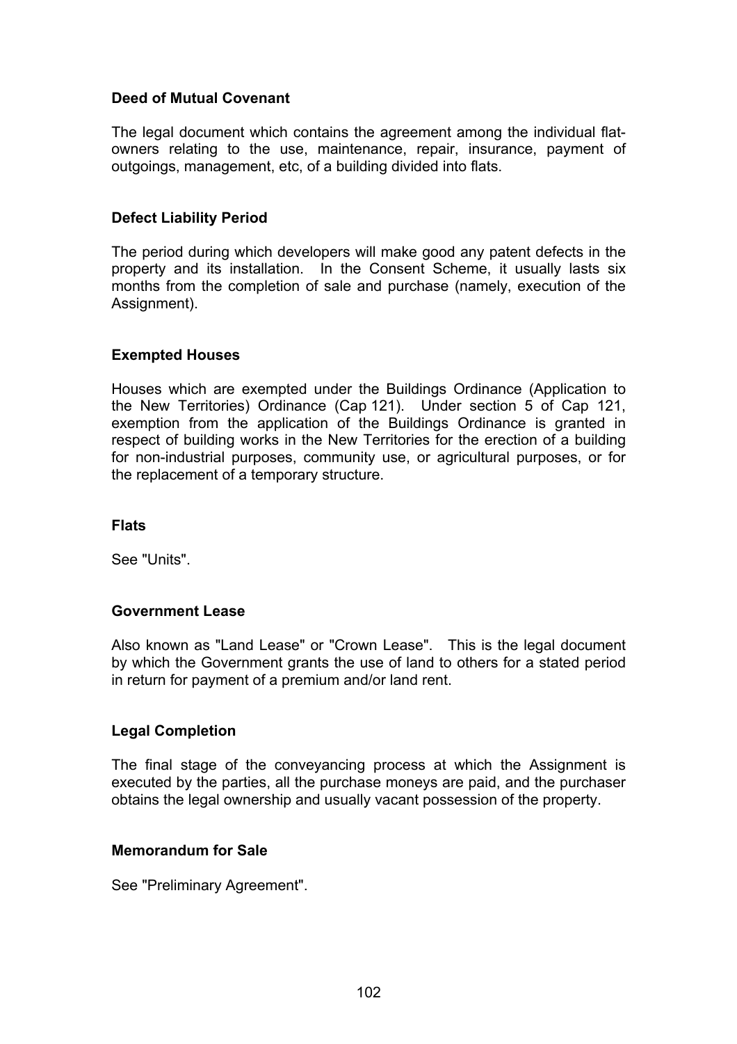**Deed of Mutual Covenant**

The legal document which contains the agreement among the individual flat-owners relating to the use, maintenance, repair, insurance, payment of outgoings, management, etc, of a building divided into flats.

**Defect Liability Period**

The period during which developers will make good any patent defects in the property and its installation. In the Consent Scheme, it usually lasts six months from the completion of sale and purchase (namely, execution of the Assignment).

**Exempted Houses**

Houses which are exempted under the Buildings Ordinance (Application to the New Territories) Ordinance (Cap 121). Under section 5 of Cap 121, exemption from the application of the Buildings Ordinance is granted in respect of building works in the New Territories for the erection of a building for non-industrial purposes, community use, or agricultural purposes, or for the replacement of a temporary structure.

**Flats**

See "Units".

**Government Lease**

Also known as "Land Lease" or "Crown Lease". This is the legal document by which the Government grants the use of land to others for a stated period in return for payment of a premium and/or land rent.

**Legal Completion**

The final stage of the conveyancing process at which the Assignment is executed by the parties, all the purchase moneys are paid, and the purchaser obtains the legal ownership and usually vacant possession of the property.

**Memorandum for Sale**

See "Preliminary Agreement".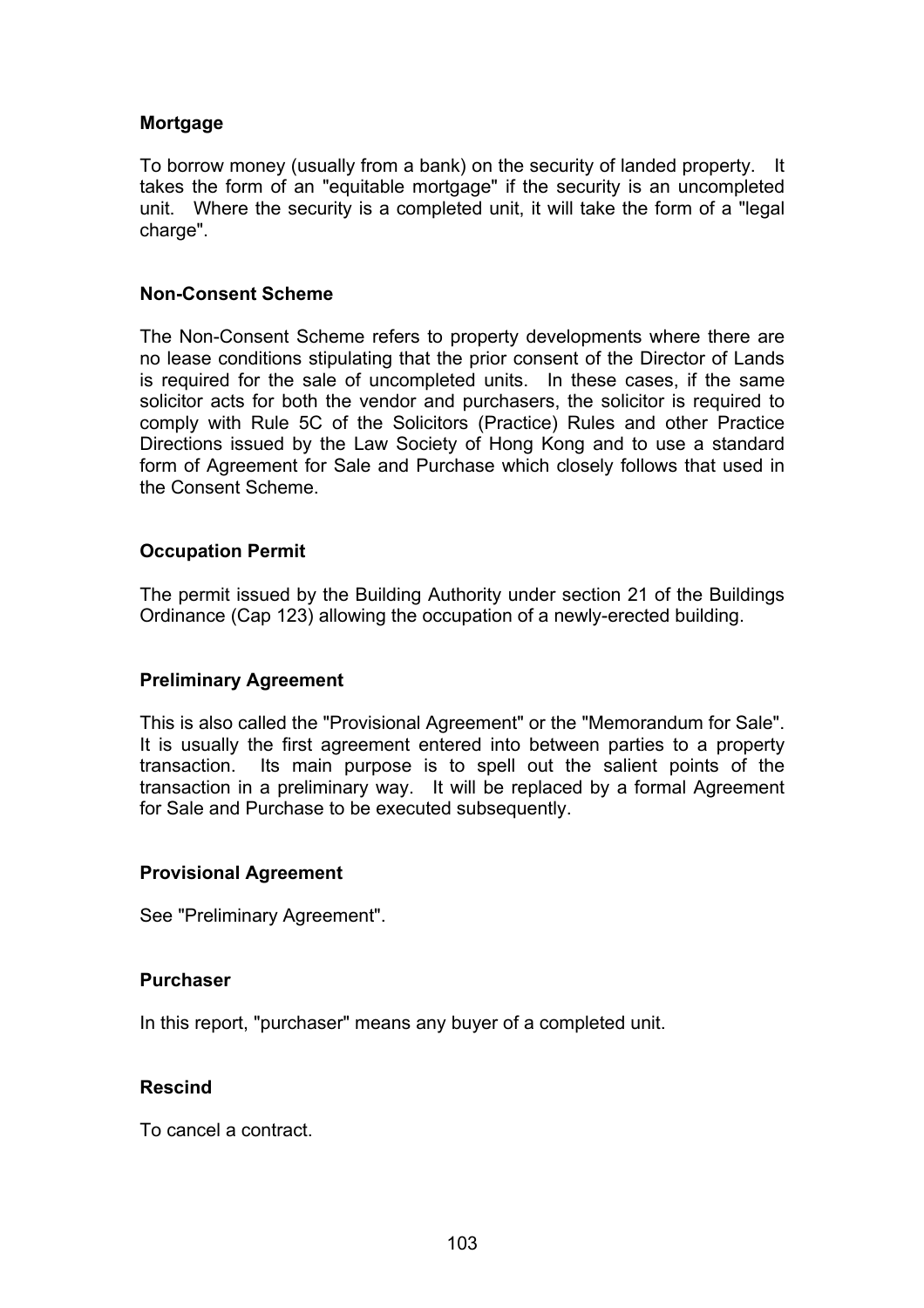**Mortgage**

To borrow money (usually from a bank) on the security of landed property. It takes the form of an "equitable mortgage" if the security is an uncompleted unit. Where the security is a completed unit, it will take the form of a "legal charge".

**Non-Consent Scheme**

The Non-Consent Scheme refers to property developments where there are no lease conditions stipulating that the prior consent of the Director of Lands is required for the sale of uncompleted units. In these cases, if the same solicitor acts for both the vendor and purchasers, the solicitor is required to comply with Rule 5C of the Solicitors (Practice) Rules and other Practice Directions issued by the Law Society of Hong Kong and to use a standard form of Agreement for Sale and Purchase which closely follows that used in the Consent Scheme.

**Occupation Permit**

The permit issued by the Building Authority under section 21 of the Buildings Ordinance (Cap 123) allowing the occupation of a newly-erected building.

**Preliminary Agreement**

This is also called the "Provisional Agreement" or the "Memorandum for Sale". It is usually the first agreement entered into between parties to a property transaction. Its main purpose is to spell out the salient points of the transaction in a preliminary way. It will be replaced by a formal Agreement for Sale and Purchase to be executed subsequently.

**Provisional Agreement**

See "Preliminary Agreement".

**Purchaser**

In this report, "purchaser" means any buyer of a completed unit.

**Rescind**

To cancel a contract.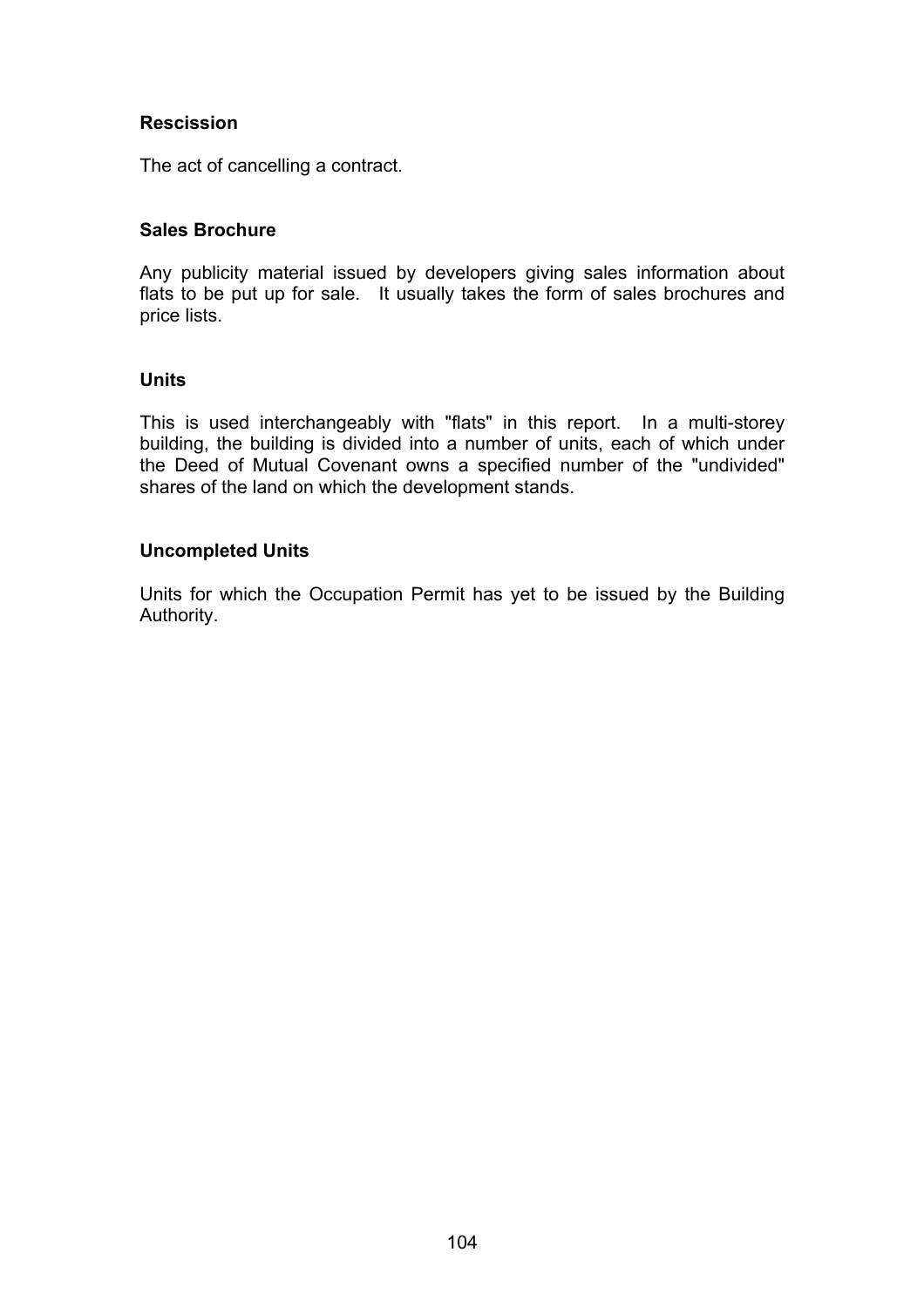**Rescission**

The act of cancelling a contract.

**Sales Brochure**

Any publicity material issued by developers giving sales information about flats to be put up for sale. It usually takes the form of sales brochures and price lists.

**Units**

This is used interchangeably with "flats" in this report. In a multi-storey building, the building is divided into a number of units, each of which under the Deed of Mutual Covenant owns a specified number of the "undivided" shares of the land on which the development stands.

**Uncompleted Units**

Units for which the Occupation Permit has yet to be issued by the Building Authority.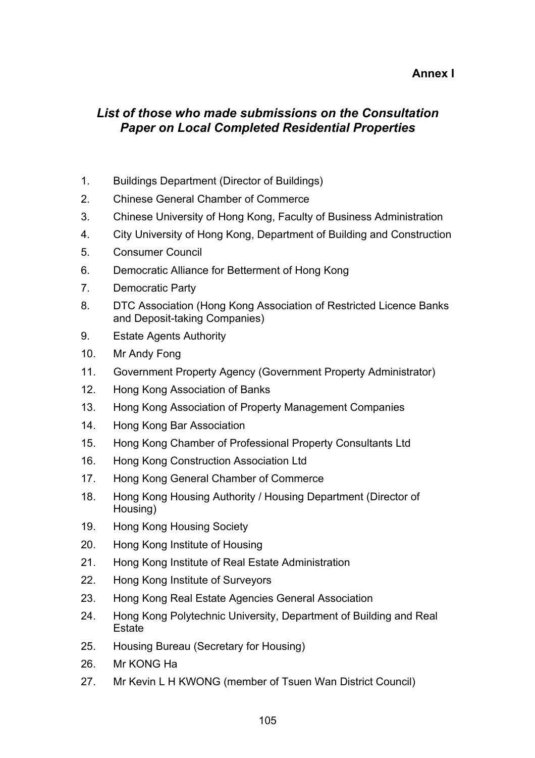**Annex I**

## *List of those who made submissions on the Consultation Paper on Local Completed Residential Properties*

1. Buildings Department (Director of Buildings)
2. Chinese General Chamber of Commerce
3. Chinese University of Hong Kong, Faculty of Business Administration
4. City University of Hong Kong, Department of Building and Construction
5. Consumer Council
6. Democratic Alliance for Betterment of Hong Kong
7. Democratic Party
8. DTC Association (Hong Kong Association of Restricted Licence Banks and Deposit-taking Companies)
9. Estate Agents Authority
10. Mr Andy Fong
11. Government Property Agency (Government Property Administrator)
12. Hong Kong Association of Banks
13. Hong Kong Association of Property Management Companies
14. Hong Kong Bar Association
15. Hong Kong Chamber of Professional Property Consultants Ltd
16. Hong Kong Construction Association Ltd
17. Hong Kong General Chamber of Commerce
18. Hong Kong Housing Authority / Housing Department (Director of Housing)
19. Hong Kong Housing Society
20. Hong Kong Institute of Housing
21. Hong Kong Institute of Real Estate Administration
22. Hong Kong Institute of Surveyors
23. Hong Kong Real Estate Agencies General Association
24. Hong Kong Polytechnic University, Department of Building and Real Estate
25. Housing Bureau (Secretary for Housing)
26. Mr KONG Ha
27. Mr Kevin L H KWONG (member of Tsuen Wan District Council)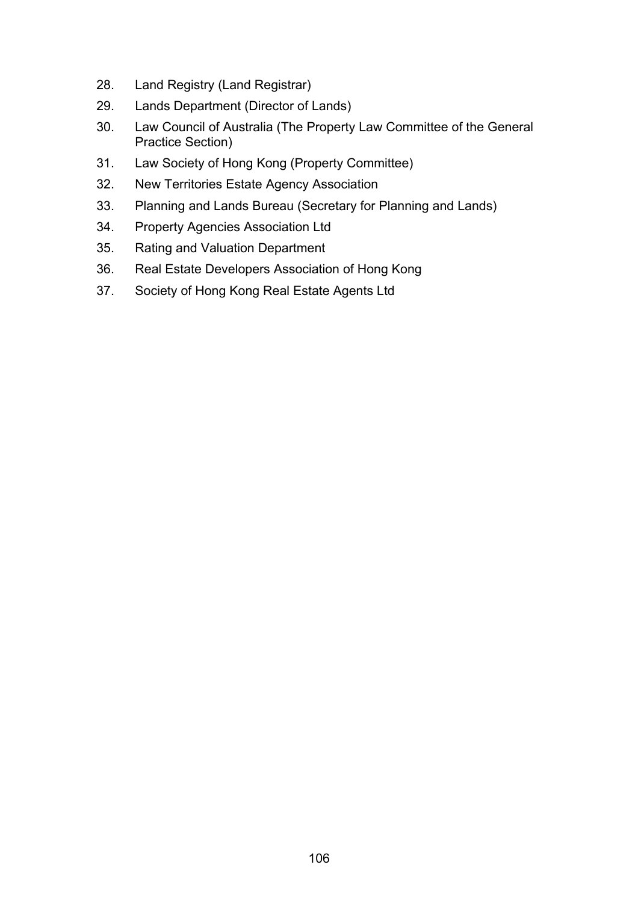28. Land Registry (Land Registrar)
29. Lands Department (Director of Lands)
30. Law Council of Australia (The Property Law Committee of the General Practice Section)
31. Law Society of Hong Kong (Property Committee)
32. New Territories Estate Agency Association
33. Planning and Lands Bureau (Secretary for Planning and Lands)
34. Property Agencies Association Ltd
35. Rating and Valuation Department
36. Real Estate Developers Association of Hong Kong
37. Society of Hong Kong Real Estate Agents Ltd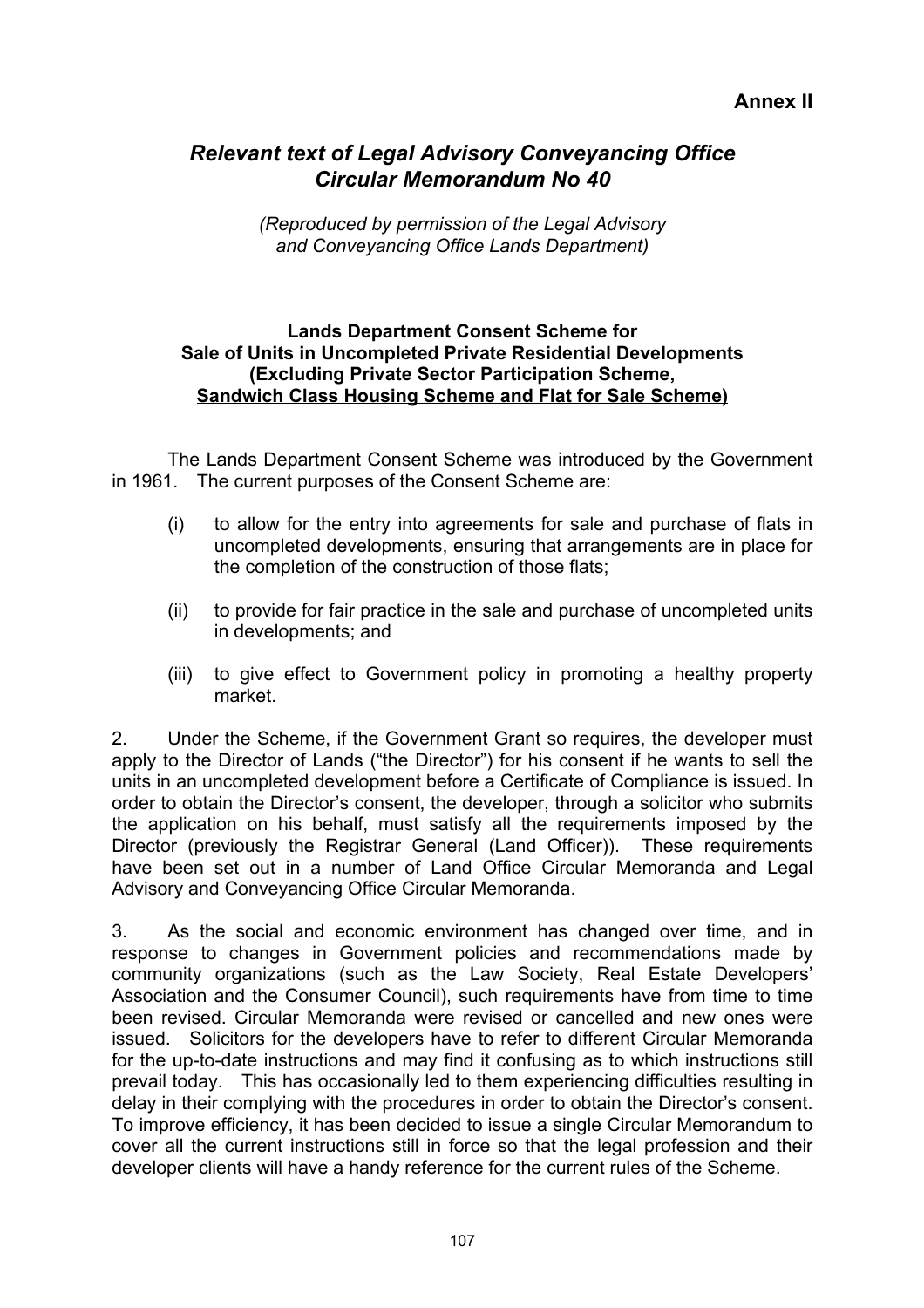**Annex II**

# *Relevant text of Legal Advisory Conveyancing Office Circular Memorandum No 40*

*(Reproduced by permission of the Legal Advisory and Conveyancing Office Lands Department)*

**Lands Department Consent Scheme for Sale of Units in Uncompleted Private Residential Developments (Excluding Private Sector Participation Scheme, <u>Sandwich Class Housing Scheme and Flat for Sale Scheme)</u>**

The Lands Department Consent Scheme was introduced by the Government in 1961. The current purposes of the Consent Scheme are:

(i) to allow for the entry into agreements for sale and purchase of flats in uncompleted developments, ensuring that arrangements are in place for the completion of the construction of those flats;

(ii) to provide for fair practice in the sale and purchase of uncompleted units in developments; and

(iii) to give effect to Government policy in promoting a healthy property market.

2. Under the Scheme, if the Government Grant so requires, the developer must apply to the Director of Lands ("the Director") for his consent if he wants to sell the units in an uncompleted development before a Certificate of Compliance is issued. In order to obtain the Director's consent, the developer, through a solicitor who submits the application on his behalf, must satisfy all the requirements imposed by the Director (previously the Registrar General (Land Officer)). These requirements have been set out in a number of Land Office Circular Memoranda and Legal Advisory and Conveyancing Office Circular Memoranda.

3. As the social and economic environment has changed over time, and in response to changes in Government policies and recommendations made by community organizations (such as the Law Society, Real Estate Developers' Association and the Consumer Council), such requirements have from time to time been revised. Circular Memoranda were revised or cancelled and new ones were issued. Solicitors for the developers have to refer to different Circular Memoranda for the up-to-date instructions and may find it confusing as to which instructions still prevail today. This has occasionally led to them experiencing difficulties resulting in delay in their complying with the procedures in order to obtain the Director's consent. To improve efficiency, it has been decided to issue a single Circular Memorandum to cover all the current instructions still in force so that the legal profession and their developer clients will have a handy reference for the current rules of the Scheme.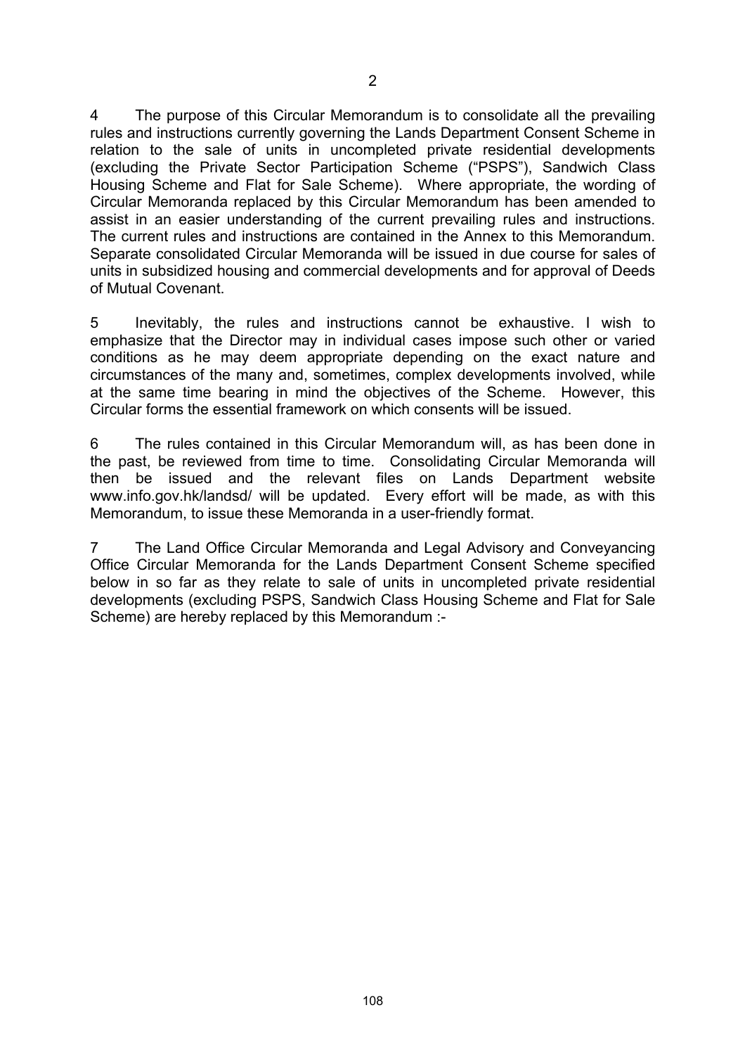4 The purpose of this Circular Memorandum is to consolidate all the prevailing rules and instructions currently governing the Lands Department Consent Scheme in relation to the sale of units in uncompleted private residential developments (excluding the Private Sector Participation Scheme ("PSPS"), Sandwich Class Housing Scheme and Flat for Sale Scheme). Where appropriate, the wording of Circular Memoranda replaced by this Circular Memorandum has been amended to assist in an easier understanding of the current prevailing rules and instructions. The current rules and instructions are contained in the Annex to this Memorandum. Separate consolidated Circular Memoranda will be issued in due course for sales of units in subsidized housing and commercial developments and for approval of Deeds of Mutual Covenant.

5 Inevitably, the rules and instructions cannot be exhaustive. I wish to emphasize that the Director may in individual cases impose such other or varied conditions as he may deem appropriate depending on the exact nature and circumstances of the many and, sometimes, complex developments involved, while at the same time bearing in mind the objectives of the Scheme. However, this Circular forms the essential framework on which consents will be issued.

6 The rules contained in this Circular Memorandum will, as has been done in the past, be reviewed from time to time. Consolidating Circular Memoranda will then be issued and the relevant files on Lands Department website www.info.gov.hk/landsd/ will be updated. Every effort will be made, as with this Memorandum, to issue these Memoranda in a user-friendly format.

7 The Land Office Circular Memoranda and Legal Advisory and Conveyancing Office Circular Memoranda for the Lands Department Consent Scheme specified below in so far as they relate to sale of units in uncompleted private residential developments (excluding PSPS, Sandwich Class Housing Scheme and Flat for Sale Scheme) are hereby replaced by this Memorandum :-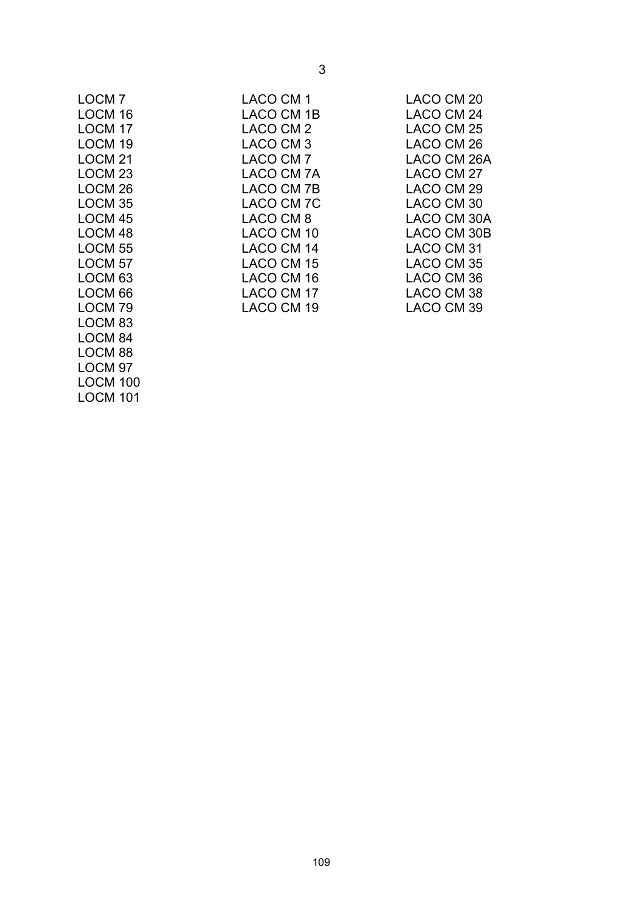LOCM 7
LOCM 16
LOCM 17
LOCM 19
LOCM 21
LOCM 23
LOCM 26
LOCM 35
LOCM 45
LOCM 48
LOCM 55
LOCM 57
LOCM 63
LOCM 66
LOCM 79
LOCM 83
LOCM 84
LOCM 88
LOCM 97
LOCM 100
LOCM 101

LACO CM 1
LACO CM 1B
LACO CM 2
LACO CM 3
LACO CM 7
LACO CM 7A
LACO CM 7B
LACO CM 7C
LACO CM 8
LACO CM 10
LACO CM 14
LACO CM 15
LACO CM 16
LACO CM 17
LACO CM 19

LACO CM 20
LACO CM 24
LACO CM 25
LACO CM 26
LACO CM 26A
LACO CM 27
LACO CM 29
LACO CM 30
LACO CM 30A
LACO CM 30B
LACO CM 31
LACO CM 35
LACO CM 36
LACO CM 38
LACO CM 39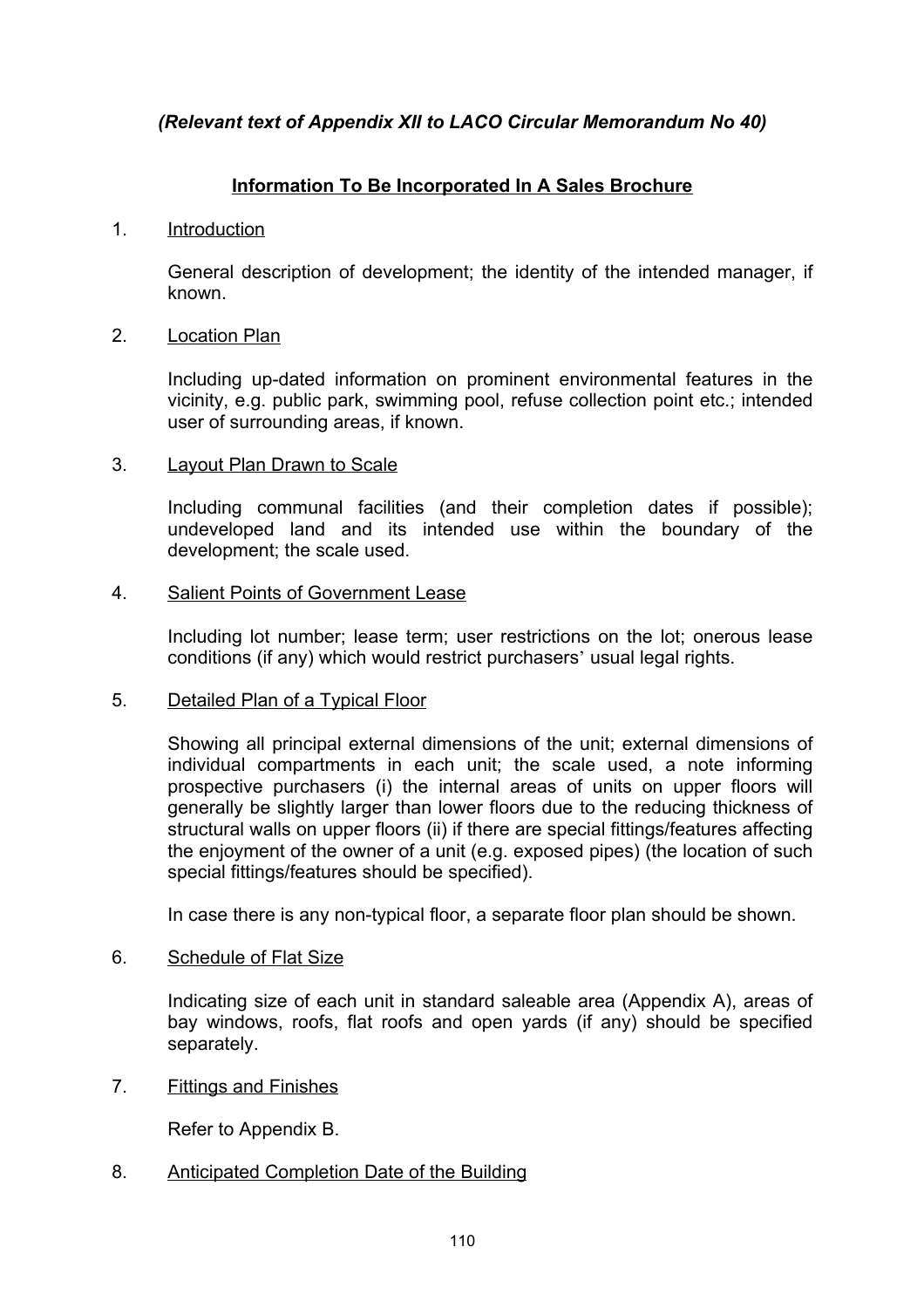*(Relevant text of Appendix XII to LACO Circular Memorandum No 40)*

## Information To Be Incorporated In A Sales Brochure

1. Introduction

   General description of development; the identity of the intended manager, if known.

2. Location Plan

   Including up-dated information on prominent environmental features in the vicinity, e.g. public park, swimming pool, refuse collection point etc.; intended user of surrounding areas, if known.

3. Layout Plan Drawn to Scale

   Including communal facilities (and their completion dates if possible); undeveloped land and its intended use within the boundary of the development; the scale used.

4. Salient Points of Government Lease

   Including lot number; lease term; user restrictions on the lot; onerous lease conditions (if any) which would restrict purchasers' usual legal rights.

5. Detailed Plan of a Typical Floor

   Showing all principal external dimensions of the unit; external dimensions of individual compartments in each unit; the scale used, a note informing prospective purchasers (i) the internal areas of units on upper floors will generally be slightly larger than lower floors due to the reducing thickness of structural walls on upper floors (ii) if there are special fittings/features affecting the enjoyment of the owner of a unit (e.g. exposed pipes) (the location of such special fittings/features should be specified).

   In case there is any non-typical floor, a separate floor plan should be shown.

6. Schedule of Flat Size

   Indicating size of each unit in standard saleable area (Appendix A), areas of bay windows, roofs, flat roofs and open yards (if any) should be specified separately.

7. Fittings and Finishes

   Refer to Appendix B.

8. Anticipated Completion Date of the Building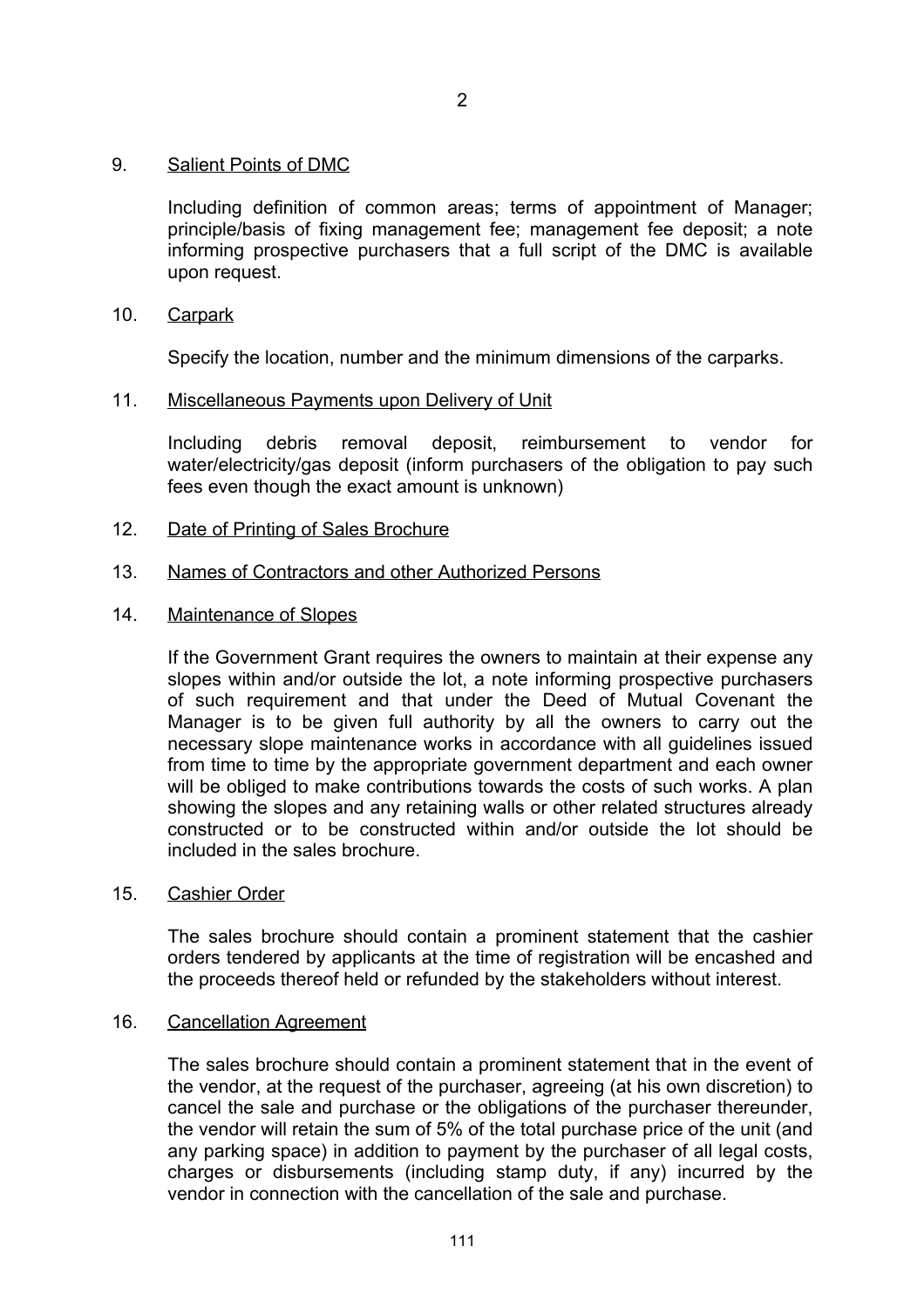9. <u>Salient Points of DMC</u>

   Including definition of common areas; terms of appointment of Manager; principle/basis of fixing management fee; management fee deposit; a note informing prospective purchasers that a full script of the DMC is available upon request.

10. <u>Carpark</u>

    Specify the location, number and the minimum dimensions of the carparks.

11. <u>Miscellaneous Payments upon Delivery of Unit</u>

    Including debris removal deposit, reimbursement to vendor for water/electricity/gas deposit (inform purchasers of the obligation to pay such fees even though the exact amount is unknown)

12. <u>Date of Printing of Sales Brochure</u>

13. <u>Names of Contractors and other Authorized Persons</u>

14. <u>Maintenance of Slopes</u>

    If the Government Grant requires the owners to maintain at their expense any slopes within and/or outside the lot, a note informing prospective purchasers of such requirement and that under the Deed of Mutual Covenant the Manager is to be given full authority by all the owners to carry out the necessary slope maintenance works in accordance with all guidelines issued from time to time by the appropriate government department and each owner will be obliged to make contributions towards the costs of such works. A plan showing the slopes and any retaining walls or other related structures already constructed or to be constructed within and/or outside the lot should be included in the sales brochure.

15. <u>Cashier Order</u>

    The sales brochure should contain a prominent statement that the cashier orders tendered by applicants at the time of registration will be encashed and the proceeds thereof held or refunded by the stakeholders without interest.

16. <u>Cancellation Agreement</u>

    The sales brochure should contain a prominent statement that in the event of the vendor, at the request of the purchaser, agreeing (at his own discretion) to cancel the sale and purchase or the obligations of the purchaser thereunder, the vendor will retain the sum of 5% of the total purchase price of the unit (and any parking space) in addition to payment by the purchaser of all legal costs, charges or disbursements (including stamp duty, if any) incurred by the vendor in connection with the cancellation of the sale and purchase.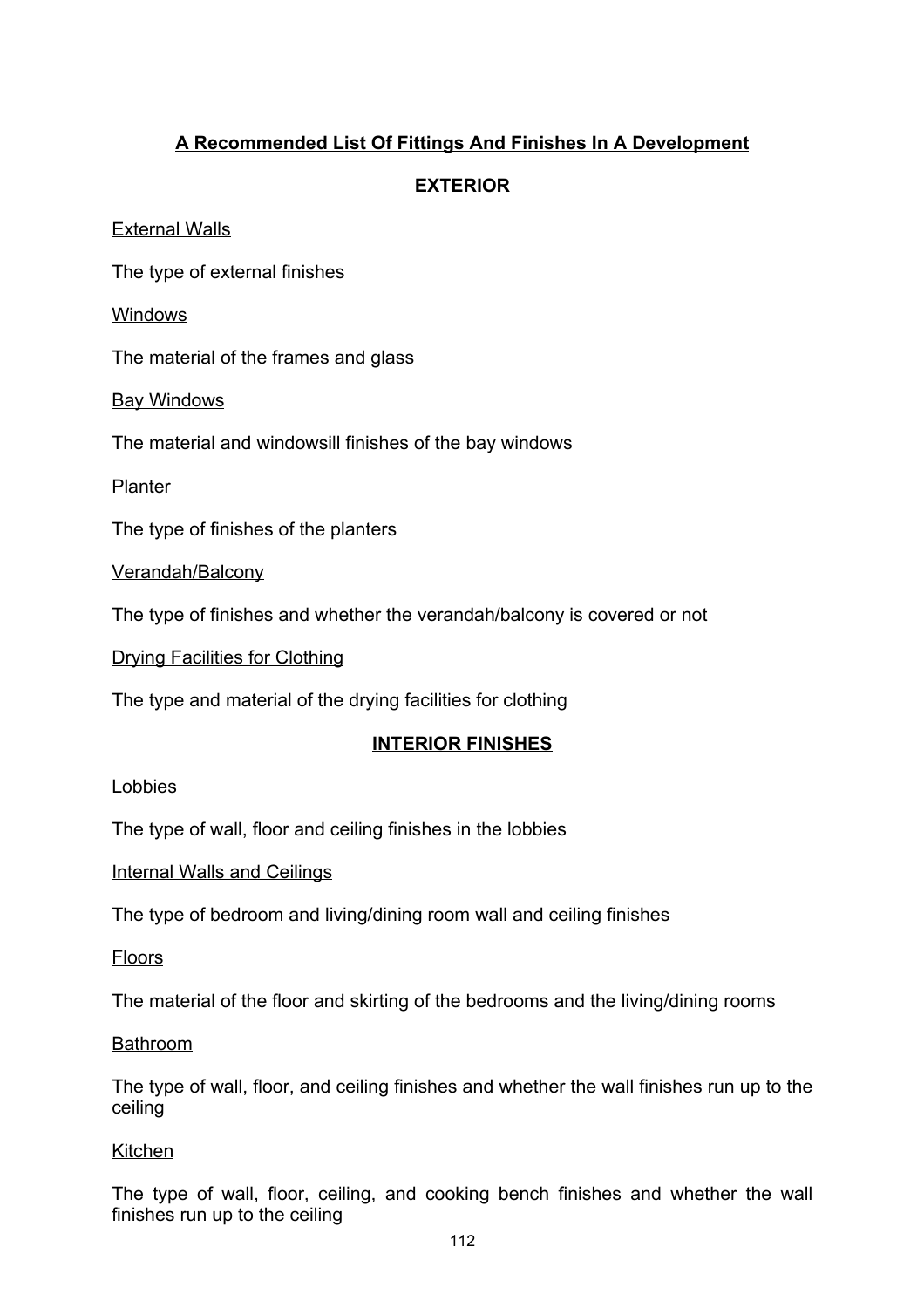## A Recommended List Of Fittings And Finishes In A Development

### EXTERIOR

External Walls

The type of external finishes

Windows

The material of the frames and glass

Bay Windows

The material and windowsill finishes of the bay windows

Planter

The type of finishes of the planters

Verandah/Balcony

The type of finishes and whether the verandah/balcony is covered or not

Drying Facilities for Clothing

The type and material of the drying facilities for clothing

### INTERIOR FINISHES

Lobbies

The type of wall, floor and ceiling finishes in the lobbies

Internal Walls and Ceilings

The type of bedroom and living/dining room wall and ceiling finishes

Floors

The material of the floor and skirting of the bedrooms and the living/dining rooms

Bathroom

The type of wall, floor, and ceiling finishes and whether the wall finishes run up to the ceiling

Kitchen

The type of wall, floor, ceiling, and cooking bench finishes and whether the wall finishes run up to the ceiling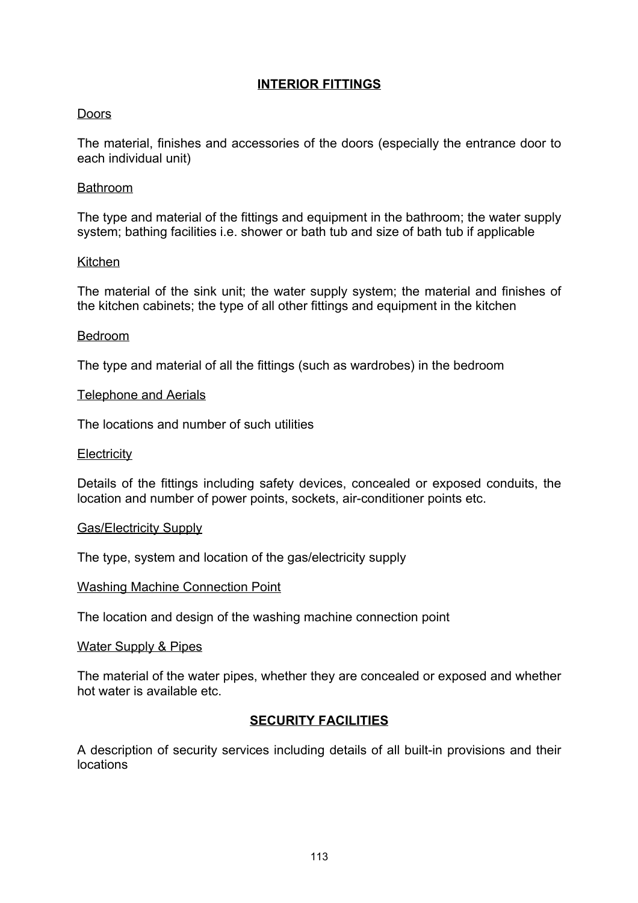## INTERIOR FITTINGS

Doors

The material, finishes and accessories of the doors (especially the entrance door to each individual unit)

Bathroom

The type and material of the fittings and equipment in the bathroom; the water supply system; bathing facilities i.e. shower or bath tub and size of bath tub if applicable

Kitchen

The material of the sink unit; the water supply system; the material and finishes of the kitchen cabinets; the type of all other fittings and equipment in the kitchen

Bedroom

The type and material of all the fittings (such as wardrobes) in the bedroom

Telephone and Aerials

The locations and number of such utilities

Electricity

Details of the fittings including safety devices, concealed or exposed conduits, the location and number of power points, sockets, air-conditioner points etc.

Gas/Electricity Supply

The type, system and location of the gas/electricity supply

Washing Machine Connection Point

The location and design of the washing machine connection point

Water Supply & Pipes

The material of the water pipes, whether they are concealed or exposed and whether hot water is available etc.

## SECURITY FACILITIES

A description of security services including details of all built-in provisions and their locations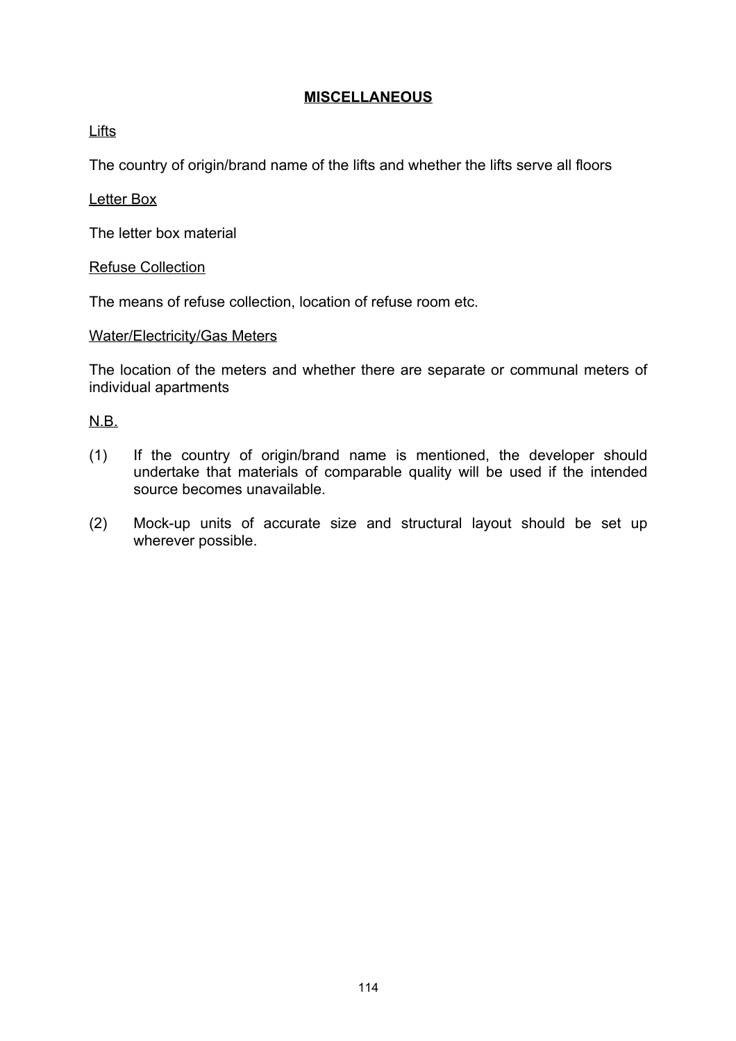## MISCELLANEOUS

Lifts

The country of origin/brand name of the lifts and whether the lifts serve all floors

Letter Box

The letter box material

Refuse Collection

The means of refuse collection, location of refuse room etc.

Water/Electricity/Gas Meters

The location of the meters and whether there are separate or communal meters of individual apartments

N.B.

(1) If the country of origin/brand name is mentioned, the developer should undertake that materials of comparable quality will be used if the intended source becomes unavailable.

(2) Mock-up units of accurate size and structural layout should be set up wherever possible.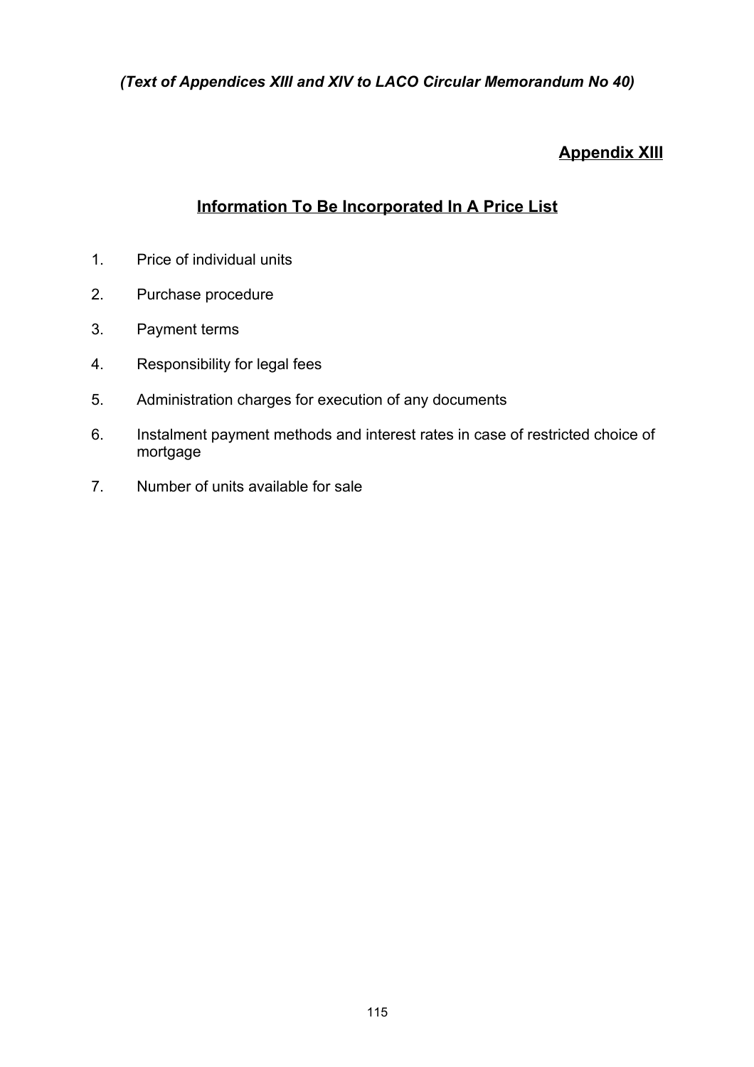*(Text of Appendices XIII and XIV to LACO Circular Memorandum No 40)*

## Appendix XIII

## Information To Be Incorporated In A Price List

1. Price of individual units
2. Purchase procedure
3. Payment terms
4. Responsibility for legal fees
5. Administration charges for execution of any documents
6. Instalment payment methods and interest rates in case of restricted choice of mortgage
7. Number of units available for sale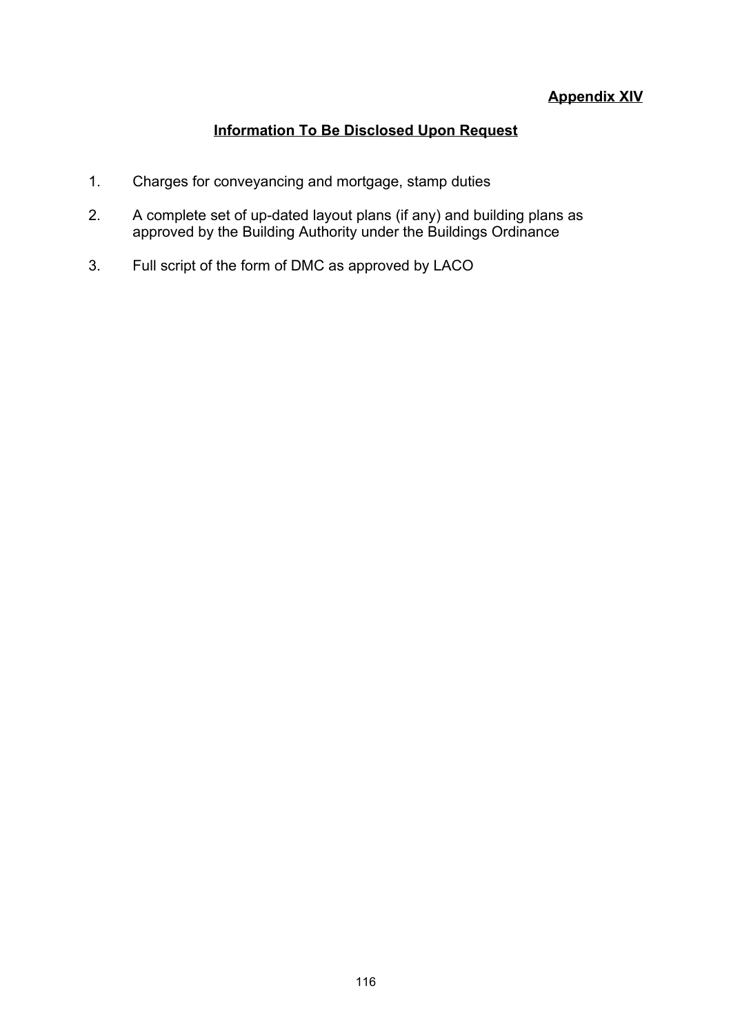**Appendix XIV**

## Information To Be Disclosed Upon Request

1. Charges for conveyancing and mortgage, stamp duties

2. A complete set of up-dated layout plans (if any) and building plans as approved by the Building Authority under the Buildings Ordinance

3. Full script of the form of DMC as approved by LACO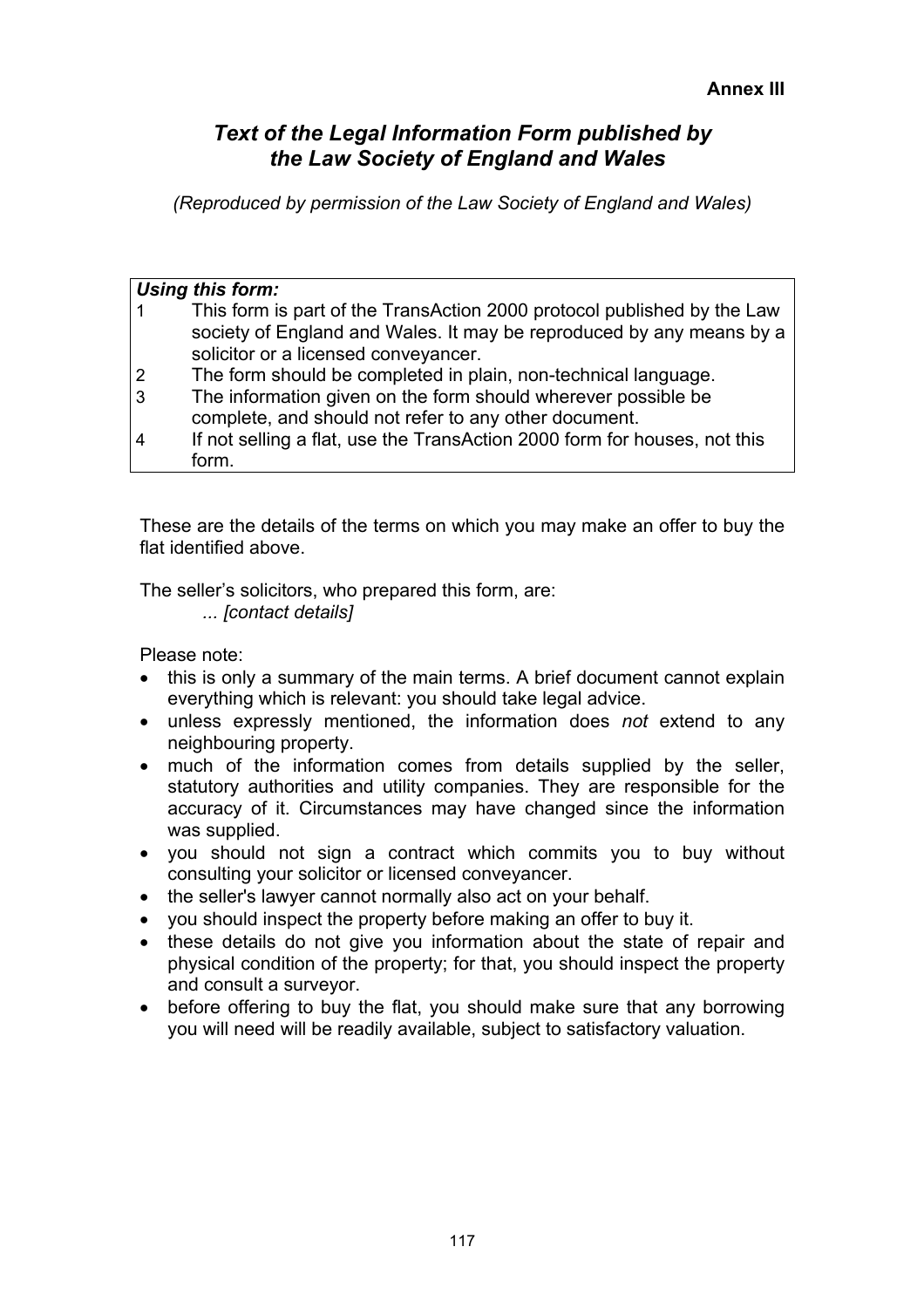**Annex III**

## *Text of the Legal Information Form published by the Law Society of England and Wales*

*(Reproduced by permission of the Law Society of England and Wales)*

***Using this form:***

1. This form is part of the TransAction 2000 protocol published by the Law society of England and Wales. It may be reproduced by any means by a solicitor or a licensed conveyancer.
2. The form should be completed in plain, non-technical language.
3. The information given on the form should wherever possible be complete, and should not refer to any other document.
4. If not selling a flat, use the TransAction 2000 form for houses, not this form.

These are the details of the terms on which you may make an offer to buy the flat identified above.

The seller's solicitors, who prepared this form, are:
*... [contact details]*

Please note:

- this is only a summary of the main terms. A brief document cannot explain everything which is relevant: you should take legal advice.
- unless expressly mentioned, the information does *not* extend to any neighbouring property.
- much of the information comes from details supplied by the seller, statutory authorities and utility companies. They are responsible for the accuracy of it. Circumstances may have changed since the information was supplied.
- you should not sign a contract which commits you to buy without consulting your solicitor or licensed conveyancer.
- the seller's lawyer cannot normally also act on your behalf.
- you should inspect the property before making an offer to buy it.
- these details do not give you information about the state of repair and physical condition of the property; for that, you should inspect the property and consult a surveyor.
- before offering to buy the flat, you should make sure that any borrowing you will need will be readily available, subject to satisfactory valuation.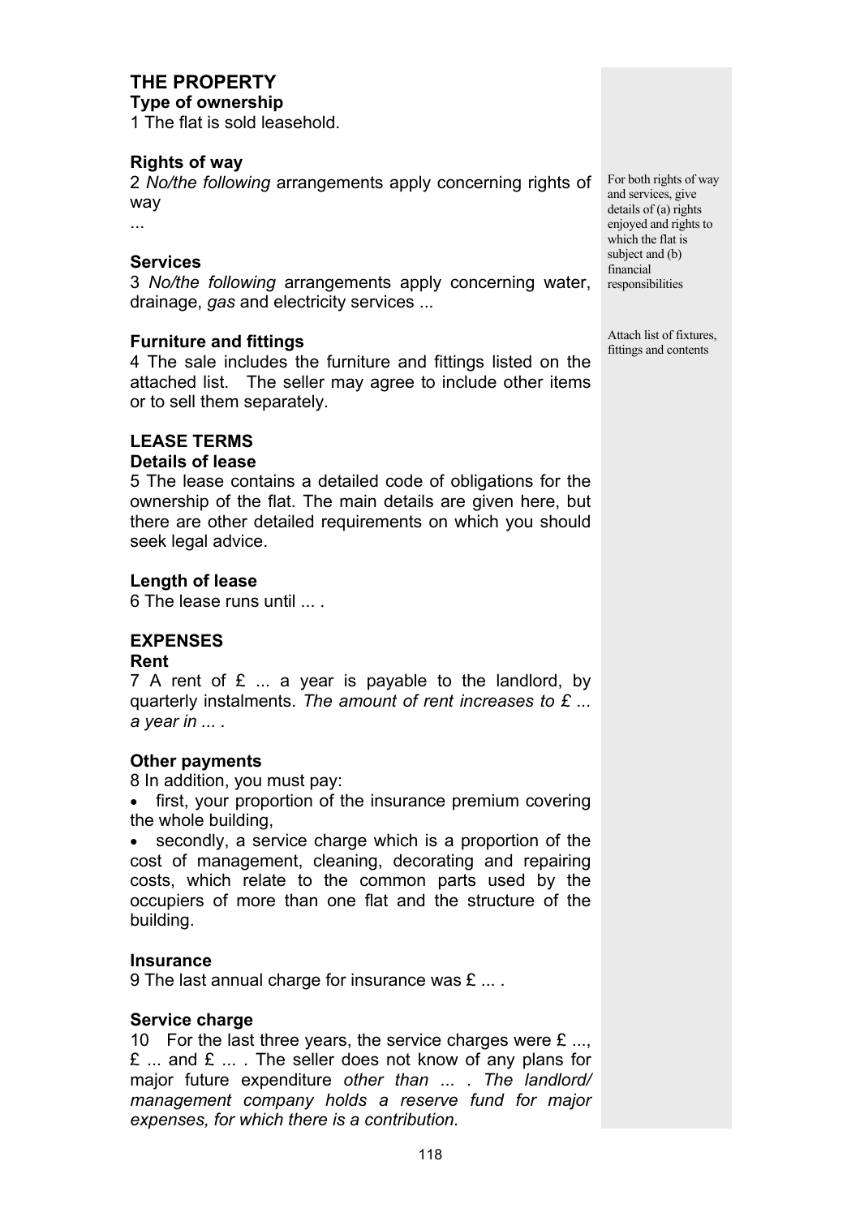## THE PROPERTY

### Type of ownership

1 The flat is sold leasehold.

### Rights of way

2 *No/the following* arrangements apply concerning rights of way

...

### Services

3 *No/the following* arrangements apply concerning water, drainage, *gas* and electricity services ...

For both rights of way and services, give details of (a) rights enjoyed and rights to which the flat is subject and (b) financial responsibilities

### Furniture and fittings

4 The sale includes the furniture and fittings listed on the attached list. The seller may agree to include other items or to sell them separately.

Attach list of fixtures, fittings and contents

## LEASE TERMS

### Details of lease

5 The lease contains a detailed code of obligations for the ownership of the flat. The main details are given here, but there are other detailed requirements on which you should seek legal advice.

### Length of lease

6 The lease runs until ... .

## EXPENSES

### Rent

7 A rent of £ ... a year is payable to the landlord, by quarterly instalments. *The amount of rent increases to £ ... a year in ... .*

### Other payments

8 In addition, you must pay:

- first, your proportion of the insurance premium covering the whole building,
- secondly, a service charge which is a proportion of the cost of management, cleaning, decorating and repairing costs, which relate to the common parts used by the occupiers of more than one flat and the structure of the building.

### Insurance

9 The last annual charge for insurance was £ ... .

### Service charge

10 For the last three years, the service charges were £ ..., £ ... and £ ... . The seller does not know of any plans for major future expenditure *other than ... . The landlord/ management company holds a reserve fund for major expenses, for which there is a contribution.*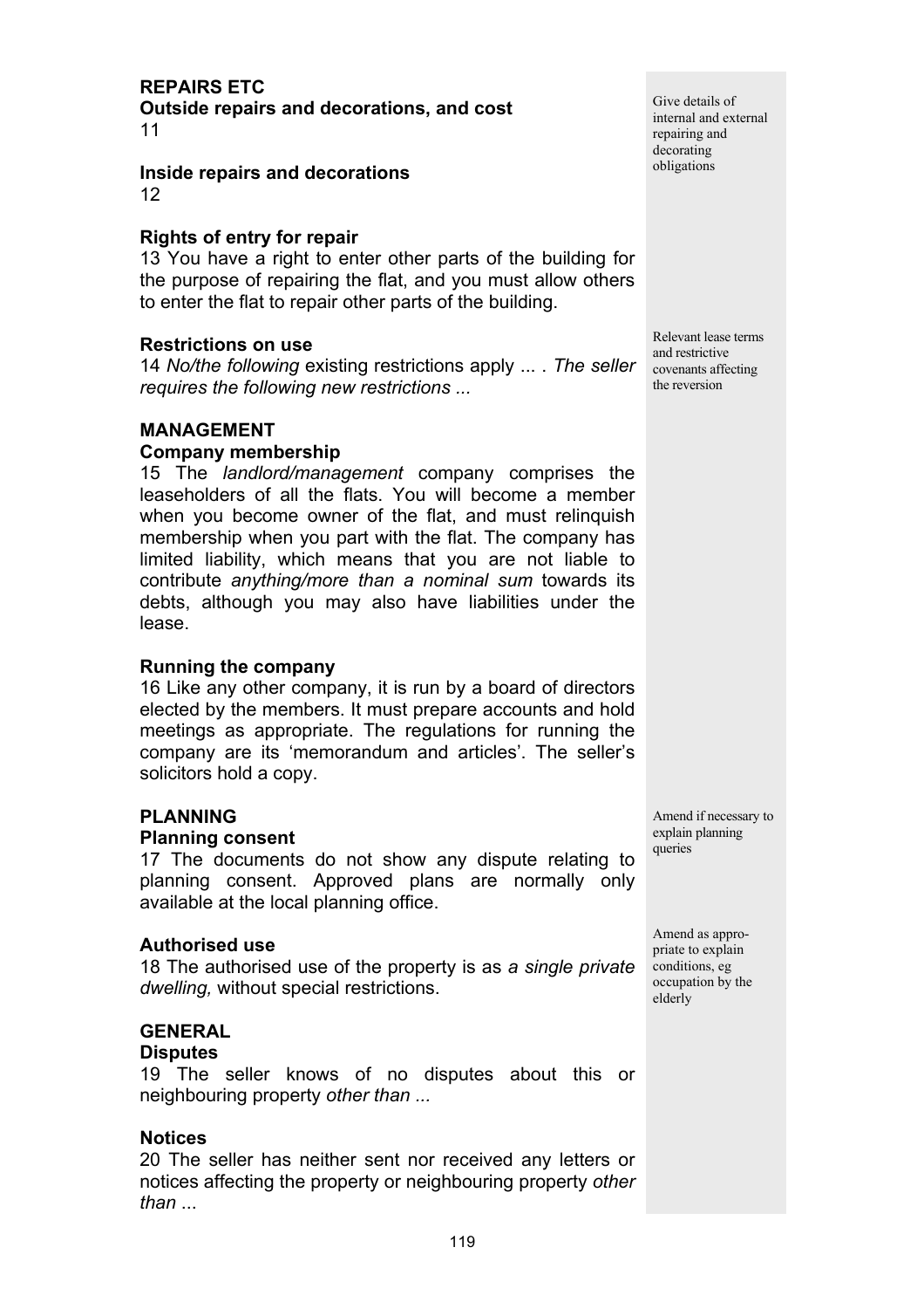## REPAIRS ETC

### Outside repairs and decorations, and cost

11

Give details of internal and external repairing and decorating obligations

### Inside repairs and decorations

12

### Rights of entry for repair

13 You have a right to enter other parts of the building for the purpose of repairing the flat, and you must allow others to enter the flat to repair other parts of the building.

### Restrictions on use

14 *No/the following* existing restrictions apply ... . *The seller requires the following new restrictions ...*

Relevant lease terms and restrictive covenants affecting the reversion

## MANAGEMENT

### Company membership

15 The *landlord/management* company comprises the leaseholders of all the flats. You will become a member when you become owner of the flat, and must relinquish membership when you part with the flat. The company has limited liability, which means that you are not liable to contribute *anything/more than a nominal sum* towards its debts, although you may also have liabilities under the lease.

### Running the company

16 Like any other company, it is run by a board of directors elected by the members. It must prepare accounts and hold meetings as appropriate. The regulations for running the company are its 'memorandum and articles'. The seller's solicitors hold a copy.

## PLANNING

### Planning consent

17 The documents do not show any dispute relating to planning consent. Approved plans are normally only available at the local planning office.

Amend if necessary to explain planning queries

### Authorised use

18 The authorised use of the property is as *a single private dwelling,* without special restrictions.

Amend as appropriate to explain conditions, eg occupation by the elderly

## GENERAL

### Disputes

19 The seller knows of no disputes about this or neighbouring property *other than ...*

### Notices

20 The seller has neither sent nor received any letters or notices affecting the property or neighbouring property *other than ...*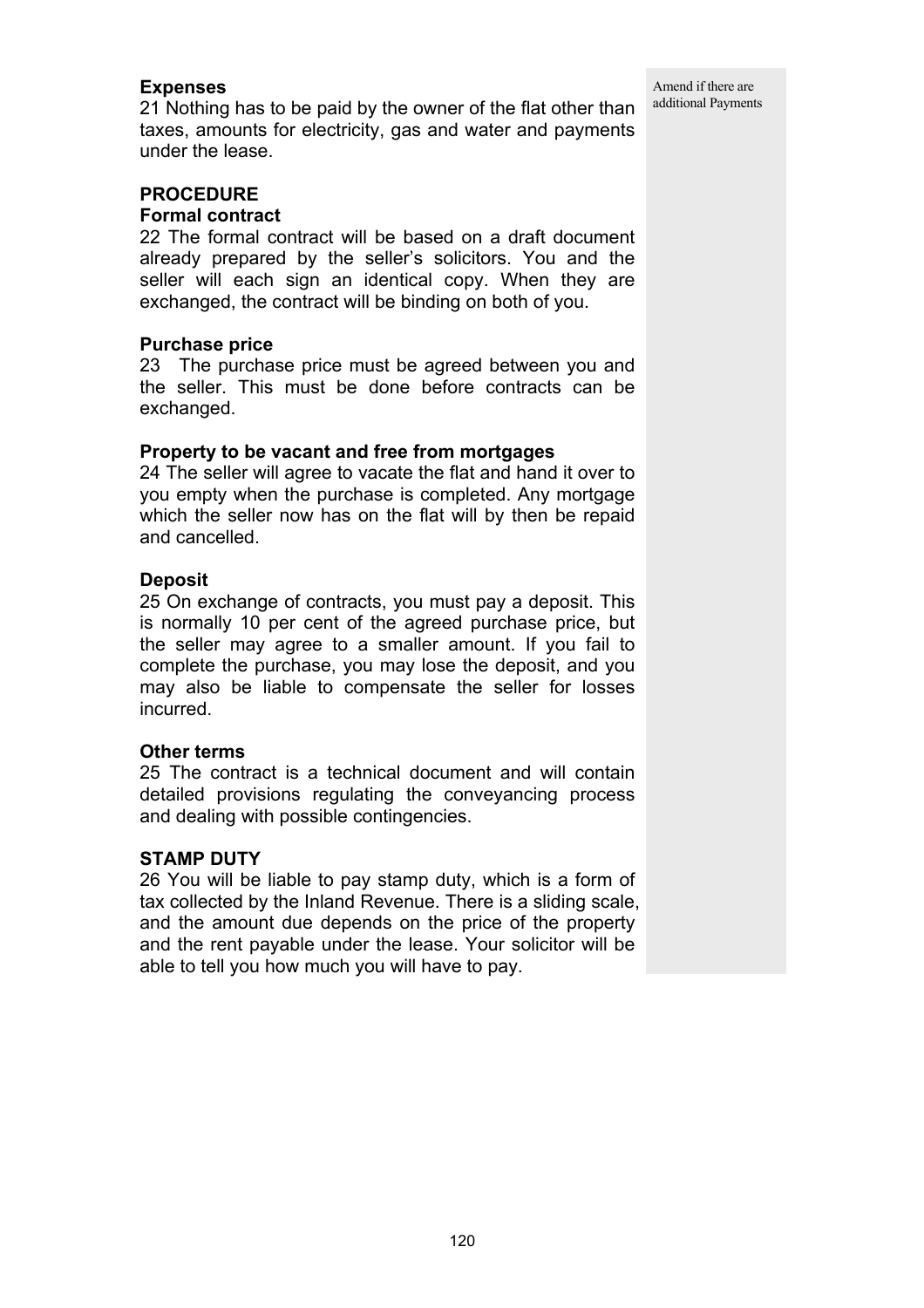**Expenses**

21 Nothing has to be paid by the owner of the flat other than taxes, amounts for electricity, gas and water and payments under the lease.

Amend if there are additional Payments

## PROCEDURE

**Formal contract**

22 The formal contract will be based on a draft document already prepared by the seller's solicitors. You and the seller will each sign an identical copy. When they are exchanged, the contract will be binding on both of you.

**Purchase price**

23 The purchase price must be agreed between you and the seller. This must be done before contracts can be exchanged.

**Property to be vacant and free from mortgages**

24 The seller will agree to vacate the flat and hand it over to you empty when the purchase is completed. Any mortgage which the seller now has on the flat will by then be repaid and cancelled.

**Deposit**

25 On exchange of contracts, you must pay a deposit. This is normally 10 per cent of the agreed purchase price, but the seller may agree to a smaller amount. If you fail to complete the purchase, you may lose the deposit, and you may also be liable to compensate the seller for losses incurred.

**Other terms**

25 The contract is a technical document and will contain detailed provisions regulating the conveyancing process and dealing with possible contingencies.

## STAMP DUTY

26 You will be liable to pay stamp duty, which is a form of tax collected by the Inland Revenue. There is a sliding scale, and the amount due depends on the price of the property and the rent payable under the lease. Your solicitor will be able to tell you how much you will have to pay.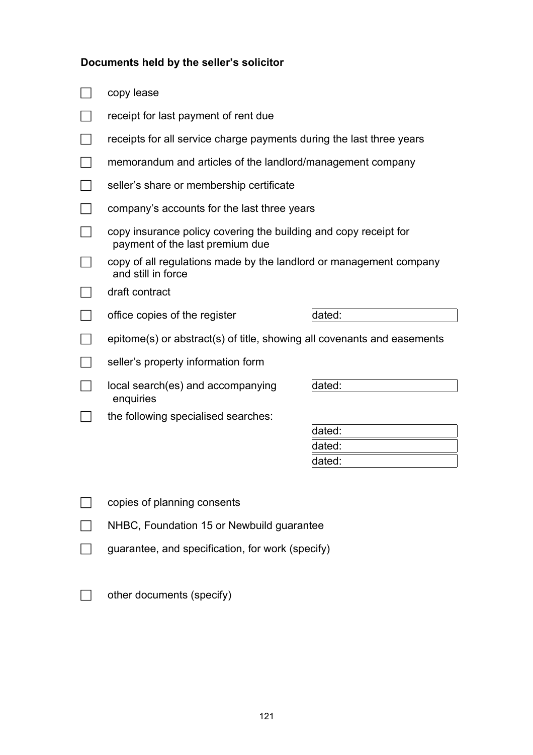**Documents held by the seller's solicitor**

- ☐ copy lease
- ☐ receipt for last payment of rent due
- ☐ receipts for all service charge payments during the last three years
- ☐ memorandum and articles of the landlord/management company
- ☐ seller's share or membership certificate
- ☐ company's accounts for the last three years
- ☐ copy insurance policy covering the building and copy receipt for payment of the last premium due
- ☐ copy of all regulations made by the landlord or management company and still in force
- ☐ draft contract
- ☐ office copies of the register — dated:
- ☐ epitome(s) or abstract(s) of title, showing all covenants and easements
- ☐ seller's property information form
- ☐ local search(es) and accompanying enquiries — dated:
- ☐ the following specialised searches:
  - dated:
  - dated:
  - dated:
- ☐ copies of planning consents
- ☐ NHBC, Foundation 15 or Newbuild guarantee
- ☐ guarantee, and specification, for work (specify)
- ☐ other documents (specify)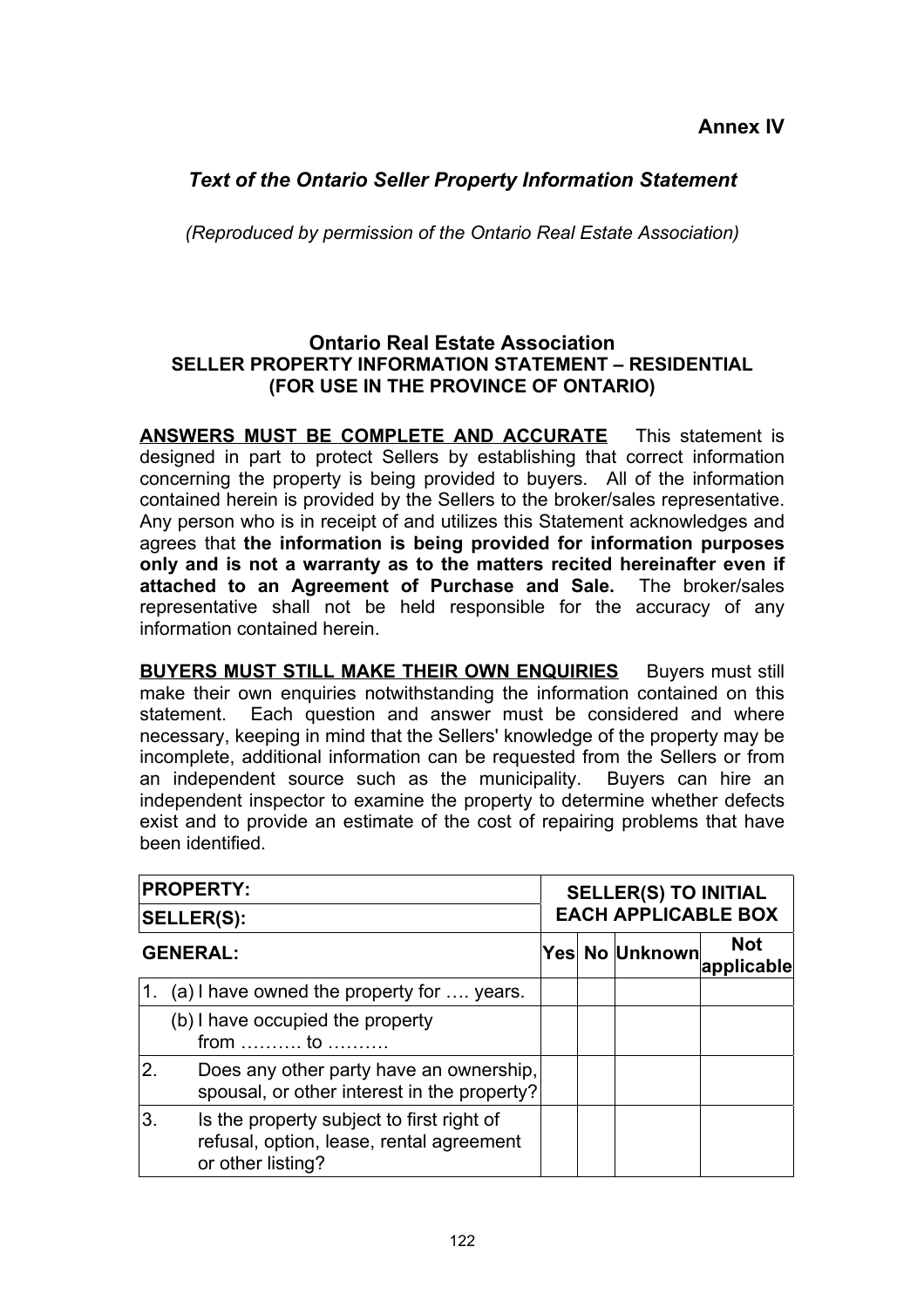**Annex IV**

## *Text of the Ontario Seller Property Information Statement*

*(Reproduced by permission of the Ontario Real Estate Association)*

### Ontario Real Estate Association
**SELLER PROPERTY INFORMATION STATEMENT – RESIDENTIAL**
**(FOR USE IN THE PROVINCE OF ONTARIO)**

**ANSWERS MUST BE COMPLETE AND ACCURATE** This statement is designed in part to protect Sellers by establishing that correct information concerning the property is being provided to buyers. All of the information contained herein is provided by the Sellers to the broker/sales representative. Any person who is in receipt of and utilizes this Statement acknowledges and agrees that **the information is being provided for information purposes only and is not a warranty as to the matters recited hereinafter even if attached to an Agreement of Purchase and Sale.** The broker/sales representative shall not be held responsible for the accuracy of any information contained herein.

**BUYERS MUST STILL MAKE THEIR OWN ENQUIRIES** Buyers must still make their own enquiries notwithstanding the information contained on this statement. Each question and answer must be considered and where necessary, keeping in mind that the Sellers' knowledge of the property may be incomplete, additional information can be requested from the Sellers or from an independent source such as the municipality. Buyers can hire an independent inspector to examine the property to determine whether defects exist and to provide an estimate of the cost of repairing problems that have been identified.

| **PROPERTY:** | **SELLER(S) TO INITIAL EACH APPLICABLE BOX** | | | |
|---|---|---|---|---|
| **SELLER(S):** | | | | |
| **GENERAL:** | **Yes** | **No** | **Unknown** | **Not applicable** |
| 1. (a) I have owned the property for …. years. | | | | |
| (b) I have occupied the property from ………. to ………. | | | | |
| 2. Does any other party have an ownership, spousal, or other interest in the property? | | | | |
| 3. Is the property subject to first right of refusal, option, lease, rental agreement or other listing? | | | | |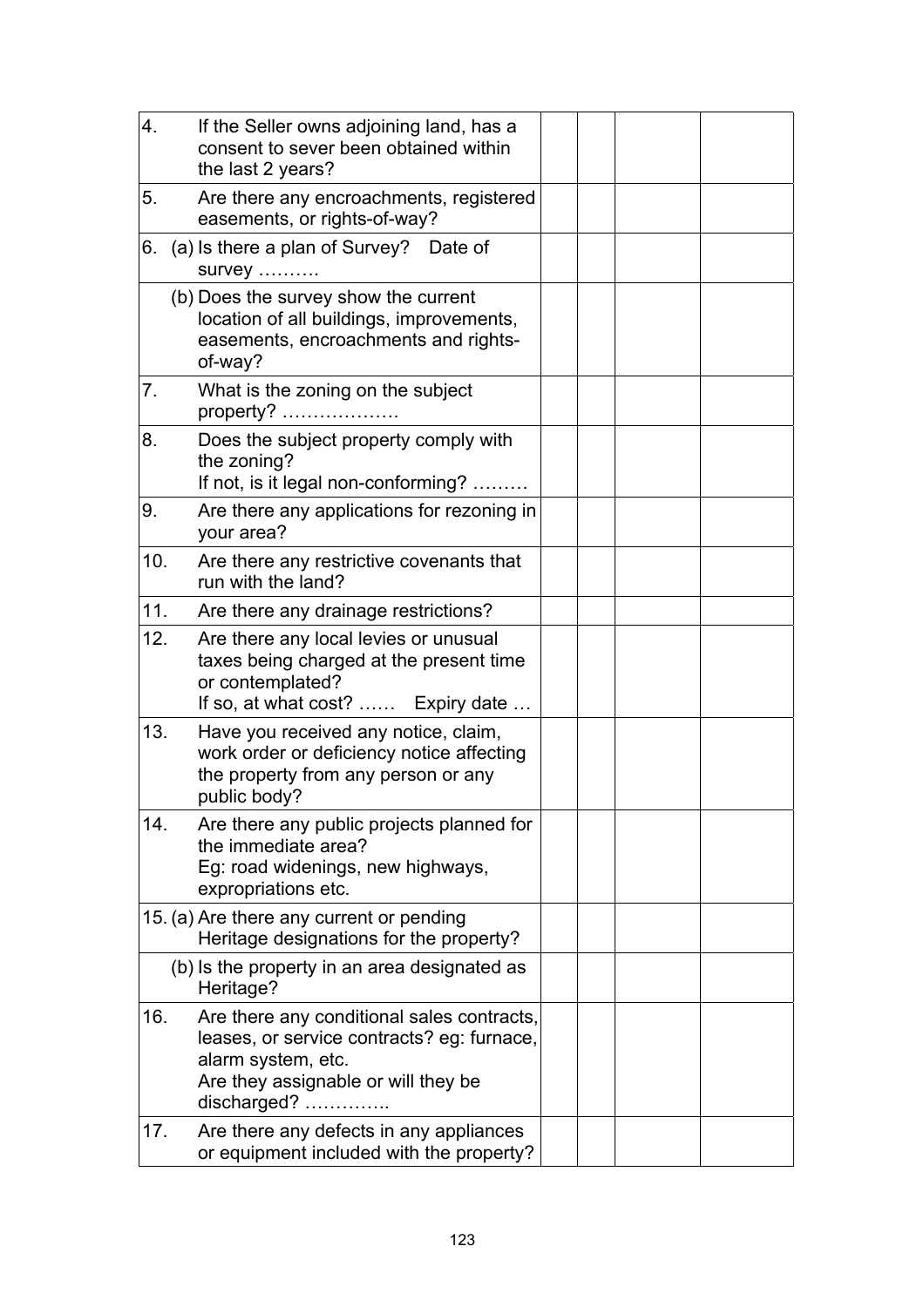| | | | | | |
|---|---|---|---|---|---|
| 4. | If the Seller owns adjoining land, has a consent to sever been obtained within the last 2 years? | | | | |
| 5. | Are there any encroachments, registered easements, or rights-of-way? | | | | |
| 6. | (a) Is there a plan of Survey? Date of survey ………. | | | | |
| | (b) Does the survey show the current location of all buildings, improvements, easements, encroachments and rights-of-way? | | | | |
| 7. | What is the zoning on the subject property? ………………. | | | | |
| 8. | Does the subject property comply with the zoning? If not, is it legal non-conforming? ……… | | | | |
| 9. | Are there any applications for rezoning in your area? | | | | |
| 10. | Are there any restrictive covenants that run with the land? | | | | |
| 11. | Are there any drainage restrictions? | | | | |
| 12. | Are there any local levies or unusual taxes being charged at the present time or contemplated? If so, at what cost? …… Expiry date … | | | | |
| 13. | Have you received any notice, claim, work order or deficiency notice affecting the property from any person or any public body? | | | | |
| 14. | Are there any public projects planned for the immediate area? Eg: road widenings, new highways, expropriations etc. | | | | |
| 15. | (a) Are there any current or pending Heritage designations for the property? | | | | |
| | (b) Is the property in an area designated as Heritage? | | | | |
| 16. | Are there any conditional sales contracts, leases, or service contracts? eg: furnace, alarm system, etc. Are they assignable or will they be discharged? ………….. | | | | |
| 17. | Are there any defects in any appliances or equipment included with the property? | | | | |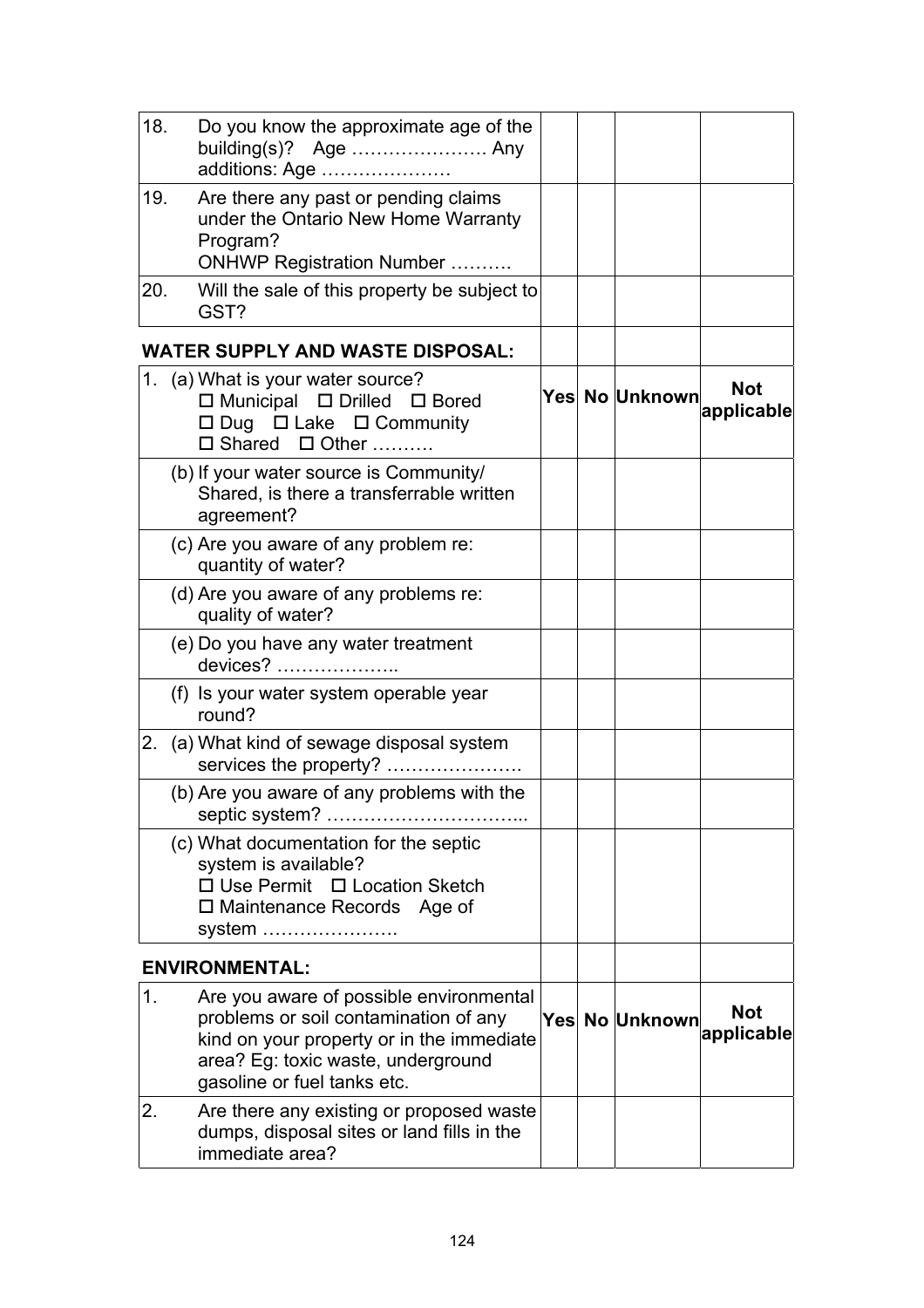| | | | | | |
|---|---|---|---|---|---|
| 18. | Do you know the approximate age of the building(s)? Age …………………. Any additions: Age ………………… | | | | |
| 19. | Are there any past or pending claims under the Ontario New Home Warranty Program? ONHWP Registration Number ………. | | | | |
| 20. | Will the sale of this property be subject to GST? | | | | |
| | **WATER SUPPLY AND WASTE DISPOSAL:** | | | | |
| 1. | (a) What is your water source? ☐ Municipal ☐ Drilled ☐ Bored ☐ Dug ☐ Lake ☐ Community ☐ Shared ☐ Other ………. | **Yes** | **No** | **Unknown** | **Not applicable** |
| | (b) If your water source is Community/ Shared, is there a transferrable written agreement? | | | | |
| | (c) Are you aware of any problem re: quantity of water? | | | | |
| | (d) Are you aware of any problems re: quality of water? | | | | |
| | (e) Do you have any water treatment devices? ……………….. | | | | |
| | (f) Is your water system operable year round? | | | | |
| 2. | (a) What kind of sewage disposal system services the property? …………………. | | | | |
| | (b) Are you aware of any problems with the septic system? …………………………... | | | | |
| | (c) What documentation for the septic system is available? ☐ Use Permit ☐ Location Sketch ☐ Maintenance Records Age of system …………………. | | | | |
| | **ENVIRONMENTAL:** | | | | |
| 1. | Are you aware of possible environmental problems or soil contamination of any kind on your property or in the immediate area? Eg: toxic waste, underground gasoline or fuel tanks etc. | **Yes** | **No** | **Unknown** | **Not applicable** |
| 2. | Are there any existing or proposed waste dumps, disposal sites or land fills in the immediate area? | | | | |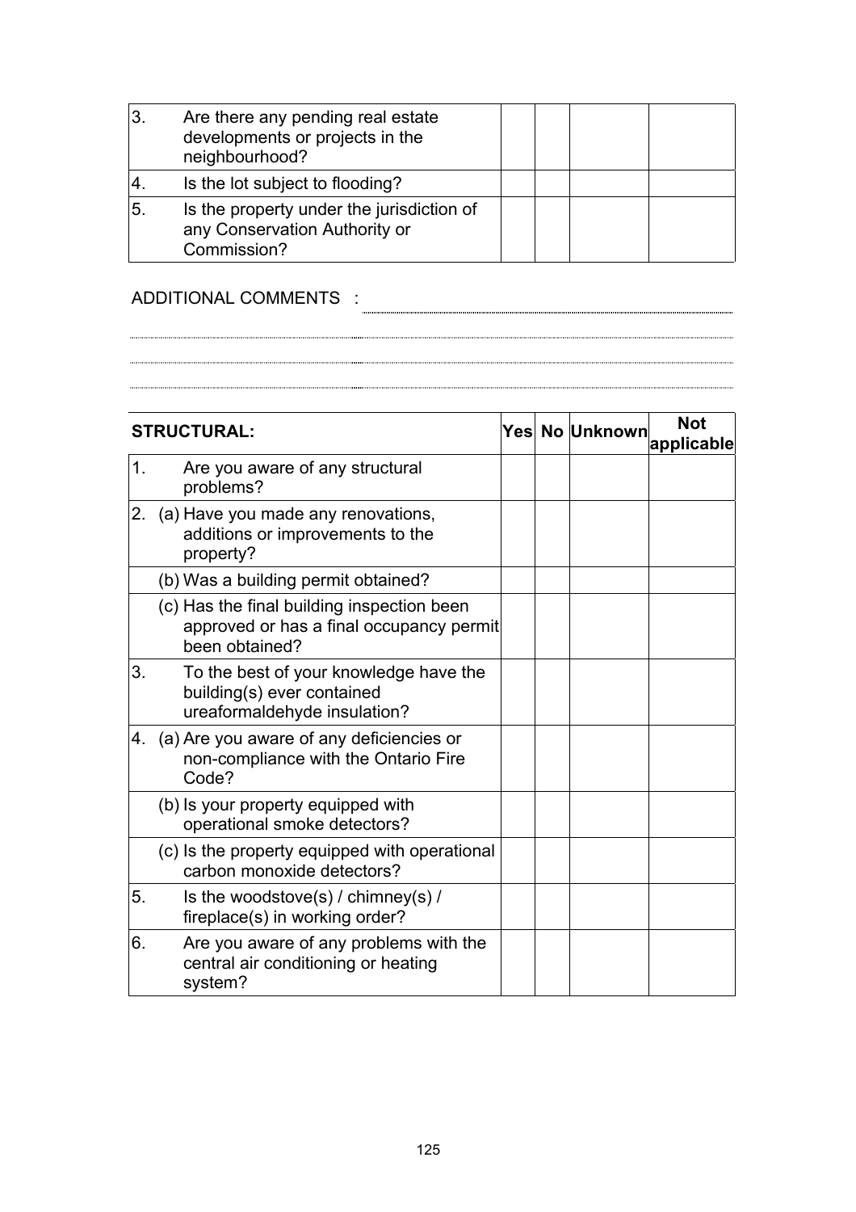| | | | | | |
|---|---|---|---|---|---|
| 3. | Are there any pending real estate developments or projects in the neighbourhood? | | | | |
| 4. | Is the lot subject to flooding? | | | | |
| 5. | Is the property under the jurisdiction of any Conservation Authority or Commission? | | | | |

ADDITIONAL COMMENTS :

| STRUCTURAL: | | Yes | No | Unknown | Not applicable |
|---|---|---|---|---|---|
| 1. | Are you aware of any structural problems? | | | | |
| 2. | (a) Have you made any renovations, additions or improvements to the property? | | | | |
| | (b) Was a building permit obtained? | | | | |
| | (c) Has the final building inspection been approved or has a final occupancy permit been obtained? | | | | |
| 3. | To the best of your knowledge have the building(s) ever contained ureaformaldehyde insulation? | | | | |
| 4. | (a) Are you aware of any deficiencies or non-compliance with the Ontario Fire Code? | | | | |
| | (b) Is your property equipped with operational smoke detectors? | | | | |
| | (c) Is the property equipped with operational carbon monoxide detectors? | | | | |
| 5. | Is the woodstove(s) / chimney(s) / fireplace(s) in working order? | | | | |
| 6. | Are you aware of any problems with the central air conditioning or heating system? | | | | |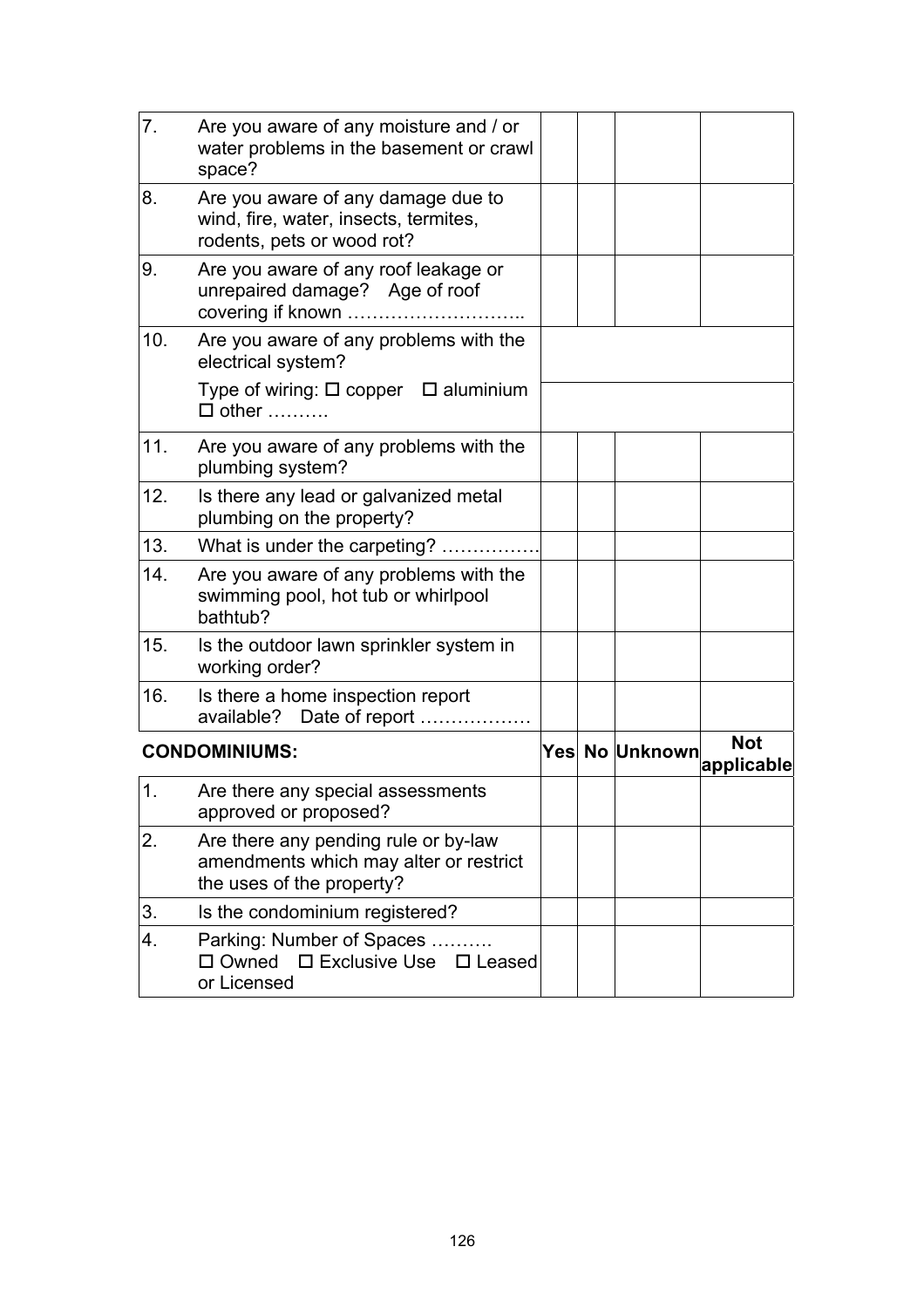| | | | | | |
|---|---|---|---|---|---|
| 7. | Are you aware of any moisture and / or water problems in the basement or crawl space? | | | | |
| 8. | Are you aware of any damage due to wind, fire, water, insects, termites, rodents, pets or wood rot? | | | | |
| 9. | Are you aware of any roof leakage or unrepaired damage? Age of roof covering if known ……………………….. | | | | |
| 10. | Are you aware of any problems with the electrical system? | | | | |
| | Type of wiring: ☐ copper ☐ aluminium ☐ other ………. | | | | |
| 11. | Are you aware of any problems with the plumbing system? | | | | |
| 12. | Is there any lead or galvanized metal plumbing on the property? | | | | |
| 13. | What is under the carpeting? ……………. | | | | |
| 14. | Are you aware of any problems with the swimming pool, hot tub or whirlpool bathtub? | | | | |
| 15. | Is the outdoor lawn sprinkler system in working order? | | | | |
| 16. | Is there a home inspection report available? Date of report ……………… | | | | |
| **CONDOMINIUMS:** | | **Yes** | **No** | **Unknown** | **Not applicable** |
| 1. | Are there any special assessments approved or proposed? | | | | |
| 2. | Are there any pending rule or by-law amendments which may alter or restrict the uses of the property? | | | | |
| 3. | Is the condominium registered? | | | | |
| 4. | Parking: Number of Spaces ………. ☐ Owned ☐ Exclusive Use ☐ Leased or Licensed | | | | |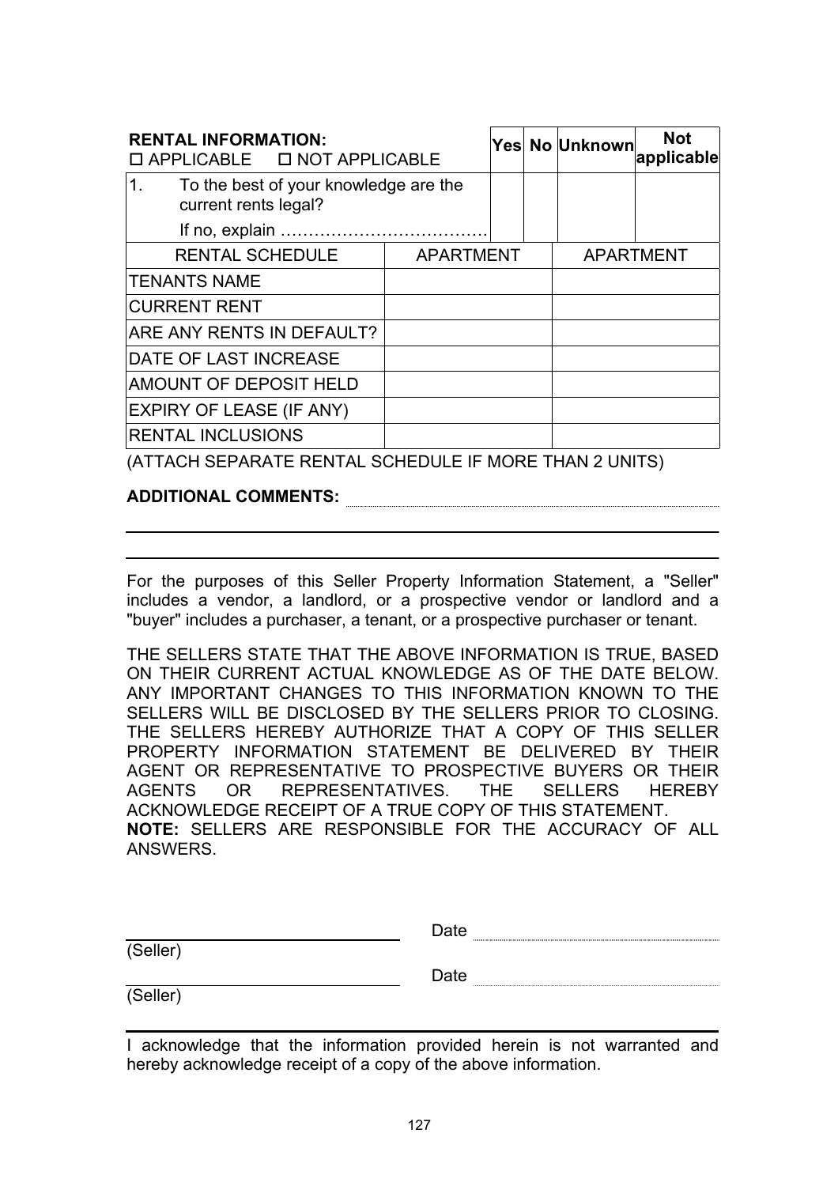| **RENTAL INFORMATION:**<br>☐ APPLICABLE ☐ NOT APPLICABLE | Yes | No | Unknown | Not applicable |
|---|---|---|---|---|
| 1. To the best of your knowledge are the current rents legal?<br>If no, explain ………………………………. | | | | |

| RENTAL SCHEDULE | APARTMENT | APARTMENT |
|---|---|---|
| TENANTS NAME | | |
| CURRENT RENT | | |
| ARE ANY RENTS IN DEFAULT? | | |
| DATE OF LAST INCREASE | | |
| AMOUNT OF DEPOSIT HELD | | |
| EXPIRY OF LEASE (IF ANY) | | |
| RENTAL INCLUSIONS | | |

(ATTACH SEPARATE RENTAL SCHEDULE IF MORE THAN 2 UNITS)

**ADDITIONAL COMMENTS:** ..............................................................

---

---

For the purposes of this Seller Property Information Statement, a "Seller" includes a vendor, a landlord, or a prospective vendor or landlord and a "buyer" includes a purchaser, a tenant, or a prospective purchaser or tenant.

THE SELLERS STATE THAT THE ABOVE INFORMATION IS TRUE, BASED ON THEIR CURRENT ACTUAL KNOWLEDGE AS OF THE DATE BELOW. ANY IMPORTANT CHANGES TO THIS INFORMATION KNOWN TO THE SELLERS WILL BE DISCLOSED BY THE SELLERS PRIOR TO CLOSING. THE SELLERS HEREBY AUTHORIZE THAT A COPY OF THIS SELLER PROPERTY INFORMATION STATEMENT BE DELIVERED BY THEIR AGENT OR REPRESENTATIVE TO PROSPECTIVE BUYERS OR THEIR AGENTS OR REPRESENTATIVES. THE SELLERS HEREBY ACKNOWLEDGE RECEIPT OF A TRUE COPY OF THIS STATEMENT.
**NOTE:** SELLERS ARE RESPONSIBLE FOR THE ACCURACY OF ALL ANSWERS.

\_\_\_\_\_\_\_\_\_\_\_\_\_\_\_\_\_\_\_\_\_\_\_\_\_\_\_\_\_\_ Date ..............................................
(Seller)

\_\_\_\_\_\_\_\_\_\_\_\_\_\_\_\_\_\_\_\_\_\_\_\_\_\_\_\_\_\_ Date ..............................................
(Seller)

---

I acknowledge that the information provided herein is not warranted and hereby acknowledge receipt of a copy of the above information.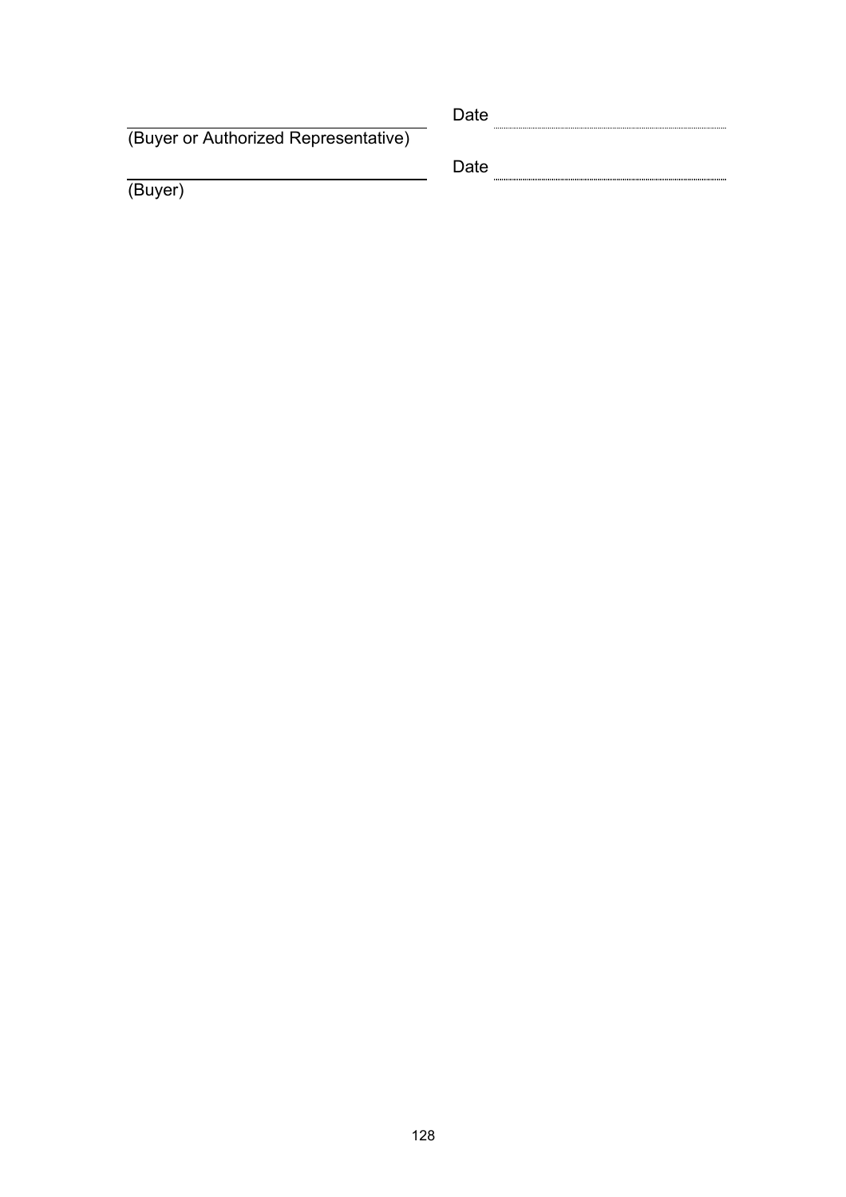\_\_\_\_\_\_\_\_\_\_\_\_\_\_\_\_\_\_\_\_\_\_\_\_\_\_\_\_\_\_\_\_\_\_\_\_ Date \_\_\_\_\_\_\_\_\_\_\_\_\_\_\_\_\_\_\_\_\_\_\_\_\_\_\_\_
(Buyer or Authorized Representative)

\_\_\_\_\_\_\_\_\_\_\_\_\_\_\_\_\_\_\_\_\_\_\_\_\_\_\_\_\_\_\_\_\_\_\_\_ Date \_\_\_\_\_\_\_\_\_\_\_\_\_\_\_\_\_\_\_\_\_\_\_\_\_\_\_\_
(Buyer)